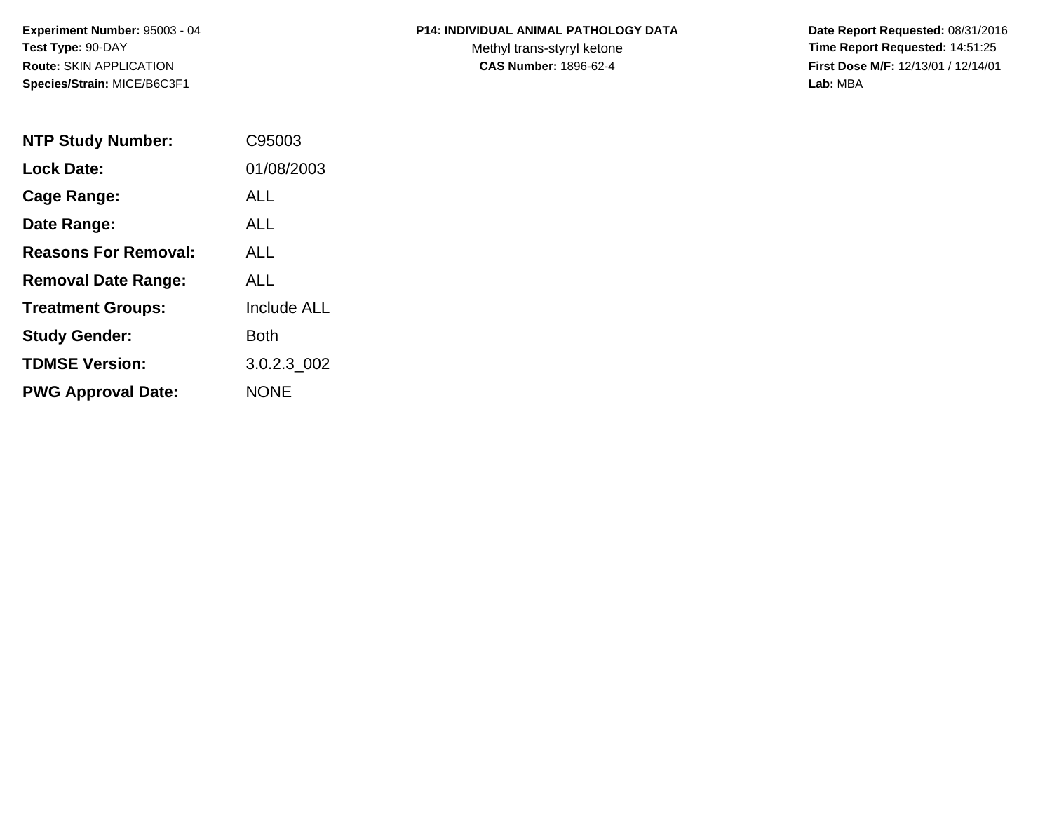**Experiment Number:** 95003 - 04
**Test Type:** 90-DAY
**Route:** SKIN APPLICATION
**Species/Strain:** MICE/B6C3F1

**P14: INDIVIDUAL ANIMAL PATHOLOGY DATA**
Methyl trans-styryl ketone
**CAS Number:** 1896-62-4

**Date Report Requested:** 08/31/2016
**Time Report Requested:** 14:51:25
**First Dose M/F:** 12/13/01 / 12/14/01
**Lab:** MBA

| | |
|---|---|
| **NTP Study Number:** | C95003 |
| **Lock Date:** | 01/08/2003 |
| **Cage Range:** | ALL |
| **Date Range:** | ALL |
| **Reasons For Removal:** | ALL |
| **Removal Date Range:** | ALL |
| **Treatment Groups:** | Include ALL |
| **Study Gender:** | Both |
| **TDMSE Version:** | 3.0.2.3_002 |
| **PWG Approval Date:** | NONE |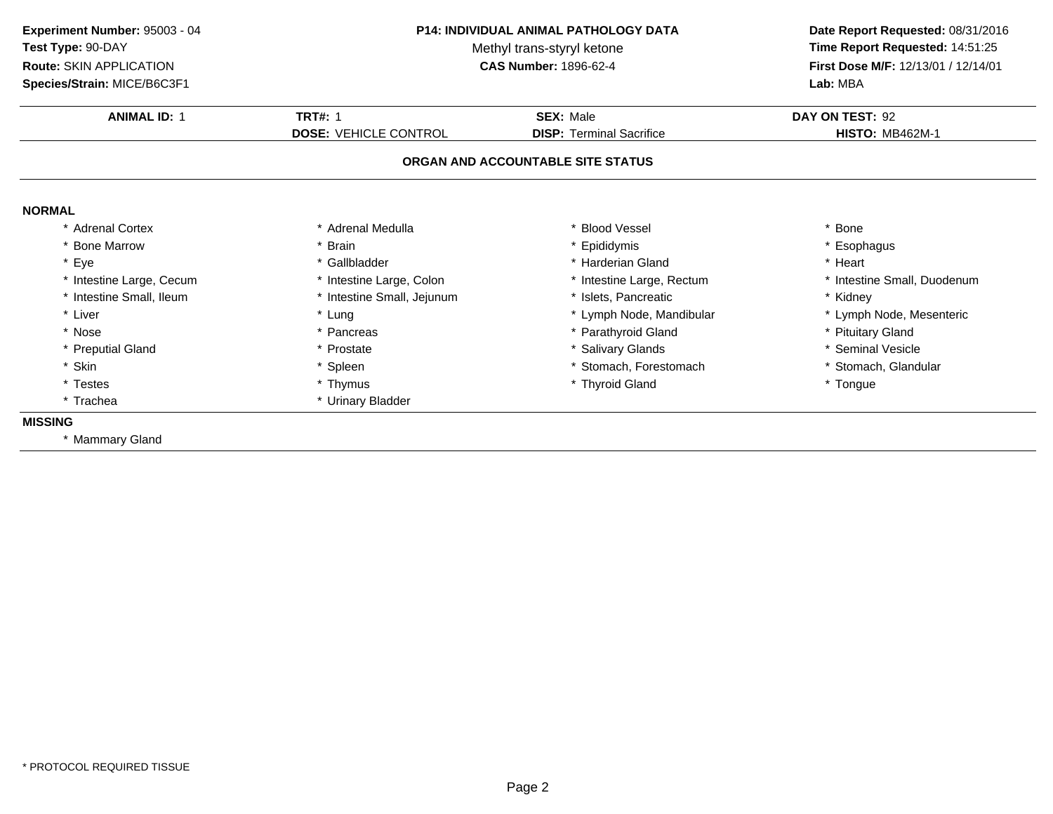**Experiment Number:** 95003 - 04
**Test Type:** 90-DAY
**Route:** SKIN APPLICATION
**Species/Strain:** MICE/B6C3F1

**P14: INDIVIDUAL ANIMAL PATHOLOGY DATA**
Methyl trans-styryl ketone
**CAS Number:** 1896-62-4

**Date Report Requested:** 08/31/2016
**Time Report Requested:** 14:51:25
**First Dose M/F:** 12/13/01 / 12/14/01
**Lab:** MBA

| **ANIMAL ID:** 1 | **TRT#:** 1 | **SEX:** Male | **DAY ON TEST:** 92 |
|---|---|---|---|
| | **DOSE:** VEHICLE CONTROL | **DISP:** Terminal Sacrifice | **HISTO:** MB462M-1 |

## ORGAN AND ACCOUNTABLE SITE STATUS

**NORMAL**

| | | | |
|---|---|---|---|
| * Adrenal Cortex | * Adrenal Medulla | * Blood Vessel | * Bone |
| * Bone Marrow | * Brain | * Epididymis | * Esophagus |
| * Eye | * Gallbladder | * Harderian Gland | * Heart |
| * Intestine Large, Cecum | * Intestine Large, Colon | * Intestine Large, Rectum | * Intestine Small, Duodenum |
| * Intestine Small, Ileum | * Intestine Small, Jejunum | * Islets, Pancreatic | * Kidney |
| * Liver | * Lung | * Lymph Node, Mandibular | * Lymph Node, Mesenteric |
| * Nose | * Pancreas | * Parathyroid Gland | * Pituitary Gland |
| * Preputial Gland | * Prostate | * Salivary Glands | * Seminal Vesicle |
| * Skin | * Spleen | * Stomach, Forestomach | * Stomach, Glandular |
| * Testes | * Thymus | * Thyroid Gland | * Tongue |
| * Trachea | * Urinary Bladder | | |

**MISSING**

* Mammary Gland

* PROTOCOL REQUIRED TISSUE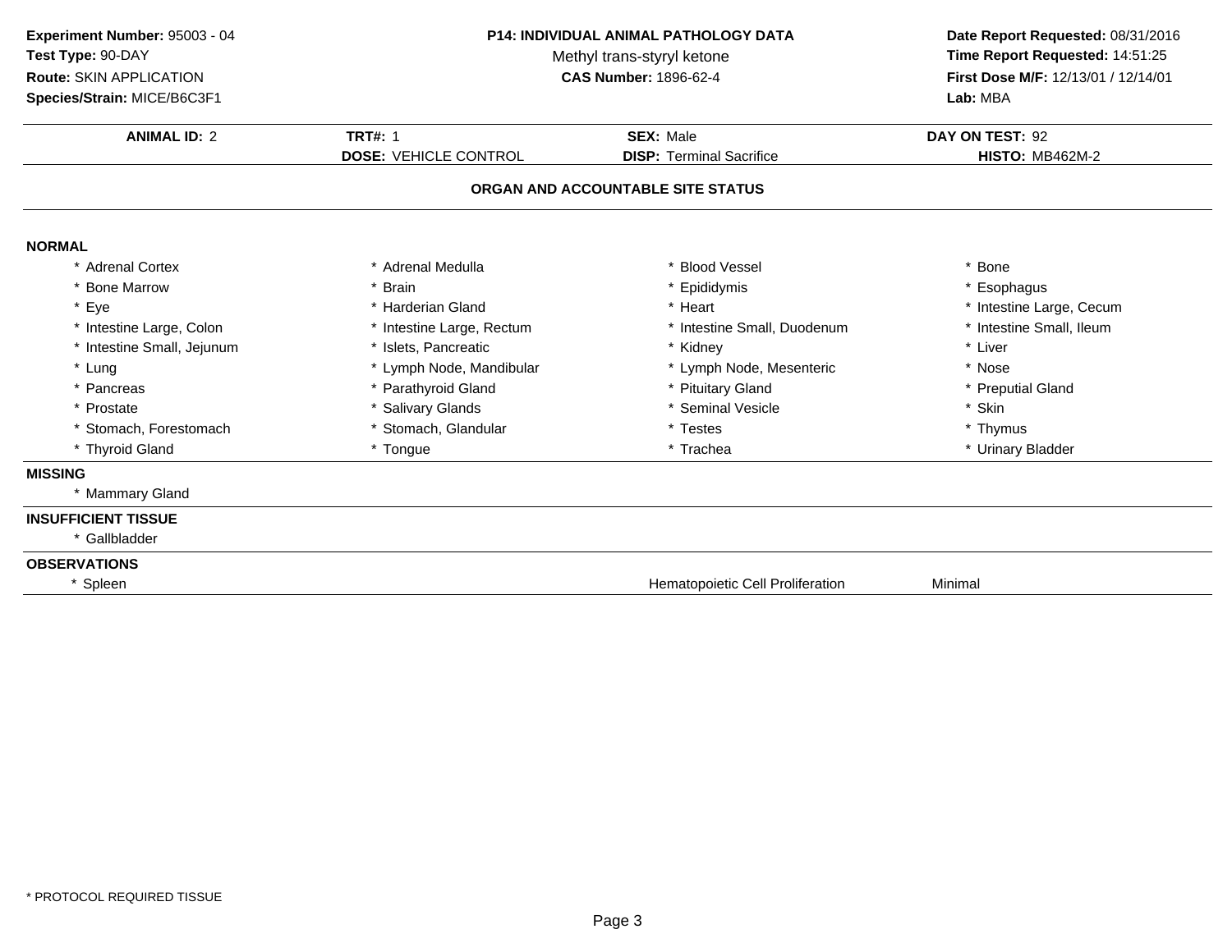**Experiment Number:** 95003 - 04
**Test Type:** 90-DAY
**Route:** SKIN APPLICATION
**Species/Strain:** MICE/B6C3F1

**P14: INDIVIDUAL ANIMAL PATHOLOGY DATA**
Methyl trans-styryl ketone
**CAS Number:** 1896-62-4

**Date Report Requested:** 08/31/2016
**Time Report Requested:** 14:51:25
**First Dose M/F:** 12/13/01 / 12/14/01
**Lab:** MBA

| **ANIMAL ID:** 2 | **TRT#:** 1 | **SEX:** Male | **DAY ON TEST:** 92 |
|---|---|---|---|
| | **DOSE:** VEHICLE CONTROL | **DISP:** Terminal Sacrifice | **HISTO:** MB462M-2 |

## ORGAN AND ACCOUNTABLE SITE STATUS

**NORMAL**

| | | | |
|---|---|---|---|
| * Adrenal Cortex | * Adrenal Medulla | * Blood Vessel | * Bone |
| * Bone Marrow | * Brain | * Epididymis | * Esophagus |
| * Eye | * Harderian Gland | * Heart | * Intestine Large, Cecum |
| * Intestine Large, Colon | * Intestine Large, Rectum | * Intestine Small, Duodenum | * Intestine Small, Ileum |
| * Intestine Small, Jejunum | * Islets, Pancreatic | * Kidney | * Liver |
| * Lung | * Lymph Node, Mandibular | * Lymph Node, Mesenteric | * Nose |
| * Pancreas | * Parathyroid Gland | * Pituitary Gland | * Preputial Gland |
| * Prostate | * Salivary Glands | * Seminal Vesicle | * Skin |
| * Stomach, Forestomach | * Stomach, Glandular | * Testes | * Thymus |
| * Thyroid Gland | * Tongue | * Trachea | * Urinary Bladder |

**MISSING**

* Mammary Gland

**INSUFFICIENT TISSUE**

* Gallbladder

**OBSERVATIONS**

| | | |
|---|---|---|
| * Spleen | Hematopoietic Cell Proliferation | Minimal |

* PROTOCOL REQUIRED TISSUE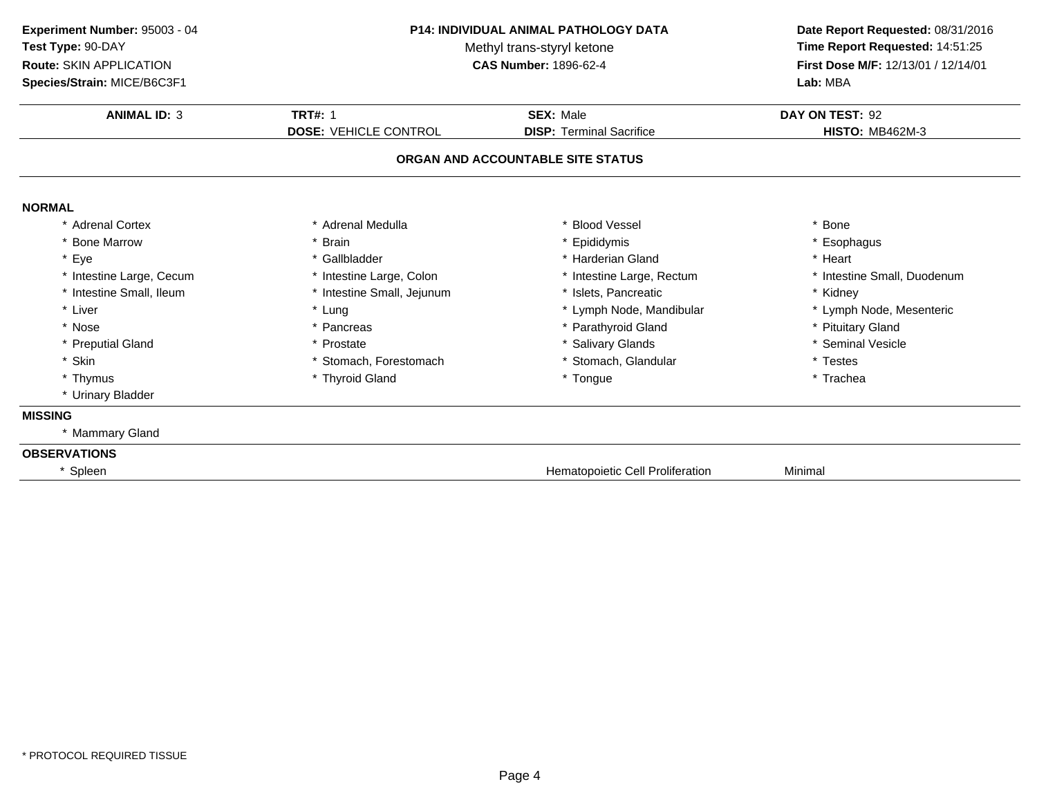**Experiment Number:** 95003 - 04
**Test Type:** 90-DAY
**Route:** SKIN APPLICATION
**Species/Strain:** MICE/B6C3F1

**P14: INDIVIDUAL ANIMAL PATHOLOGY DATA**
Methyl trans-styryl ketone
**CAS Number:** 1896-62-4

**Date Report Requested:** 08/31/2016
**Time Report Requested:** 14:51:25
**First Dose M/F:** 12/13/01 / 12/14/01
**Lab:** MBA

| **ANIMAL ID:** 3 | **TRT#:** 1 | **SEX:** Male | **DAY ON TEST:** 92 |
|---|---|---|---|
| | **DOSE:** VEHICLE CONTROL | **DISP:** Terminal Sacrifice | **HISTO:** MB462M-3 |

## ORGAN AND ACCOUNTABLE SITE STATUS

**NORMAL**

| | | | |
|---|---|---|---|
| * Adrenal Cortex | * Adrenal Medulla | * Blood Vessel | * Bone |
| * Bone Marrow | * Brain | * Epididymis | * Esophagus |
| * Eye | * Gallbladder | * Harderian Gland | * Heart |
| * Intestine Large, Cecum | * Intestine Large, Colon | * Intestine Large, Rectum | * Intestine Small, Duodenum |
| * Intestine Small, Ileum | * Intestine Small, Jejunum | * Islets, Pancreatic | * Kidney |
| * Liver | * Lung | * Lymph Node, Mandibular | * Lymph Node, Mesenteric |
| * Nose | * Pancreas | * Parathyroid Gland | * Pituitary Gland |
| * Preputial Gland | * Prostate | * Salivary Glands | * Seminal Vesicle |
| * Skin | * Stomach, Forestomach | * Stomach, Glandular | * Testes |
| * Thymus | * Thyroid Gland | * Tongue | * Trachea |
| * Urinary Bladder | | | |

**MISSING**

* Mammary Gland

**OBSERVATIONS**

| | | |
|---|---|---|
| * Spleen | Hematopoietic Cell Proliferation | Minimal |

* PROTOCOL REQUIRED TISSUE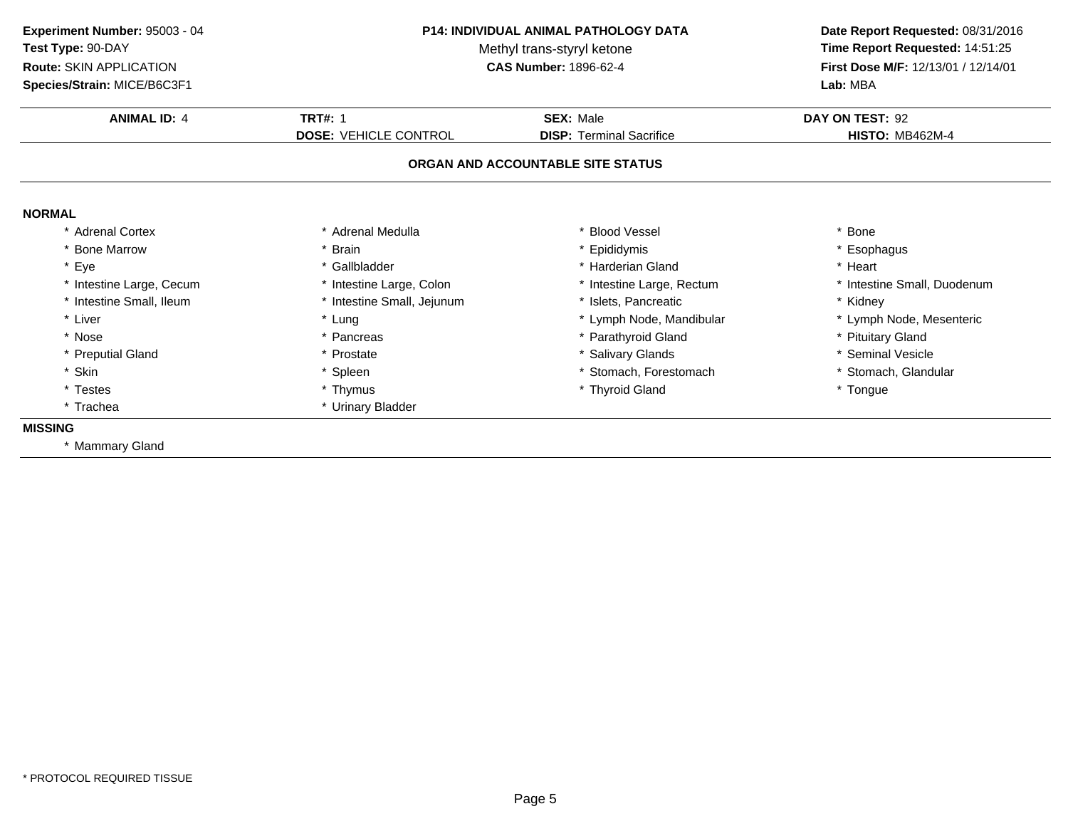**Experiment Number:** 95003 - 04
**Test Type:** 90-DAY
**Route:** SKIN APPLICATION
**Species/Strain:** MICE/B6C3F1

**P14: INDIVIDUAL ANIMAL PATHOLOGY DATA**
Methyl trans-styryl ketone
**CAS Number:** 1896-62-4

**Date Report Requested:** 08/31/2016
**Time Report Requested:** 14:51:25
**First Dose M/F:** 12/13/01 / 12/14/01
**Lab:** MBA

| **ANIMAL ID:** 4 | **TRT#:** 1 | **SEX:** Male | **DAY ON TEST:** 92 |
|---|---|---|---|
| | **DOSE:** VEHICLE CONTROL | **DISP:** Terminal Sacrifice | **HISTO:** MB462M-4 |

## ORGAN AND ACCOUNTABLE SITE STATUS

**NORMAL**

| | | | |
|---|---|---|---|
| * Adrenal Cortex | * Adrenal Medulla | * Blood Vessel | * Bone |
| * Bone Marrow | * Brain | * Epididymis | * Esophagus |
| * Eye | * Gallbladder | * Harderian Gland | * Heart |
| * Intestine Large, Cecum | * Intestine Large, Colon | * Intestine Large, Rectum | * Intestine Small, Duodenum |
| * Intestine Small, Ileum | * Intestine Small, Jejunum | * Islets, Pancreatic | * Kidney |
| * Liver | * Lung | * Lymph Node, Mandibular | * Lymph Node, Mesenteric |
| * Nose | * Pancreas | * Parathyroid Gland | * Pituitary Gland |
| * Preputial Gland | * Prostate | * Salivary Glands | * Seminal Vesicle |
| * Skin | * Spleen | * Stomach, Forestomach | * Stomach, Glandular |
| * Testes | * Thymus | * Thyroid Gland | * Tongue |
| * Trachea | * Urinary Bladder | | |

**MISSING**

* Mammary Gland

* PROTOCOL REQUIRED TISSUE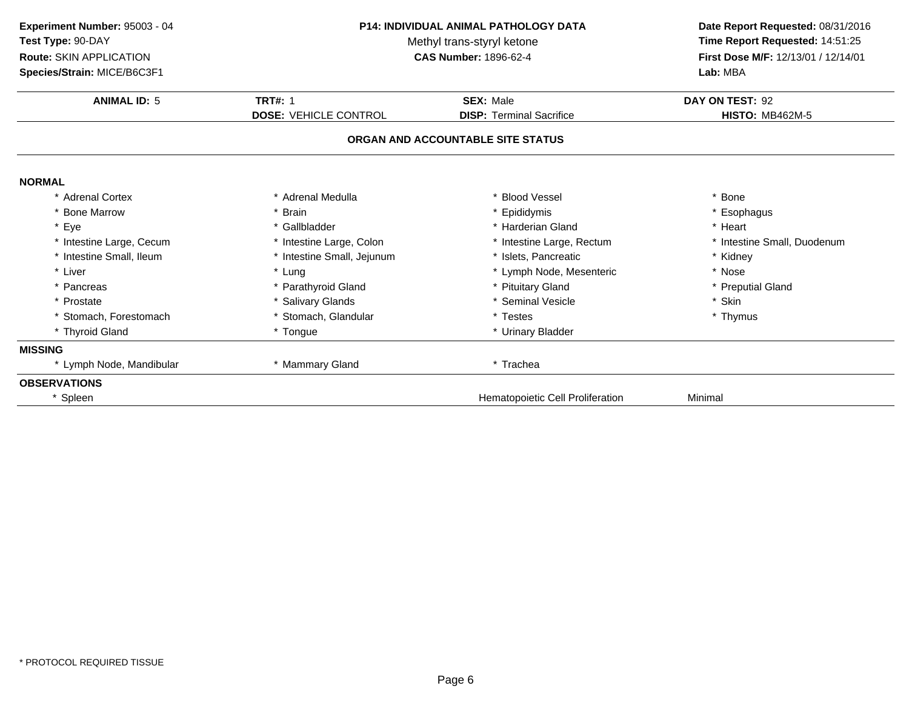**Experiment Number:** 95003 - 04
**Test Type:** 90-DAY
**Route:** SKIN APPLICATION
**Species/Strain:** MICE/B6C3F1

**P14: INDIVIDUAL ANIMAL PATHOLOGY DATA**
Methyl trans-styryl ketone
**CAS Number:** 1896-62-4

**Date Report Requested:** 08/31/2016
**Time Report Requested:** 14:51:25
**First Dose M/F:** 12/13/01 / 12/14/01
**Lab:** MBA

| **ANIMAL ID:** 5 | **TRT#:** 1 | **SEX:** Male | **DAY ON TEST:** 92 |
|---|---|---|---|
| | **DOSE:** VEHICLE CONTROL | **DISP:** Terminal Sacrifice | **HISTO:** MB462M-5 |

## ORGAN AND ACCOUNTABLE SITE STATUS

**NORMAL**

| | | | |
|---|---|---|---|
| * Adrenal Cortex | * Adrenal Medulla | * Blood Vessel | * Bone |
| * Bone Marrow | * Brain | * Epididymis | * Esophagus |
| * Eye | * Gallbladder | * Harderian Gland | * Heart |
| * Intestine Large, Cecum | * Intestine Large, Colon | * Intestine Large, Rectum | * Intestine Small, Duodenum |
| * Intestine Small, Ileum | * Intestine Small, Jejunum | * Islets, Pancreatic | * Kidney |
| * Liver | * Lung | * Lymph Node, Mesenteric | * Nose |
| * Pancreas | * Parathyroid Gland | * Pituitary Gland | * Preputial Gland |
| * Prostate | * Salivary Glands | * Seminal Vesicle | * Skin |
| * Stomach, Forestomach | * Stomach, Glandular | * Testes | * Thymus |
| * Thyroid Gland | * Tongue | * Urinary Bladder | |

**MISSING**

| | | |
|---|---|---|
| * Lymph Node, Mandibular | * Mammary Gland | * Trachea |

**OBSERVATIONS**

| | | |
|---|---|---|
| * Spleen | Hematopoietic Cell Proliferation | Minimal |

\* PROTOCOL REQUIRED TISSUE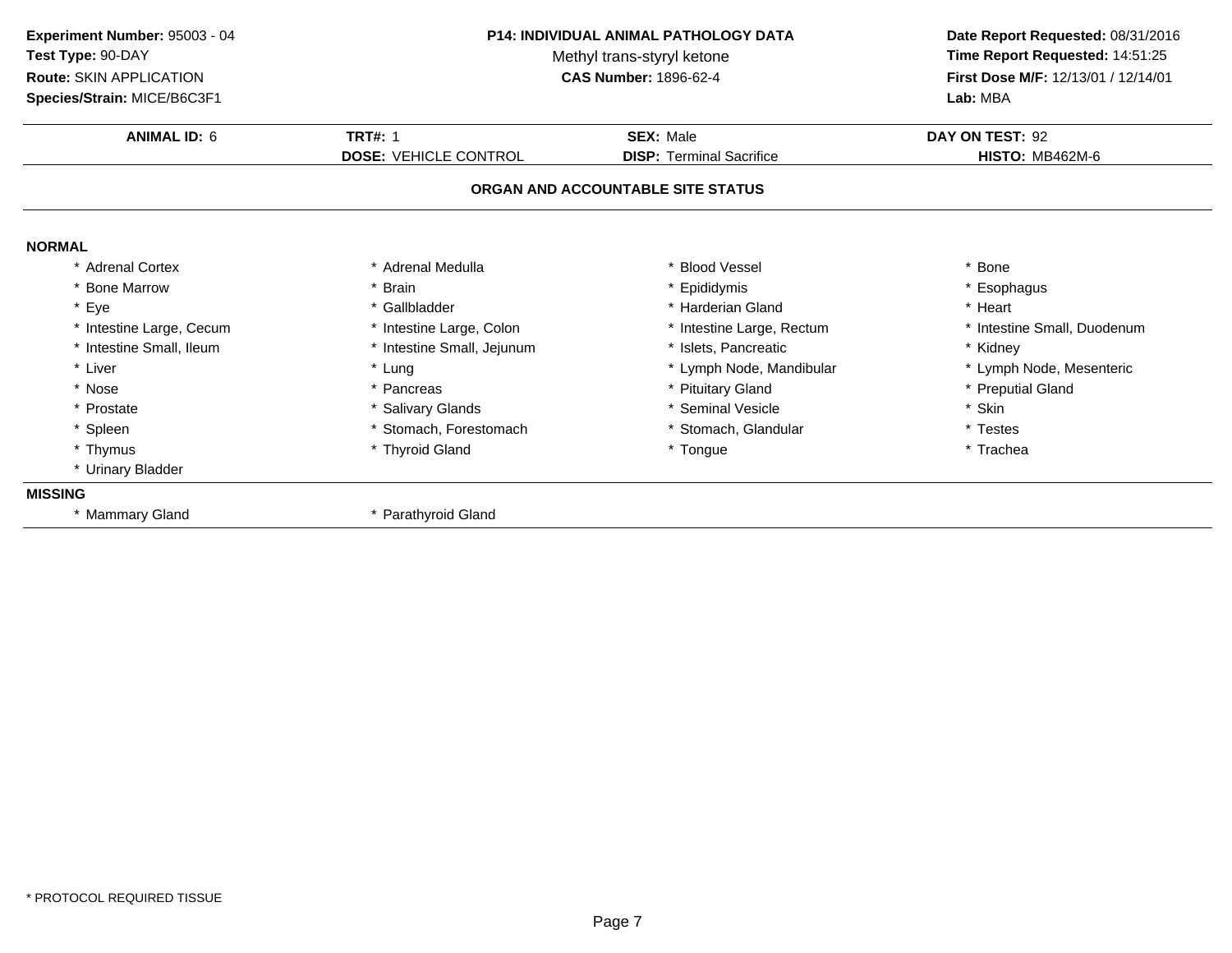**Experiment Number:** 95003 - 04
**Test Type:** 90-DAY
**Route:** SKIN APPLICATION
**Species/Strain:** MICE/B6C3F1

**P14: INDIVIDUAL ANIMAL PATHOLOGY DATA**
Methyl trans-styryl ketone
**CAS Number:** 1896-62-4

**Date Report Requested:** 08/31/2016
**Time Report Requested:** 14:51:25
**First Dose M/F:** 12/13/01 / 12/14/01
**Lab:** MBA

| **ANIMAL ID:** 6 | **TRT#:** 1 | **SEX:** Male | **DAY ON TEST:** 92 |
|---|---|---|---|
| | **DOSE:** VEHICLE CONTROL | **DISP:** Terminal Sacrifice | **HISTO:** MB462M-6 |

## ORGAN AND ACCOUNTABLE SITE STATUS

**NORMAL**

| | | | |
|---|---|---|---|
| * Adrenal Cortex | * Adrenal Medulla | * Blood Vessel | * Bone |
| * Bone Marrow | * Brain | * Epididymis | * Esophagus |
| * Eye | * Gallbladder | * Harderian Gland | * Heart |
| * Intestine Large, Cecum | * Intestine Large, Colon | * Intestine Large, Rectum | * Intestine Small, Duodenum |
| * Intestine Small, Ileum | * Intestine Small, Jejunum | * Islets, Pancreatic | * Kidney |
| * Liver | * Lung | * Lymph Node, Mandibular | * Lymph Node, Mesenteric |
| * Nose | * Pancreas | * Pituitary Gland | * Preputial Gland |
| * Prostate | * Salivary Glands | * Seminal Vesicle | * Skin |
| * Spleen | * Stomach, Forestomach | * Stomach, Glandular | * Testes |
| * Thymus | * Thyroid Gland | * Tongue | * Trachea |
| * Urinary Bladder | | | |

**MISSING**

| | |
|---|---|
| * Mammary Gland | * Parathyroid Gland |

* PROTOCOL REQUIRED TISSUE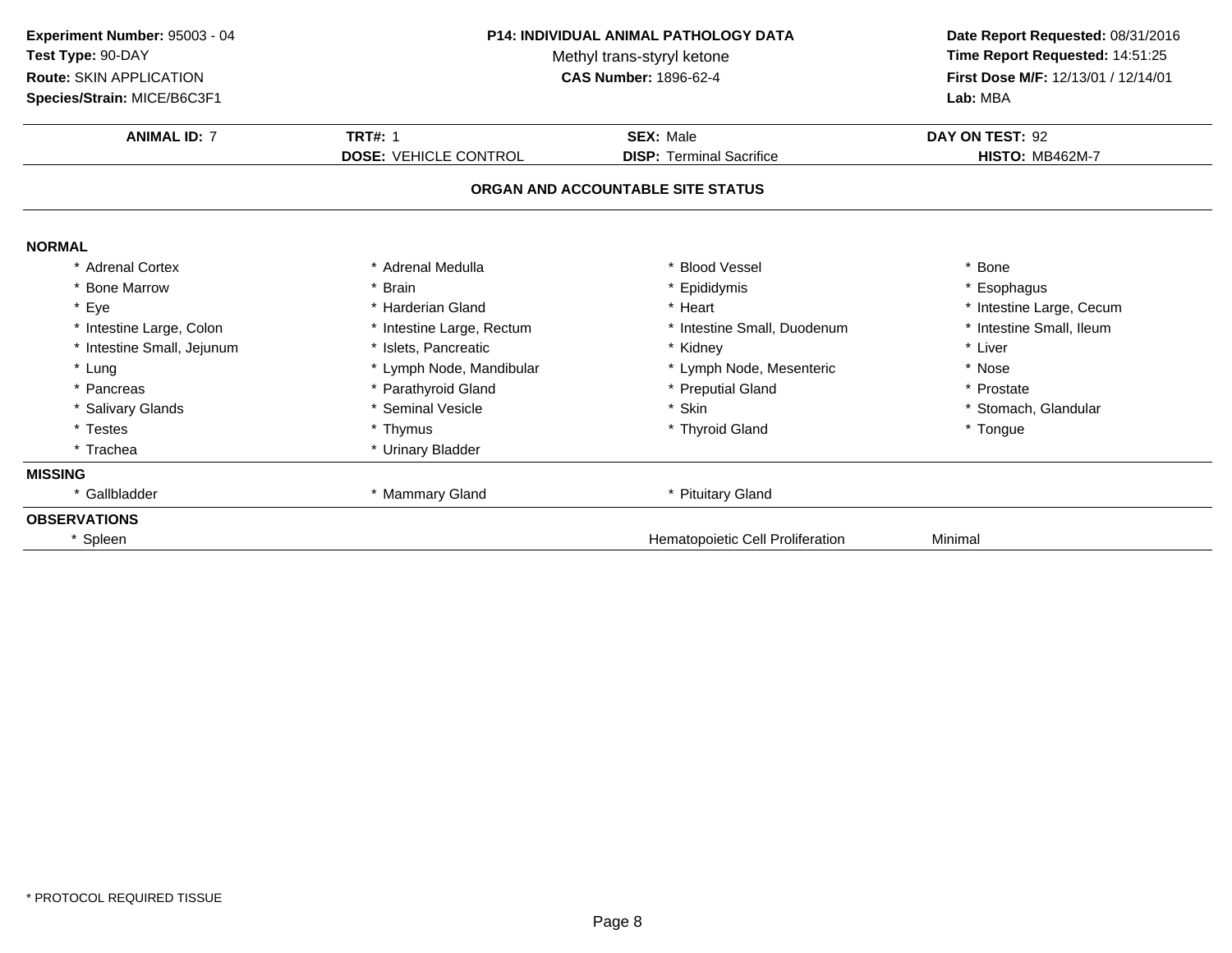**Experiment Number:** 95003 - 04
**Test Type:** 90-DAY
**Route:** SKIN APPLICATION
**Species/Strain:** MICE/B6C3F1

**P14: INDIVIDUAL ANIMAL PATHOLOGY DATA**
Methyl trans-styryl ketone
**CAS Number:** 1896-62-4

**Date Report Requested:** 08/31/2016
**Time Report Requested:** 14:51:25
**First Dose M/F:** 12/13/01 / 12/14/01
**Lab:** MBA

| **ANIMAL ID:** 7 | **TRT#:** 1 | **SEX:** Male | **DAY ON TEST:** 92 |
|---|---|---|---|
| | **DOSE:** VEHICLE CONTROL | **DISP:** Terminal Sacrifice | **HISTO:** MB462M-7 |

## ORGAN AND ACCOUNTABLE SITE STATUS

**NORMAL**

| | | | |
|---|---|---|---|
| * Adrenal Cortex | * Adrenal Medulla | * Blood Vessel | * Bone |
| * Bone Marrow | * Brain | * Epididymis | * Esophagus |
| * Eye | * Harderian Gland | * Heart | * Intestine Large, Cecum |
| * Intestine Large, Colon | * Intestine Large, Rectum | * Intestine Small, Duodenum | * Intestine Small, Ileum |
| * Intestine Small, Jejunum | * Islets, Pancreatic | * Kidney | * Liver |
| * Lung | * Lymph Node, Mandibular | * Lymph Node, Mesenteric | * Nose |
| * Pancreas | * Parathyroid Gland | * Preputial Gland | * Prostate |
| * Salivary Glands | * Seminal Vesicle | * Skin | * Stomach, Glandular |
| * Testes | * Thymus | * Thyroid Gland | * Tongue |
| * Trachea | * Urinary Bladder | | |

**MISSING**

| | | |
|---|---|---|
| * Gallbladder | * Mammary Gland | * Pituitary Gland |

**OBSERVATIONS**

| | | |
|---|---|---|
| * Spleen | Hematopoietic Cell Proliferation | Minimal |

\* PROTOCOL REQUIRED TISSUE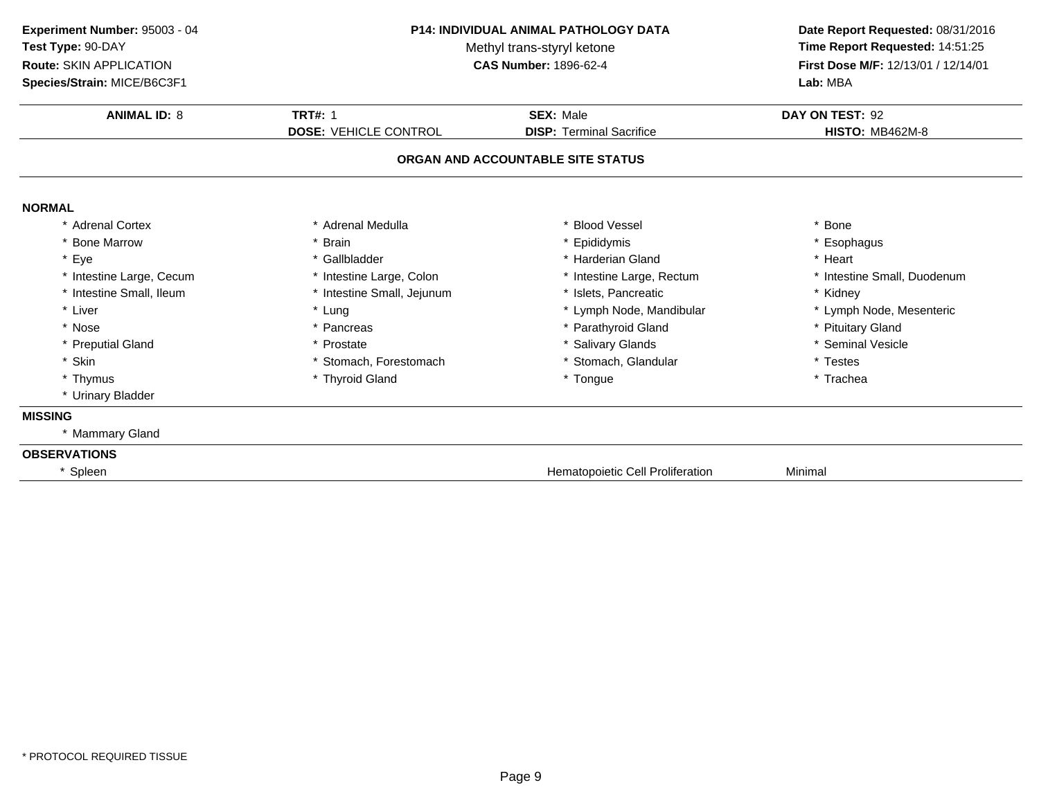**Experiment Number:** 95003 - 04
**Test Type:** 90-DAY
**Route:** SKIN APPLICATION
**Species/Strain:** MICE/B6C3F1

**P14: INDIVIDUAL ANIMAL PATHOLOGY DATA**
Methyl trans-styryl ketone
**CAS Number:** 1896-62-4

**Date Report Requested:** 08/31/2016
**Time Report Requested:** 14:51:25
**First Dose M/F:** 12/13/01 / 12/14/01
**Lab:** MBA

| **ANIMAL ID:** 8 | **TRT#:** 1 | **SEX:** Male | **DAY ON TEST:** 92 |
|---|---|---|---|
| | **DOSE:** VEHICLE CONTROL | **DISP:** Terminal Sacrifice | **HISTO:** MB462M-8 |

## ORGAN AND ACCOUNTABLE SITE STATUS

### NORMAL

| | | | |
|---|---|---|---|
| * Adrenal Cortex | * Adrenal Medulla | * Blood Vessel | * Bone |
| * Bone Marrow | * Brain | * Epididymis | * Esophagus |
| * Eye | * Gallbladder | * Harderian Gland | * Heart |
| * Intestine Large, Cecum | * Intestine Large, Colon | * Intestine Large, Rectum | * Intestine Small, Duodenum |
| * Intestine Small, Ileum | * Intestine Small, Jejunum | * Islets, Pancreatic | * Kidney |
| * Liver | * Lung | * Lymph Node, Mandibular | * Lymph Node, Mesenteric |
| * Nose | * Pancreas | * Parathyroid Gland | * Pituitary Gland |
| * Preputial Gland | * Prostate | * Salivary Glands | * Seminal Vesicle |
| * Skin | * Stomach, Forestomach | * Stomach, Glandular | * Testes |
| * Thymus | * Thyroid Gland | * Tongue | * Trachea |
| * Urinary Bladder | | | |

### MISSING

* Mammary Gland

### OBSERVATIONS

| | | |
|---|---|---|
| * Spleen | Hematopoietic Cell Proliferation | Minimal |

\* PROTOCOL REQUIRED TISSUE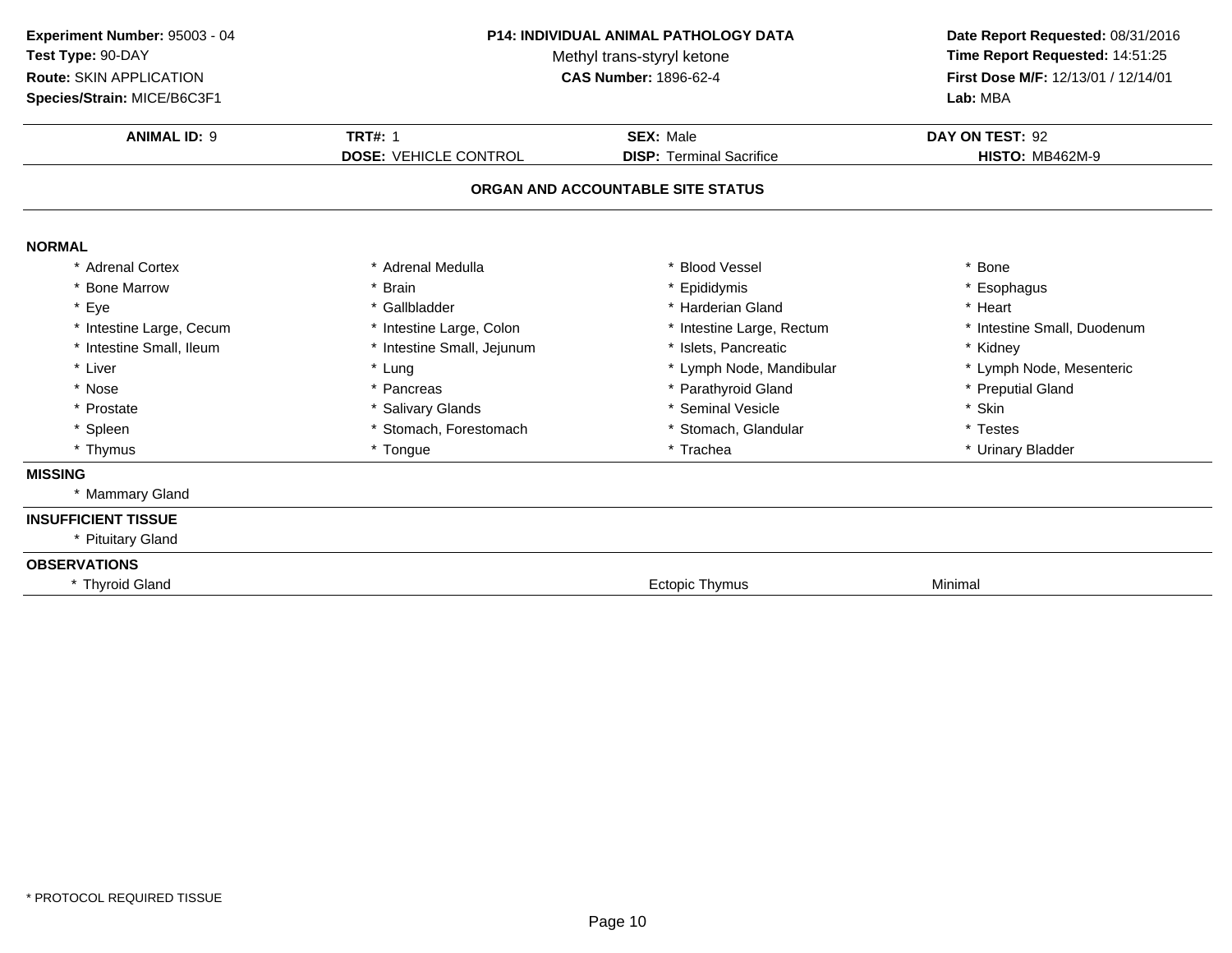**Experiment Number:** 95003 - 04
**Test Type:** 90-DAY
**Route:** SKIN APPLICATION
**Species/Strain:** MICE/B6C3F1

**P14: INDIVIDUAL ANIMAL PATHOLOGY DATA**
Methyl trans-styryl ketone
**CAS Number:** 1896-62-4

**Date Report Requested:** 08/31/2016
**Time Report Requested:** 14:51:25
**First Dose M/F:** 12/13/01 / 12/14/01
**Lab:** MBA

| **ANIMAL ID:** 9 | **TRT#:** 1 | **SEX:** Male | **DAY ON TEST:** 92 |
|---|---|---|---|
| | **DOSE:** VEHICLE CONTROL | **DISP:** Terminal Sacrifice | **HISTO:** MB462M-9 |

## ORGAN AND ACCOUNTABLE SITE STATUS

**NORMAL**

| | | | |
|---|---|---|---|
| * Adrenal Cortex | * Adrenal Medulla | * Blood Vessel | * Bone |
| * Bone Marrow | * Brain | * Epididymis | * Esophagus |
| * Eye | * Gallbladder | * Harderian Gland | * Heart |
| * Intestine Large, Cecum | * Intestine Large, Colon | * Intestine Large, Rectum | * Intestine Small, Duodenum |
| * Intestine Small, Ileum | * Intestine Small, Jejunum | * Islets, Pancreatic | * Kidney |
| * Liver | * Lung | * Lymph Node, Mandibular | * Lymph Node, Mesenteric |
| * Nose | * Pancreas | * Parathyroid Gland | * Preputial Gland |
| * Prostate | * Salivary Glands | * Seminal Vesicle | * Skin |
| * Spleen | * Stomach, Forestomach | * Stomach, Glandular | * Testes |
| * Thymus | * Tongue | * Trachea | * Urinary Bladder |

**MISSING**

* Mammary Gland

**INSUFFICIENT TISSUE**

* Pituitary Gland

**OBSERVATIONS**

| | | |
|---|---|---|
| * Thyroid Gland | Ectopic Thymus | Minimal |

* PROTOCOL REQUIRED TISSUE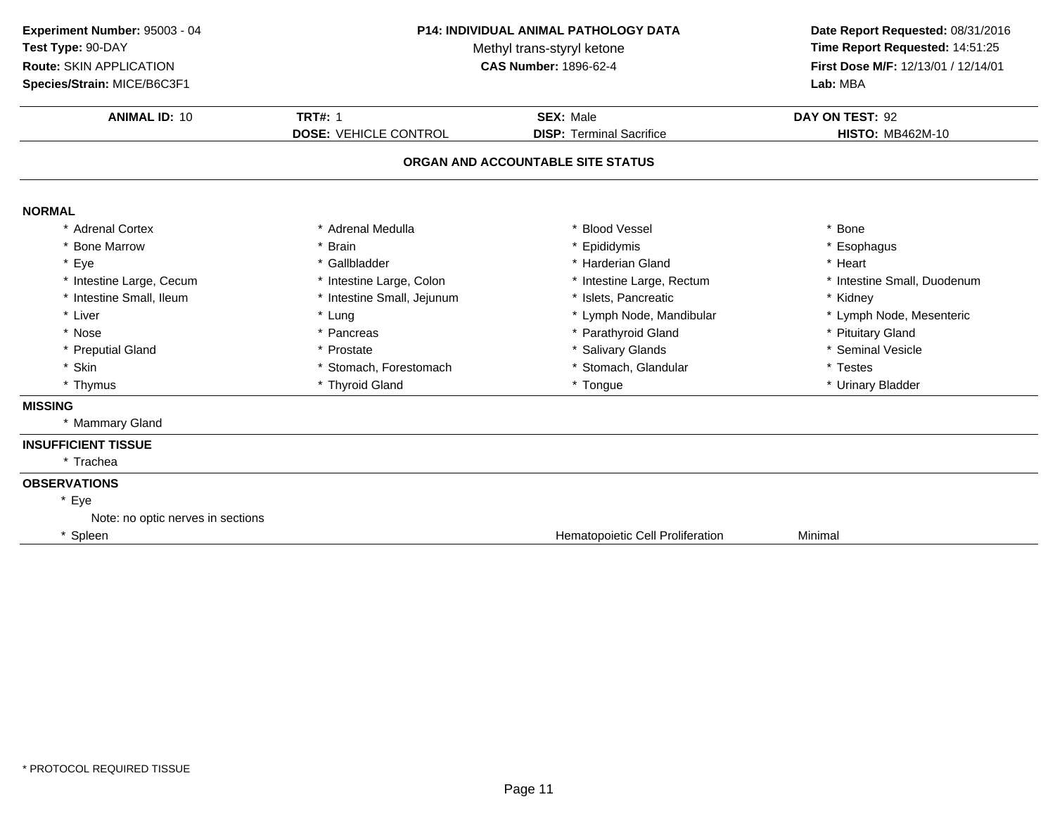**Experiment Number:** 95003 - 04
**Test Type:** 90-DAY
**Route:** SKIN APPLICATION
**Species/Strain:** MICE/B6C3F1

**P14: INDIVIDUAL ANIMAL PATHOLOGY DATA**
Methyl trans-styryl ketone
**CAS Number:** 1896-62-4

**Date Report Requested:** 08/31/2016
**Time Report Requested:** 14:51:25
**First Dose M/F:** 12/13/01 / 12/14/01
**Lab:** MBA

| **ANIMAL ID:** 10 | **TRT#:** 1 | **SEX:** Male | **DAY ON TEST:** 92 |
|---|---|---|---|
| | **DOSE:** VEHICLE CONTROL | **DISP:** Terminal Sacrifice | **HISTO:** MB462M-10 |

## ORGAN AND ACCOUNTABLE SITE STATUS

### NORMAL

| | | | |
|---|---|---|---|
| * Adrenal Cortex | * Adrenal Medulla | * Blood Vessel | * Bone |
| * Bone Marrow | * Brain | * Epididymis | * Esophagus |
| * Eye | * Gallbladder | * Harderian Gland | * Heart |
| * Intestine Large, Cecum | * Intestine Large, Colon | * Intestine Large, Rectum | * Intestine Small, Duodenum |
| * Intestine Small, Ileum | * Intestine Small, Jejunum | * Islets, Pancreatic | * Kidney |
| * Liver | * Lung | * Lymph Node, Mandibular | * Lymph Node, Mesenteric |
| * Nose | * Pancreas | * Parathyroid Gland | * Pituitary Gland |
| * Preputial Gland | * Prostate | * Salivary Glands | * Seminal Vesicle |
| * Skin | * Stomach, Forestomach | * Stomach, Glandular | * Testes |
| * Thymus | * Thyroid Gland | * Tongue | * Urinary Bladder |

### MISSING

* Mammary Gland

### INSUFFICIENT TISSUE

* Trachea

### OBSERVATIONS

* Eye
  Note: no optic nerves in sections
* Spleen — Hematopoietic Cell Proliferation — Minimal

* PROTOCOL REQUIRED TISSUE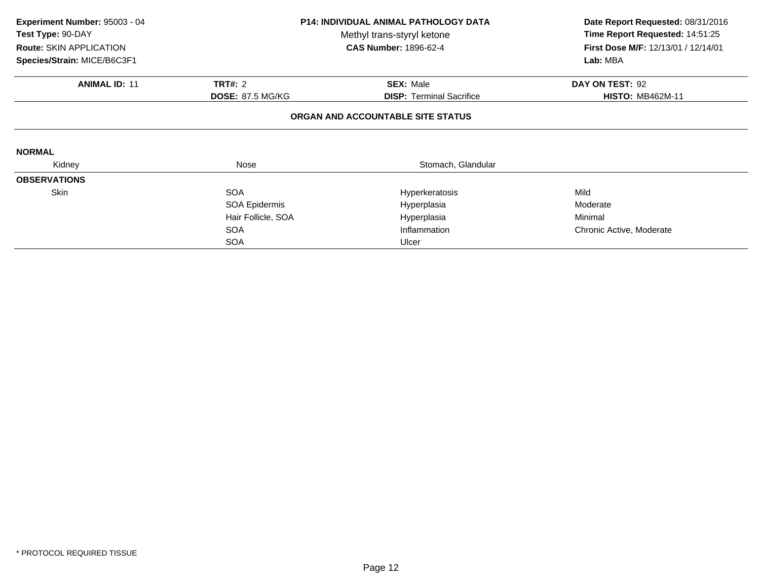**Experiment Number:** 95003 - 04
**Test Type:** 90-DAY
**Route:** SKIN APPLICATION
**Species/Strain:** MICE/B6C3F1

**P14: INDIVIDUAL ANIMAL PATHOLOGY DATA**
Methyl trans-styryl ketone
**CAS Number:** 1896-62-4

**Date Report Requested:** 08/31/2016
**Time Report Requested:** 14:51:25
**First Dose M/F:** 12/13/01 / 12/14/01
**Lab:** MBA

| **ANIMAL ID:** 11 | **TRT#:** 2 | **SEX:** Male | **DAY ON TEST:** 92 |
|---|---|---|---|
| | **DOSE:** 87.5 MG/KG | **DISP:** Terminal Sacrifice | **HISTO:** MB462M-11 |

**ORGAN AND ACCOUNTABLE SITE STATUS**

**NORMAL**

| Kidney | Nose | Stomach, Glandular | |
|---|---|---|---|

**OBSERVATIONS**

| Organ | Site | Finding | Severity |
|---|---|---|---|
| Skin | SOA | Hyperkeratosis | Mild |
| | SOA Epidermis | Hyperplasia | Moderate |
| | Hair Follicle, SOA | Hyperplasia | Minimal |
| | SOA | Inflammation | Chronic Active, Moderate |
| | SOA | Ulcer | |

* PROTOCOL REQUIRED TISSUE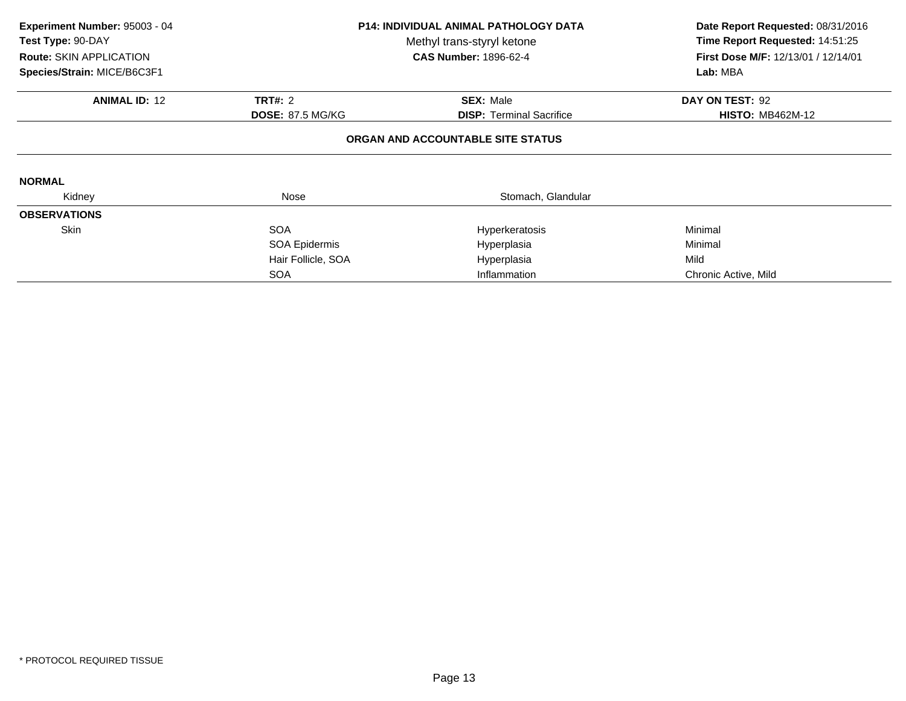**Experiment Number:** 95003 - 04
**Test Type:** 90-DAY
**Route:** SKIN APPLICATION
**Species/Strain:** MICE/B6C3F1

**P14: INDIVIDUAL ANIMAL PATHOLOGY DATA**
Methyl trans-styryl ketone
**CAS Number:** 1896-62-4

**Date Report Requested:** 08/31/2016
**Time Report Requested:** 14:51:25
**First Dose M/F:** 12/13/01 / 12/14/01
**Lab:** MBA

| **ANIMAL ID:** 12 | **TRT#:** 2 | **SEX:** Male | **DAY ON TEST:** 92 |
|---|---|---|---|
| | **DOSE:** 87.5 MG/KG | **DISP:** Terminal Sacrifice | **HISTO:** MB462M-12 |

**ORGAN AND ACCOUNTABLE SITE STATUS**

**NORMAL**

| Kidney | Nose | Stomach, Glandular | |
|---|---|---|---|

**OBSERVATIONS**

| | | | |
|---|---|---|---|
| Skin | SOA | Hyperkeratosis | Minimal |
| | SOA Epidermis | Hyperplasia | Minimal |
| | Hair Follicle, SOA | Hyperplasia | Mild |
| | SOA | Inflammation | Chronic Active, Mild |

* PROTOCOL REQUIRED TISSUE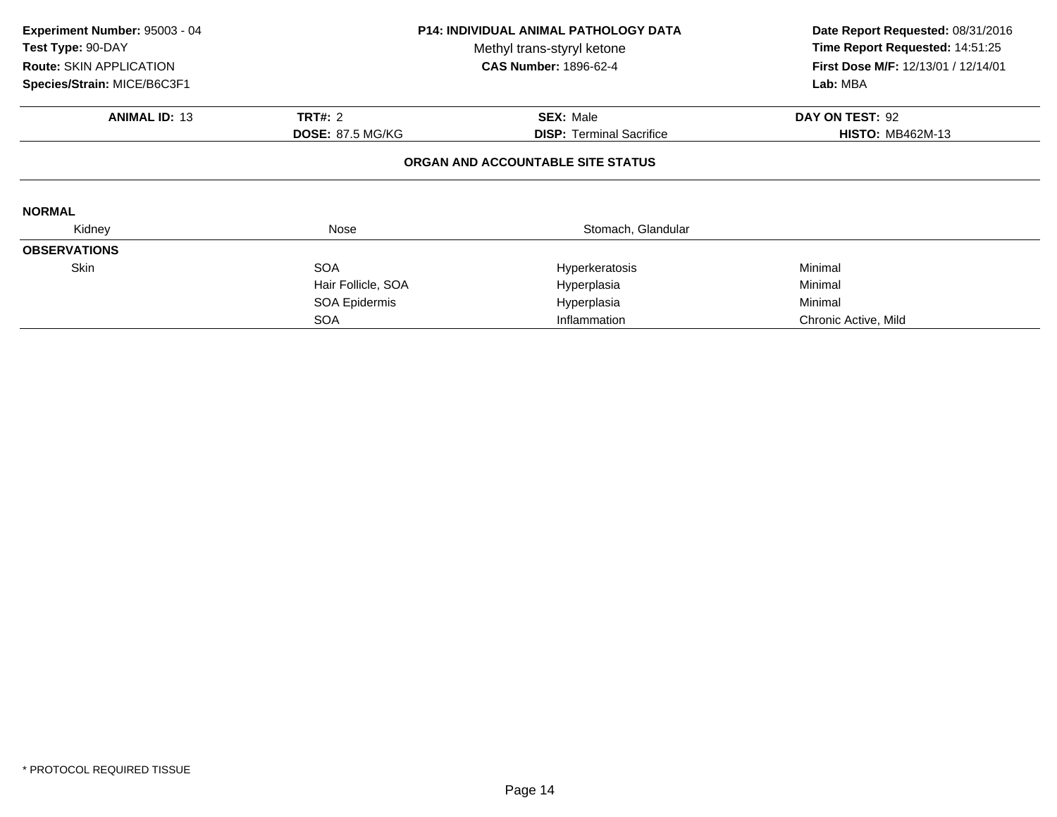**Experiment Number:** 95003 - 04
**Test Type:** 90-DAY
**Route:** SKIN APPLICATION
**Species/Strain:** MICE/B6C3F1

**P14: INDIVIDUAL ANIMAL PATHOLOGY DATA**
Methyl trans-styryl ketone
**CAS Number:** 1896-62-4

**Date Report Requested:** 08/31/2016
**Time Report Requested:** 14:51:25
**First Dose M/F:** 12/13/01 / 12/14/01
**Lab:** MBA

| **ANIMAL ID:** 13 | **TRT#:** 2 | **SEX:** Male | **DAY ON TEST:** 92 |
|---|---|---|---|
| | **DOSE:** 87.5 MG/KG | **DISP:** Terminal Sacrifice | **HISTO:** MB462M-13 |

**ORGAN AND ACCOUNTABLE SITE STATUS**

**NORMAL**

| Kidney | Nose | Stomach, Glandular | |
|---|---|---|---|

**OBSERVATIONS**

| | | | |
|---|---|---|---|
| Skin | SOA | Hyperkeratosis | Minimal |
| | Hair Follicle, SOA | Hyperplasia | Minimal |
| | SOA Epidermis | Hyperplasia | Minimal |
| | SOA | Inflammation | Chronic Active, Mild |

\* PROTOCOL REQUIRED TISSUE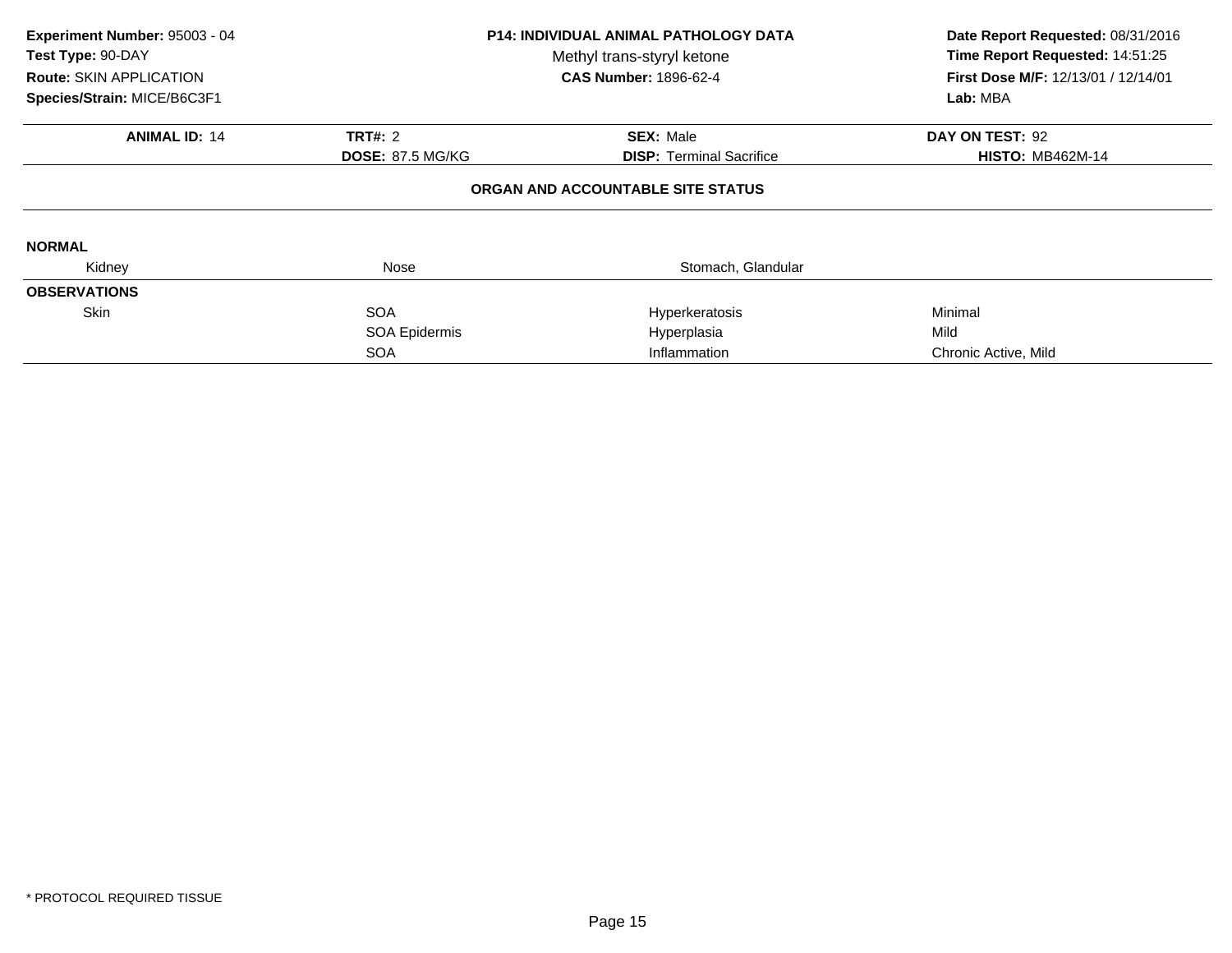**Experiment Number:** 95003 - 04
**Test Type:** 90-DAY
**Route:** SKIN APPLICATION
**Species/Strain:** MICE/B6C3F1

**P14: INDIVIDUAL ANIMAL PATHOLOGY DATA**
Methyl trans-styryl ketone
**CAS Number:** 1896-62-4

**Date Report Requested:** 08/31/2016
**Time Report Requested:** 14:51:25
**First Dose M/F:** 12/13/01 / 12/14/01
**Lab:** MBA

| **ANIMAL ID:** 14 | **TRT#:** 2 | **SEX:** Male | **DAY ON TEST:** 92 |
|---|---|---|---|
| | **DOSE:** 87.5 MG/KG | **DISP:** Terminal Sacrifice | **HISTO:** MB462M-14 |

**ORGAN AND ACCOUNTABLE SITE STATUS**

**NORMAL**

| Kidney | Nose | Stomach, Glandular | |
|---|---|---|---|

**OBSERVATIONS**

| | | | |
|---|---|---|---|
| Skin | SOA | Hyperkeratosis | Minimal |
| | SOA Epidermis | Hyperplasia | Mild |
| | SOA | Inflammation | Chronic Active, Mild |

* PROTOCOL REQUIRED TISSUE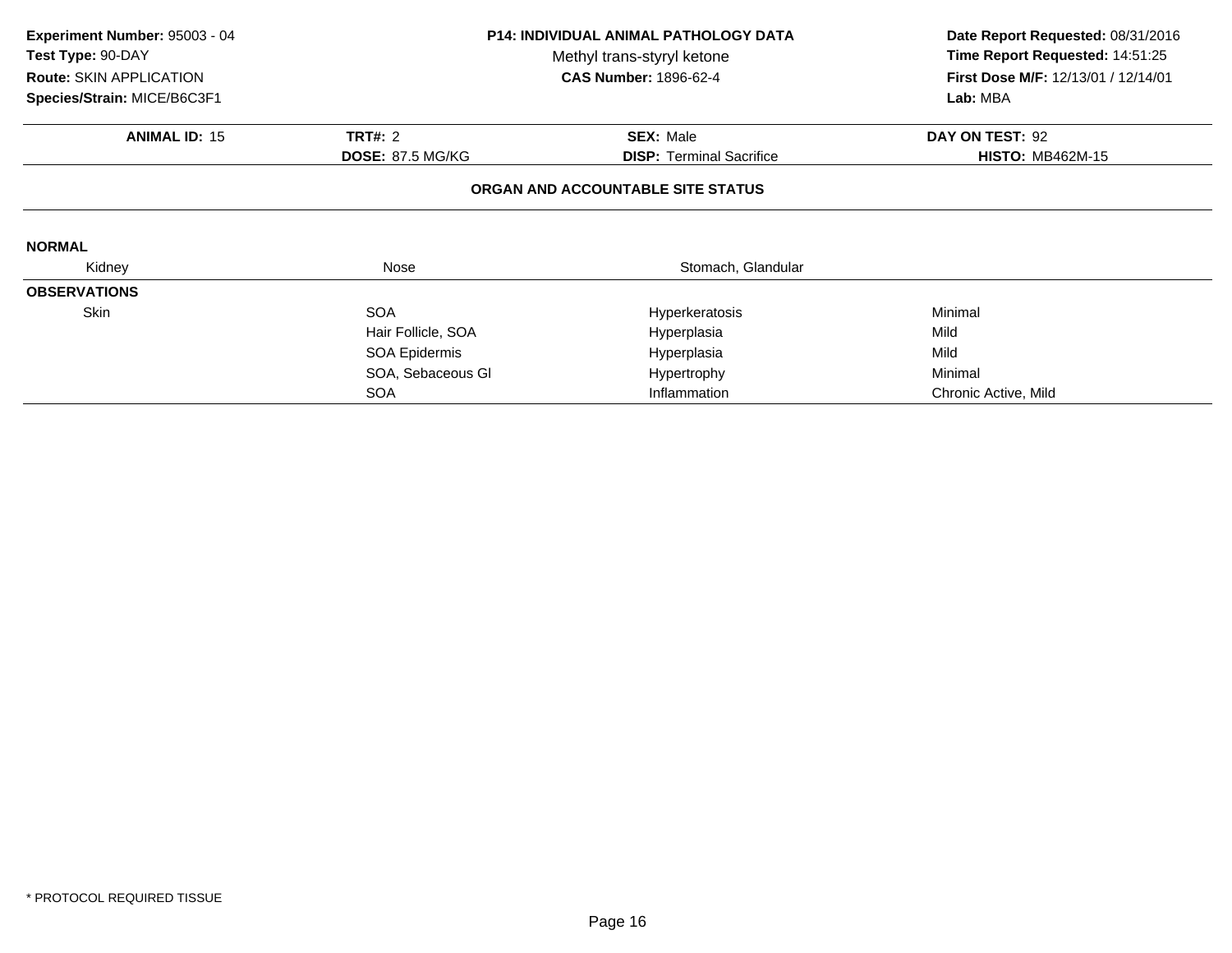**Experiment Number:** 95003 - 04
**Test Type:** 90-DAY
**Route:** SKIN APPLICATION
**Species/Strain:** MICE/B6C3F1

**P14: INDIVIDUAL ANIMAL PATHOLOGY DATA**
Methyl trans-styryl ketone
**CAS Number:** 1896-62-4

**Date Report Requested:** 08/31/2016
**Time Report Requested:** 14:51:25
**First Dose M/F:** 12/13/01 / 12/14/01
**Lab:** MBA

| **ANIMAL ID:** 15 | **TRT#:** 2 | **SEX:** Male | **DAY ON TEST:** 92 |
|---|---|---|---|
| | **DOSE:** 87.5 MG/KG | **DISP:** Terminal Sacrifice | **HISTO:** MB462M-15 |

## ORGAN AND ACCOUNTABLE SITE STATUS

**NORMAL**

| Kidney | Nose | Stomach, Glandular | |
|---|---|---|---|

**OBSERVATIONS**

| | | | |
|---|---|---|---|
| Skin | SOA | Hyperkeratosis | Minimal |
| | Hair Follicle, SOA | Hyperplasia | Mild |
| | SOA Epidermis | Hyperplasia | Mild |
| | SOA, Sebaceous Gl | Hypertrophy | Minimal |
| | SOA | Inflammation | Chronic Active, Mild |

* PROTOCOL REQUIRED TISSUE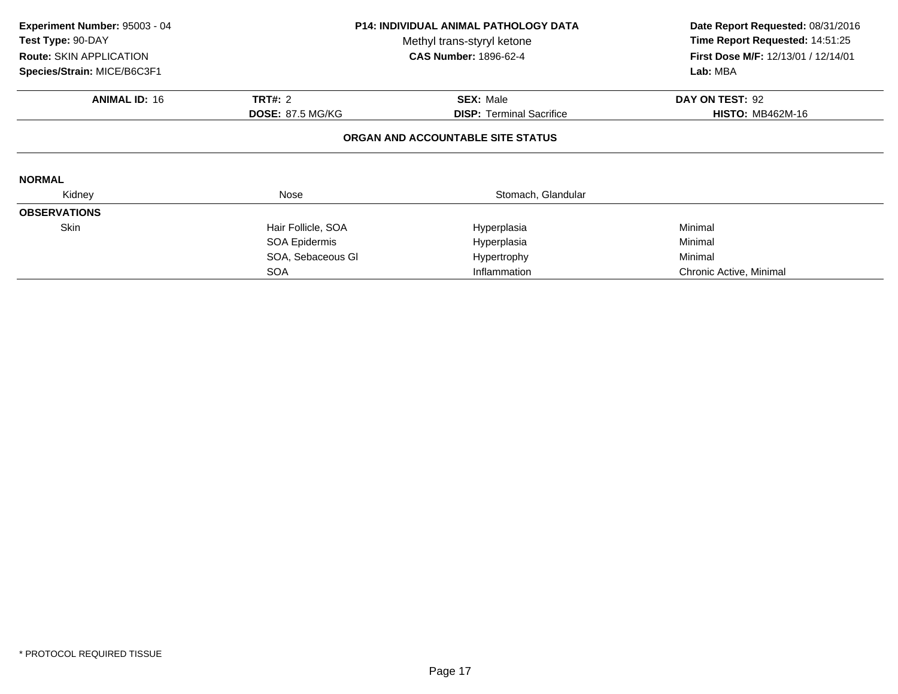**Experiment Number:** 95003 - 04
**Test Type:** 90-DAY
**Route:** SKIN APPLICATION
**Species/Strain:** MICE/B6C3F1

**P14: INDIVIDUAL ANIMAL PATHOLOGY DATA**
Methyl trans-styryl ketone
**CAS Number:** 1896-62-4

**Date Report Requested:** 08/31/2016
**Time Report Requested:** 14:51:25
**First Dose M/F:** 12/13/01 / 12/14/01
**Lab:** MBA

| **ANIMAL ID:** 16 | **TRT#:** 2 | **SEX:** Male | **DAY ON TEST:** 92 |
|---|---|---|---|
| | **DOSE:** 87.5 MG/KG | **DISP:** Terminal Sacrifice | **HISTO:** MB462M-16 |

**ORGAN AND ACCOUNTABLE SITE STATUS**

**NORMAL**

| Kidney | Nose | Stomach, Glandular | |
|---|---|---|---|

**OBSERVATIONS**

| Organ | Site | Observation | Severity |
|---|---|---|---|
| Skin | Hair Follicle, SOA | Hyperplasia | Minimal |
| | SOA Epidermis | Hyperplasia | Minimal |
| | SOA, Sebaceous Gl | Hypertrophy | Minimal |
| | SOA | Inflammation | Chronic Active, Minimal |

* PROTOCOL REQUIRED TISSUE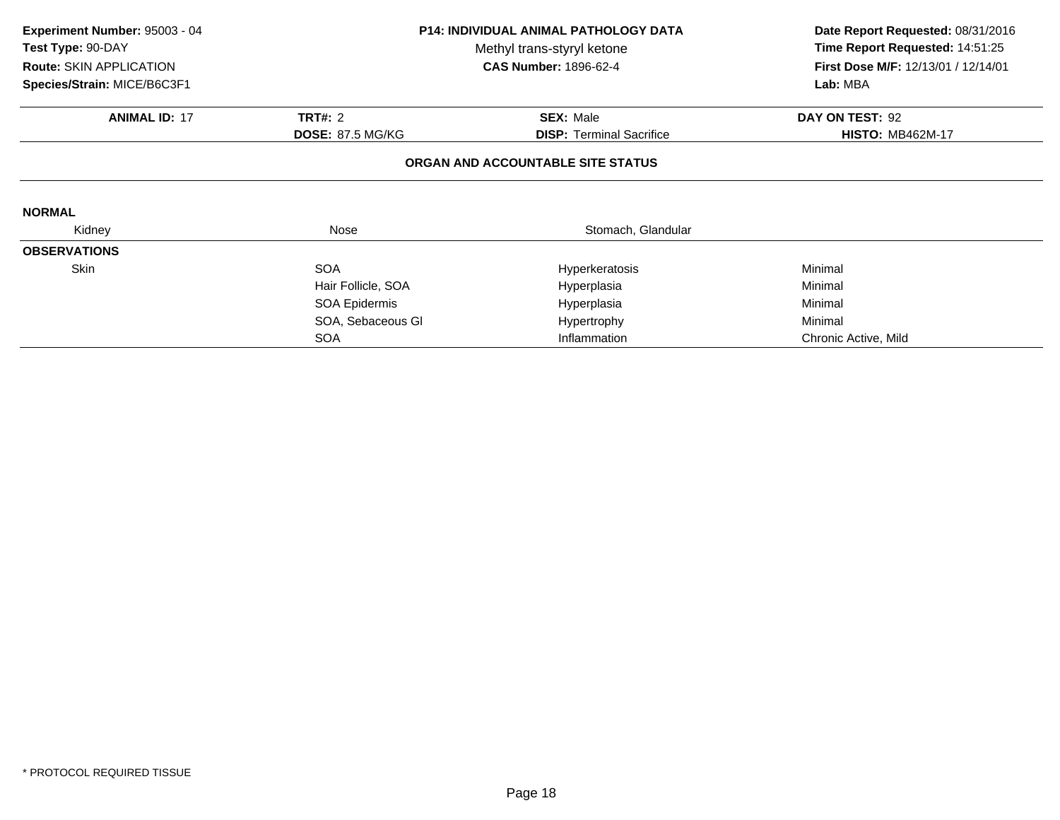**Experiment Number:** 95003 - 04
**Test Type:** 90-DAY
**Route:** SKIN APPLICATION
**Species/Strain:** MICE/B6C3F1

**P14: INDIVIDUAL ANIMAL PATHOLOGY DATA**
Methyl trans-styryl ketone
**CAS Number:** 1896-62-4

**Date Report Requested:** 08/31/2016
**Time Report Requested:** 14:51:25
**First Dose M/F:** 12/13/01 / 12/14/01
**Lab:** MBA

| **ANIMAL ID:** 17 | **TRT#:** 2 | **SEX:** Male | **DAY ON TEST:** 92 |
|---|---|---|---|
| | **DOSE:** 87.5 MG/KG | **DISP:** Terminal Sacrifice | **HISTO:** MB462M-17 |

**ORGAN AND ACCOUNTABLE SITE STATUS**

**NORMAL**

| Kidney | Nose | Stomach, Glandular | |
|---|---|---|---|

**OBSERVATIONS**

| Organ | Site | Observation | Severity |
|---|---|---|---|
| Skin | SOA | Hyperkeratosis | Minimal |
| | Hair Follicle, SOA | Hyperplasia | Minimal |
| | SOA Epidermis | Hyperplasia | Minimal |
| | SOA, Sebaceous Gl | Hypertrophy | Minimal |
| | SOA | Inflammation | Chronic Active, Mild |

\* PROTOCOL REQUIRED TISSUE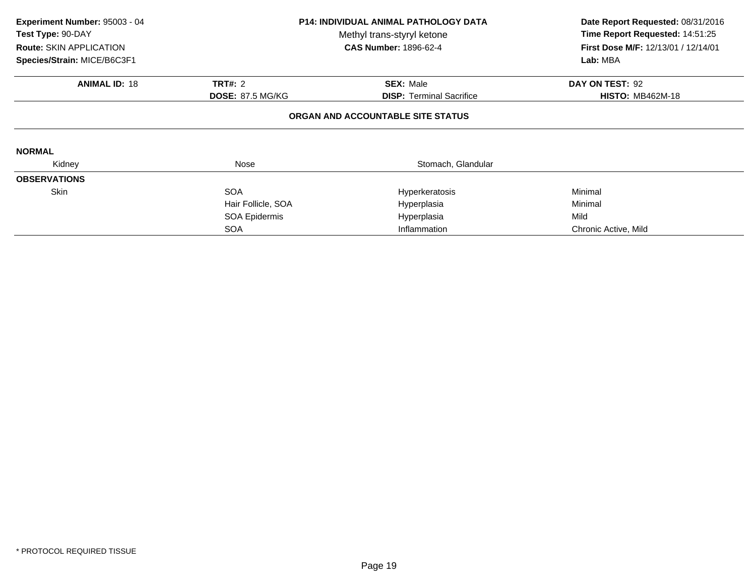**Experiment Number:** 95003 - 04
**Test Type:** 90-DAY
**Route:** SKIN APPLICATION
**Species/Strain:** MICE/B6C3F1

**P14: INDIVIDUAL ANIMAL PATHOLOGY DATA**
Methyl trans-styryl ketone
**CAS Number:** 1896-62-4

**Date Report Requested:** 08/31/2016
**Time Report Requested:** 14:51:25
**First Dose M/F:** 12/13/01 / 12/14/01
**Lab:** MBA

| **ANIMAL ID:** 18 | **TRT#:** 2 | **SEX:** Male | **DAY ON TEST:** 92 |
|---|---|---|---|
| | **DOSE:** 87.5 MG/KG | **DISP:** Terminal Sacrifice | **HISTO:** MB462M-18 |

**ORGAN AND ACCOUNTABLE SITE STATUS**

**NORMAL**

| Kidney | Nose | Stomach, Glandular | |
|---|---|---|---|

**OBSERVATIONS**

| Organ | Site | Finding | Severity |
|---|---|---|---|
| Skin | SOA | Hyperkeratosis | Minimal |
| | Hair Follicle, SOA | Hyperplasia | Minimal |
| | SOA Epidermis | Hyperplasia | Mild |
| | SOA | Inflammation | Chronic Active, Mild |

\* PROTOCOL REQUIRED TISSUE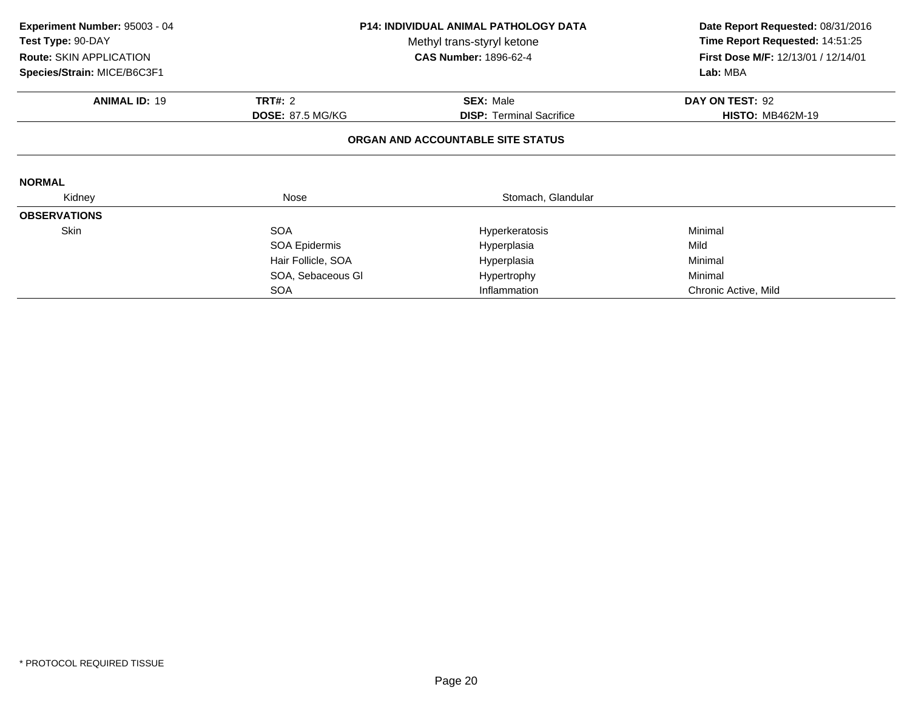**Experiment Number:** 95003 - 04
**Test Type:** 90-DAY
**Route:** SKIN APPLICATION
**Species/Strain:** MICE/B6C3F1

**P14: INDIVIDUAL ANIMAL PATHOLOGY DATA**
Methyl trans-styryl ketone
**CAS Number:** 1896-62-4

**Date Report Requested:** 08/31/2016
**Time Report Requested:** 14:51:25
**First Dose M/F:** 12/13/01 / 12/14/01
**Lab:** MBA

| **ANIMAL ID:** 19 | **TRT#:** 2 | **SEX:** Male | **DAY ON TEST:** 92 |
|---|---|---|---|
| | **DOSE:** 87.5 MG/KG | **DISP:** Terminal Sacrifice | **HISTO:** MB462M-19 |

**ORGAN AND ACCOUNTABLE SITE STATUS**

**NORMAL**

| Kidney | Nose | Stomach, Glandular | |
|---|---|---|---|

**OBSERVATIONS**

| | | | |
|---|---|---|---|
| Skin | SOA | Hyperkeratosis | Minimal |
| | SOA Epidermis | Hyperplasia | Mild |
| | Hair Follicle, SOA | Hyperplasia | Minimal |
| | SOA, Sebaceous Gl | Hypertrophy | Minimal |
| | SOA | Inflammation | Chronic Active, Mild |

* PROTOCOL REQUIRED TISSUE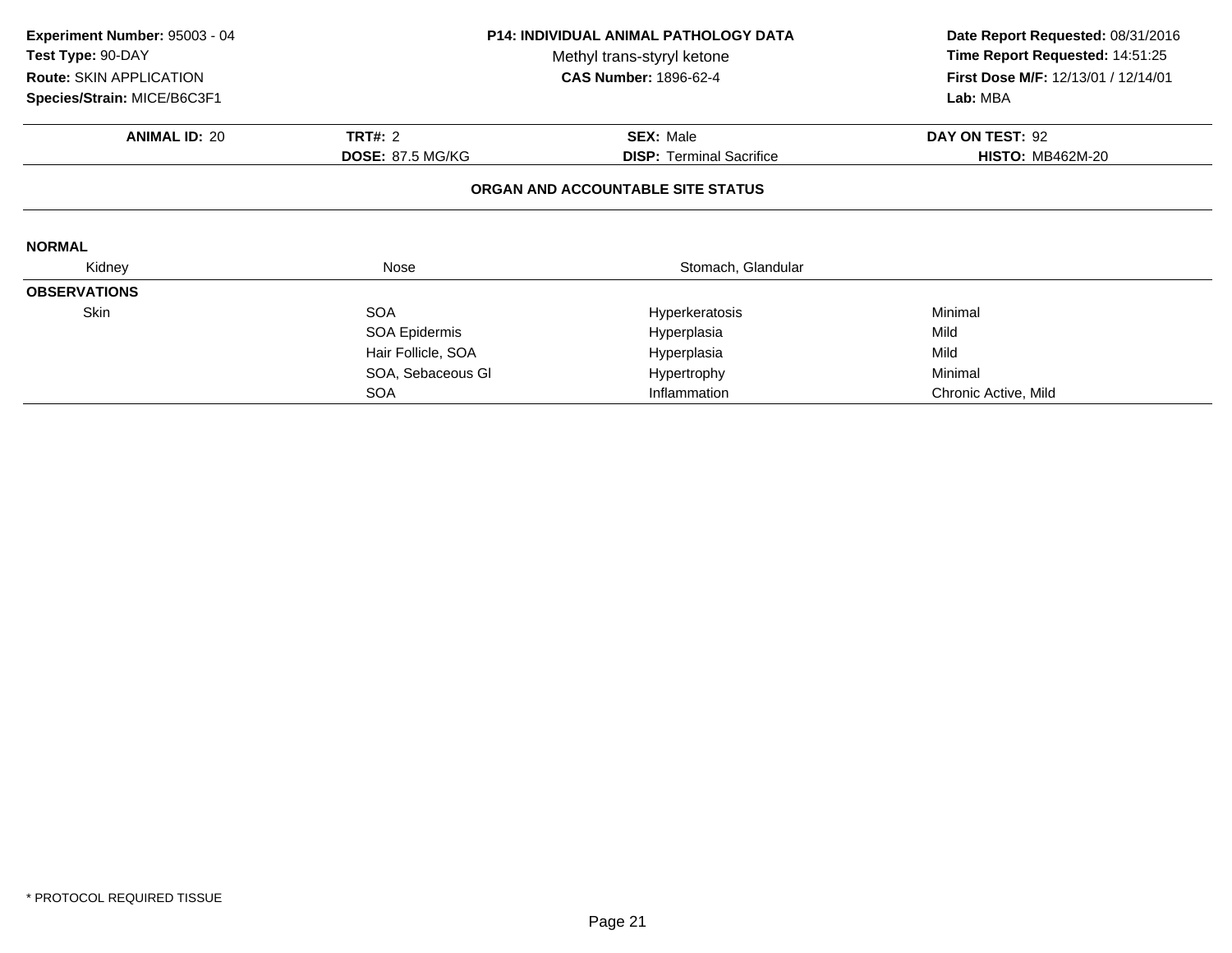**Experiment Number:** 95003 - 04
**Test Type:** 90-DAY
**Route:** SKIN APPLICATION
**Species/Strain:** MICE/B6C3F1

**P14: INDIVIDUAL ANIMAL PATHOLOGY DATA**
Methyl trans-styryl ketone
**CAS Number:** 1896-62-4

**Date Report Requested:** 08/31/2016
**Time Report Requested:** 14:51:25
**First Dose M/F:** 12/13/01 / 12/14/01
**Lab:** MBA

| **ANIMAL ID:** 20 | **TRT#:** 2 | **SEX:** Male | **DAY ON TEST:** 92 |
|---|---|---|---|
| | **DOSE:** 87.5 MG/KG | **DISP:** Terminal Sacrifice | **HISTO:** MB462M-20 |

**ORGAN AND ACCOUNTABLE SITE STATUS**

**NORMAL**

| Kidney | Nose | Stomach, Glandular | |
|---|---|---|---|

**OBSERVATIONS**

| | | | |
|---|---|---|---|
| Skin | SOA | Hyperkeratosis | Minimal |
| | SOA Epidermis | Hyperplasia | Mild |
| | Hair Follicle, SOA | Hyperplasia | Mild |
| | SOA, Sebaceous Gl | Hypertrophy | Minimal |
| | SOA | Inflammation | Chronic Active, Mild |

* PROTOCOL REQUIRED TISSUE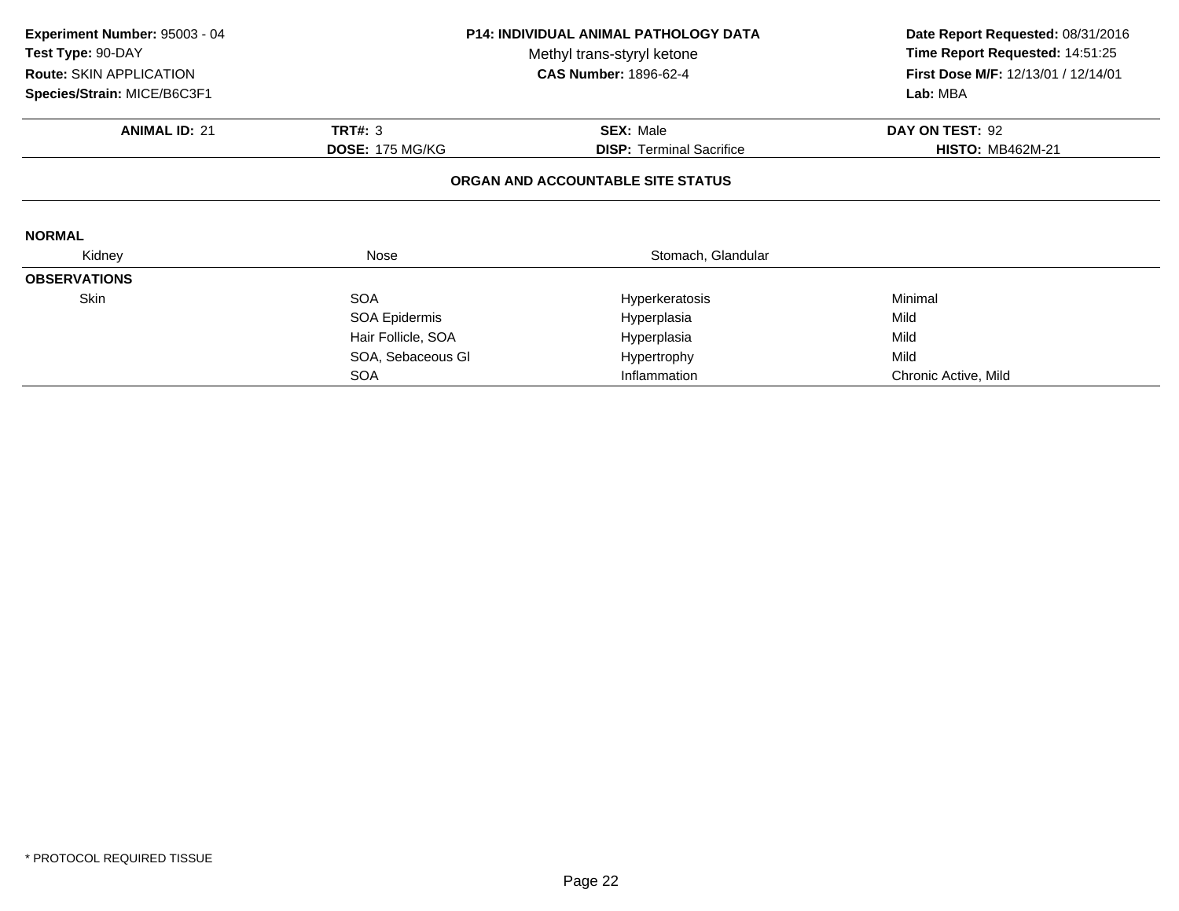**Experiment Number:** 95003 - 04
**Test Type:** 90-DAY
**Route:** SKIN APPLICATION
**Species/Strain:** MICE/B6C3F1

**P14: INDIVIDUAL ANIMAL PATHOLOGY DATA**
Methyl trans-styryl ketone
**CAS Number:** 1896-62-4

**Date Report Requested:** 08/31/2016
**Time Report Requested:** 14:51:25
**First Dose M/F:** 12/13/01 / 12/14/01
**Lab:** MBA

| **ANIMAL ID:** 21 | **TRT#:** 3 | **SEX:** Male | **DAY ON TEST:** 92 |
|---|---|---|---|
| | **DOSE:** 175 MG/KG | **DISP:** Terminal Sacrifice | **HISTO:** MB462M-21 |

**ORGAN AND ACCOUNTABLE SITE STATUS**

**NORMAL**

| Kidney | Nose | Stomach, Glandular | |
|---|---|---|---|

**OBSERVATIONS**

| Organ | Site | Observation | Severity |
|---|---|---|---|
| Skin | SOA | Hyperkeratosis | Minimal |
| | SOA Epidermis | Hyperplasia | Mild |
| | Hair Follicle, SOA | Hyperplasia | Mild |
| | SOA, Sebaceous Gl | Hypertrophy | Mild |
| | SOA | Inflammation | Chronic Active, Mild |

* PROTOCOL REQUIRED TISSUE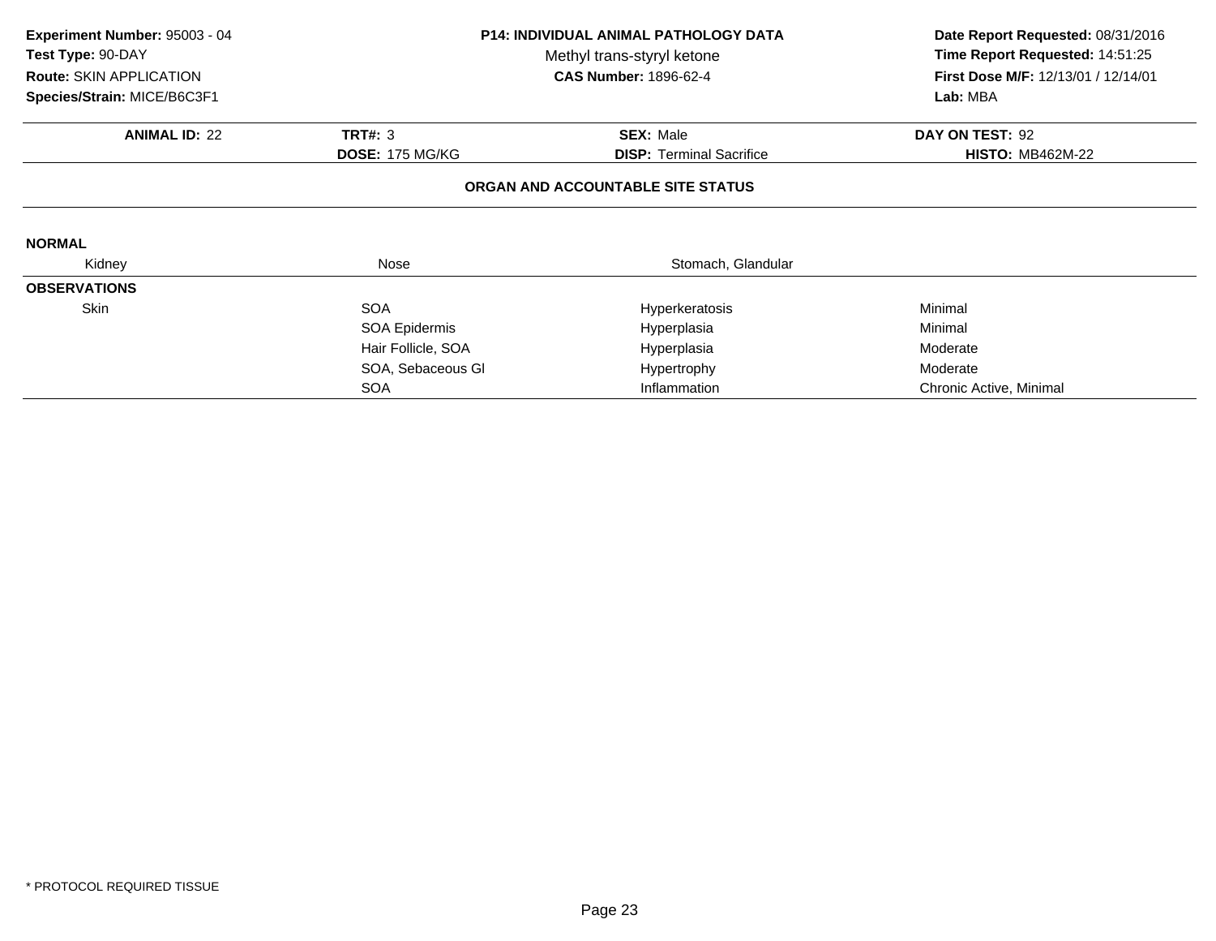**Experiment Number:** 95003 - 04
**Test Type:** 90-DAY
**Route:** SKIN APPLICATION
**Species/Strain:** MICE/B6C3F1

**P14: INDIVIDUAL ANIMAL PATHOLOGY DATA**
Methyl trans-styryl ketone
**CAS Number:** 1896-62-4

**Date Report Requested:** 08/31/2016
**Time Report Requested:** 14:51:25
**First Dose M/F:** 12/13/01 / 12/14/01
**Lab:** MBA

| **ANIMAL ID:** 22 | **TRT#:** 3 | **SEX:** Male | **DAY ON TEST:** 92 |
|---|---|---|---|
| | **DOSE:** 175 MG/KG | **DISP:** Terminal Sacrifice | **HISTO:** MB462M-22 |

### ORGAN AND ACCOUNTABLE SITE STATUS

**NORMAL**

| Kidney | Nose | Stomach, Glandular | |
|---|---|---|---|

**OBSERVATIONS**

| | | | |
|---|---|---|---|
| Skin | SOA | Hyperkeratosis | Minimal |
| | SOA Epidermis | Hyperplasia | Minimal |
| | Hair Follicle, SOA | Hyperplasia | Moderate |
| | SOA, Sebaceous Gl | Hypertrophy | Moderate |
| | SOA | Inflammation | Chronic Active, Minimal |

* PROTOCOL REQUIRED TISSUE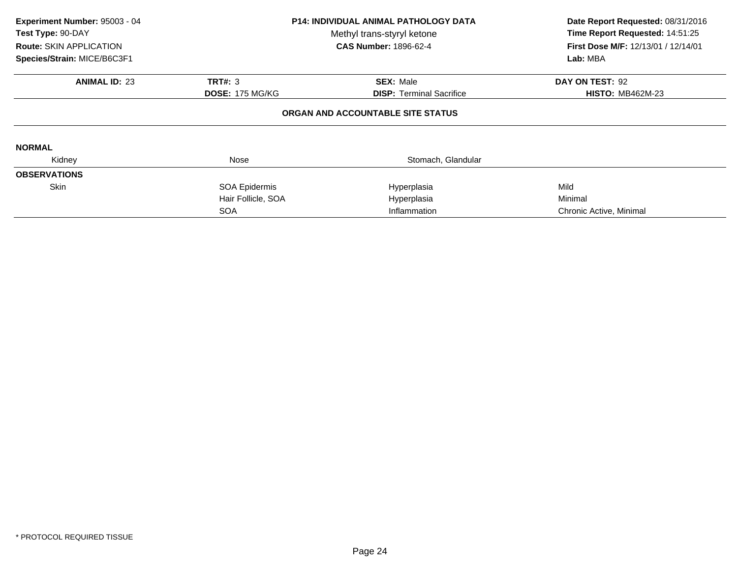**Experiment Number:** 95003 - 04
**Test Type:** 90-DAY
**Route:** SKIN APPLICATION
**Species/Strain:** MICE/B6C3F1

**P14: INDIVIDUAL ANIMAL PATHOLOGY DATA**
Methyl trans-styryl ketone
**CAS Number:** 1896-62-4

**Date Report Requested:** 08/31/2016
**Time Report Requested:** 14:51:25
**First Dose M/F:** 12/13/01 / 12/14/01
**Lab:** MBA

| **ANIMAL ID:** 23 | **TRT#:** 3 | **SEX:** Male | **DAY ON TEST:** 92 |
|---|---|---|---|
| | **DOSE:** 175 MG/KG | **DISP:** Terminal Sacrifice | **HISTO:** MB462M-23 |

## ORGAN AND ACCOUNTABLE SITE STATUS

**NORMAL**

| Kidney | Nose | Stomach, Glandular | |
|---|---|---|---|

**OBSERVATIONS**

| Organ | Site | Observation | Severity |
|---|---|---|---|
| Skin | SOA Epidermis | Hyperplasia | Mild |
| | Hair Follicle, SOA | Hyperplasia | Minimal |
| | SOA | Inflammation | Chronic Active, Minimal |

* PROTOCOL REQUIRED TISSUE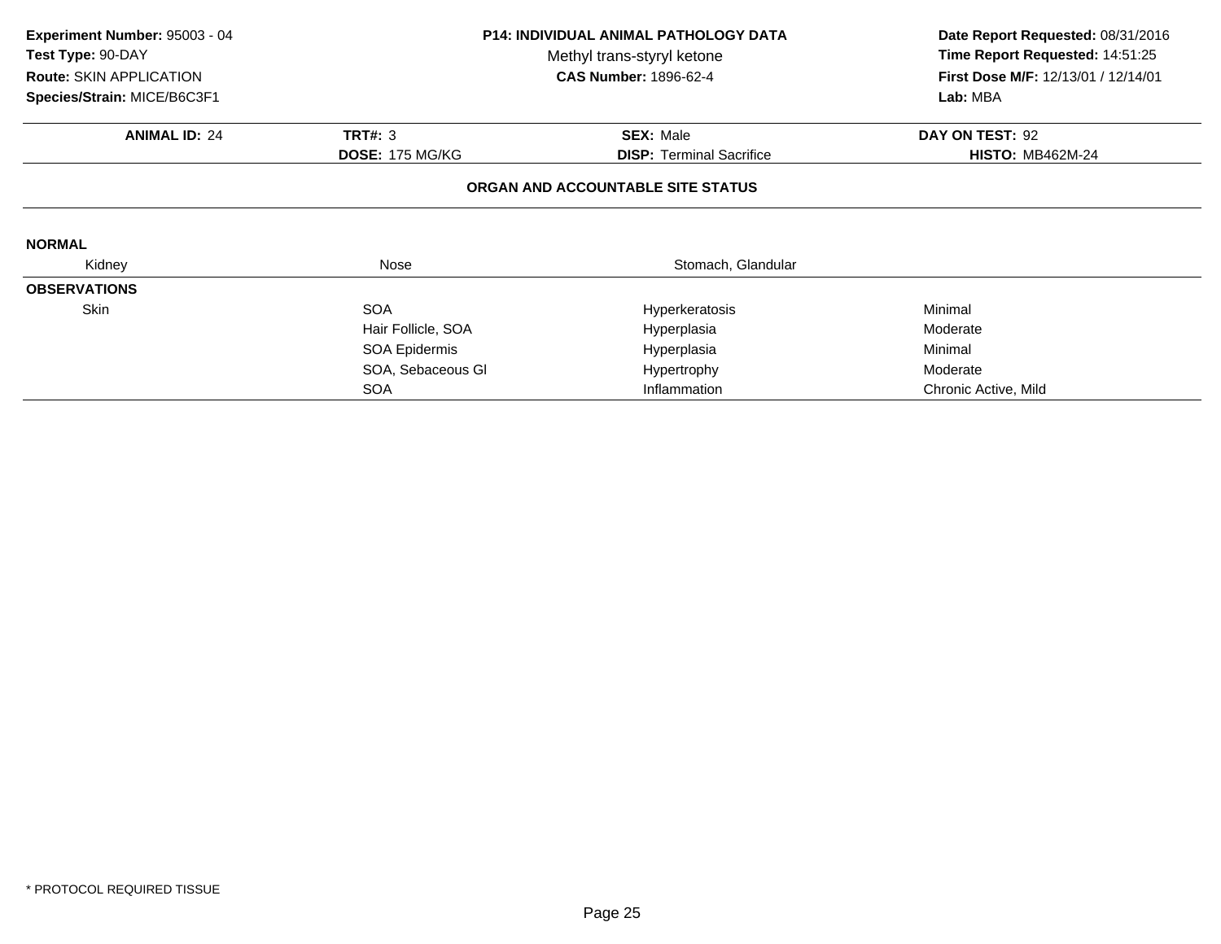**Experiment Number:** 95003 - 04
**Test Type:** 90-DAY
**Route:** SKIN APPLICATION
**Species/Strain:** MICE/B6C3F1

**P14: INDIVIDUAL ANIMAL PATHOLOGY DATA**
Methyl trans-styryl ketone
**CAS Number:** 1896-62-4

**Date Report Requested:** 08/31/2016
**Time Report Requested:** 14:51:25
**First Dose M/F:** 12/13/01 / 12/14/01
**Lab:** MBA

| **ANIMAL ID:** 24 | **TRT#:** 3 | **SEX:** Male | **DAY ON TEST:** 92 |
|---|---|---|---|
| | **DOSE:** 175 MG/KG | **DISP:** Terminal Sacrifice | **HISTO:** MB462M-24 |

**ORGAN AND ACCOUNTABLE SITE STATUS**

**NORMAL**

| Kidney | Nose | Stomach, Glandular | |
|---|---|---|---|

**OBSERVATIONS**

| | | | |
|---|---|---|---|
| Skin | SOA | Hyperkeratosis | Minimal |
| | Hair Follicle, SOA | Hyperplasia | Moderate |
| | SOA Epidermis | Hyperplasia | Minimal |
| | SOA, Sebaceous Gl | Hypertrophy | Moderate |
| | SOA | Inflammation | Chronic Active, Mild |

* PROTOCOL REQUIRED TISSUE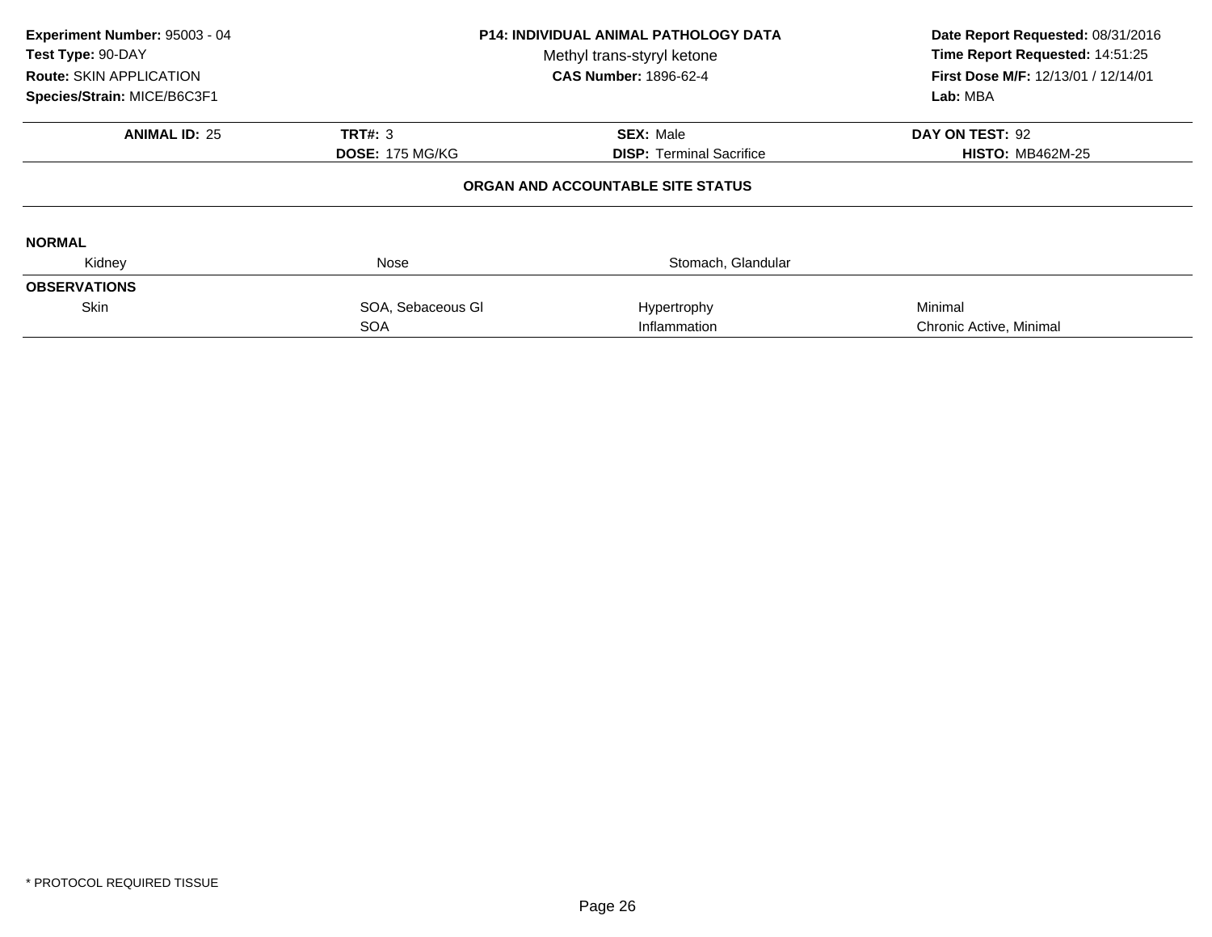**Experiment Number:** 95003 - 04
**Test Type:** 90-DAY
**Route:** SKIN APPLICATION
**Species/Strain:** MICE/B6C3F1

**P14: INDIVIDUAL ANIMAL PATHOLOGY DATA**
Methyl trans-styryl ketone
**CAS Number:** 1896-62-4

**Date Report Requested:** 08/31/2016
**Time Report Requested:** 14:51:25
**First Dose M/F:** 12/13/01 / 12/14/01
**Lab:** MBA

| **ANIMAL ID:** 25 | **TRT#:** 3 | **SEX:** Male | **DAY ON TEST:** 92 |
|---|---|---|---|
| | **DOSE:** 175 MG/KG | **DISP:** Terminal Sacrifice | **HISTO:** MB462M-25 |

**ORGAN AND ACCOUNTABLE SITE STATUS**

**NORMAL**

| Kidney | Nose | Stomach, Glandular | |
|---|---|---|---|

**OBSERVATIONS**

| Skin | SOA, Sebaceous Gl | Hypertrophy | Minimal |
|---|---|---|---|
| | SOA | Inflammation | Chronic Active, Minimal |

* PROTOCOL REQUIRED TISSUE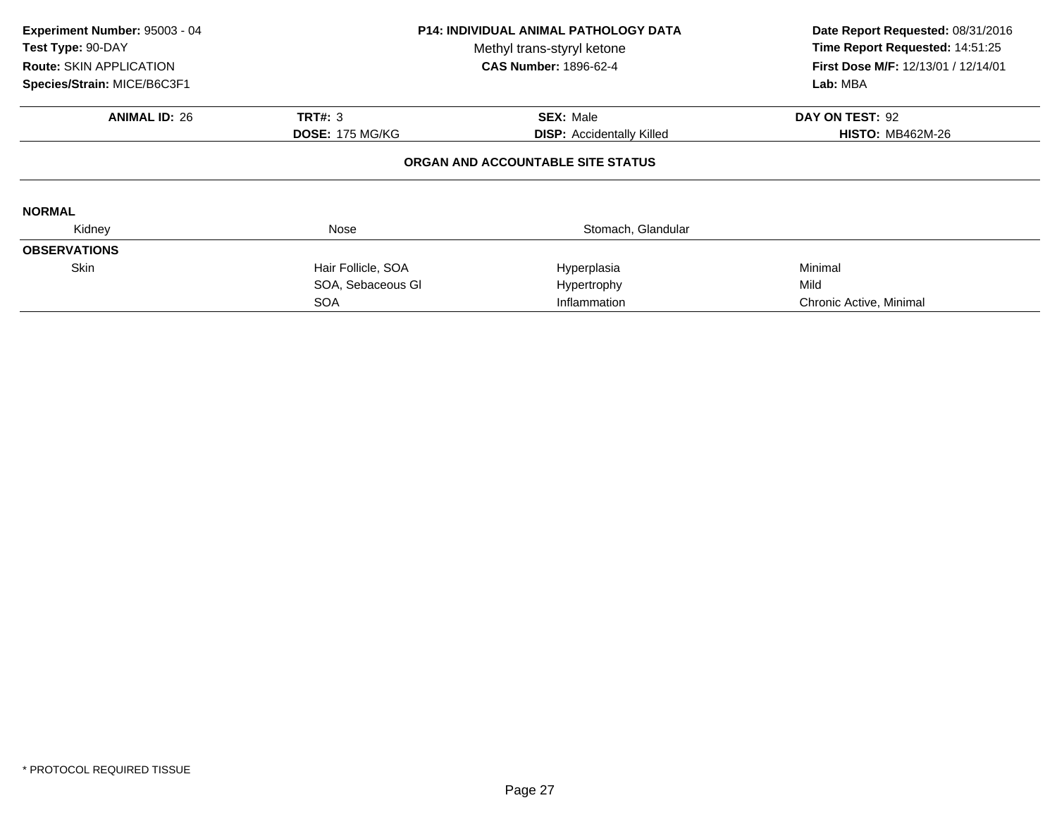**Experiment Number:** 95003 - 04
**Test Type:** 90-DAY
**Route:** SKIN APPLICATION
**Species/Strain:** MICE/B6C3F1

**P14: INDIVIDUAL ANIMAL PATHOLOGY DATA**
Methyl trans-styryl ketone
**CAS Number:** 1896-62-4

**Date Report Requested:** 08/31/2016
**Time Report Requested:** 14:51:25
**First Dose M/F:** 12/13/01 / 12/14/01
**Lab:** MBA

| **ANIMAL ID:** 26 | **TRT#:** 3 | **SEX:** Male | **DAY ON TEST:** 92 |
|---|---|---|---|
| | **DOSE:** 175 MG/KG | **DISP:** Accidentally Killed | **HISTO:** MB462M-26 |

**ORGAN AND ACCOUNTABLE SITE STATUS**

**NORMAL**

| Kidney | Nose | Stomach, Glandular | |
|---|---|---|---|

**OBSERVATIONS**

| | | | |
|---|---|---|---|
| Skin | Hair Follicle, SOA | Hyperplasia | Minimal |
| | SOA, Sebaceous Gl | Hypertrophy | Mild |
| | SOA | Inflammation | Chronic Active, Minimal |

* PROTOCOL REQUIRED TISSUE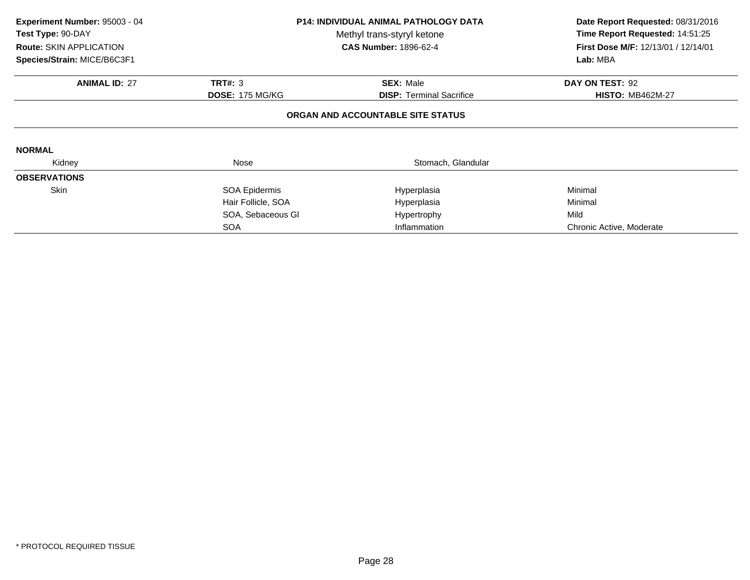**Experiment Number:** 95003 - 04
**Test Type:** 90-DAY
**Route:** SKIN APPLICATION
**Species/Strain:** MICE/B6C3F1

**P14: INDIVIDUAL ANIMAL PATHOLOGY DATA**
Methyl trans-styryl ketone
**CAS Number:** 1896-62-4

**Date Report Requested:** 08/31/2016
**Time Report Requested:** 14:51:25
**First Dose M/F:** 12/13/01 / 12/14/01
**Lab:** MBA

| **ANIMAL ID:** 27 | **TRT#:** 3 | **SEX:** Male | **DAY ON TEST:** 92 |
|---|---|---|---|
| | **DOSE:** 175 MG/KG | **DISP:** Terminal Sacrifice | **HISTO:** MB462M-27 |

**ORGAN AND ACCOUNTABLE SITE STATUS**

**NORMAL**

| Kidney | Nose | Stomach, Glandular | |
|---|---|---|---|

**OBSERVATIONS**

| | | | |
|---|---|---|---|
| Skin | SOA Epidermis | Hyperplasia | Minimal |
| | Hair Follicle, SOA | Hyperplasia | Minimal |
| | SOA, Sebaceous Gl | Hypertrophy | Mild |
| | SOA | Inflammation | Chronic Active, Moderate |

* PROTOCOL REQUIRED TISSUE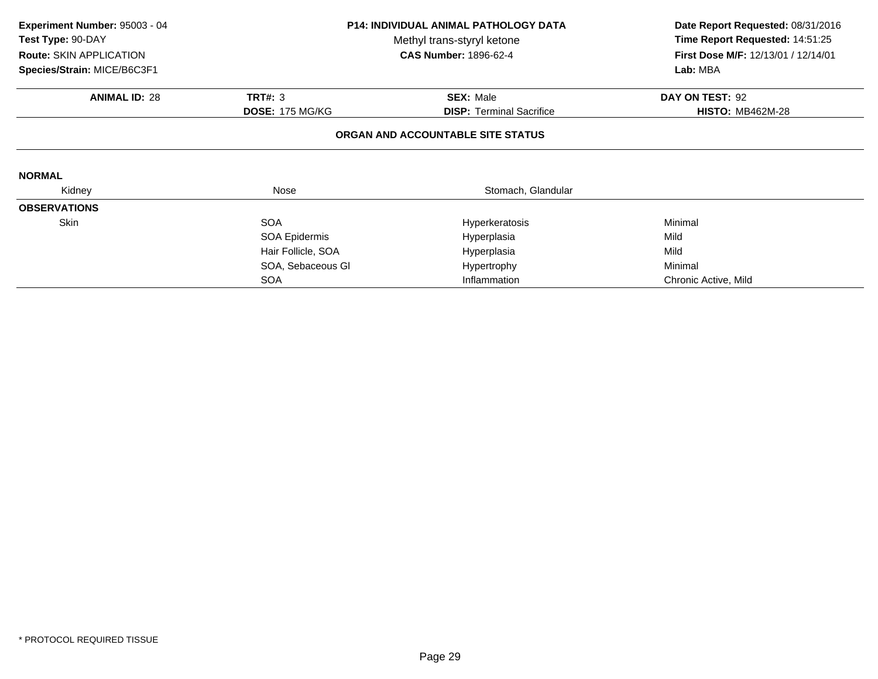**Experiment Number:** 95003 - 04
**Test Type:** 90-DAY
**Route:** SKIN APPLICATION
**Species/Strain:** MICE/B6C3F1

**P14: INDIVIDUAL ANIMAL PATHOLOGY DATA**
Methyl trans-styryl ketone
**CAS Number:** 1896-62-4

**Date Report Requested:** 08/31/2016
**Time Report Requested:** 14:51:25
**First Dose M/F:** 12/13/01 / 12/14/01
**Lab:** MBA

| **ANIMAL ID:** 28 | **TRT#:** 3 | **SEX:** Male | **DAY ON TEST:** 92 |
|---|---|---|---|
| | **DOSE:** 175 MG/KG | **DISP:** Terminal Sacrifice | **HISTO:** MB462M-28 |

## ORGAN AND ACCOUNTABLE SITE STATUS

**NORMAL**

| Kidney | Nose | Stomach, Glandular | |
|---|---|---|---|

**OBSERVATIONS**

| Organ | Site | Observation | Severity |
|---|---|---|---|
| Skin | SOA | Hyperkeratosis | Minimal |
| | SOA Epidermis | Hyperplasia | Mild |
| | Hair Follicle, SOA | Hyperplasia | Mild |
| | SOA, Sebaceous Gl | Hypertrophy | Minimal |
| | SOA | Inflammation | Chronic Active, Mild |

* PROTOCOL REQUIRED TISSUE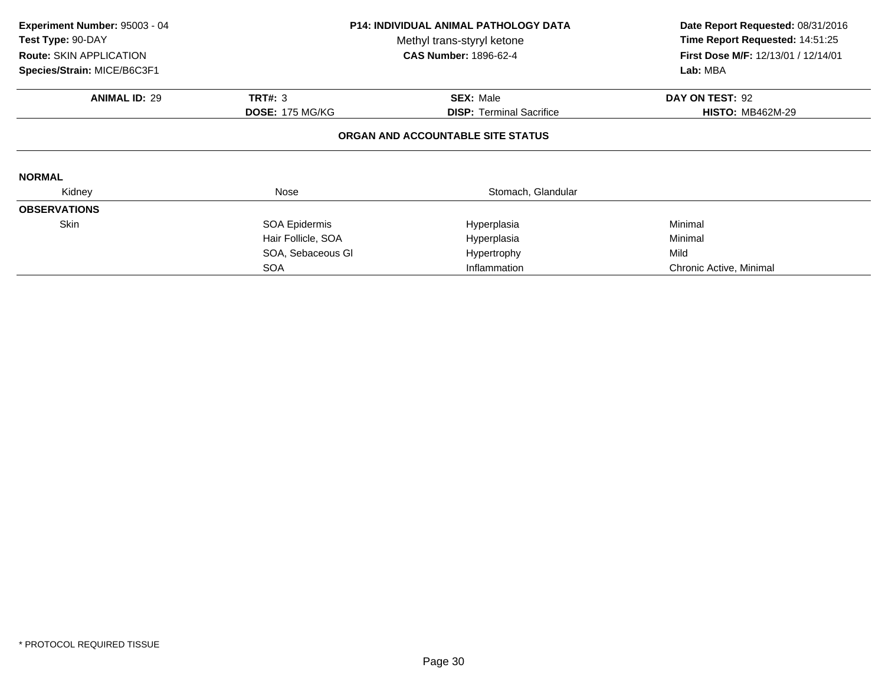**Experiment Number:** 95003 - 04
**Test Type:** 90-DAY
**Route:** SKIN APPLICATION
**Species/Strain:** MICE/B6C3F1

**P14: INDIVIDUAL ANIMAL PATHOLOGY DATA**
Methyl trans-styryl ketone
**CAS Number:** 1896-62-4

**Date Report Requested:** 08/31/2016
**Time Report Requested:** 14:51:25
**First Dose M/F:** 12/13/01 / 12/14/01
**Lab:** MBA

| **ANIMAL ID:** 29 | **TRT#:** 3 | **SEX:** Male | **DAY ON TEST:** 92 |
|---|---|---|---|
| | **DOSE:** 175 MG/KG | **DISP:** Terminal Sacrifice | **HISTO:** MB462M-29 |

**ORGAN AND ACCOUNTABLE SITE STATUS**

**NORMAL**

| Kidney | Nose | Stomach, Glandular | |
|---|---|---|---|

**OBSERVATIONS**

| Organ | Site | Observation | Severity |
|---|---|---|---|
| Skin | SOA Epidermis | Hyperplasia | Minimal |
| | Hair Follicle, SOA | Hyperplasia | Minimal |
| | SOA, Sebaceous Gl | Hypertrophy | Mild |
| | SOA | Inflammation | Chronic Active, Minimal |

* PROTOCOL REQUIRED TISSUE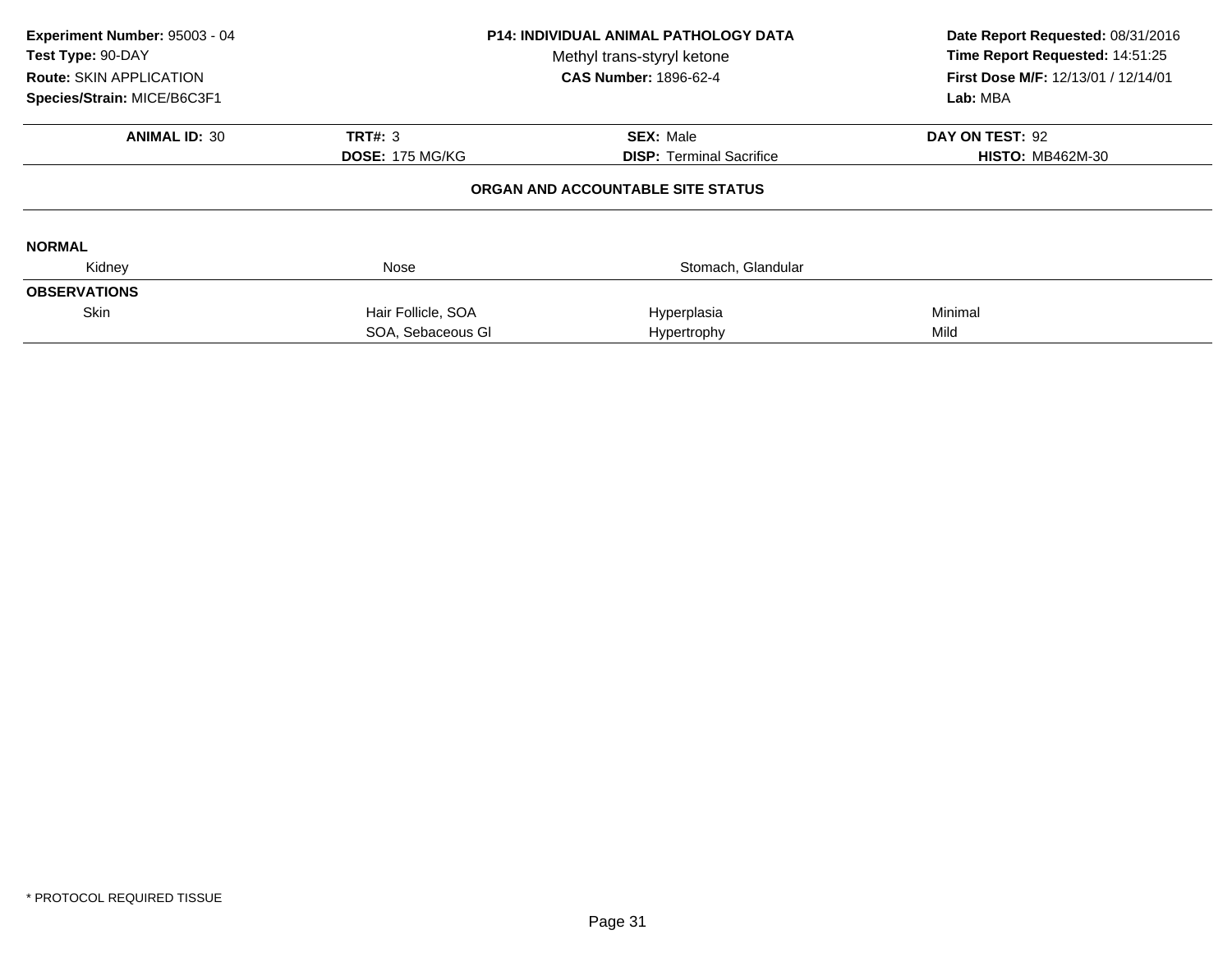**Experiment Number:** 95003 - 04
**Test Type:** 90-DAY
**Route:** SKIN APPLICATION
**Species/Strain:** MICE/B6C3F1

**P14: INDIVIDUAL ANIMAL PATHOLOGY DATA**
Methyl trans-styryl ketone
**CAS Number:** 1896-62-4

**Date Report Requested:** 08/31/2016
**Time Report Requested:** 14:51:25
**First Dose M/F:** 12/13/01 / 12/14/01
**Lab:** MBA

| **ANIMAL ID:** 30 | **TRT#:** 3 | **SEX:** Male | **DAY ON TEST:** 92 |
|---|---|---|---|
| | **DOSE:** 175 MG/KG | **DISP:** Terminal Sacrifice | **HISTO:** MB462M-30 |

**ORGAN AND ACCOUNTABLE SITE STATUS**

**NORMAL**

| | | | |
|---|---|---|---|
| Kidney | Nose | Stomach, Glandular | |

**OBSERVATIONS**

| | | | |
|---|---|---|---|
| Skin | Hair Follicle, SOA | Hyperplasia | Minimal |
| | SOA, Sebaceous Gl | Hypertrophy | Mild |

* PROTOCOL REQUIRED TISSUE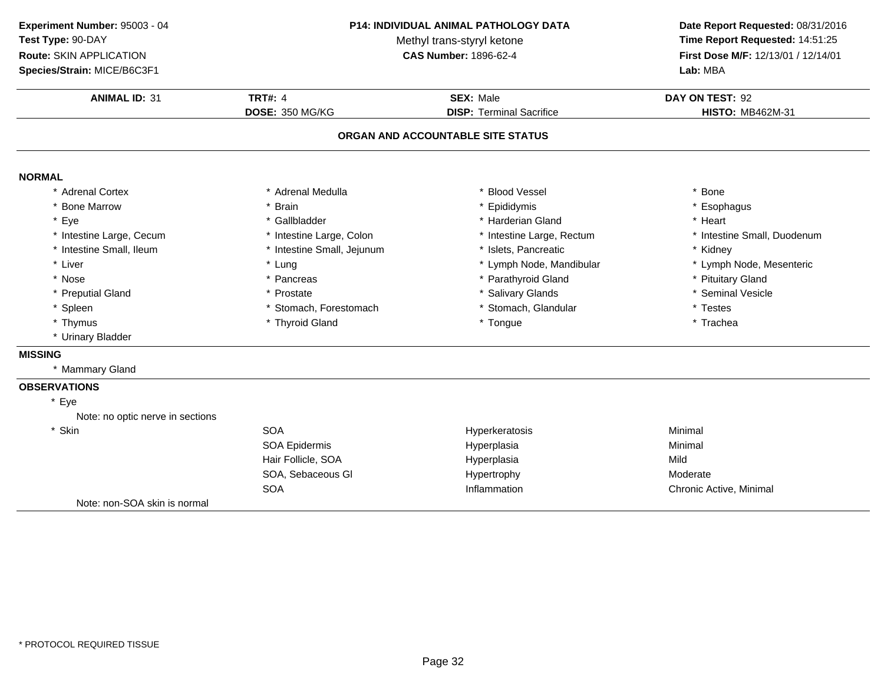**Experiment Number:** 95003 - 04
**Test Type:** 90-DAY
**Route:** SKIN APPLICATION
**Species/Strain:** MICE/B6C3F1

**P14: INDIVIDUAL ANIMAL PATHOLOGY DATA**
Methyl trans-styryl ketone
**CAS Number:** 1896-62-4

**Date Report Requested:** 08/31/2016
**Time Report Requested:** 14:51:25
**First Dose M/F:** 12/13/01 / 12/14/01
**Lab:** MBA

| **ANIMAL ID:** 31 | **TRT#:** 4 | **SEX:** Male | **DAY ON TEST:** 92 |
|---|---|---|---|
| | **DOSE:** 350 MG/KG | **DISP:** Terminal Sacrifice | **HISTO:** MB462M-31 |

## ORGAN AND ACCOUNTABLE SITE STATUS

**NORMAL**

| | | | |
|---|---|---|---|
| * Adrenal Cortex | * Adrenal Medulla | * Blood Vessel | * Bone |
| * Bone Marrow | * Brain | * Epididymis | * Esophagus |
| * Eye | * Gallbladder | * Harderian Gland | * Heart |
| * Intestine Large, Cecum | * Intestine Large, Colon | * Intestine Large, Rectum | * Intestine Small, Duodenum |
| * Intestine Small, Ileum | * Intestine Small, Jejunum | * Islets, Pancreatic | * Kidney |
| * Liver | * Lung | * Lymph Node, Mandibular | * Lymph Node, Mesenteric |
| * Nose | * Pancreas | * Parathyroid Gland | * Pituitary Gland |
| * Preputial Gland | * Prostate | * Salivary Glands | * Seminal Vesicle |
| * Spleen | * Stomach, Forestomach | * Stomach, Glandular | * Testes |
| * Thymus | * Thyroid Gland | * Tongue | * Trachea |
| * Urinary Bladder | | | |

**MISSING**

* Mammary Gland

**OBSERVATIONS**

* Eye

Note: no optic nerve in sections

| | | | |
|---|---|---|---|
| * Skin | SOA | Hyperkeratosis | Minimal |
| | SOA Epidermis | Hyperplasia | Minimal |
| | Hair Follicle, SOA | Hyperplasia | Mild |
| | SOA, Sebaceous Gl | Hypertrophy | Moderate |
| | SOA | Inflammation | Chronic Active, Minimal |

Note: non-SOA skin is normal

* PROTOCOL REQUIRED TISSUE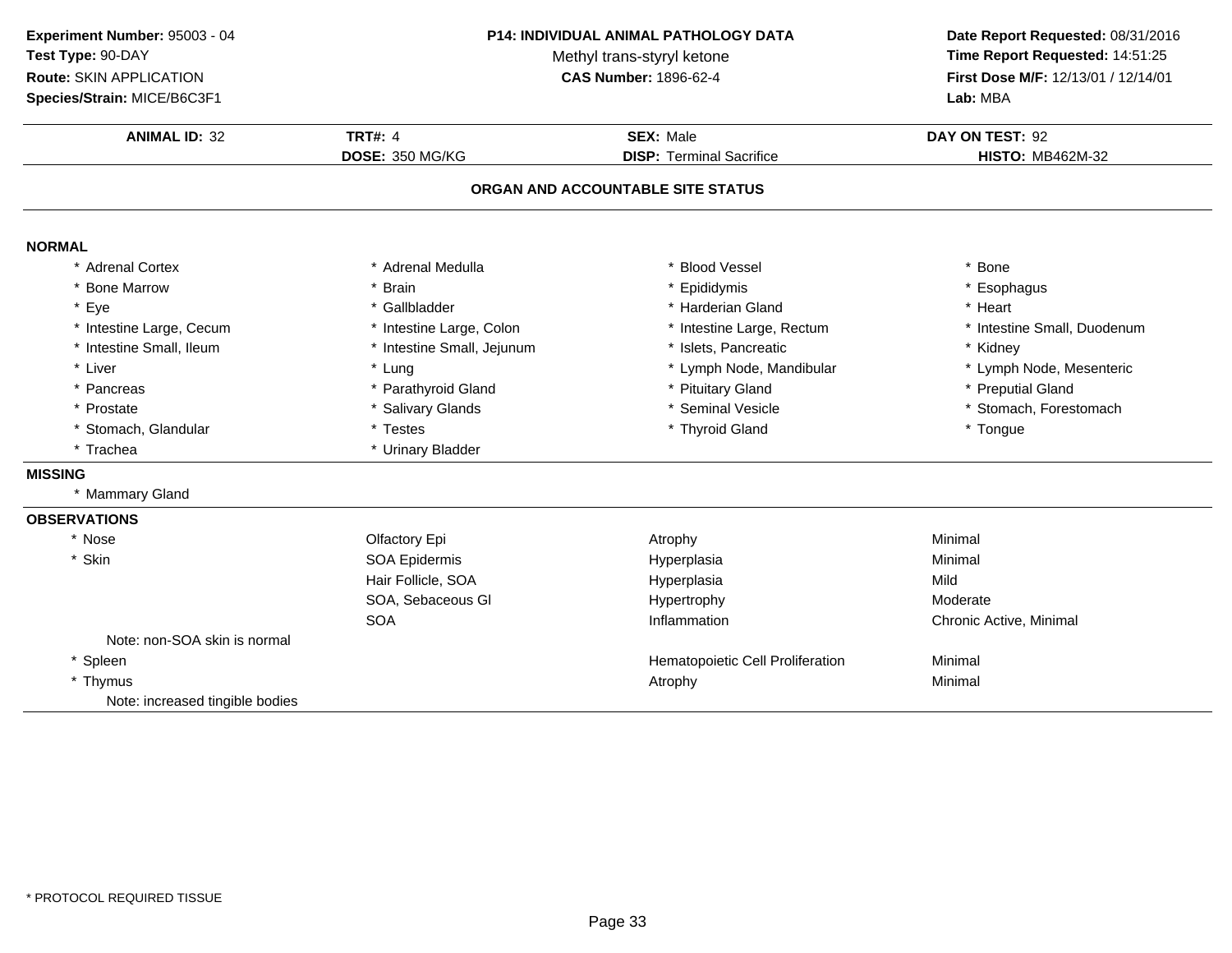**Experiment Number:** 95003 - 04
**Test Type:** 90-DAY
**Route:** SKIN APPLICATION
**Species/Strain:** MICE/B6C3F1

**P14: INDIVIDUAL ANIMAL PATHOLOGY DATA**
Methyl trans-styryl ketone
**CAS Number:** 1896-62-4

**Date Report Requested:** 08/31/2016
**Time Report Requested:** 14:51:25
**First Dose M/F:** 12/13/01 / 12/14/01
**Lab:** MBA

| **ANIMAL ID:** 32 | **TRT#:** 4 | **SEX:** Male | **DAY ON TEST:** 92 |
|---|---|---|---|
| | **DOSE:** 350 MG/KG | **DISP:** Terminal Sacrifice | **HISTO:** MB462M-32 |

## ORGAN AND ACCOUNTABLE SITE STATUS

### NORMAL

| | | | |
|---|---|---|---|
| * Adrenal Cortex | * Adrenal Medulla | * Blood Vessel | * Bone |
| * Bone Marrow | * Brain | * Epididymis | * Esophagus |
| * Eye | * Gallbladder | * Harderian Gland | * Heart |
| * Intestine Large, Cecum | * Intestine Large, Colon | * Intestine Large, Rectum | * Intestine Small, Duodenum |
| * Intestine Small, Ileum | * Intestine Small, Jejunum | * Islets, Pancreatic | * Kidney |
| * Liver | * Lung | * Lymph Node, Mandibular | * Lymph Node, Mesenteric |
| * Pancreas | * Parathyroid Gland | * Pituitary Gland | * Preputial Gland |
| * Prostate | * Salivary Glands | * Seminal Vesicle | * Stomach, Forestomach |
| * Stomach, Glandular | * Testes | * Thyroid Gland | * Tongue |
| * Trachea | * Urinary Bladder | | |

### MISSING

* Mammary Gland

### OBSERVATIONS

| | | | |
|---|---|---|---|
| * Nose | Olfactory Epi | Atrophy | Minimal |
| * Skin | SOA Epidermis | Hyperplasia | Minimal |
| | Hair Follicle, SOA | Hyperplasia | Mild |
| | SOA, Sebaceous Gl | Hypertrophy | Moderate |
| | SOA | Inflammation | Chronic Active, Minimal |
| Note: non-SOA skin is normal | | | |
| * Spleen | | Hematopoietic Cell Proliferation | Minimal |
| * Thymus | | Atrophy | Minimal |
| Note: increased tingible bodies | | | |

\* PROTOCOL REQUIRED TISSUE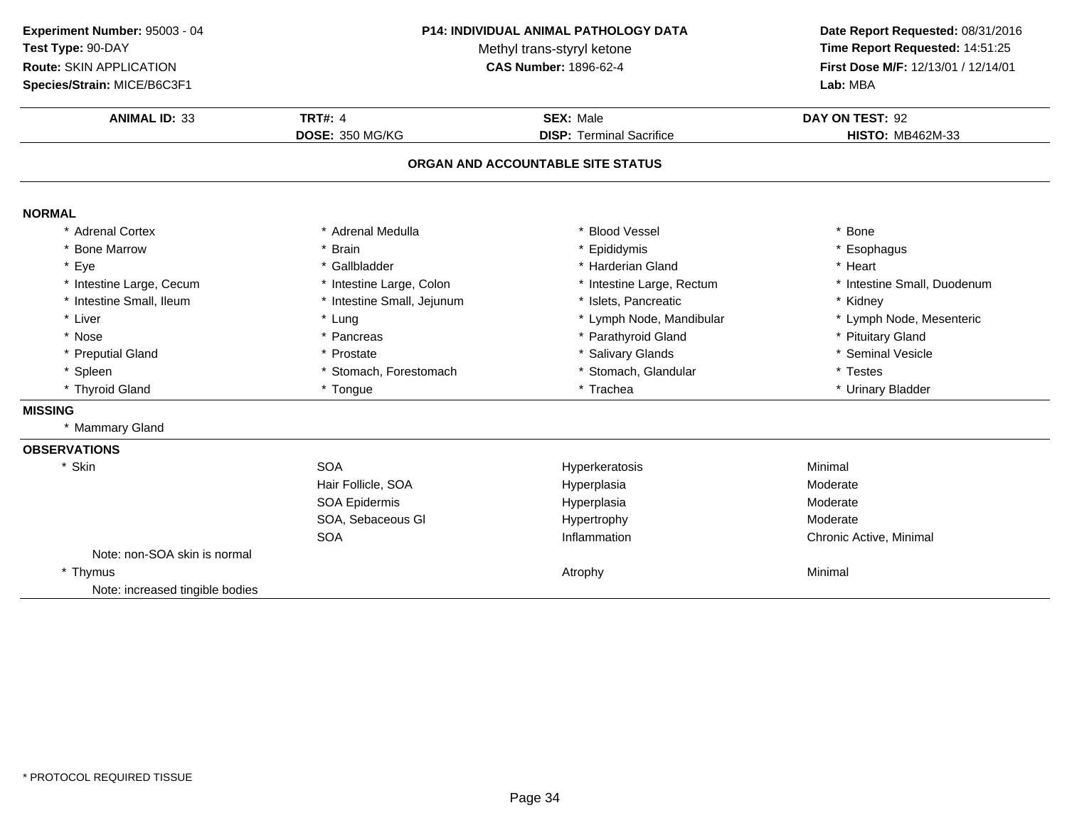**Experiment Number:** 95003 - 04
**Test Type:** 90-DAY
**Route:** SKIN APPLICATION
**Species/Strain:** MICE/B6C3F1

**P14: INDIVIDUAL ANIMAL PATHOLOGY DATA**
Methyl trans-styryl ketone
**CAS Number:** 1896-62-4

**Date Report Requested:** 08/31/2016
**Time Report Requested:** 14:51:25
**First Dose M/F:** 12/13/01 / 12/14/01
**Lab:** MBA

| **ANIMAL ID:** 33 | **TRT#:** 4 | **SEX:** Male | **DAY ON TEST:** 92 |
|---|---|---|---|
| | **DOSE:** 350 MG/KG | **DISP:** Terminal Sacrifice | **HISTO:** MB462M-33 |

## ORGAN AND ACCOUNTABLE SITE STATUS

**NORMAL**

| | | | |
|---|---|---|---|
| * Adrenal Cortex | * Adrenal Medulla | * Blood Vessel | * Bone |
| * Bone Marrow | * Brain | * Epididymis | * Esophagus |
| * Eye | * Gallbladder | * Harderian Gland | * Heart |
| * Intestine Large, Cecum | * Intestine Large, Colon | * Intestine Large, Rectum | * Intestine Small, Duodenum |
| * Intestine Small, Ileum | * Intestine Small, Jejunum | * Islets, Pancreatic | * Kidney |
| * Liver | * Lung | * Lymph Node, Mandibular | * Lymph Node, Mesenteric |
| * Nose | * Pancreas | * Parathyroid Gland | * Pituitary Gland |
| * Preputial Gland | * Prostate | * Salivary Glands | * Seminal Vesicle |
| * Spleen | * Stomach, Forestomach | * Stomach, Glandular | * Testes |
| * Thyroid Gland | * Tongue | * Trachea | * Urinary Bladder |

**MISSING**

* Mammary Gland

**OBSERVATIONS**

| | | | |
|---|---|---|---|
| * Skin | SOA | Hyperkeratosis | Minimal |
| | Hair Follicle, SOA | Hyperplasia | Moderate |
| | SOA Epidermis | Hyperplasia | Moderate |
| | SOA, Sebaceous Gl | Hypertrophy | Moderate |
| | SOA | Inflammation | Chronic Active, Minimal |
| Note: non-SOA skin is normal | | | |
| * Thymus | | Atrophy | Minimal |
| Note: increased tingible bodies | | | |

* PROTOCOL REQUIRED TISSUE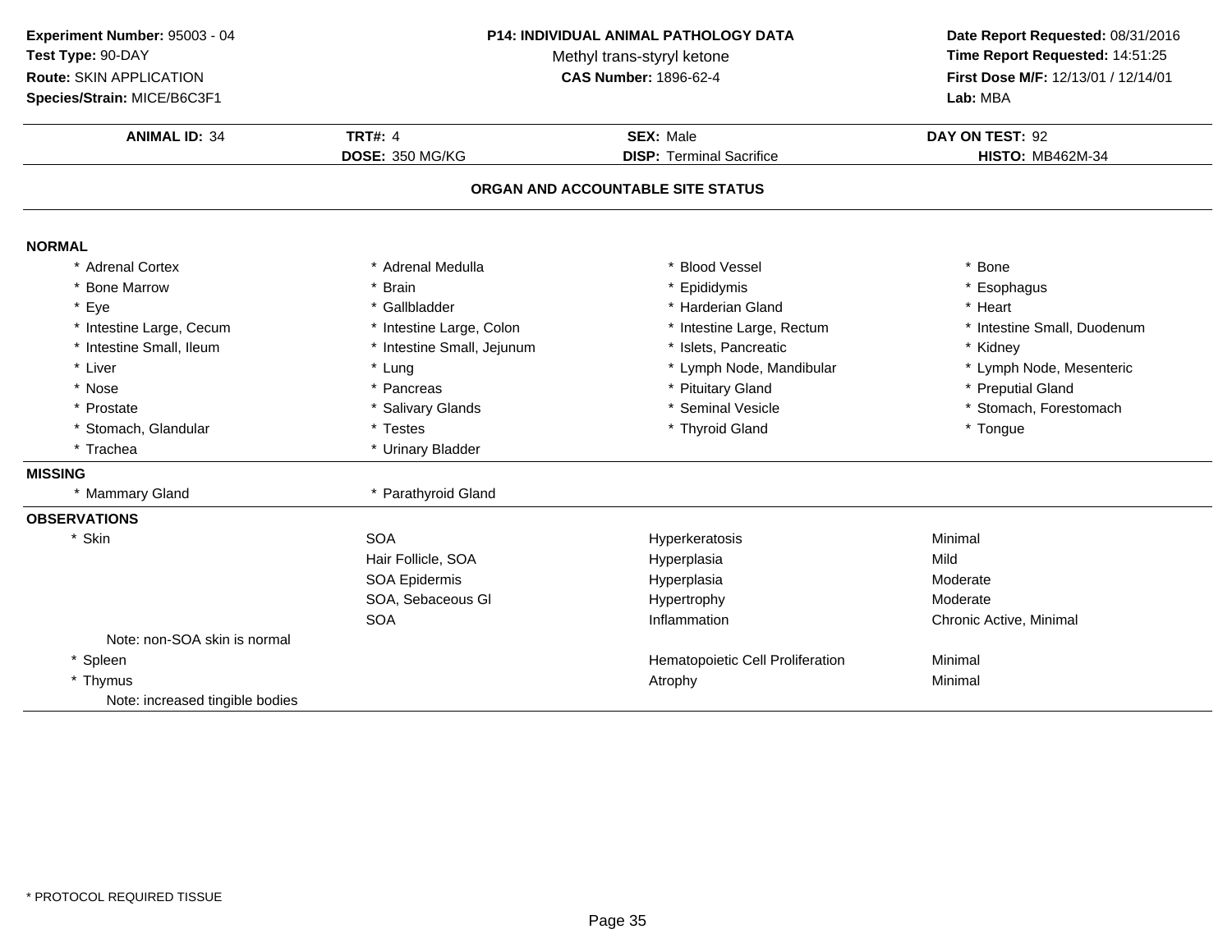**Experiment Number:** 95003 - 04
**Test Type:** 90-DAY
**Route:** SKIN APPLICATION
**Species/Strain:** MICE/B6C3F1

**P14: INDIVIDUAL ANIMAL PATHOLOGY DATA**
Methyl trans-styryl ketone
**CAS Number:** 1896-62-4

**Date Report Requested:** 08/31/2016
**Time Report Requested:** 14:51:25
**First Dose M/F:** 12/13/01 / 12/14/01
**Lab:** MBA

| **ANIMAL ID:** 34 | **TRT#:** 4 | **SEX:** Male | **DAY ON TEST:** 92 |
|---|---|---|---|
| | **DOSE:** 350 MG/KG | **DISP:** Terminal Sacrifice | **HISTO:** MB462M-34 |

## ORGAN AND ACCOUNTABLE SITE STATUS

**NORMAL**

| | | | |
|---|---|---|---|
| * Adrenal Cortex | * Adrenal Medulla | * Blood Vessel | * Bone |
| * Bone Marrow | * Brain | * Epididymis | * Esophagus |
| * Eye | * Gallbladder | * Harderian Gland | * Heart |
| * Intestine Large, Cecum | * Intestine Large, Colon | * Intestine Large, Rectum | * Intestine Small, Duodenum |
| * Intestine Small, Ileum | * Intestine Small, Jejunum | * Islets, Pancreatic | * Kidney |
| * Liver | * Lung | * Lymph Node, Mandibular | * Lymph Node, Mesenteric |
| * Nose | * Pancreas | * Pituitary Gland | * Preputial Gland |
| * Prostate | * Salivary Glands | * Seminal Vesicle | * Stomach, Forestomach |
| * Stomach, Glandular | * Testes | * Thyroid Gland | * Tongue |
| * Trachea | * Urinary Bladder | | |

**MISSING**

| | |
|---|---|
| * Mammary Gland | * Parathyroid Gland |

**OBSERVATIONS**

| | | | |
|---|---|---|---|
| * Skin | SOA | Hyperkeratosis | Minimal |
| | Hair Follicle, SOA | Hyperplasia | Mild |
| | SOA Epidermis | Hyperplasia | Moderate |
| | SOA, Sebaceous Gl | Hypertrophy | Moderate |
| | SOA | Inflammation | Chronic Active, Minimal |
| Note: non-SOA skin is normal | | | |
| * Spleen | | Hematopoietic Cell Proliferation | Minimal |
| * Thymus | | Atrophy | Minimal |
| Note: increased tingible bodies | | | |

* PROTOCOL REQUIRED TISSUE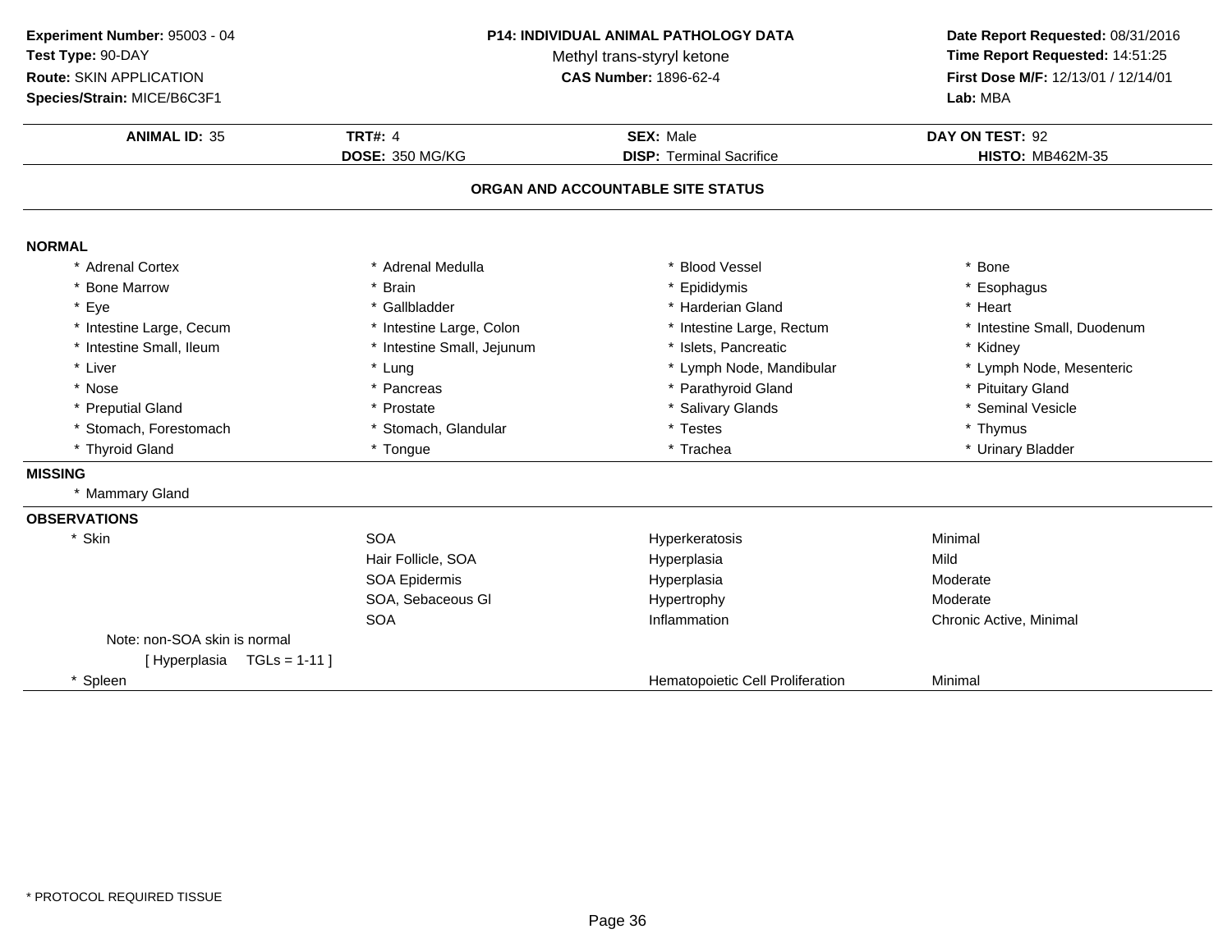**Experiment Number:** 95003 - 04
**Test Type:** 90-DAY
**Route:** SKIN APPLICATION
**Species/Strain:** MICE/B6C3F1

**P14: INDIVIDUAL ANIMAL PATHOLOGY DATA**
Methyl trans-styryl ketone
**CAS Number:** 1896-62-4

**Date Report Requested:** 08/31/2016
**Time Report Requested:** 14:51:25
**First Dose M/F:** 12/13/01 / 12/14/01
**Lab:** MBA

| **ANIMAL ID:** 35 | **TRT#:** 4 | **SEX:** Male | **DAY ON TEST:** 92 |
|---|---|---|---|
| | **DOSE:** 350 MG/KG | **DISP:** Terminal Sacrifice | **HISTO:** MB462M-35 |

## ORGAN AND ACCOUNTABLE SITE STATUS

**NORMAL**

| | | | |
|---|---|---|---|
| * Adrenal Cortex | * Adrenal Medulla | * Blood Vessel | * Bone |
| * Bone Marrow | * Brain | * Epididymis | * Esophagus |
| * Eye | * Gallbladder | * Harderian Gland | * Heart |
| * Intestine Large, Cecum | * Intestine Large, Colon | * Intestine Large, Rectum | * Intestine Small, Duodenum |
| * Intestine Small, Ileum | * Intestine Small, Jejunum | * Islets, Pancreatic | * Kidney |
| * Liver | * Lung | * Lymph Node, Mandibular | * Lymph Node, Mesenteric |
| * Nose | * Pancreas | * Parathyroid Gland | * Pituitary Gland |
| * Preputial Gland | * Prostate | * Salivary Glands | * Seminal Vesicle |
| * Stomach, Forestomach | * Stomach, Glandular | * Testes | * Thymus |
| * Thyroid Gland | * Tongue | * Trachea | * Urinary Bladder |

**MISSING**

* Mammary Gland

**OBSERVATIONS**

| | | | |
|---|---|---|---|
| * Skin | SOA | Hyperkeratosis | Minimal |
| | Hair Follicle, SOA | Hyperplasia | Mild |
| | SOA Epidermis | Hyperplasia | Moderate |
| | SOA, Sebaceous Gl | Hypertrophy | Moderate |
| | SOA | Inflammation | Chronic Active, Minimal |
| Note: non-SOA skin is normal | | | |
| [ Hyperplasia TGLs = 1-11 ] | | | |
| * Spleen | | Hematopoietic Cell Proliferation | Minimal |

* PROTOCOL REQUIRED TISSUE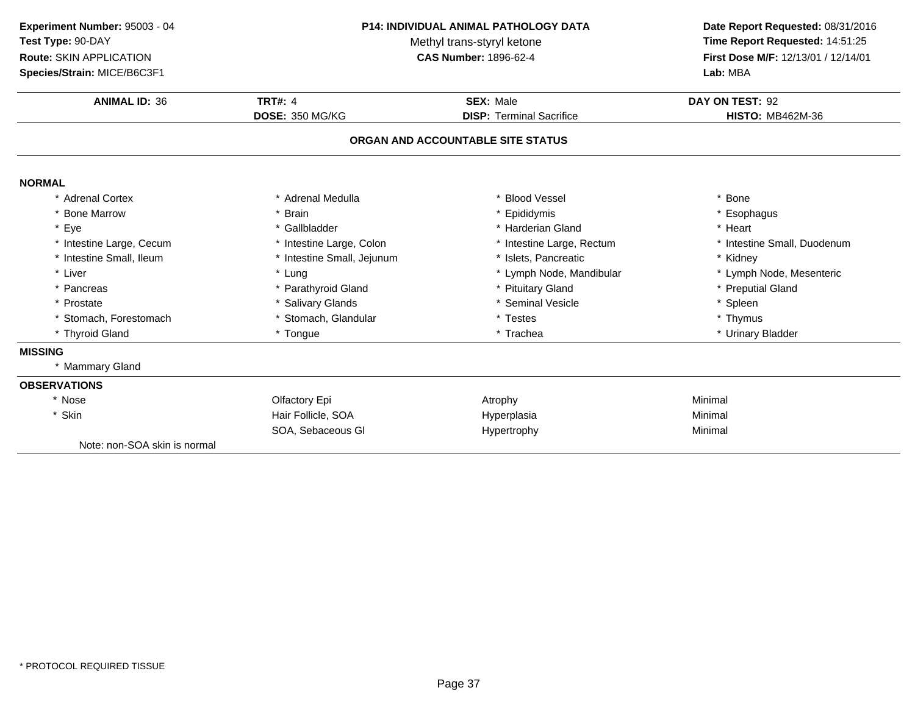**Experiment Number:** 95003 - 04
**Test Type:** 90-DAY
**Route:** SKIN APPLICATION
**Species/Strain:** MICE/B6C3F1

**P14: INDIVIDUAL ANIMAL PATHOLOGY DATA**
Methyl trans-styryl ketone
**CAS Number:** 1896-62-4

**Date Report Requested:** 08/31/2016
**Time Report Requested:** 14:51:25
**First Dose M/F:** 12/13/01 / 12/14/01
**Lab:** MBA

| **ANIMAL ID:** 36 | **TRT#:** 4 | **SEX:** Male | **DAY ON TEST:** 92 |
|---|---|---|---|
| | **DOSE:** 350 MG/KG | **DISP:** Terminal Sacrifice | **HISTO:** MB462M-36 |

## ORGAN AND ACCOUNTABLE SITE STATUS

**NORMAL**

| | | | |
|---|---|---|---|
| * Adrenal Cortex | * Adrenal Medulla | * Blood Vessel | * Bone |
| * Bone Marrow | * Brain | * Epididymis | * Esophagus |
| * Eye | * Gallbladder | * Harderian Gland | * Heart |
| * Intestine Large, Cecum | * Intestine Large, Colon | * Intestine Large, Rectum | * Intestine Small, Duodenum |
| * Intestine Small, Ileum | * Intestine Small, Jejunum | * Islets, Pancreatic | * Kidney |
| * Liver | * Lung | * Lymph Node, Mandibular | * Lymph Node, Mesenteric |
| * Pancreas | * Parathyroid Gland | * Pituitary Gland | * Preputial Gland |
| * Prostate | * Salivary Glands | * Seminal Vesicle | * Spleen |
| * Stomach, Forestomach | * Stomach, Glandular | * Testes | * Thymus |
| * Thyroid Gland | * Tongue | * Trachea | * Urinary Bladder |

**MISSING**

* Mammary Gland

**OBSERVATIONS**

| | | | |
|---|---|---|---|
| * Nose | Olfactory Epi | Atrophy | Minimal |
| * Skin | Hair Follicle, SOA | Hyperplasia | Minimal |
| | SOA, Sebaceous Gl | Hypertrophy | Minimal |

Note: non-SOA skin is normal

* PROTOCOL REQUIRED TISSUE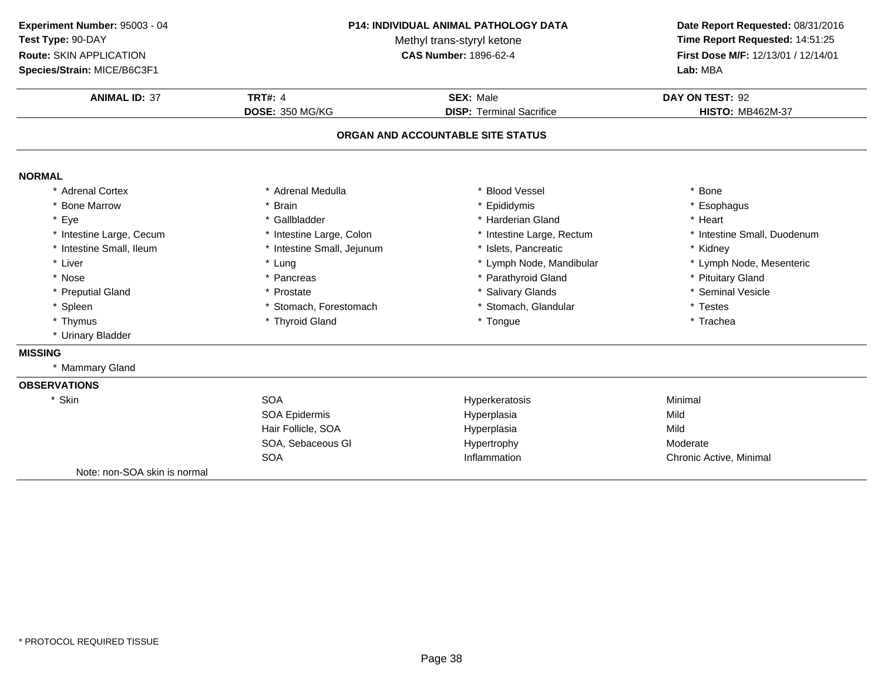**Experiment Number:** 95003 - 04
**Test Type:** 90-DAY
**Route:** SKIN APPLICATION
**Species/Strain:** MICE/B6C3F1

**P14: INDIVIDUAL ANIMAL PATHOLOGY DATA**
Methyl trans-styryl ketone
**CAS Number:** 1896-62-4

**Date Report Requested:** 08/31/2016
**Time Report Requested:** 14:51:25
**First Dose M/F:** 12/13/01 / 12/14/01
**Lab:** MBA

| **ANIMAL ID:** 37 | **TRT#:** 4 | **SEX:** Male | **DAY ON TEST:** 92 |
|---|---|---|---|
| | **DOSE:** 350 MG/KG | **DISP:** Terminal Sacrifice | **HISTO:** MB462M-37 |

## ORGAN AND ACCOUNTABLE SITE STATUS

### NORMAL

| | | | |
|---|---|---|---|
| * Adrenal Cortex | * Adrenal Medulla | * Blood Vessel | * Bone |
| * Bone Marrow | * Brain | * Epididymis | * Esophagus |
| * Eye | * Gallbladder | * Harderian Gland | * Heart |
| * Intestine Large, Cecum | * Intestine Large, Colon | * Intestine Large, Rectum | * Intestine Small, Duodenum |
| * Intestine Small, Ileum | * Intestine Small, Jejunum | * Islets, Pancreatic | * Kidney |
| * Liver | * Lung | * Lymph Node, Mandibular | * Lymph Node, Mesenteric |
| * Nose | * Pancreas | * Parathyroid Gland | * Pituitary Gland |
| * Preputial Gland | * Prostate | * Salivary Glands | * Seminal Vesicle |
| * Spleen | * Stomach, Forestomach | * Stomach, Glandular | * Testes |
| * Thymus | * Thyroid Gland | * Tongue | * Trachea |
| * Urinary Bladder | | | |

### MISSING

* Mammary Gland

### OBSERVATIONS

| | | | |
|---|---|---|---|
| * Skin | SOA | Hyperkeratosis | Minimal |
| | SOA Epidermis | Hyperplasia | Mild |
| | Hair Follicle, SOA | Hyperplasia | Mild |
| | SOA, Sebaceous Gl | Hypertrophy | Moderate |
| | SOA | Inflammation | Chronic Active, Minimal |

Note: non-SOA skin is normal

\* PROTOCOL REQUIRED TISSUE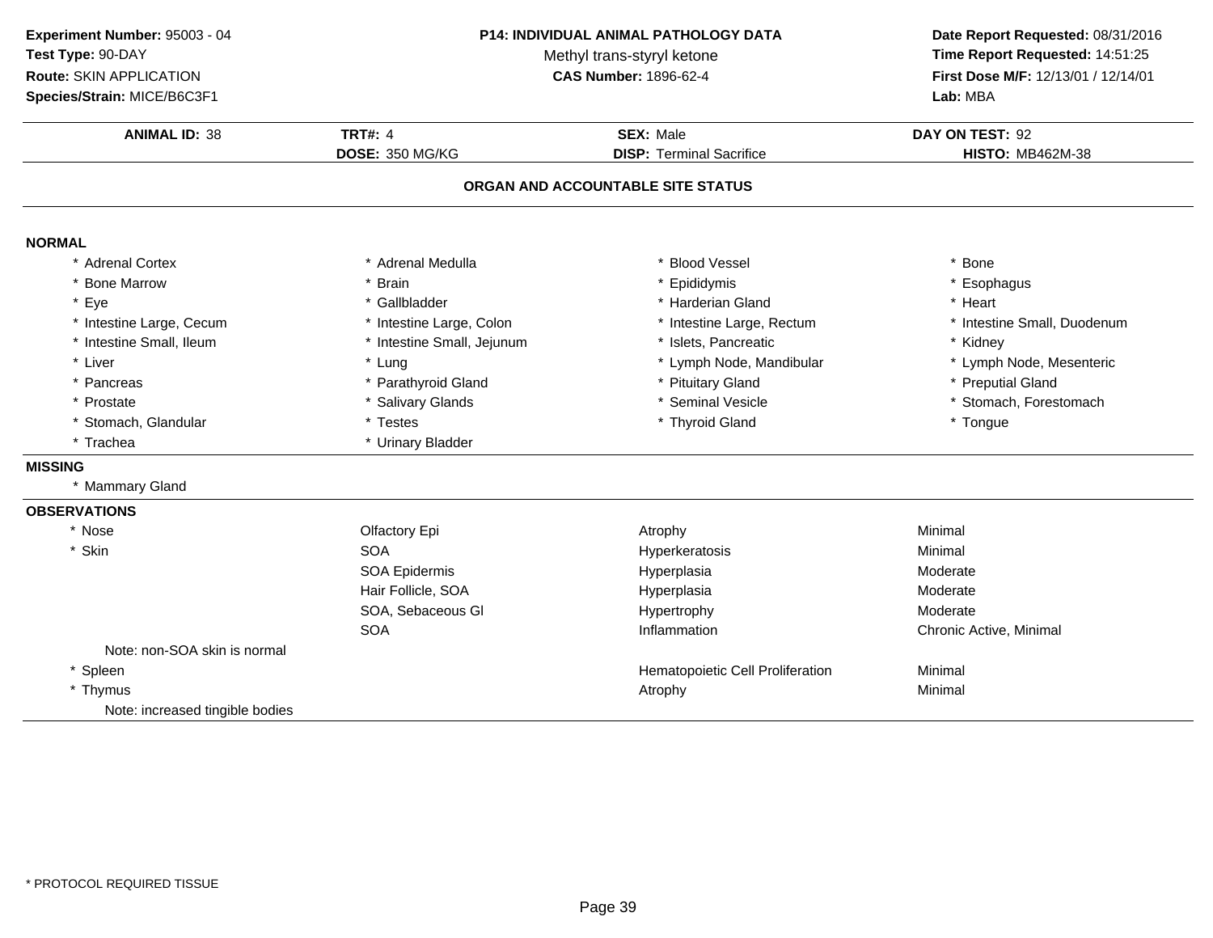**Experiment Number:** 95003 - 04
**Test Type:** 90-DAY
**Route:** SKIN APPLICATION
**Species/Strain:** MICE/B6C3F1

**P14: INDIVIDUAL ANIMAL PATHOLOGY DATA**
Methyl trans-styryl ketone
**CAS Number:** 1896-62-4

**Date Report Requested:** 08/31/2016
**Time Report Requested:** 14:51:25
**First Dose M/F:** 12/13/01 / 12/14/01
**Lab:** MBA

| **ANIMAL ID:** 38 | **TRT#:** 4 | **SEX:** Male | **DAY ON TEST:** 92 |
|---|---|---|---|
| | **DOSE:** 350 MG/KG | **DISP:** Terminal Sacrifice | **HISTO:** MB462M-38 |

## ORGAN AND ACCOUNTABLE SITE STATUS

### NORMAL

| | | | |
|---|---|---|---|
| * Adrenal Cortex | * Adrenal Medulla | * Blood Vessel | * Bone |
| * Bone Marrow | * Brain | * Epididymis | * Esophagus |
| * Eye | * Gallbladder | * Harderian Gland | * Heart |
| * Intestine Large, Cecum | * Intestine Large, Colon | * Intestine Large, Rectum | * Intestine Small, Duodenum |
| * Intestine Small, Ileum | * Intestine Small, Jejunum | * Islets, Pancreatic | * Kidney |
| * Liver | * Lung | * Lymph Node, Mandibular | * Lymph Node, Mesenteric |
| * Pancreas | * Parathyroid Gland | * Pituitary Gland | * Preputial Gland |
| * Prostate | * Salivary Glands | * Seminal Vesicle | * Stomach, Forestomach |
| * Stomach, Glandular | * Testes | * Thyroid Gland | * Tongue |
| * Trachea | * Urinary Bladder | | |

### MISSING

* Mammary Gland

### OBSERVATIONS

| | | | |
|---|---|---|---|
| * Nose | Olfactory Epi | Atrophy | Minimal |
| * Skin | SOA | Hyperkeratosis | Minimal |
| | SOA Epidermis | Hyperplasia | Moderate |
| | Hair Follicle, SOA | Hyperplasia | Moderate |
| | SOA, Sebaceous Gl | Hypertrophy | Moderate |
| | SOA | Inflammation | Chronic Active, Minimal |
| Note: non-SOA skin is normal | | | |
| * Spleen | | Hematopoietic Cell Proliferation | Minimal |
| * Thymus | | Atrophy | Minimal |
| Note: increased tingible bodies | | | |

* PROTOCOL REQUIRED TISSUE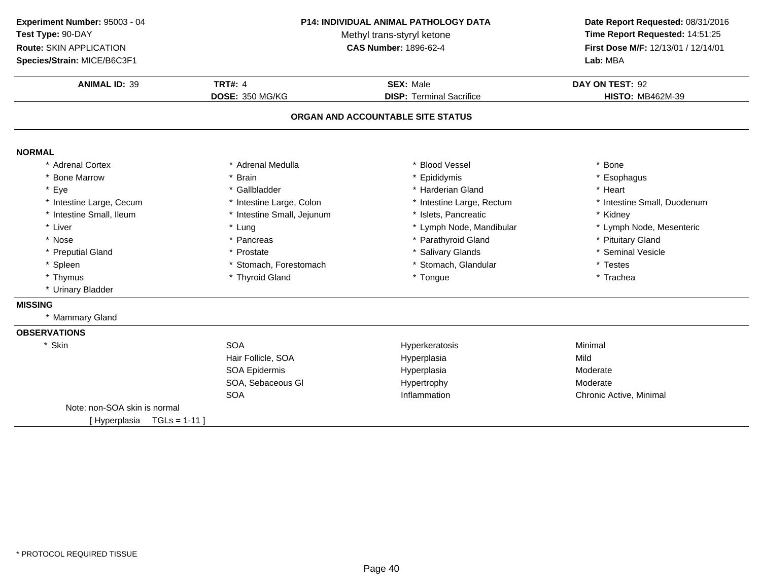**Experiment Number:** 95003 - 04
**Test Type:** 90-DAY
**Route:** SKIN APPLICATION
**Species/Strain:** MICE/B6C3F1

**P14: INDIVIDUAL ANIMAL PATHOLOGY DATA**
Methyl trans-styryl ketone
**CAS Number:** 1896-62-4

**Date Report Requested:** 08/31/2016
**Time Report Requested:** 14:51:25
**First Dose M/F:** 12/13/01 / 12/14/01
**Lab:** MBA

| **ANIMAL ID:** 39 | **TRT#:** 4 | **SEX:** Male | **DAY ON TEST:** 92 |
|---|---|---|---|
| | **DOSE:** 350 MG/KG | **DISP:** Terminal Sacrifice | **HISTO:** MB462M-39 |

## ORGAN AND ACCOUNTABLE SITE STATUS

**NORMAL**

| | | | |
|---|---|---|---|
| * Adrenal Cortex | * Adrenal Medulla | * Blood Vessel | * Bone |
| * Bone Marrow | * Brain | * Epididymis | * Esophagus |
| * Eye | * Gallbladder | * Harderian Gland | * Heart |
| * Intestine Large, Cecum | * Intestine Large, Colon | * Intestine Large, Rectum | * Intestine Small, Duodenum |
| * Intestine Small, Ileum | * Intestine Small, Jejunum | * Islets, Pancreatic | * Kidney |
| * Liver | * Lung | * Lymph Node, Mandibular | * Lymph Node, Mesenteric |
| * Nose | * Pancreas | * Parathyroid Gland | * Pituitary Gland |
| * Preputial Gland | * Prostate | * Salivary Glands | * Seminal Vesicle |
| * Spleen | * Stomach, Forestomach | * Stomach, Glandular | * Testes |
| * Thymus | * Thyroid Gland | * Tongue | * Trachea |
| * Urinary Bladder | | | |

**MISSING**

* Mammary Gland

**OBSERVATIONS**

| | | | |
|---|---|---|---|
| * Skin | SOA | Hyperkeratosis | Minimal |
| | Hair Follicle, SOA | Hyperplasia | Mild |
| | SOA Epidermis | Hyperplasia | Moderate |
| | SOA, Sebaceous Gl | Hypertrophy | Moderate |
| | SOA | Inflammation | Chronic Active, Minimal |

Note: non-SOA skin is normal
[ Hyperplasia TGLs = 1-11 ]

* PROTOCOL REQUIRED TISSUE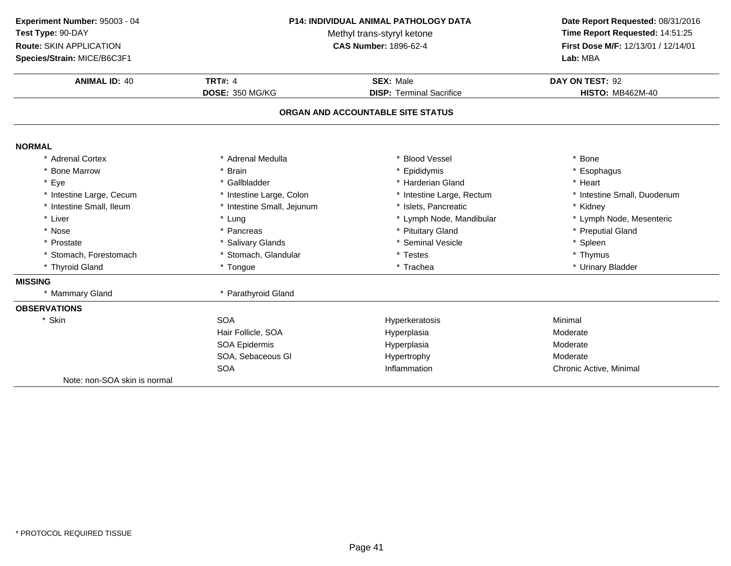**Experiment Number:** 95003 - 04
**Test Type:** 90-DAY
**Route:** SKIN APPLICATION
**Species/Strain:** MICE/B6C3F1

**P14: INDIVIDUAL ANIMAL PATHOLOGY DATA**
Methyl trans-styryl ketone
**CAS Number:** 1896-62-4

**Date Report Requested:** 08/31/2016
**Time Report Requested:** 14:51:25
**First Dose M/F:** 12/13/01 / 12/14/01
**Lab:** MBA

| **ANIMAL ID:** 40 | **TRT#:** 4 | **SEX:** Male | **DAY ON TEST:** 92 |
|---|---|---|---|
| | **DOSE:** 350 MG/KG | **DISP:** Terminal Sacrifice | **HISTO:** MB462M-40 |

## ORGAN AND ACCOUNTABLE SITE STATUS

**NORMAL**

| | | | |
|---|---|---|---|
| * Adrenal Cortex | * Adrenal Medulla | * Blood Vessel | * Bone |
| * Bone Marrow | * Brain | * Epididymis | * Esophagus |
| * Eye | * Gallbladder | * Harderian Gland | * Heart |
| * Intestine Large, Cecum | * Intestine Large, Colon | * Intestine Large, Rectum | * Intestine Small, Duodenum |
| * Intestine Small, Ileum | * Intestine Small, Jejunum | * Islets, Pancreatic | * Kidney |
| * Liver | * Lung | * Lymph Node, Mandibular | * Lymph Node, Mesenteric |
| * Nose | * Pancreas | * Pituitary Gland | * Preputial Gland |
| * Prostate | * Salivary Glands | * Seminal Vesicle | * Spleen |
| * Stomach, Forestomach | * Stomach, Glandular | * Testes | * Thymus |
| * Thyroid Gland | * Tongue | * Trachea | * Urinary Bladder |

**MISSING**

| | |
|---|---|
| * Mammary Gland | * Parathyroid Gland |

**OBSERVATIONS**

| | | | |
|---|---|---|---|
| * Skin | SOA | Hyperkeratosis | Minimal |
| | Hair Follicle, SOA | Hyperplasia | Moderate |
| | SOA Epidermis | Hyperplasia | Moderate |
| | SOA, Sebaceous Gl | Hypertrophy | Moderate |
| | SOA | Inflammation | Chronic Active, Minimal |

Note: non-SOA skin is normal

* PROTOCOL REQUIRED TISSUE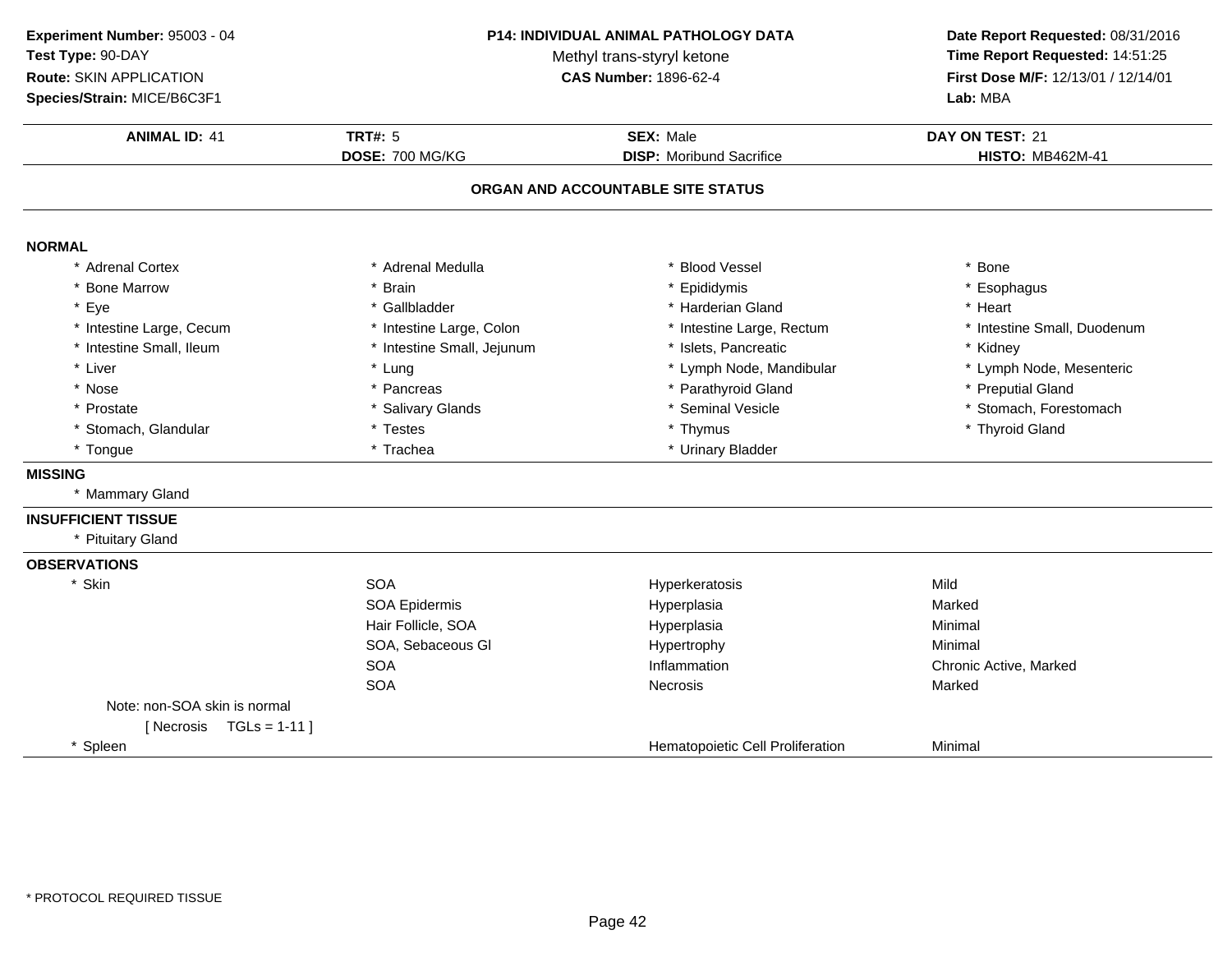**Experiment Number:** 95003 - 04
**Test Type:** 90-DAY
**Route:** SKIN APPLICATION
**Species/Strain:** MICE/B6C3F1

**P14: INDIVIDUAL ANIMAL PATHOLOGY DATA**
Methyl trans-styryl ketone
**CAS Number:** 1896-62-4

**Date Report Requested:** 08/31/2016
**Time Report Requested:** 14:51:25
**First Dose M/F:** 12/13/01 / 12/14/01
**Lab:** MBA

| **ANIMAL ID:** 41 | **TRT#:** 5 | **SEX:** Male | **DAY ON TEST:** 21 |
|---|---|---|---|
| | **DOSE:** 700 MG/KG | **DISP:** Moribund Sacrifice | **HISTO:** MB462M-41 |

## ORGAN AND ACCOUNTABLE SITE STATUS

**NORMAL**

| | | | |
|---|---|---|---|
| * Adrenal Cortex | * Adrenal Medulla | * Blood Vessel | * Bone |
| * Bone Marrow | * Brain | * Epididymis | * Esophagus |
| * Eye | * Gallbladder | * Harderian Gland | * Heart |
| * Intestine Large, Cecum | * Intestine Large, Colon | * Intestine Large, Rectum | * Intestine Small, Duodenum |
| * Intestine Small, Ileum | * Intestine Small, Jejunum | * Islets, Pancreatic | * Kidney |
| * Liver | * Lung | * Lymph Node, Mandibular | * Lymph Node, Mesenteric |
| * Nose | * Pancreas | * Parathyroid Gland | * Preputial Gland |
| * Prostate | * Salivary Glands | * Seminal Vesicle | * Stomach, Forestomach |
| * Stomach, Glandular | * Testes | * Thymus | * Thyroid Gland |
| * Tongue | * Trachea | * Urinary Bladder | |

**MISSING**

* Mammary Gland

**INSUFFICIENT TISSUE**

* Pituitary Gland

**OBSERVATIONS**

| | | | |
|---|---|---|---|
| * Skin | SOA | Hyperkeratosis | Mild |
| | SOA Epidermis | Hyperplasia | Marked |
| | Hair Follicle, SOA | Hyperplasia | Minimal |
| | SOA, Sebaceous Gl | Hypertrophy | Minimal |
| | SOA | Inflammation | Chronic Active, Marked |
| | SOA | Necrosis | Marked |
| Note: non-SOA skin is normal | | | |
| [ Necrosis TGLs = 1-11 ] | | | |
| * Spleen | | Hematopoietic Cell Proliferation | Minimal |

* PROTOCOL REQUIRED TISSUE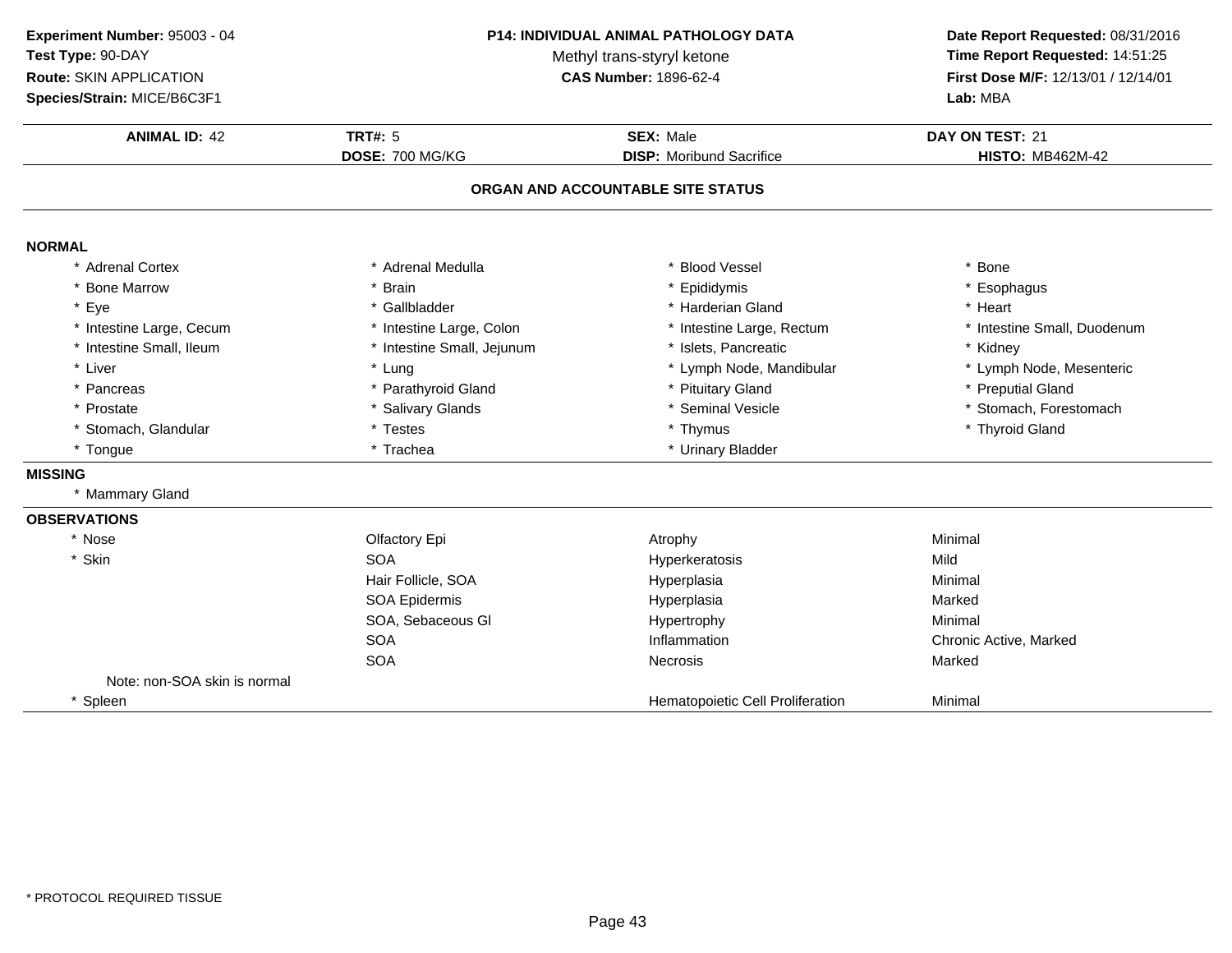**Experiment Number:** 95003 - 04
**Test Type:** 90-DAY
**Route:** SKIN APPLICATION
**Species/Strain:** MICE/B6C3F1

**P14: INDIVIDUAL ANIMAL PATHOLOGY DATA**
Methyl trans-styryl ketone
**CAS Number:** 1896-62-4

**Date Report Requested:** 08/31/2016
**Time Report Requested:** 14:51:25
**First Dose M/F:** 12/13/01 / 12/14/01
**Lab:** MBA

| **ANIMAL ID:** 42 | **TRT#:** 5 | **SEX:** Male | **DAY ON TEST:** 21 |
|---|---|---|---|
| | **DOSE:** 700 MG/KG | **DISP:** Moribund Sacrifice | **HISTO:** MB462M-42 |

## ORGAN AND ACCOUNTABLE SITE STATUS

### NORMAL

| | | | |
|---|---|---|---|
| * Adrenal Cortex | * Adrenal Medulla | * Blood Vessel | * Bone |
| * Bone Marrow | * Brain | * Epididymis | * Esophagus |
| * Eye | * Gallbladder | * Harderian Gland | * Heart |
| * Intestine Large, Cecum | * Intestine Large, Colon | * Intestine Large, Rectum | * Intestine Small, Duodenum |
| * Intestine Small, Ileum | * Intestine Small, Jejunum | * Islets, Pancreatic | * Kidney |
| * Liver | * Lung | * Lymph Node, Mandibular | * Lymph Node, Mesenteric |
| * Pancreas | * Parathyroid Gland | * Pituitary Gland | * Preputial Gland |
| * Prostate | * Salivary Glands | * Seminal Vesicle | * Stomach, Forestomach |
| * Stomach, Glandular | * Testes | * Thymus | * Thyroid Gland |
| * Tongue | * Trachea | * Urinary Bladder | |

### MISSING

* Mammary Gland

### OBSERVATIONS

| | | | |
|---|---|---|---|
| * Nose | Olfactory Epi | Atrophy | Minimal |
| * Skin | SOA | Hyperkeratosis | Mild |
| | Hair Follicle, SOA | Hyperplasia | Minimal |
| | SOA Epidermis | Hyperplasia | Marked |
| | SOA, Sebaceous Gl | Hypertrophy | Minimal |
| | SOA | Inflammation | Chronic Active, Marked |
| | SOA | Necrosis | Marked |
| Note: non-SOA skin is normal | | | |
| * Spleen | | Hematopoietic Cell Proliferation | Minimal |

* PROTOCOL REQUIRED TISSUE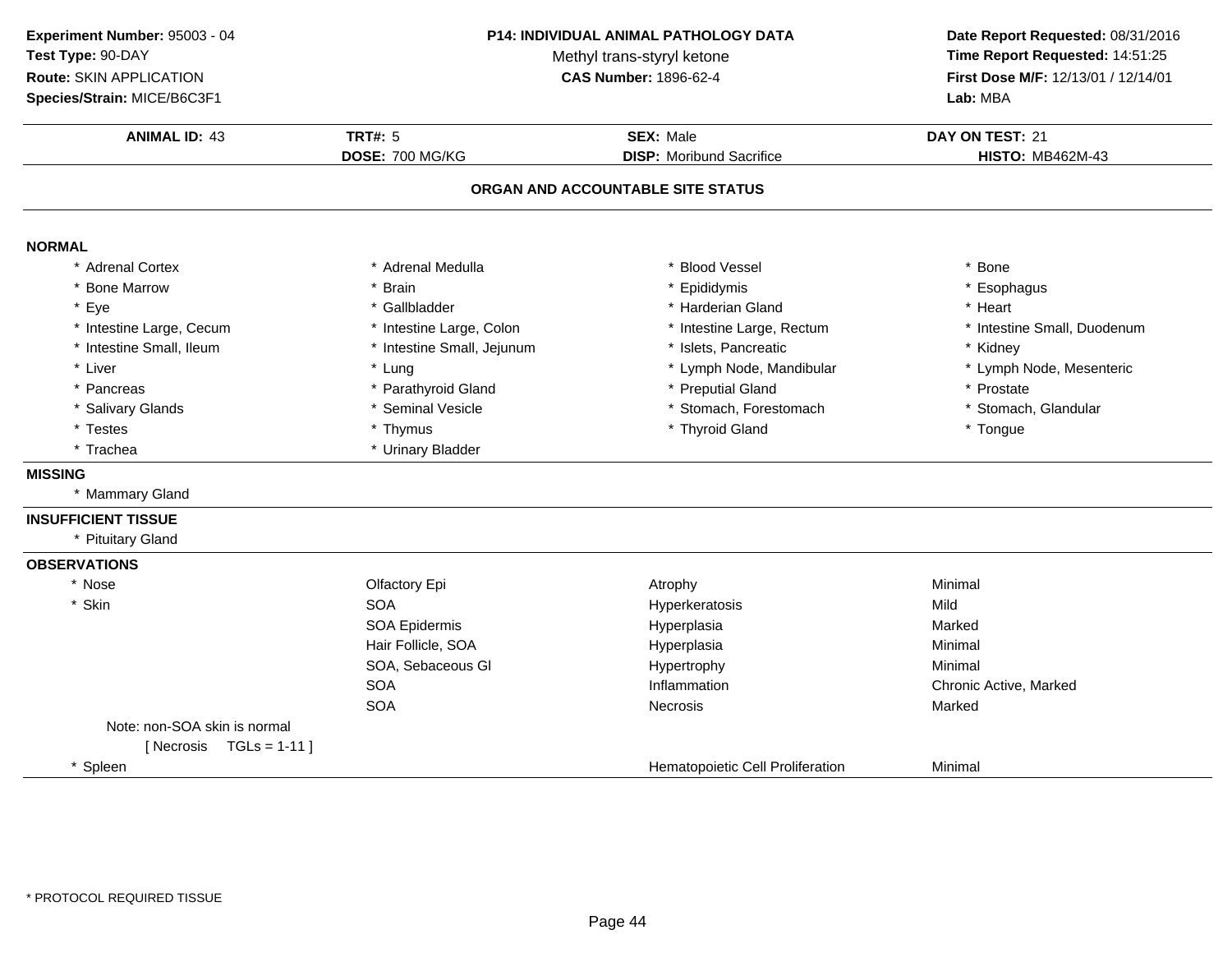**Experiment Number:** 95003 - 04
**Test Type:** 90-DAY
**Route:** SKIN APPLICATION
**Species/Strain:** MICE/B6C3F1

**P14: INDIVIDUAL ANIMAL PATHOLOGY DATA**
Methyl trans-styryl ketone
**CAS Number:** 1896-62-4

**Date Report Requested:** 08/31/2016
**Time Report Requested:** 14:51:25
**First Dose M/F:** 12/13/01 / 12/14/01
**Lab:** MBA

| **ANIMAL ID:** 43 | **TRT#:** 5 | **SEX:** Male | **DAY ON TEST:** 21 |
|---|---|---|---|
| | **DOSE:** 700 MG/KG | **DISP:** Moribund Sacrifice | **HISTO:** MB462M-43 |

## ORGAN AND ACCOUNTABLE SITE STATUS

**NORMAL**

| | | | |
|---|---|---|---|
| * Adrenal Cortex | * Adrenal Medulla | * Blood Vessel | * Bone |
| * Bone Marrow | * Brain | * Epididymis | * Esophagus |
| * Eye | * Gallbladder | * Harderian Gland | * Heart |
| * Intestine Large, Cecum | * Intestine Large, Colon | * Intestine Large, Rectum | * Intestine Small, Duodenum |
| * Intestine Small, Ileum | * Intestine Small, Jejunum | * Islets, Pancreatic | * Kidney |
| * Liver | * Lung | * Lymph Node, Mandibular | * Lymph Node, Mesenteric |
| * Pancreas | * Parathyroid Gland | * Preputial Gland | * Prostate |
| * Salivary Glands | * Seminal Vesicle | * Stomach, Forestomach | * Stomach, Glandular |
| * Testes | * Thymus | * Thyroid Gland | * Tongue |
| * Trachea | * Urinary Bladder | | |

**MISSING**

* Mammary Gland

**INSUFFICIENT TISSUE**

* Pituitary Gland

**OBSERVATIONS**

| | | | |
|---|---|---|---|
| * Nose | Olfactory Epi | Atrophy | Minimal |
| * Skin | SOA | Hyperkeratosis | Mild |
| | SOA Epidermis | Hyperplasia | Marked |
| | Hair Follicle, SOA | Hyperplasia | Minimal |
| | SOA, Sebaceous Gl | Hypertrophy | Minimal |
| | SOA | Inflammation | Chronic Active, Marked |
| | SOA | Necrosis | Marked |
| Note: non-SOA skin is normal | | | |
| [ Necrosis TGLs = 1-11 ] | | | |
| * Spleen | | Hematopoietic Cell Proliferation | Minimal |

* PROTOCOL REQUIRED TISSUE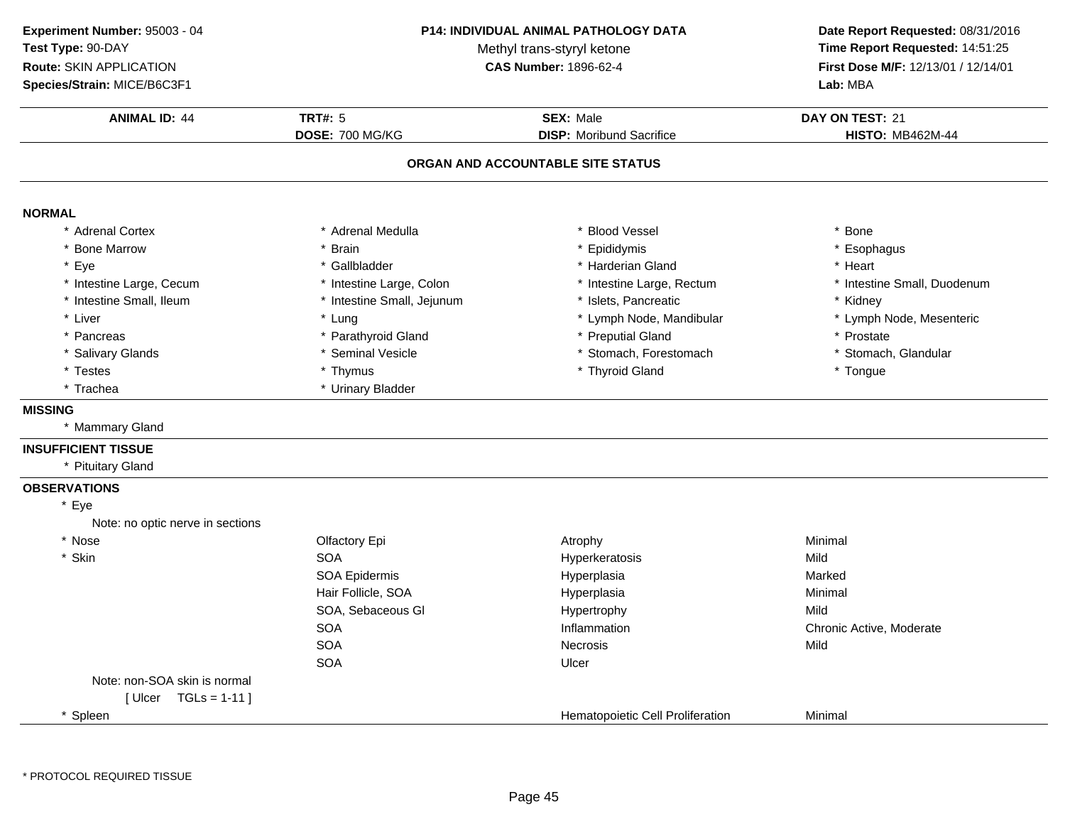**Experiment Number:** 95003 - 04
**Test Type:** 90-DAY
**Route:** SKIN APPLICATION
**Species/Strain:** MICE/B6C3F1

**P14: INDIVIDUAL ANIMAL PATHOLOGY DATA**
Methyl trans-styryl ketone
**CAS Number:** 1896-62-4

**Date Report Requested:** 08/31/2016
**Time Report Requested:** 14:51:25
**First Dose M/F:** 12/13/01 / 12/14/01
**Lab:** MBA

| **ANIMAL ID:** 44 | **TRT#:** 5 | **SEX:** Male | **DAY ON TEST:** 21 |
|---|---|---|---|
| | **DOSE:** 700 MG/KG | **DISP:** Moribund Sacrifice | **HISTO:** MB462M-44 |

## ORGAN AND ACCOUNTABLE SITE STATUS

**NORMAL**

| | | | |
|---|---|---|---|
| * Adrenal Cortex | * Adrenal Medulla | * Blood Vessel | * Bone |
| * Bone Marrow | * Brain | * Epididymis | * Esophagus |
| * Eye | * Gallbladder | * Harderian Gland | * Heart |
| * Intestine Large, Cecum | * Intestine Large, Colon | * Intestine Large, Rectum | * Intestine Small, Duodenum |
| * Intestine Small, Ileum | * Intestine Small, Jejunum | * Islets, Pancreatic | * Kidney |
| * Liver | * Lung | * Lymph Node, Mandibular | * Lymph Node, Mesenteric |
| * Pancreas | * Parathyroid Gland | * Preputial Gland | * Prostate |
| * Salivary Glands | * Seminal Vesicle | * Stomach, Forestomach | * Stomach, Glandular |
| * Testes | * Thymus | * Thyroid Gland | * Tongue |
| * Trachea | * Urinary Bladder | | |

**MISSING**

* Mammary Gland

**INSUFFICIENT TISSUE**

* Pituitary Gland

**OBSERVATIONS**

| | | | |
|---|---|---|---|
| * Eye | | | |
| Note: no optic nerve in sections | | | |
| * Nose | Olfactory Epi | Atrophy | Minimal |
| * Skin | SOA | Hyperkeratosis | Mild |
| | SOA Epidermis | Hyperplasia | Marked |
| | Hair Follicle, SOA | Hyperplasia | Minimal |
| | SOA, Sebaceous Gl | Hypertrophy | Mild |
| | SOA | Inflammation | Chronic Active, Moderate |
| | SOA | Necrosis | Mild |
| | SOA | Ulcer | |
| Note: non-SOA skin is normal | | | |
| [ Ulcer TGLs = 1-11 ] | | | |
| * Spleen | | Hematopoietic Cell Proliferation | Minimal |

* PROTOCOL REQUIRED TISSUE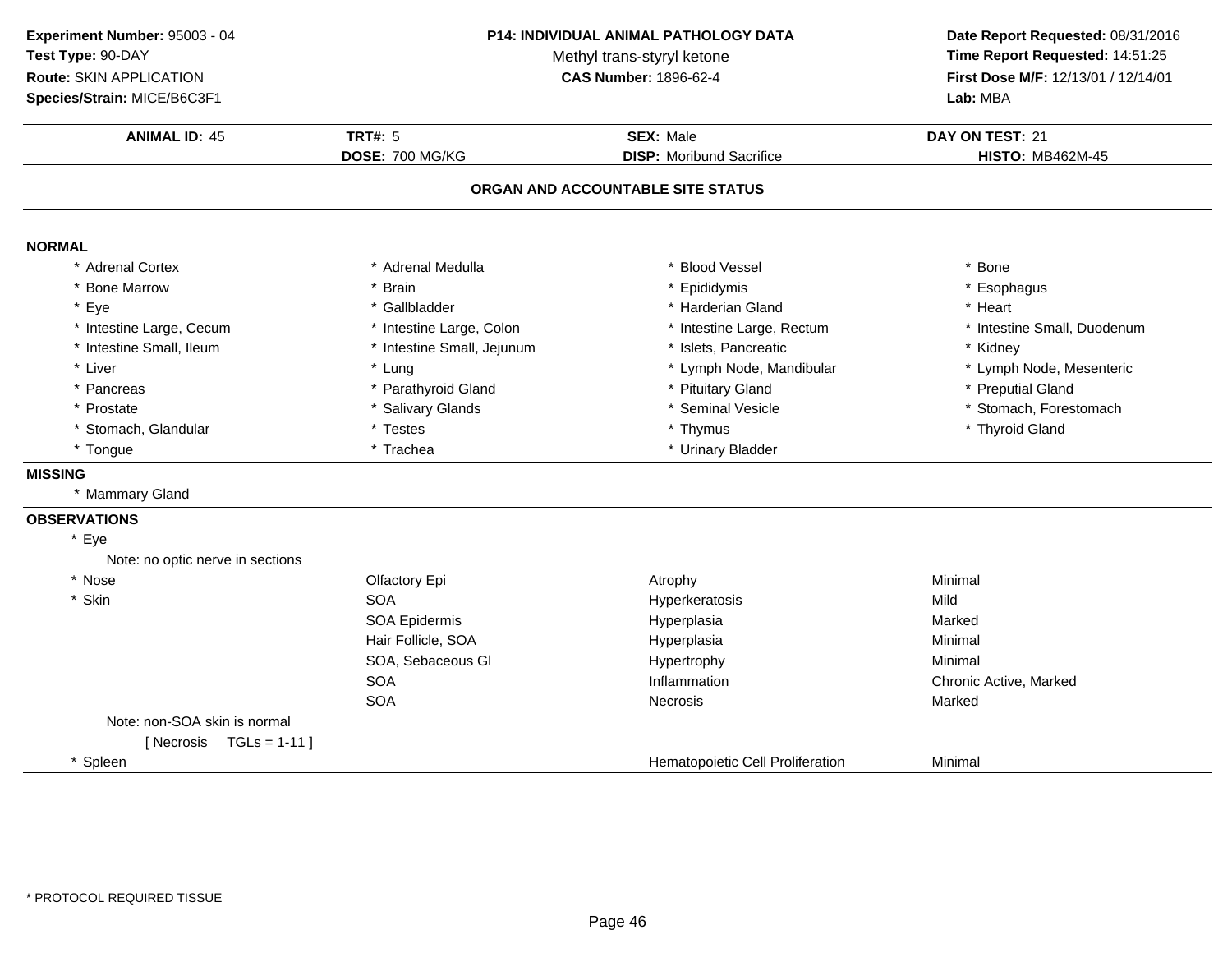**Experiment Number:** 95003 - 04
**Test Type:** 90-DAY
**Route:** SKIN APPLICATION
**Species/Strain:** MICE/B6C3F1

**P14: INDIVIDUAL ANIMAL PATHOLOGY DATA**
Methyl trans-styryl ketone
**CAS Number:** 1896-62-4

**Date Report Requested:** 08/31/2016
**Time Report Requested:** 14:51:25
**First Dose M/F:** 12/13/01 / 12/14/01
**Lab:** MBA

| **ANIMAL ID:** 45 | **TRT#:** 5 | **SEX:** Male | **DAY ON TEST:** 21 |
|---|---|---|---|
| | **DOSE:** 700 MG/KG | **DISP:** Moribund Sacrifice | **HISTO:** MB462M-45 |

## ORGAN AND ACCOUNTABLE SITE STATUS

### NORMAL

| | | | |
|---|---|---|---|
| * Adrenal Cortex | * Adrenal Medulla | * Blood Vessel | * Bone |
| * Bone Marrow | * Brain | * Epididymis | * Esophagus |
| * Eye | * Gallbladder | * Harderian Gland | * Heart |
| * Intestine Large, Cecum | * Intestine Large, Colon | * Intestine Large, Rectum | * Intestine Small, Duodenum |
| * Intestine Small, Ileum | * Intestine Small, Jejunum | * Islets, Pancreatic | * Kidney |
| * Liver | * Lung | * Lymph Node, Mandibular | * Lymph Node, Mesenteric |
| * Pancreas | * Parathyroid Gland | * Pituitary Gland | * Preputial Gland |
| * Prostate | * Salivary Glands | * Seminal Vesicle | * Stomach, Forestomach |
| * Stomach, Glandular | * Testes | * Thymus | * Thyroid Gland |
| * Tongue | * Trachea | * Urinary Bladder | |

### MISSING

* Mammary Gland

### OBSERVATIONS

| | | | |
|---|---|---|---|
| * Eye | | | |
| Note: no optic nerve in sections | | | |
| * Nose | Olfactory Epi | Atrophy | Minimal |
| * Skin | SOA | Hyperkeratosis | Mild |
| | SOA Epidermis | Hyperplasia | Marked |
| | Hair Follicle, SOA | Hyperplasia | Minimal |
| | SOA, Sebaceous Gl | Hypertrophy | Minimal |
| | SOA | Inflammation | Chronic Active, Marked |
| | SOA | Necrosis | Marked |
| Note: non-SOA skin is normal | | | |
| [ Necrosis TGLs = 1-11 ] | | | |
| * Spleen | | Hematopoietic Cell Proliferation | Minimal |

* PROTOCOL REQUIRED TISSUE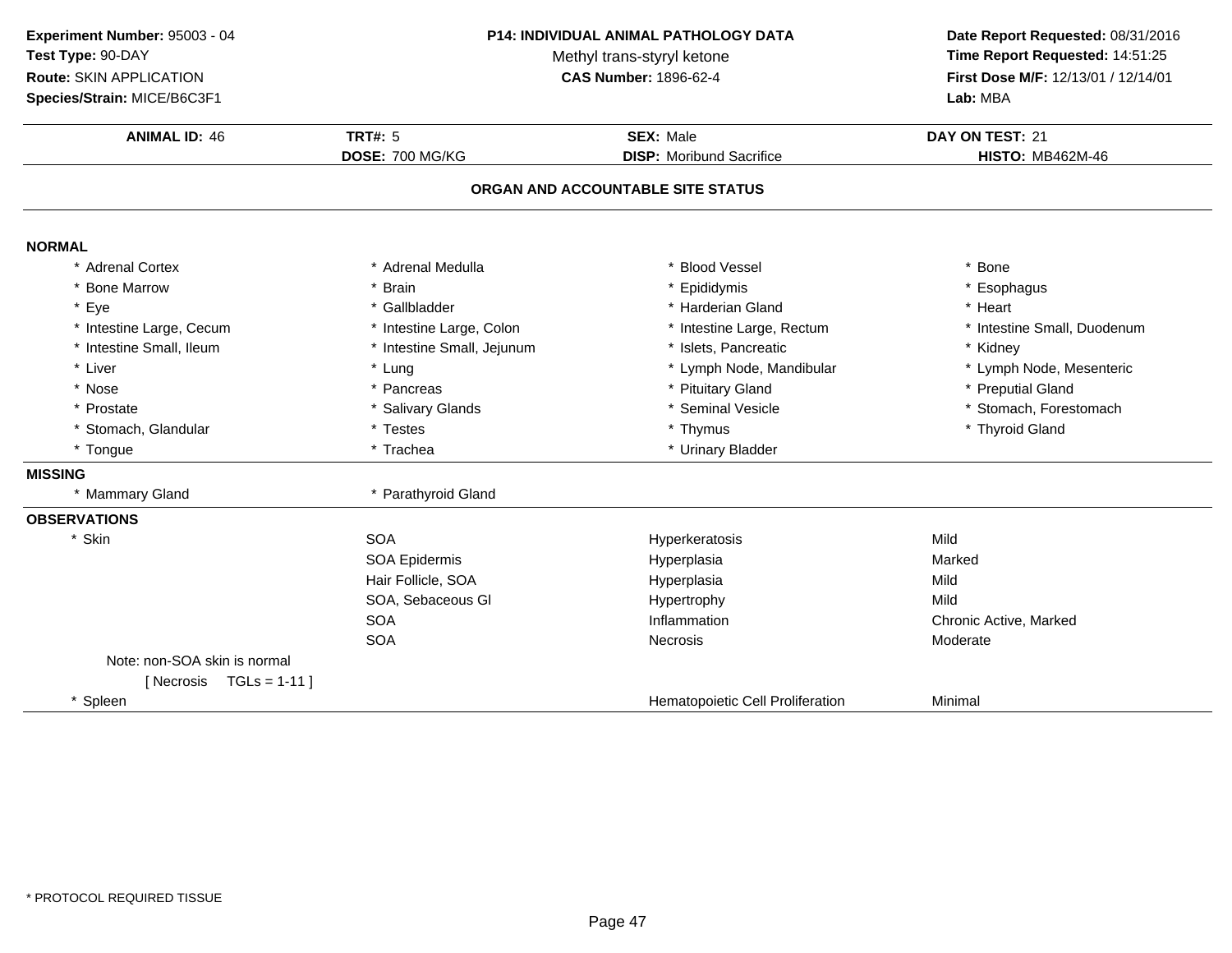**Experiment Number:** 95003 - 04
**Test Type:** 90-DAY
**Route:** SKIN APPLICATION
**Species/Strain:** MICE/B6C3F1

**P14: INDIVIDUAL ANIMAL PATHOLOGY DATA**
Methyl trans-styryl ketone
**CAS Number:** 1896-62-4

**Date Report Requested:** 08/31/2016
**Time Report Requested:** 14:51:25
**First Dose M/F:** 12/13/01 / 12/14/01
**Lab:** MBA

| **ANIMAL ID:** 46 | **TRT#:** 5 | **SEX:** Male | **DAY ON TEST:** 21 |
|---|---|---|---|
| | **DOSE:** 700 MG/KG | **DISP:** Moribund Sacrifice | **HISTO:** MB462M-46 |

## ORGAN AND ACCOUNTABLE SITE STATUS

**NORMAL**

| | | | |
|---|---|---|---|
| * Adrenal Cortex | * Adrenal Medulla | * Blood Vessel | * Bone |
| * Bone Marrow | * Brain | * Epididymis | * Esophagus |
| * Eye | * Gallbladder | * Harderian Gland | * Heart |
| * Intestine Large, Cecum | * Intestine Large, Colon | * Intestine Large, Rectum | * Intestine Small, Duodenum |
| * Intestine Small, Ileum | * Intestine Small, Jejunum | * Islets, Pancreatic | * Kidney |
| * Liver | * Lung | * Lymph Node, Mandibular | * Lymph Node, Mesenteric |
| * Nose | * Pancreas | * Pituitary Gland | * Preputial Gland |
| * Prostate | * Salivary Glands | * Seminal Vesicle | * Stomach, Forestomach |
| * Stomach, Glandular | * Testes | * Thymus | * Thyroid Gland |
| * Tongue | * Trachea | * Urinary Bladder | |

**MISSING**

| | |
|---|---|
| * Mammary Gland | * Parathyroid Gland |

**OBSERVATIONS**

| | | | |
|---|---|---|---|
| * Skin | SOA | Hyperkeratosis | Mild |
| | SOA Epidermis | Hyperplasia | Marked |
| | Hair Follicle, SOA | Hyperplasia | Mild |
| | SOA, Sebaceous Gl | Hypertrophy | Mild |
| | SOA | Inflammation | Chronic Active, Marked |
| | SOA | Necrosis | Moderate |
| Note: non-SOA skin is normal | | | |
| [ Necrosis TGLs = 1-11 ] | | | |
| * Spleen | | Hematopoietic Cell Proliferation | Minimal |

* PROTOCOL REQUIRED TISSUE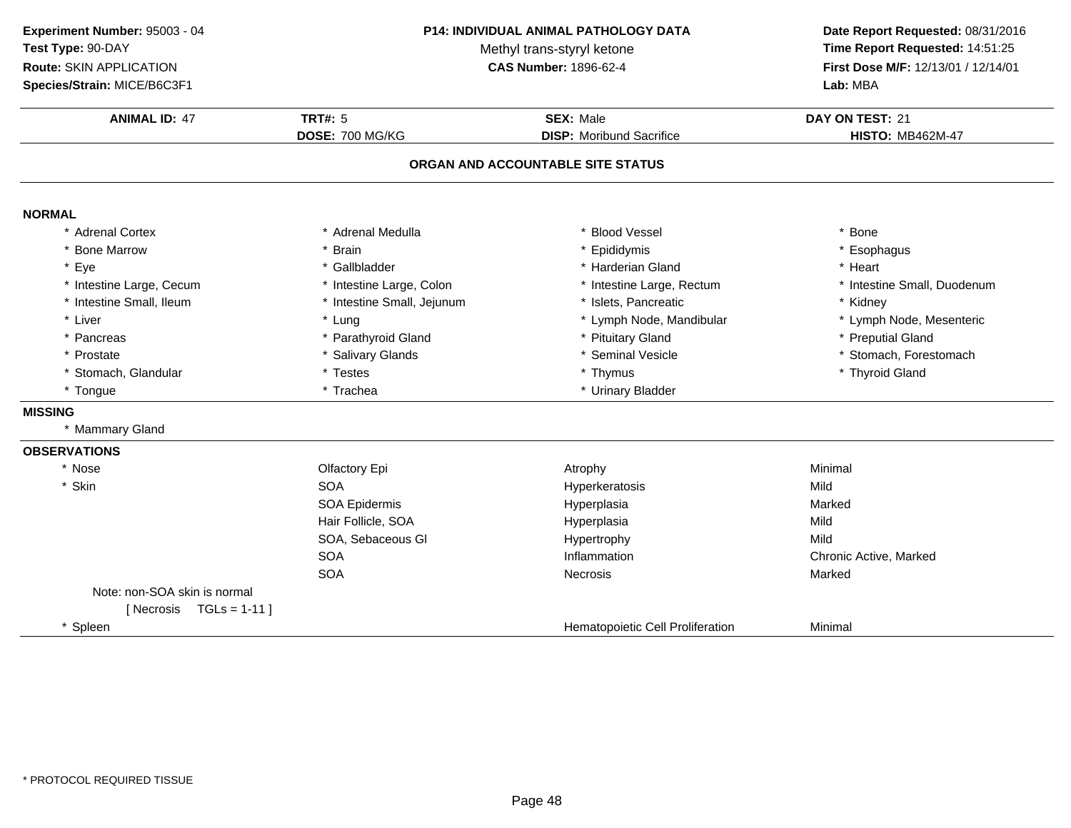**Experiment Number:** 95003 - 04
**Test Type:** 90-DAY
**Route:** SKIN APPLICATION
**Species/Strain:** MICE/B6C3F1

**P14: INDIVIDUAL ANIMAL PATHOLOGY DATA**
Methyl trans-styryl ketone
**CAS Number:** 1896-62-4

**Date Report Requested:** 08/31/2016
**Time Report Requested:** 14:51:25
**First Dose M/F:** 12/13/01 / 12/14/01
**Lab:** MBA

| **ANIMAL ID:** 47 | **TRT#:** 5 | **SEX:** Male | **DAY ON TEST:** 21 |
|---|---|---|---|
| | **DOSE:** 700 MG/KG | **DISP:** Moribund Sacrifice | **HISTO:** MB462M-47 |

## ORGAN AND ACCOUNTABLE SITE STATUS

**NORMAL**

| | | | |
|---|---|---|---|
| * Adrenal Cortex | * Adrenal Medulla | * Blood Vessel | * Bone |
| * Bone Marrow | * Brain | * Epididymis | * Esophagus |
| * Eye | * Gallbladder | * Harderian Gland | * Heart |
| * Intestine Large, Cecum | * Intestine Large, Colon | * Intestine Large, Rectum | * Intestine Small, Duodenum |
| * Intestine Small, Ileum | * Intestine Small, Jejunum | * Islets, Pancreatic | * Kidney |
| * Liver | * Lung | * Lymph Node, Mandibular | * Lymph Node, Mesenteric |
| * Pancreas | * Parathyroid Gland | * Pituitary Gland | * Preputial Gland |
| * Prostate | * Salivary Glands | * Seminal Vesicle | * Stomach, Forestomach |
| * Stomach, Glandular | * Testes | * Thymus | * Thyroid Gland |
| * Tongue | * Trachea | * Urinary Bladder | |

**MISSING**

* Mammary Gland

**OBSERVATIONS**

| | | | |
|---|---|---|---|
| * Nose | Olfactory Epi | Atrophy | Minimal |
| * Skin | SOA | Hyperkeratosis | Mild |
| | SOA Epidermis | Hyperplasia | Marked |
| | Hair Follicle, SOA | Hyperplasia | Mild |
| | SOA, Sebaceous Gl | Hypertrophy | Mild |
| | SOA | Inflammation | Chronic Active, Marked |
| | SOA | Necrosis | Marked |
| Note: non-SOA skin is normal | | | |
| [ Necrosis TGLs = 1-11 ] | | | |
| * Spleen | | Hematopoietic Cell Proliferation | Minimal |

* PROTOCOL REQUIRED TISSUE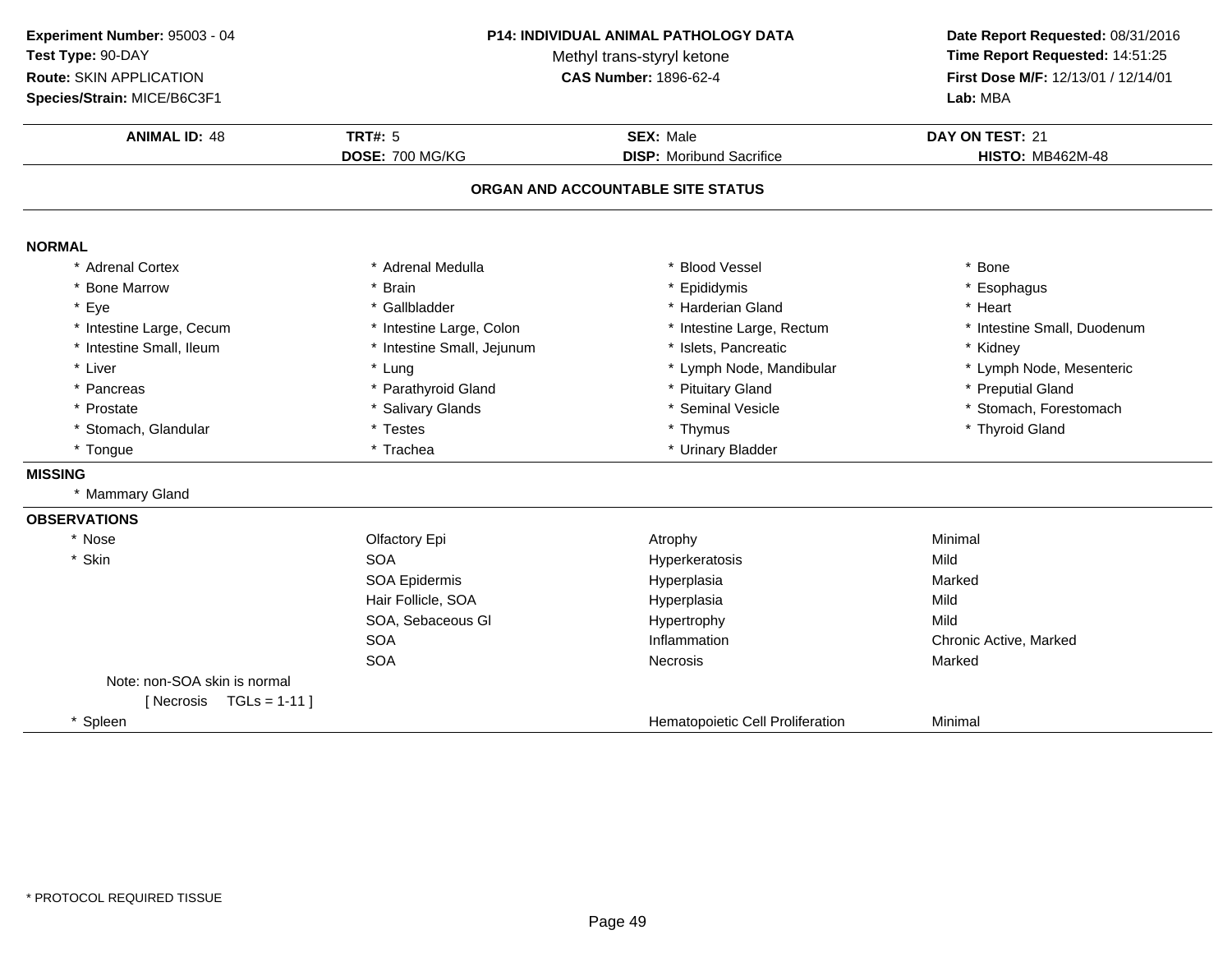**Experiment Number:** 95003 - 04
**Test Type:** 90-DAY
**Route:** SKIN APPLICATION
**Species/Strain:** MICE/B6C3F1

**P14: INDIVIDUAL ANIMAL PATHOLOGY DATA**
Methyl trans-styryl ketone
**CAS Number:** 1896-62-4

**Date Report Requested:** 08/31/2016
**Time Report Requested:** 14:51:25
**First Dose M/F:** 12/13/01 / 12/14/01
**Lab:** MBA

| **ANIMAL ID:** 48 | **TRT#:** 5 | **SEX:** Male | **DAY ON TEST:** 21 |
|---|---|---|---|
| | **DOSE:** 700 MG/KG | **DISP:** Moribund Sacrifice | **HISTO:** MB462M-48 |

## ORGAN AND ACCOUNTABLE SITE STATUS

**NORMAL**

| | | | |
|---|---|---|---|
| * Adrenal Cortex | * Adrenal Medulla | * Blood Vessel | * Bone |
| * Bone Marrow | * Brain | * Epididymis | * Esophagus |
| * Eye | * Gallbladder | * Harderian Gland | * Heart |
| * Intestine Large, Cecum | * Intestine Large, Colon | * Intestine Large, Rectum | * Intestine Small, Duodenum |
| * Intestine Small, Ileum | * Intestine Small, Jejunum | * Islets, Pancreatic | * Kidney |
| * Liver | * Lung | * Lymph Node, Mandibular | * Lymph Node, Mesenteric |
| * Pancreas | * Parathyroid Gland | * Pituitary Gland | * Preputial Gland |
| * Prostate | * Salivary Glands | * Seminal Vesicle | * Stomach, Forestomach |
| * Stomach, Glandular | * Testes | * Thymus | * Thyroid Gland |
| * Tongue | * Trachea | * Urinary Bladder | |

**MISSING**

* Mammary Gland

**OBSERVATIONS**

| | | | |
|---|---|---|---|
| * Nose | Olfactory Epi | Atrophy | Minimal |
| * Skin | SOA | Hyperkeratosis | Mild |
| | SOA Epidermis | Hyperplasia | Marked |
| | Hair Follicle, SOA | Hyperplasia | Mild |
| | SOA, Sebaceous Gl | Hypertrophy | Mild |
| | SOA | Inflammation | Chronic Active, Marked |
| | SOA | Necrosis | Marked |
| Note: non-SOA skin is normal | | | |
| [ Necrosis TGLs = 1-11 ] | | | |
| * Spleen | | Hematopoietic Cell Proliferation | Minimal |

* PROTOCOL REQUIRED TISSUE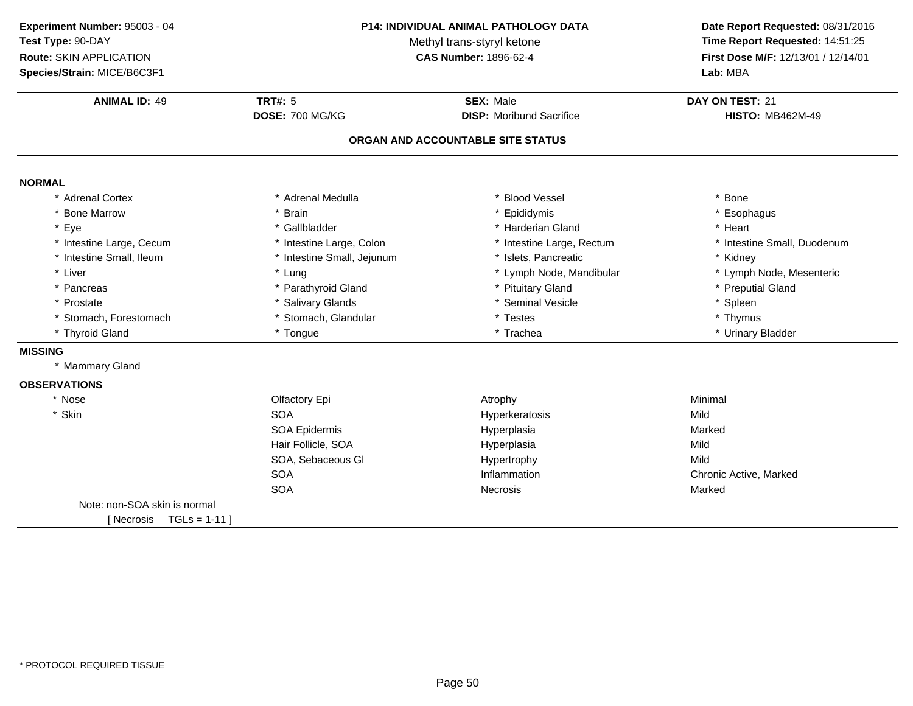**Experiment Number:** 95003 - 04
**Test Type:** 90-DAY
**Route:** SKIN APPLICATION
**Species/Strain:** MICE/B6C3F1

**P14: INDIVIDUAL ANIMAL PATHOLOGY DATA**
Methyl trans-styryl ketone
**CAS Number:** 1896-62-4

**Date Report Requested:** 08/31/2016
**Time Report Requested:** 14:51:25
**First Dose M/F:** 12/13/01 / 12/14/01
**Lab:** MBA

| **ANIMAL ID:** 49 | **TRT#:** 5 | **SEX:** Male | **DAY ON TEST:** 21 |
|---|---|---|---|
| | **DOSE:** 700 MG/KG | **DISP:** Moribund Sacrifice | **HISTO:** MB462M-49 |

## ORGAN AND ACCOUNTABLE SITE STATUS

**NORMAL**

| | | | |
|---|---|---|---|
| * Adrenal Cortex | * Adrenal Medulla | * Blood Vessel | * Bone |
| * Bone Marrow | * Brain | * Epididymis | * Esophagus |
| * Eye | * Gallbladder | * Harderian Gland | * Heart |
| * Intestine Large, Cecum | * Intestine Large, Colon | * Intestine Large, Rectum | * Intestine Small, Duodenum |
| * Intestine Small, Ileum | * Intestine Small, Jejunum | * Islets, Pancreatic | * Kidney |
| * Liver | * Lung | * Lymph Node, Mandibular | * Lymph Node, Mesenteric |
| * Pancreas | * Parathyroid Gland | * Pituitary Gland | * Preputial Gland |
| * Prostate | * Salivary Glands | * Seminal Vesicle | * Spleen |
| * Stomach, Forestomach | * Stomach, Glandular | * Testes | * Thymus |
| * Thyroid Gland | * Tongue | * Trachea | * Urinary Bladder |

**MISSING**

* Mammary Gland

**OBSERVATIONS**

| | | | |
|---|---|---|---|
| * Nose | Olfactory Epi | Atrophy | Minimal |
| * Skin | SOA | Hyperkeratosis | Mild |
| | SOA Epidermis | Hyperplasia | Marked |
| | Hair Follicle, SOA | Hyperplasia | Mild |
| | SOA, Sebaceous Gl | Hypertrophy | Mild |
| | SOA | Inflammation | Chronic Active, Marked |
| | SOA | Necrosis | Marked |

Note: non-SOA skin is normal
[ Necrosis TGLs = 1-11 ]

* PROTOCOL REQUIRED TISSUE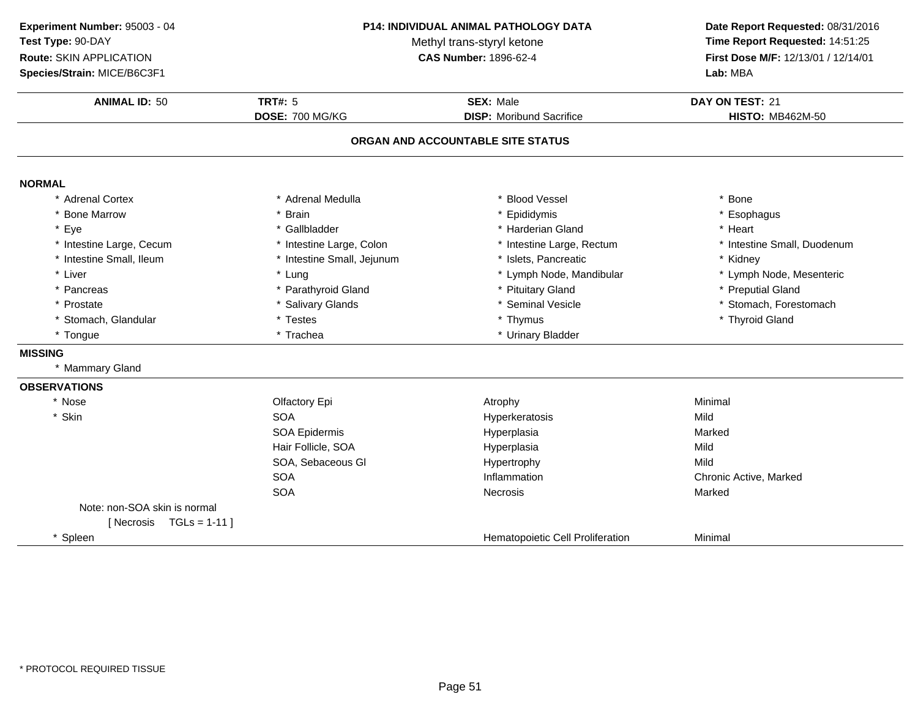**Experiment Number:** 95003 - 04
**Test Type:** 90-DAY
**Route:** SKIN APPLICATION
**Species/Strain:** MICE/B6C3F1

**P14: INDIVIDUAL ANIMAL PATHOLOGY DATA**
Methyl trans-styryl ketone
**CAS Number:** 1896-62-4

**Date Report Requested:** 08/31/2016
**Time Report Requested:** 14:51:25
**First Dose M/F:** 12/13/01 / 12/14/01
**Lab:** MBA

| **ANIMAL ID:** 50 | **TRT#:** 5 | **SEX:** Male | **DAY ON TEST:** 21 |
|---|---|---|---|
| | **DOSE:** 700 MG/KG | **DISP:** Moribund Sacrifice | **HISTO:** MB462M-50 |

## ORGAN AND ACCOUNTABLE SITE STATUS

**NORMAL**

| | | | |
|---|---|---|---|
| * Adrenal Cortex | * Adrenal Medulla | * Blood Vessel | * Bone |
| * Bone Marrow | * Brain | * Epididymis | * Esophagus |
| * Eye | * Gallbladder | * Harderian Gland | * Heart |
| * Intestine Large, Cecum | * Intestine Large, Colon | * Intestine Large, Rectum | * Intestine Small, Duodenum |
| * Intestine Small, Ileum | * Intestine Small, Jejunum | * Islets, Pancreatic | * Kidney |
| * Liver | * Lung | * Lymph Node, Mandibular | * Lymph Node, Mesenteric |
| * Pancreas | * Parathyroid Gland | * Pituitary Gland | * Preputial Gland |
| * Prostate | * Salivary Glands | * Seminal Vesicle | * Stomach, Forestomach |
| * Stomach, Glandular | * Testes | * Thymus | * Thyroid Gland |
| * Tongue | * Trachea | * Urinary Bladder | |

**MISSING**

* Mammary Gland

**OBSERVATIONS**

| | | | |
|---|---|---|---|
| * Nose | Olfactory Epi | Atrophy | Minimal |
| * Skin | SOA | Hyperkeratosis | Mild |
| | SOA Epidermis | Hyperplasia | Marked |
| | Hair Follicle, SOA | Hyperplasia | Mild |
| | SOA, Sebaceous Gl | Hypertrophy | Mild |
| | SOA | Inflammation | Chronic Active, Marked |
| | SOA | Necrosis | Marked |
| Note: non-SOA skin is normal | | | |
| [ Necrosis TGLs = 1-11 ] | | | |
| * Spleen | | Hematopoietic Cell Proliferation | Minimal |

* PROTOCOL REQUIRED TISSUE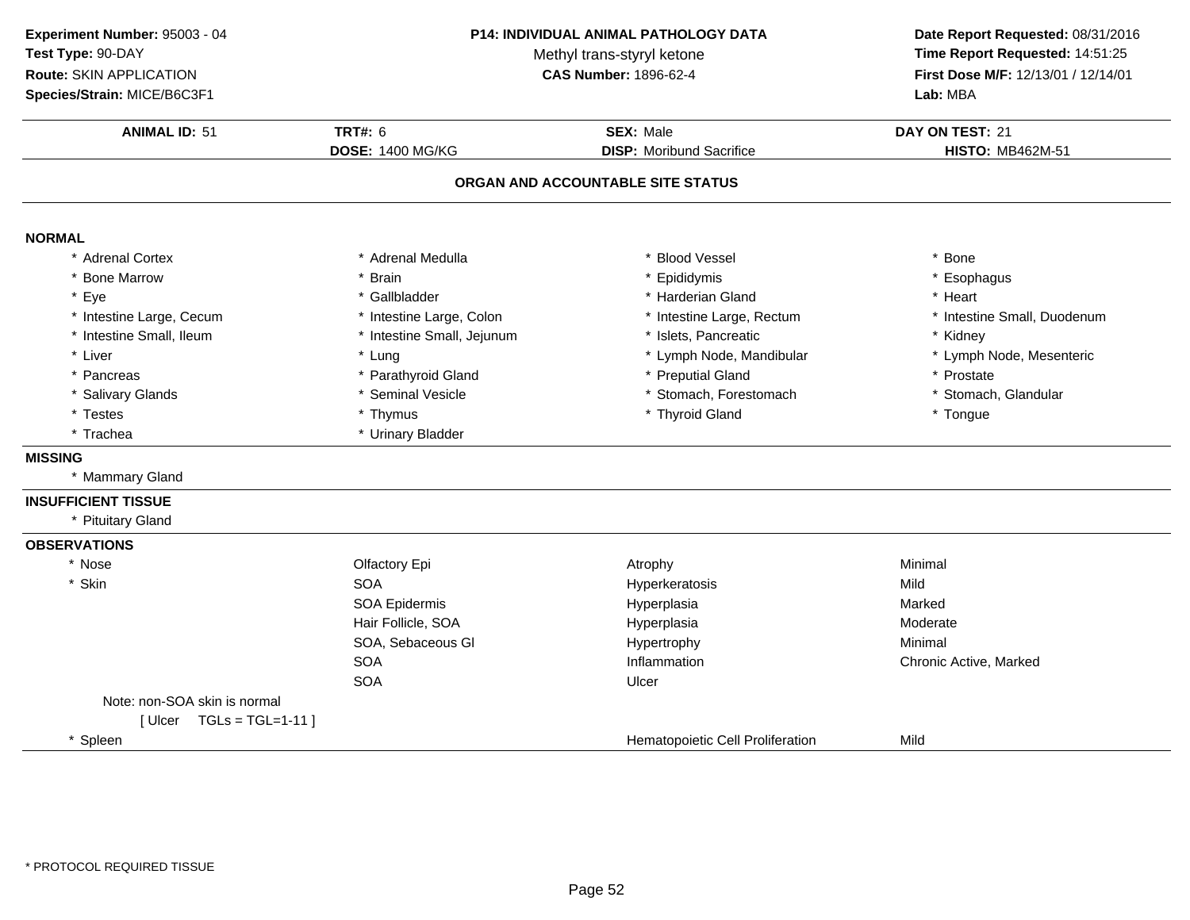**Experiment Number:** 95003 - 04
**Test Type:** 90-DAY
**Route:** SKIN APPLICATION
**Species/Strain:** MICE/B6C3F1

**P14: INDIVIDUAL ANIMAL PATHOLOGY DATA**
Methyl trans-styryl ketone
**CAS Number:** 1896-62-4

**Date Report Requested:** 08/31/2016
**Time Report Requested:** 14:51:25
**First Dose M/F:** 12/13/01 / 12/14/01
**Lab:** MBA

| **ANIMAL ID:** 51 | **TRT#:** 6 | **SEX:** Male | **DAY ON TEST:** 21 |
|---|---|---|---|
| | **DOSE:** 1400 MG/KG | **DISP:** Moribund Sacrifice | **HISTO:** MB462M-51 |

## ORGAN AND ACCOUNTABLE SITE STATUS

**NORMAL**

| | | | |
|---|---|---|---|
| * Adrenal Cortex | * Adrenal Medulla | * Blood Vessel | * Bone |
| * Bone Marrow | * Brain | * Epididymis | * Esophagus |
| * Eye | * Gallbladder | * Harderian Gland | * Heart |
| * Intestine Large, Cecum | * Intestine Large, Colon | * Intestine Large, Rectum | * Intestine Small, Duodenum |
| * Intestine Small, Ileum | * Intestine Small, Jejunum | * Islets, Pancreatic | * Kidney |
| * Liver | * Lung | * Lymph Node, Mandibular | * Lymph Node, Mesenteric |
| * Pancreas | * Parathyroid Gland | * Preputial Gland | * Prostate |
| * Salivary Glands | * Seminal Vesicle | * Stomach, Forestomach | * Stomach, Glandular |
| * Testes | * Thymus | * Thyroid Gland | * Tongue |
| * Trachea | * Urinary Bladder | | |

**MISSING**

* Mammary Gland

**INSUFFICIENT TISSUE**

* Pituitary Gland

**OBSERVATIONS**

| | | | |
|---|---|---|---|
| * Nose | Olfactory Epi | Atrophy | Minimal |
| * Skin | SOA | Hyperkeratosis | Mild |
| | SOA Epidermis | Hyperplasia | Marked |
| | Hair Follicle, SOA | Hyperplasia | Moderate |
| | SOA, Sebaceous Gl | Hypertrophy | Minimal |
| | SOA | Inflammation | Chronic Active, Marked |
| | SOA | Ulcer | |
| Note: non-SOA skin is normal | | | |
| [ Ulcer TGLs = TGL=1-11 ] | | | |
| * Spleen | | Hematopoietic Cell Proliferation | Mild |

* PROTOCOL REQUIRED TISSUE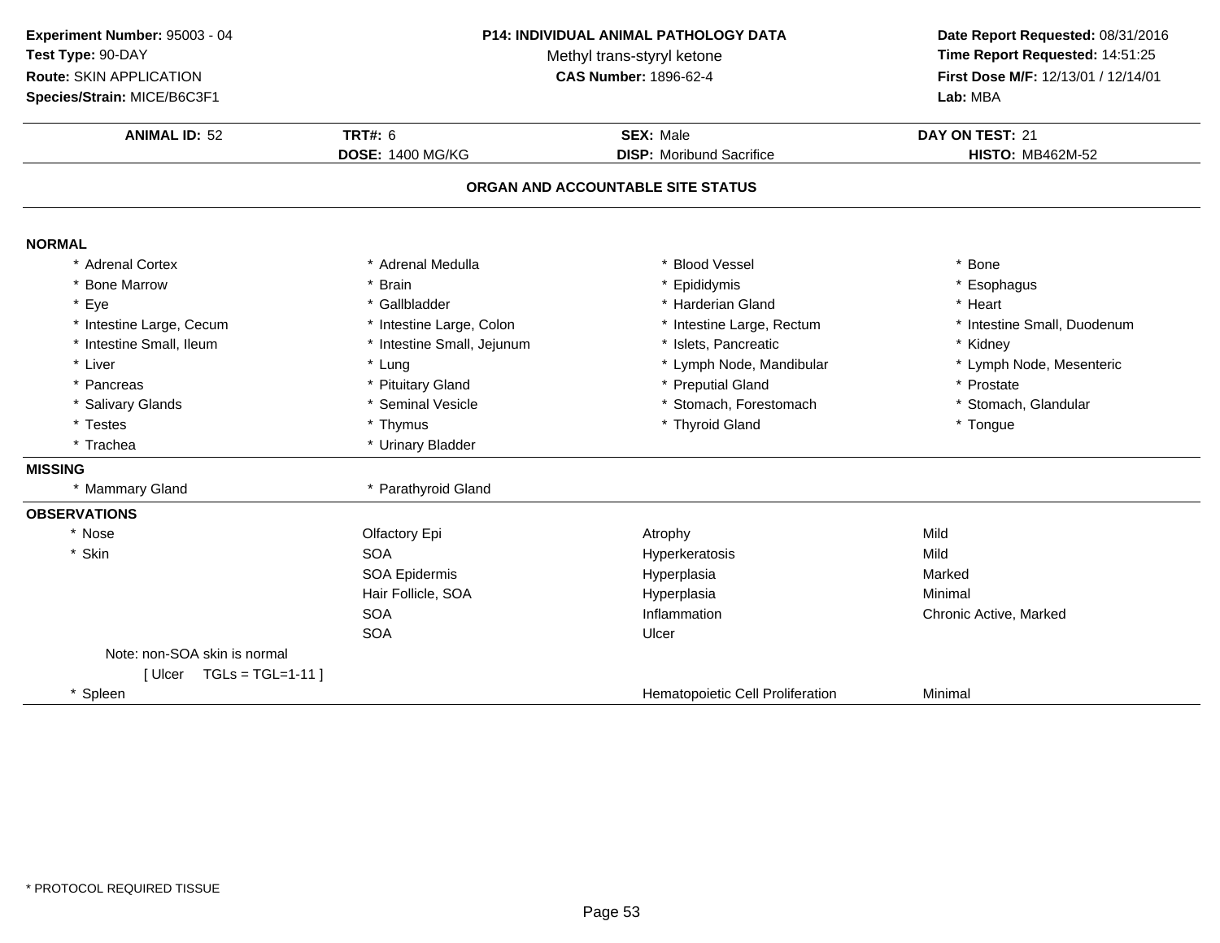**Experiment Number:** 95003 - 04
**Test Type:** 90-DAY
**Route:** SKIN APPLICATION
**Species/Strain:** MICE/B6C3F1

**P14: INDIVIDUAL ANIMAL PATHOLOGY DATA**
Methyl trans-styryl ketone
**CAS Number:** 1896-62-4

**Date Report Requested:** 08/31/2016
**Time Report Requested:** 14:51:25
**First Dose M/F:** 12/13/01 / 12/14/01
**Lab:** MBA

| **ANIMAL ID:** 52 | **TRT#:** 6 | **SEX:** Male | **DAY ON TEST:** 21 |
|---|---|---|---|
| | **DOSE:** 1400 MG/KG | **DISP:** Moribund Sacrifice | **HISTO:** MB462M-52 |

## ORGAN AND ACCOUNTABLE SITE STATUS

**NORMAL**

| | | | |
|---|---|---|---|
| * Adrenal Cortex | * Adrenal Medulla | * Blood Vessel | * Bone |
| * Bone Marrow | * Brain | * Epididymis | * Esophagus |
| * Eye | * Gallbladder | * Harderian Gland | * Heart |
| * Intestine Large, Cecum | * Intestine Large, Colon | * Intestine Large, Rectum | * Intestine Small, Duodenum |
| * Intestine Small, Ileum | * Intestine Small, Jejunum | * Islets, Pancreatic | * Kidney |
| * Liver | * Lung | * Lymph Node, Mandibular | * Lymph Node, Mesenteric |
| * Pancreas | * Pituitary Gland | * Preputial Gland | * Prostate |
| * Salivary Glands | * Seminal Vesicle | * Stomach, Forestomach | * Stomach, Glandular |
| * Testes | * Thymus | * Thyroid Gland | * Tongue |
| * Trachea | * Urinary Bladder | | |

**MISSING**

| | |
|---|---|
| * Mammary Gland | * Parathyroid Gland |

**OBSERVATIONS**

| | | | |
|---|---|---|---|
| * Nose | Olfactory Epi | Atrophy | Mild |
| * Skin | SOA | Hyperkeratosis | Mild |
| | SOA Epidermis | Hyperplasia | Marked |
| | Hair Follicle, SOA | Hyperplasia | Minimal |
| | SOA | Inflammation | Chronic Active, Marked |
| | SOA | Ulcer | |
| Note: non-SOA skin is normal | | | |
| [ Ulcer TGLs = TGL=1-11 ] | | | |
| * Spleen | | Hematopoietic Cell Proliferation | Minimal |

* PROTOCOL REQUIRED TISSUE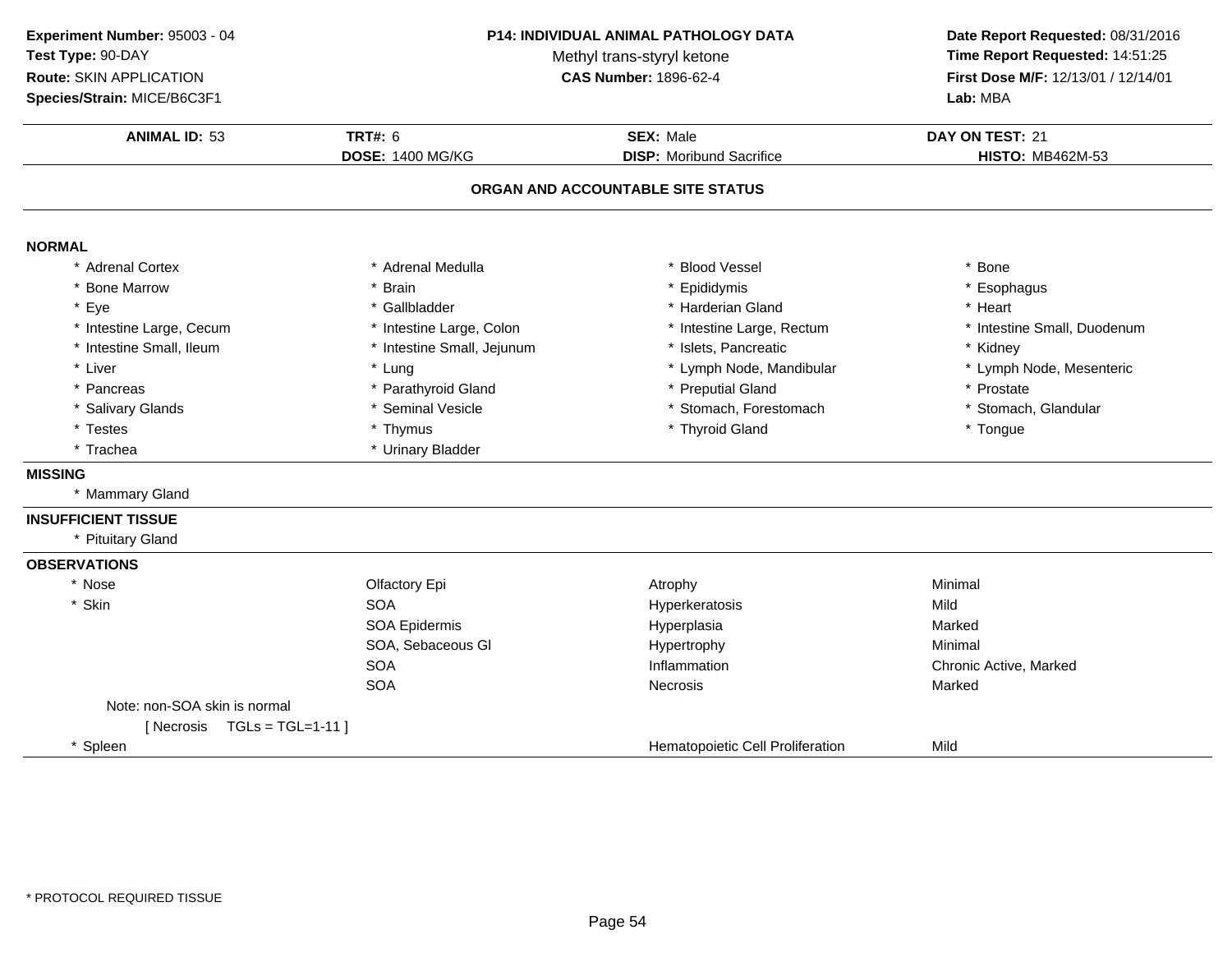**Experiment Number:** 95003 - 04
**Test Type:** 90-DAY
**Route:** SKIN APPLICATION
**Species/Strain:** MICE/B6C3F1

**P14: INDIVIDUAL ANIMAL PATHOLOGY DATA**
Methyl trans-styryl ketone
**CAS Number:** 1896-62-4

**Date Report Requested:** 08/31/2016
**Time Report Requested:** 14:51:25
**First Dose M/F:** 12/13/01 / 12/14/01
**Lab:** MBA

| **ANIMAL ID:** 53 | **TRT#:** 6 | **SEX:** Male | **DAY ON TEST:** 21 |
|---|---|---|---|
| | **DOSE:** 1400 MG/KG | **DISP:** Moribund Sacrifice | **HISTO:** MB462M-53 |

## ORGAN AND ACCOUNTABLE SITE STATUS

**NORMAL**

| | | | |
|---|---|---|---|
| * Adrenal Cortex | * Adrenal Medulla | * Blood Vessel | * Bone |
| * Bone Marrow | * Brain | * Epididymis | * Esophagus |
| * Eye | * Gallbladder | * Harderian Gland | * Heart |
| * Intestine Large, Cecum | * Intestine Large, Colon | * Intestine Large, Rectum | * Intestine Small, Duodenum |
| * Intestine Small, Ileum | * Intestine Small, Jejunum | * Islets, Pancreatic | * Kidney |
| * Liver | * Lung | * Lymph Node, Mandibular | * Lymph Node, Mesenteric |
| * Pancreas | * Parathyroid Gland | * Preputial Gland | * Prostate |
| * Salivary Glands | * Seminal Vesicle | * Stomach, Forestomach | * Stomach, Glandular |
| * Testes | * Thymus | * Thyroid Gland | * Tongue |
| * Trachea | * Urinary Bladder | | |

**MISSING**

* Mammary Gland

**INSUFFICIENT TISSUE**

* Pituitary Gland

**OBSERVATIONS**

| | | | |
|---|---|---|---|
| * Nose | Olfactory Epi | Atrophy | Minimal |
| * Skin | SOA | Hyperkeratosis | Mild |
| | SOA Epidermis | Hyperplasia | Marked |
| | SOA, Sebaceous Gl | Hypertrophy | Minimal |
| | SOA | Inflammation | Chronic Active, Marked |
| | SOA | Necrosis | Marked |
| Note: non-SOA skin is normal | | | |
| [ Necrosis TGLs = TGL=1-11 ] | | | |
| * Spleen | | Hematopoietic Cell Proliferation | Mild |

* PROTOCOL REQUIRED TISSUE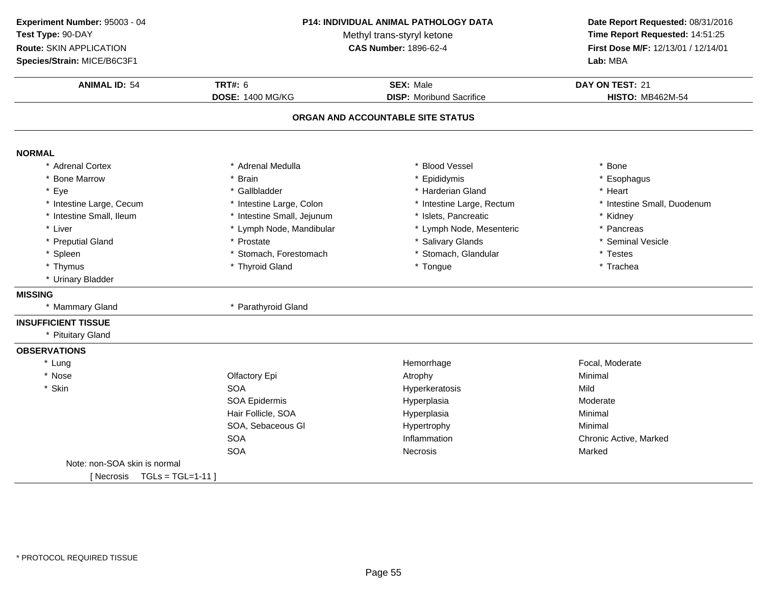**Experiment Number:** 95003 - 04
**Test Type:** 90-DAY
**Route:** SKIN APPLICATION
**Species/Strain:** MICE/B6C3F1

**P14: INDIVIDUAL ANIMAL PATHOLOGY DATA**
Methyl trans-styryl ketone
**CAS Number:** 1896-62-4

**Date Report Requested:** 08/31/2016
**Time Report Requested:** 14:51:25
**First Dose M/F:** 12/13/01 / 12/14/01
**Lab:** MBA

| **ANIMAL ID:** 54 | **TRT#:** 6 | **SEX:** Male | **DAY ON TEST:** 21 |
|---|---|---|---|
| | **DOSE:** 1400 MG/KG | **DISP:** Moribund Sacrifice | **HISTO:** MB462M-54 |

## ORGAN AND ACCOUNTABLE SITE STATUS

**NORMAL**

| | | | |
|---|---|---|---|
| * Adrenal Cortex | * Adrenal Medulla | * Blood Vessel | * Bone |
| * Bone Marrow | * Brain | * Epididymis | * Esophagus |
| * Eye | * Gallbladder | * Harderian Gland | * Heart |
| * Intestine Large, Cecum | * Intestine Large, Colon | * Intestine Large, Rectum | * Intestine Small, Duodenum |
| * Intestine Small, Ileum | * Intestine Small, Jejunum | * Islets, Pancreatic | * Kidney |
| * Liver | * Lymph Node, Mandibular | * Lymph Node, Mesenteric | * Pancreas |
| * Preputial Gland | * Prostate | * Salivary Glands | * Seminal Vesicle |
| * Spleen | * Stomach, Forestomach | * Stomach, Glandular | * Testes |
| * Thymus | * Thyroid Gland | * Tongue | * Trachea |
| * Urinary Bladder | | | |

**MISSING**

| | |
|---|---|
| * Mammary Gland | * Parathyroid Gland |

**INSUFFICIENT TISSUE**

* Pituitary Gland

**OBSERVATIONS**

| | | | |
|---|---|---|---|
| * Lung | | Hemorrhage | Focal, Moderate |
| * Nose | Olfactory Epi | Atrophy | Minimal |
| * Skin | SOA | Hyperkeratosis | Mild |
| | SOA Epidermis | Hyperplasia | Moderate |
| | Hair Follicle, SOA | Hyperplasia | Minimal |
| | SOA, Sebaceous Gl | Hypertrophy | Minimal |
| | SOA | Inflammation | Chronic Active, Marked |
| | SOA | Necrosis | Marked |

Note: non-SOA skin is normal
[ Necrosis TGLs = TGL=1-11 ]

* PROTOCOL REQUIRED TISSUE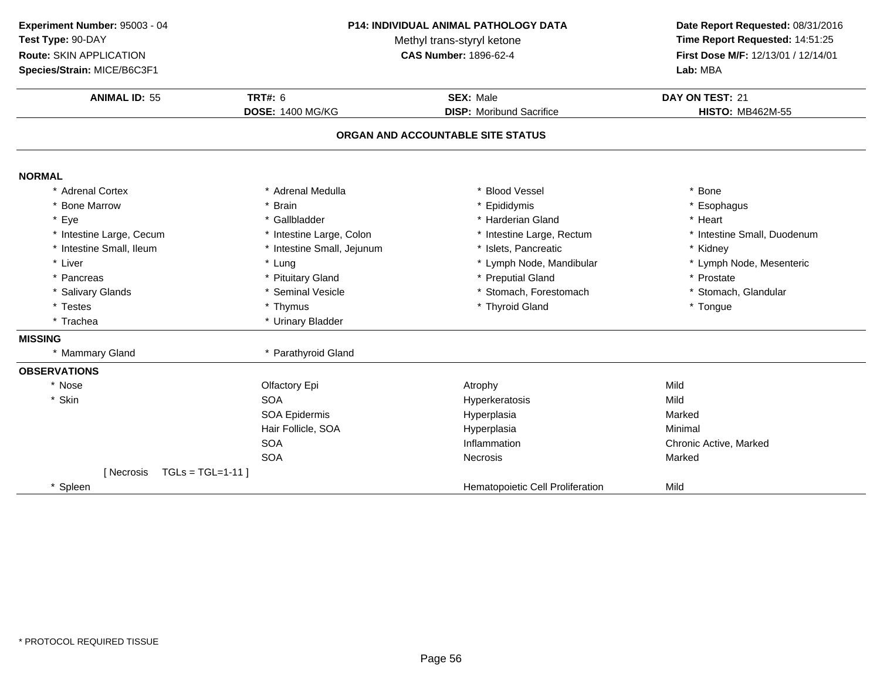**Experiment Number:** 95003 - 04
**Test Type:** 90-DAY
**Route:** SKIN APPLICATION
**Species/Strain:** MICE/B6C3F1

**P14: INDIVIDUAL ANIMAL PATHOLOGY DATA**
Methyl trans-styryl ketone
**CAS Number:** 1896-62-4

**Date Report Requested:** 08/31/2016
**Time Report Requested:** 14:51:25
**First Dose M/F:** 12/13/01 / 12/14/01
**Lab:** MBA

| **ANIMAL ID:** 55 | **TRT#:** 6 | **SEX:** Male | **DAY ON TEST:** 21 |
|---|---|---|---|
| | **DOSE:** 1400 MG/KG | **DISP:** Moribund Sacrifice | **HISTO:** MB462M-55 |

## ORGAN AND ACCOUNTABLE SITE STATUS

**NORMAL**

| | | | |
|---|---|---|---|
| * Adrenal Cortex | * Adrenal Medulla | * Blood Vessel | * Bone |
| * Bone Marrow | * Brain | * Epididymis | * Esophagus |
| * Eye | * Gallbladder | * Harderian Gland | * Heart |
| * Intestine Large, Cecum | * Intestine Large, Colon | * Intestine Large, Rectum | * Intestine Small, Duodenum |
| * Intestine Small, Ileum | * Intestine Small, Jejunum | * Islets, Pancreatic | * Kidney |
| * Liver | * Lung | * Lymph Node, Mandibular | * Lymph Node, Mesenteric |
| * Pancreas | * Pituitary Gland | * Preputial Gland | * Prostate |
| * Salivary Glands | * Seminal Vesicle | * Stomach, Forestomach | * Stomach, Glandular |
| * Testes | * Thymus | * Thyroid Gland | * Tongue |
| * Trachea | * Urinary Bladder | | |

**MISSING**

| | |
|---|---|
| * Mammary Gland | * Parathyroid Gland |

**OBSERVATIONS**

| | | | |
|---|---|---|---|
| * Nose | Olfactory Epi | Atrophy | Mild |
| * Skin | SOA | Hyperkeratosis | Mild |
| | SOA Epidermis | Hyperplasia | Marked |
| | Hair Follicle, SOA | Hyperplasia | Minimal |
| | SOA | Inflammation | Chronic Active, Marked |
| | SOA | Necrosis | Marked |
| [ Necrosis TGLs = TGL=1-11 ] | | | |
| * Spleen | | Hematopoietic Cell Proliferation | Mild |

* PROTOCOL REQUIRED TISSUE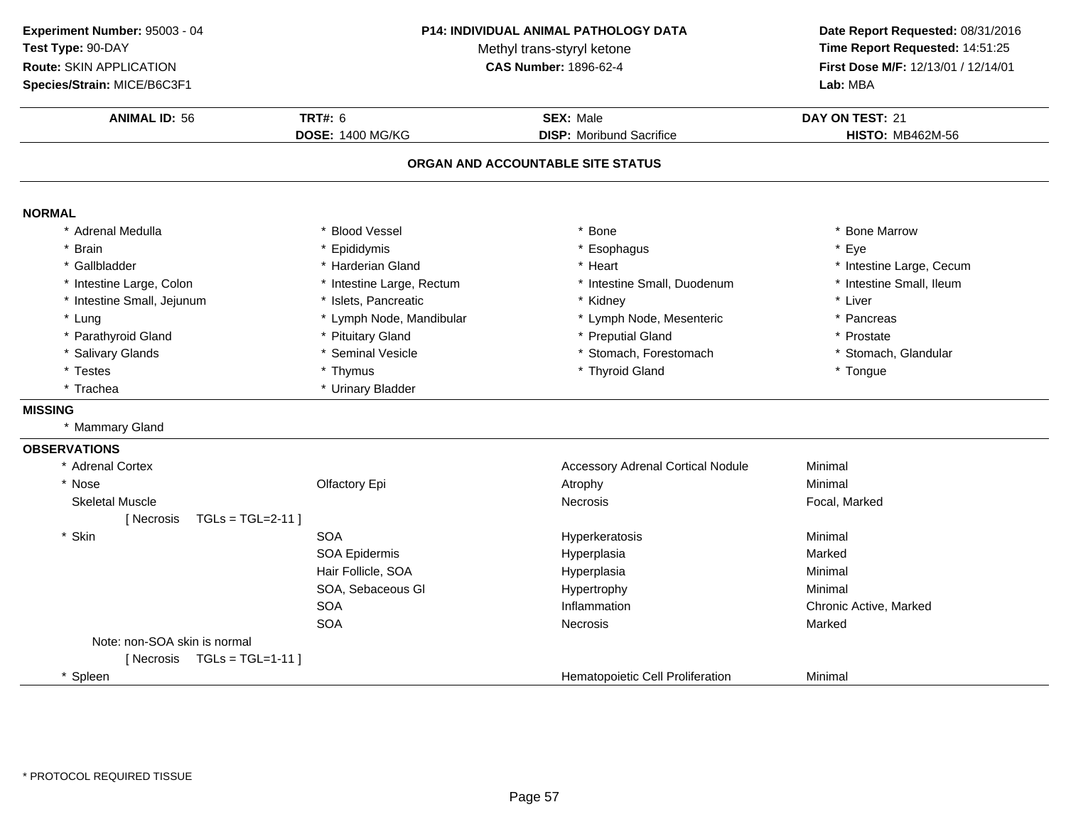**Experiment Number:** 95003 - 04
**Test Type:** 90-DAY
**Route:** SKIN APPLICATION
**Species/Strain:** MICE/B6C3F1

**P14: INDIVIDUAL ANIMAL PATHOLOGY DATA**
Methyl trans-styryl ketone
**CAS Number:** 1896-62-4

**Date Report Requested:** 08/31/2016
**Time Report Requested:** 14:51:25
**First Dose M/F:** 12/13/01 / 12/14/01
**Lab:** MBA

| **ANIMAL ID:** 56 | **TRT#:** 6 | **SEX:** Male | **DAY ON TEST:** 21 |
|---|---|---|---|
| | **DOSE:** 1400 MG/KG | **DISP:** Moribund Sacrifice | **HISTO:** MB462M-56 |

## ORGAN AND ACCOUNTABLE SITE STATUS

**NORMAL**

| | | | |
|---|---|---|---|
| * Adrenal Medulla | * Blood Vessel | * Bone | * Bone Marrow |
| * Brain | * Epididymis | * Esophagus | * Eye |
| * Gallbladder | * Harderian Gland | * Heart | * Intestine Large, Cecum |
| * Intestine Large, Colon | * Intestine Large, Rectum | * Intestine Small, Duodenum | * Intestine Small, Ileum |
| * Intestine Small, Jejunum | * Islets, Pancreatic | * Kidney | * Liver |
| * Lung | * Lymph Node, Mandibular | * Lymph Node, Mesenteric | * Pancreas |
| * Parathyroid Gland | * Pituitary Gland | * Preputial Gland | * Prostate |
| * Salivary Glands | * Seminal Vesicle | * Stomach, Forestomach | * Stomach, Glandular |
| * Testes | * Thymus | * Thyroid Gland | * Tongue |
| * Trachea | * Urinary Bladder | | |

**MISSING**

* Mammary Gland

**OBSERVATIONS**

| Organ | Site | Observation | Severity |
|---|---|---|---|
| * Adrenal Cortex | | Accessory Adrenal Cortical Nodule | Minimal |
| * Nose | Olfactory Epi | Atrophy | Minimal |
| Skeletal Muscle | | Necrosis | Focal, Marked |
| [ Necrosis TGLs = TGL=2-11 ] | | | |
| * Skin | SOA | Hyperkeratosis | Minimal |
| | SOA Epidermis | Hyperplasia | Marked |
| | Hair Follicle, SOA | Hyperplasia | Minimal |
| | SOA, Sebaceous Gl | Hypertrophy | Minimal |
| | SOA | Inflammation | Chronic Active, Marked |
| | SOA | Necrosis | Marked |
| Note: non-SOA skin is normal | | | |
| [ Necrosis TGLs = TGL=1-11 ] | | | |
| * Spleen | | Hematopoietic Cell Proliferation | Minimal |

* PROTOCOL REQUIRED TISSUE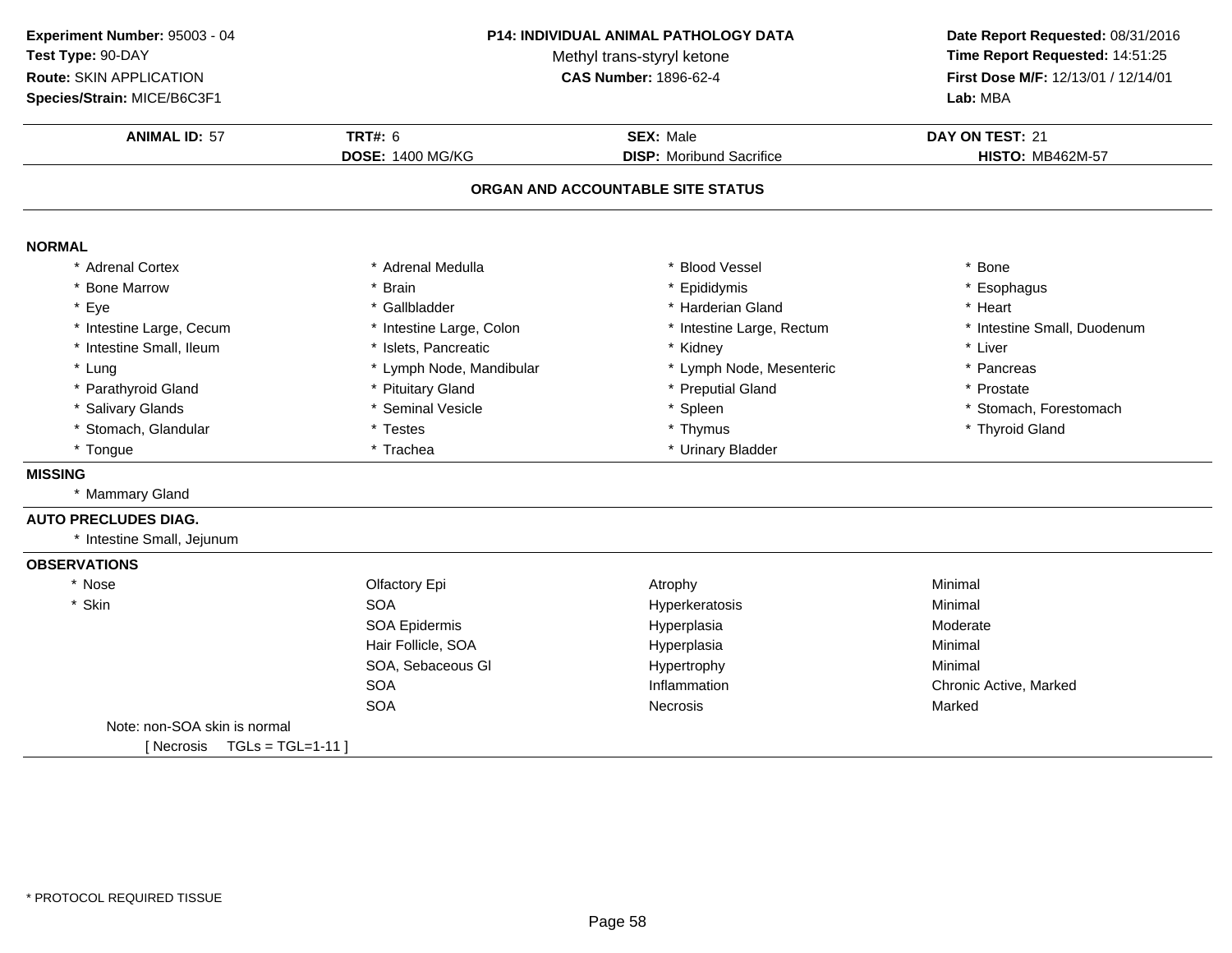**Experiment Number:** 95003 - 04
**Test Type:** 90-DAY
**Route:** SKIN APPLICATION
**Species/Strain:** MICE/B6C3F1

**P14: INDIVIDUAL ANIMAL PATHOLOGY DATA**
Methyl trans-styryl ketone
**CAS Number:** 1896-62-4

**Date Report Requested:** 08/31/2016
**Time Report Requested:** 14:51:25
**First Dose M/F:** 12/13/01 / 12/14/01
**Lab:** MBA

| **ANIMAL ID:** 57 | **TRT#:** 6 | **SEX:** Male | **DAY ON TEST:** 21 |
|---|---|---|---|
| | **DOSE:** 1400 MG/KG | **DISP:** Moribund Sacrifice | **HISTO:** MB462M-57 |

## ORGAN AND ACCOUNTABLE SITE STATUS

**NORMAL**

| | | | |
|---|---|---|---|
| * Adrenal Cortex | * Adrenal Medulla | * Blood Vessel | * Bone |
| * Bone Marrow | * Brain | * Epididymis | * Esophagus |
| * Eye | * Gallbladder | * Harderian Gland | * Heart |
| * Intestine Large, Cecum | * Intestine Large, Colon | * Intestine Large, Rectum | * Intestine Small, Duodenum |
| * Intestine Small, Ileum | * Islets, Pancreatic | * Kidney | * Liver |
| * Lung | * Lymph Node, Mandibular | * Lymph Node, Mesenteric | * Pancreas |
| * Parathyroid Gland | * Pituitary Gland | * Preputial Gland | * Prostate |
| * Salivary Glands | * Seminal Vesicle | * Spleen | * Stomach, Forestomach |
| * Stomach, Glandular | * Testes | * Thymus | * Thyroid Gland |
| * Tongue | * Trachea | * Urinary Bladder | |

**MISSING**

* Mammary Gland

**AUTO PRECLUDES DIAG.**

* Intestine Small, Jejunum

**OBSERVATIONS**

| | | | |
|---|---|---|---|
| * Nose | Olfactory Epi | Atrophy | Minimal |
| * Skin | SOA | Hyperkeratosis | Minimal |
| | SOA Epidermis | Hyperplasia | Moderate |
| | Hair Follicle, SOA | Hyperplasia | Minimal |
| | SOA, Sebaceous Gl | Hypertrophy | Minimal |
| | SOA | Inflammation | Chronic Active, Marked |
| | SOA | Necrosis | Marked |

Note: non-SOA skin is normal
[ Necrosis TGLs = TGL=1-11 ]

* PROTOCOL REQUIRED TISSUE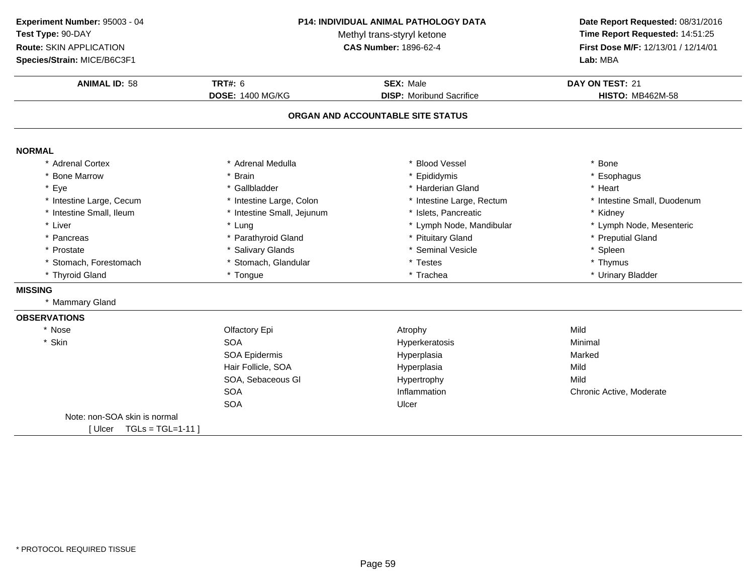**Experiment Number:** 95003 - 04
**Test Type:** 90-DAY
**Route:** SKIN APPLICATION
**Species/Strain:** MICE/B6C3F1

**P14: INDIVIDUAL ANIMAL PATHOLOGY DATA**
Methyl trans-styryl ketone
**CAS Number:** 1896-62-4

**Date Report Requested:** 08/31/2016
**Time Report Requested:** 14:51:25
**First Dose M/F:** 12/13/01 / 12/14/01
**Lab:** MBA

| **ANIMAL ID:** 58 | **TRT#:** 6 | **SEX:** Male | **DAY ON TEST:** 21 |
|---|---|---|---|
| | **DOSE:** 1400 MG/KG | **DISP:** Moribund Sacrifice | **HISTO:** MB462M-58 |

## ORGAN AND ACCOUNTABLE SITE STATUS

**NORMAL**

| | | | |
|---|---|---|---|
| * Adrenal Cortex | * Adrenal Medulla | * Blood Vessel | * Bone |
| * Bone Marrow | * Brain | * Epididymis | * Esophagus |
| * Eye | * Gallbladder | * Harderian Gland | * Heart |
| * Intestine Large, Cecum | * Intestine Large, Colon | * Intestine Large, Rectum | * Intestine Small, Duodenum |
| * Intestine Small, Ileum | * Intestine Small, Jejunum | * Islets, Pancreatic | * Kidney |
| * Liver | * Lung | * Lymph Node, Mandibular | * Lymph Node, Mesenteric |
| * Pancreas | * Parathyroid Gland | * Pituitary Gland | * Preputial Gland |
| * Prostate | * Salivary Glands | * Seminal Vesicle | * Spleen |
| * Stomach, Forestomach | * Stomach, Glandular | * Testes | * Thymus |
| * Thyroid Gland | * Tongue | * Trachea | * Urinary Bladder |

**MISSING**

* Mammary Gland

**OBSERVATIONS**

| | | | |
|---|---|---|---|
| * Nose | Olfactory Epi | Atrophy | Mild |
| * Skin | SOA | Hyperkeratosis | Minimal |
| | SOA Epidermis | Hyperplasia | Marked |
| | Hair Follicle, SOA | Hyperplasia | Mild |
| | SOA, Sebaceous Gl | Hypertrophy | Mild |
| | SOA | Inflammation | Chronic Active, Moderate |
| | SOA | Ulcer | |

Note: non-SOA skin is normal
[ Ulcer TGLs = TGL=1-11 ]

* PROTOCOL REQUIRED TISSUE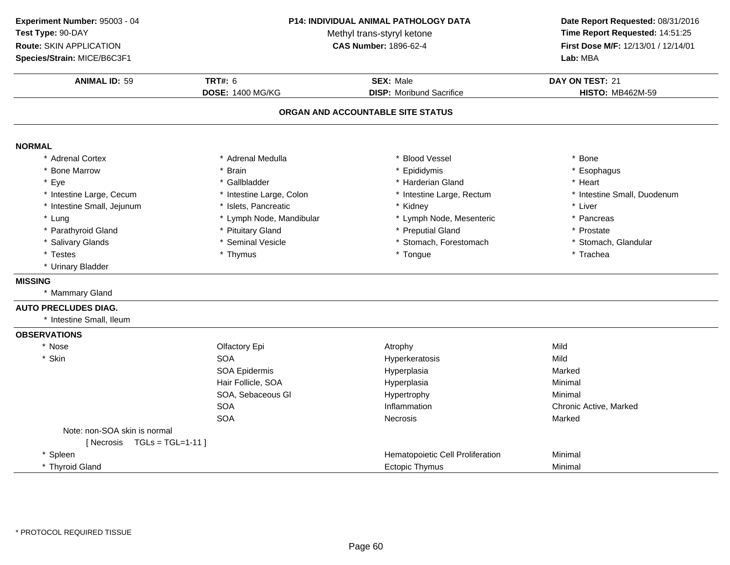**Experiment Number:** 95003 - 04
**Test Type:** 90-DAY
**Route:** SKIN APPLICATION
**Species/Strain:** MICE/B6C3F1

**P14: INDIVIDUAL ANIMAL PATHOLOGY DATA**
Methyl trans-styryl ketone
**CAS Number:** 1896-62-4

**Date Report Requested:** 08/31/2016
**Time Report Requested:** 14:51:25
**First Dose M/F:** 12/13/01 / 12/14/01
**Lab:** MBA

| **ANIMAL ID:** 59 | **TRT#:** 6 | **SEX:** Male | **DAY ON TEST:** 21 |
|---|---|---|---|
| | **DOSE:** 1400 MG/KG | **DISP:** Moribund Sacrifice | **HISTO:** MB462M-59 |

## ORGAN AND ACCOUNTABLE SITE STATUS

**NORMAL**

| | | | |
|---|---|---|---|
| * Adrenal Cortex | * Adrenal Medulla | * Blood Vessel | * Bone |
| * Bone Marrow | * Brain | * Epididymis | * Esophagus |
| * Eye | * Gallbladder | * Harderian Gland | * Heart |
| * Intestine Large, Cecum | * Intestine Large, Colon | * Intestine Large, Rectum | * Intestine Small, Duodenum |
| * Intestine Small, Jejunum | * Islets, Pancreatic | * Kidney | * Liver |
| * Lung | * Lymph Node, Mandibular | * Lymph Node, Mesenteric | * Pancreas |
| * Parathyroid Gland | * Pituitary Gland | * Preputial Gland | * Prostate |
| * Salivary Glands | * Seminal Vesicle | * Stomach, Forestomach | * Stomach, Glandular |
| * Testes | * Thymus | * Tongue | * Trachea |
| * Urinary Bladder | | | |

**MISSING**

* Mammary Gland

**AUTO PRECLUDES DIAG.**

* Intestine Small, Ileum

**OBSERVATIONS**

| | | | |
|---|---|---|---|
| * Nose | Olfactory Epi | Atrophy | Mild |
| * Skin | SOA | Hyperkeratosis | Mild |
| | SOA Epidermis | Hyperplasia | Marked |
| | Hair Follicle, SOA | Hyperplasia | Minimal |
| | SOA, Sebaceous Gl | Hypertrophy | Minimal |
| | SOA | Inflammation | Chronic Active, Marked |
| | SOA | Necrosis | Marked |
| Note: non-SOA skin is normal<br>[ Necrosis TGLs = TGL=1-11 ] | | | |
| * Spleen | | Hematopoietic Cell Proliferation | Minimal |
| * Thyroid Gland | | Ectopic Thymus | Minimal |

* PROTOCOL REQUIRED TISSUE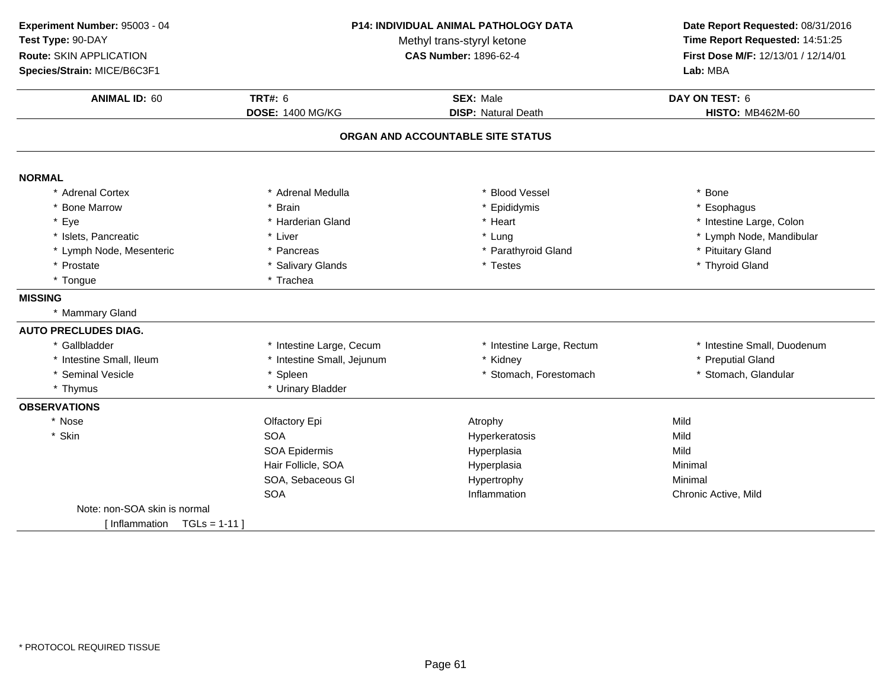**Experiment Number:** 95003 - 04
**Test Type:** 90-DAY
**Route:** SKIN APPLICATION
**Species/Strain:** MICE/B6C3F1

**P14: INDIVIDUAL ANIMAL PATHOLOGY DATA**
Methyl trans-styryl ketone
**CAS Number:** 1896-62-4

**Date Report Requested:** 08/31/2016
**Time Report Requested:** 14:51:25
**First Dose M/F:** 12/13/01 / 12/14/01
**Lab:** MBA

| **ANIMAL ID:** 60 | **TRT#:** 6 | **SEX:** Male | **DAY ON TEST:** 6 |
|---|---|---|---|
| | **DOSE:** 1400 MG/KG | **DISP:** Natural Death | **HISTO:** MB462M-60 |

## ORGAN AND ACCOUNTABLE SITE STATUS

**NORMAL**

| | | | |
|---|---|---|---|
| * Adrenal Cortex | * Adrenal Medulla | * Blood Vessel | * Bone |
| * Bone Marrow | * Brain | * Epididymis | * Esophagus |
| * Eye | * Harderian Gland | * Heart | * Intestine Large, Colon |
| * Islets, Pancreatic | * Liver | * Lung | * Lymph Node, Mandibular |
| * Lymph Node, Mesenteric | * Pancreas | * Parathyroid Gland | * Pituitary Gland |
| * Prostate | * Salivary Glands | * Testes | * Thyroid Gland |
| * Tongue | * Trachea | | |

**MISSING**

* Mammary Gland

**AUTO PRECLUDES DIAG.**

| | | | |
|---|---|---|---|
| * Gallbladder | * Intestine Large, Cecum | * Intestine Large, Rectum | * Intestine Small, Duodenum |
| * Intestine Small, Ileum | * Intestine Small, Jejunum | * Kidney | * Preputial Gland |
| * Seminal Vesicle | * Spleen | * Stomach, Forestomach | * Stomach, Glandular |
| * Thymus | * Urinary Bladder | | |

**OBSERVATIONS**

| | | | |
|---|---|---|---|
| * Nose | Olfactory Epi | Atrophy | Mild |
| * Skin | SOA | Hyperkeratosis | Mild |
| | SOA Epidermis | Hyperplasia | Mild |
| | Hair Follicle, SOA | Hyperplasia | Minimal |
| | SOA, Sebaceous Gl | Hypertrophy | Minimal |
| | SOA | Inflammation | Chronic Active, Mild |

Note: non-SOA skin is normal
[ Inflammation TGLs = 1-11 ]

* PROTOCOL REQUIRED TISSUE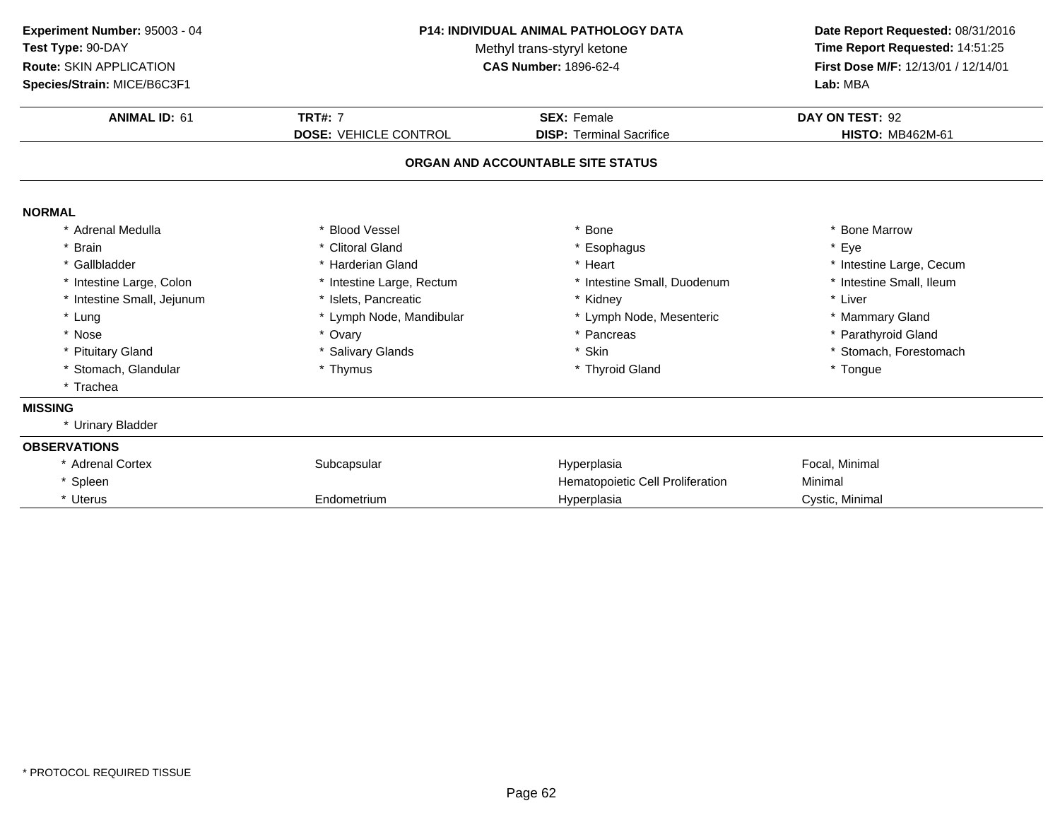**Experiment Number:** 95003 - 04
**Test Type:** 90-DAY
**Route:** SKIN APPLICATION
**Species/Strain:** MICE/B6C3F1

**P14: INDIVIDUAL ANIMAL PATHOLOGY DATA**
Methyl trans-styryl ketone
**CAS Number:** 1896-62-4

**Date Report Requested:** 08/31/2016
**Time Report Requested:** 14:51:25
**First Dose M/F:** 12/13/01 / 12/14/01
**Lab:** MBA

| **ANIMAL ID:** 61 | **TRT#:** 7 | **SEX:** Female | **DAY ON TEST:** 92 |
|---|---|---|---|
| | **DOSE:** VEHICLE CONTROL | **DISP:** Terminal Sacrifice | **HISTO:** MB462M-61 |

## ORGAN AND ACCOUNTABLE SITE STATUS

**NORMAL**

| | | | |
|---|---|---|---|
| * Adrenal Medulla | * Blood Vessel | * Bone | * Bone Marrow |
| * Brain | * Clitoral Gland | * Esophagus | * Eye |
| * Gallbladder | * Harderian Gland | * Heart | * Intestine Large, Cecum |
| * Intestine Large, Colon | * Intestine Large, Rectum | * Intestine Small, Duodenum | * Intestine Small, Ileum |
| * Intestine Small, Jejunum | * Islets, Pancreatic | * Kidney | * Liver |
| * Lung | * Lymph Node, Mandibular | * Lymph Node, Mesenteric | * Mammary Gland |
| * Nose | * Ovary | * Pancreas | * Parathyroid Gland |
| * Pituitary Gland | * Salivary Glands | * Skin | * Stomach, Forestomach |
| * Stomach, Glandular | * Thymus | * Thyroid Gland | * Tongue |
| * Trachea | | | |

**MISSING**

* Urinary Bladder

**OBSERVATIONS**

| | | | |
|---|---|---|---|
| * Adrenal Cortex | Subcapsular | Hyperplasia | Focal, Minimal |
| * Spleen | | Hematopoietic Cell Proliferation | Minimal |
| * Uterus | Endometrium | Hyperplasia | Cystic, Minimal |

* PROTOCOL REQUIRED TISSUE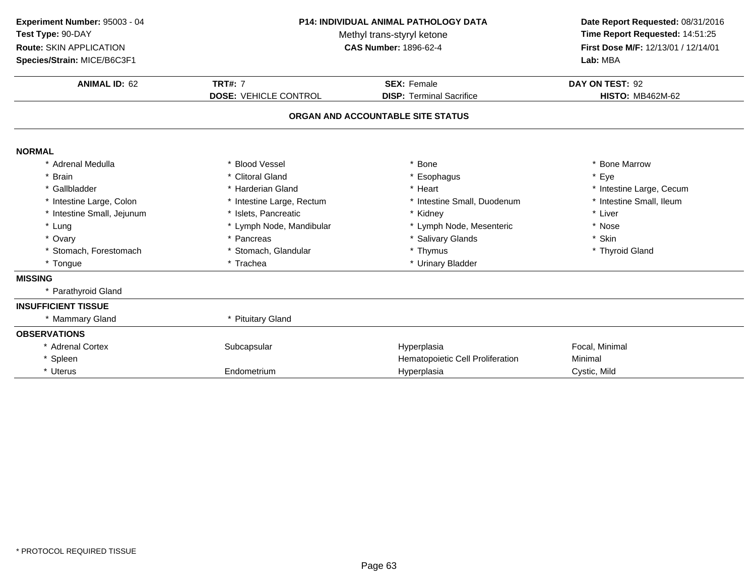**Experiment Number:** 95003 - 04
**Test Type:** 90-DAY
**Route:** SKIN APPLICATION
**Species/Strain:** MICE/B6C3F1

**P14: INDIVIDUAL ANIMAL PATHOLOGY DATA**
Methyl trans-styryl ketone
**CAS Number:** 1896-62-4

**Date Report Requested:** 08/31/2016
**Time Report Requested:** 14:51:25
**First Dose M/F:** 12/13/01 / 12/14/01
**Lab:** MBA

| **ANIMAL ID:** 62 | **TRT#:** 7 | **SEX:** Female | **DAY ON TEST:** 92 |
|---|---|---|---|
| | **DOSE:** VEHICLE CONTROL | **DISP:** Terminal Sacrifice | **HISTO:** MB462M-62 |

## ORGAN AND ACCOUNTABLE SITE STATUS

**NORMAL**

| | | | |
|---|---|---|---|
| * Adrenal Medulla | * Blood Vessel | * Bone | * Bone Marrow |
| * Brain | * Clitoral Gland | * Esophagus | * Eye |
| * Gallbladder | * Harderian Gland | * Heart | * Intestine Large, Cecum |
| * Intestine Large, Colon | * Intestine Large, Rectum | * Intestine Small, Duodenum | * Intestine Small, Ileum |
| * Intestine Small, Jejunum | * Islets, Pancreatic | * Kidney | * Liver |
| * Lung | * Lymph Node, Mandibular | * Lymph Node, Mesenteric | * Nose |
| * Ovary | * Pancreas | * Salivary Glands | * Skin |
| * Stomach, Forestomach | * Stomach, Glandular | * Thymus | * Thyroid Gland |
| * Tongue | * Trachea | * Urinary Bladder | |

**MISSING**

* Parathyroid Gland

**INSUFFICIENT TISSUE**

* Mammary Gland
* Pituitary Gland

**OBSERVATIONS**

| | | | |
|---|---|---|---|
| * Adrenal Cortex | Subcapsular | Hyperplasia | Focal, Minimal |
| * Spleen | | Hematopoietic Cell Proliferation | Minimal |
| * Uterus | Endometrium | Hyperplasia | Cystic, Mild |

* PROTOCOL REQUIRED TISSUE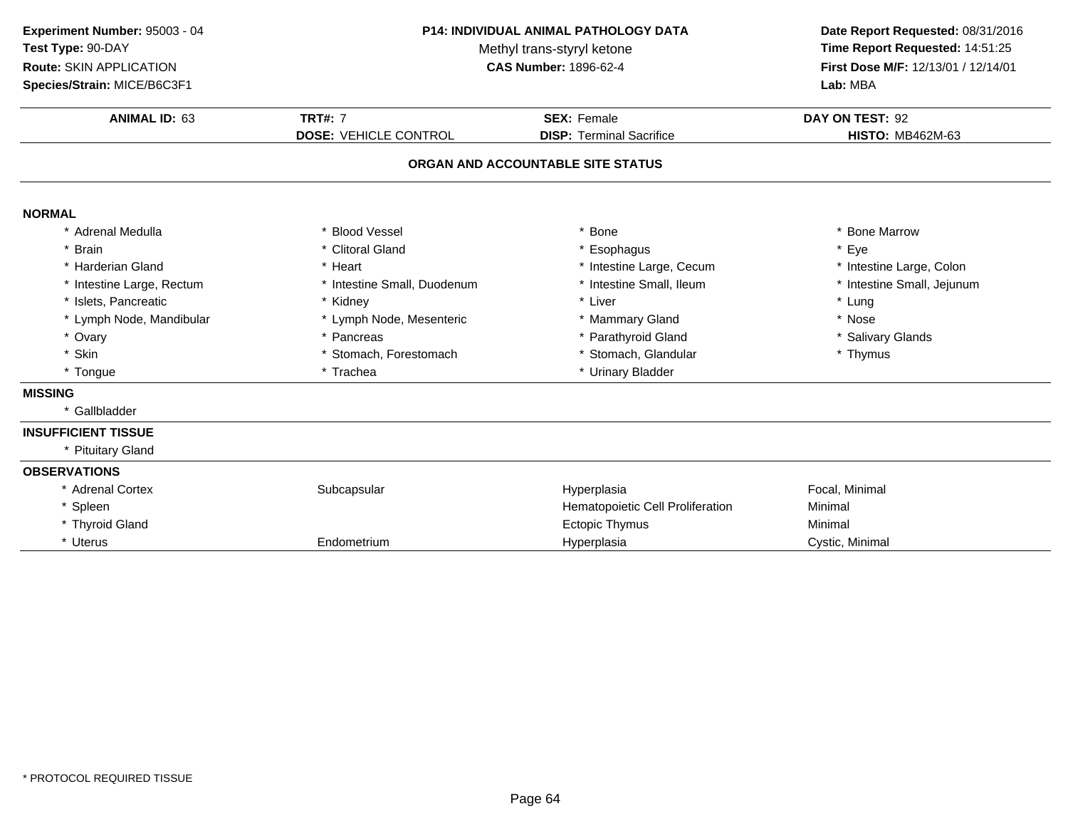**Experiment Number:** 95003 - 04
**Test Type:** 90-DAY
**Route:** SKIN APPLICATION
**Species/Strain:** MICE/B6C3F1

**P14: INDIVIDUAL ANIMAL PATHOLOGY DATA**
Methyl trans-styryl ketone
**CAS Number:** 1896-62-4

**Date Report Requested:** 08/31/2016
**Time Report Requested:** 14:51:25
**First Dose M/F:** 12/13/01 / 12/14/01
**Lab:** MBA

| **ANIMAL ID:** 63 | **TRT#:** 7 | **SEX:** Female | **DAY ON TEST:** 92 |
|---|---|---|---|
| | **DOSE:** VEHICLE CONTROL | **DISP:** Terminal Sacrifice | **HISTO:** MB462M-63 |

## ORGAN AND ACCOUNTABLE SITE STATUS

**NORMAL**

| | | | |
|---|---|---|---|
| * Adrenal Medulla | * Blood Vessel | * Bone | * Bone Marrow |
| * Brain | * Clitoral Gland | * Esophagus | * Eye |
| * Harderian Gland | * Heart | * Intestine Large, Cecum | * Intestine Large, Colon |
| * Intestine Large, Rectum | * Intestine Small, Duodenum | * Intestine Small, Ileum | * Intestine Small, Jejunum |
| * Islets, Pancreatic | * Kidney | * Liver | * Lung |
| * Lymph Node, Mandibular | * Lymph Node, Mesenteric | * Mammary Gland | * Nose |
| * Ovary | * Pancreas | * Parathyroid Gland | * Salivary Glands |
| * Skin | * Stomach, Forestomach | * Stomach, Glandular | * Thymus |
| * Tongue | * Trachea | * Urinary Bladder | |

**MISSING**

* Gallbladder

**INSUFFICIENT TISSUE**

* Pituitary Gland

**OBSERVATIONS**

| | | | |
|---|---|---|---|
| * Adrenal Cortex | Subcapsular | Hyperplasia | Focal, Minimal |
| * Spleen | | Hematopoietic Cell Proliferation | Minimal |
| * Thyroid Gland | | Ectopic Thymus | Minimal |
| * Uterus | Endometrium | Hyperplasia | Cystic, Minimal |

* PROTOCOL REQUIRED TISSUE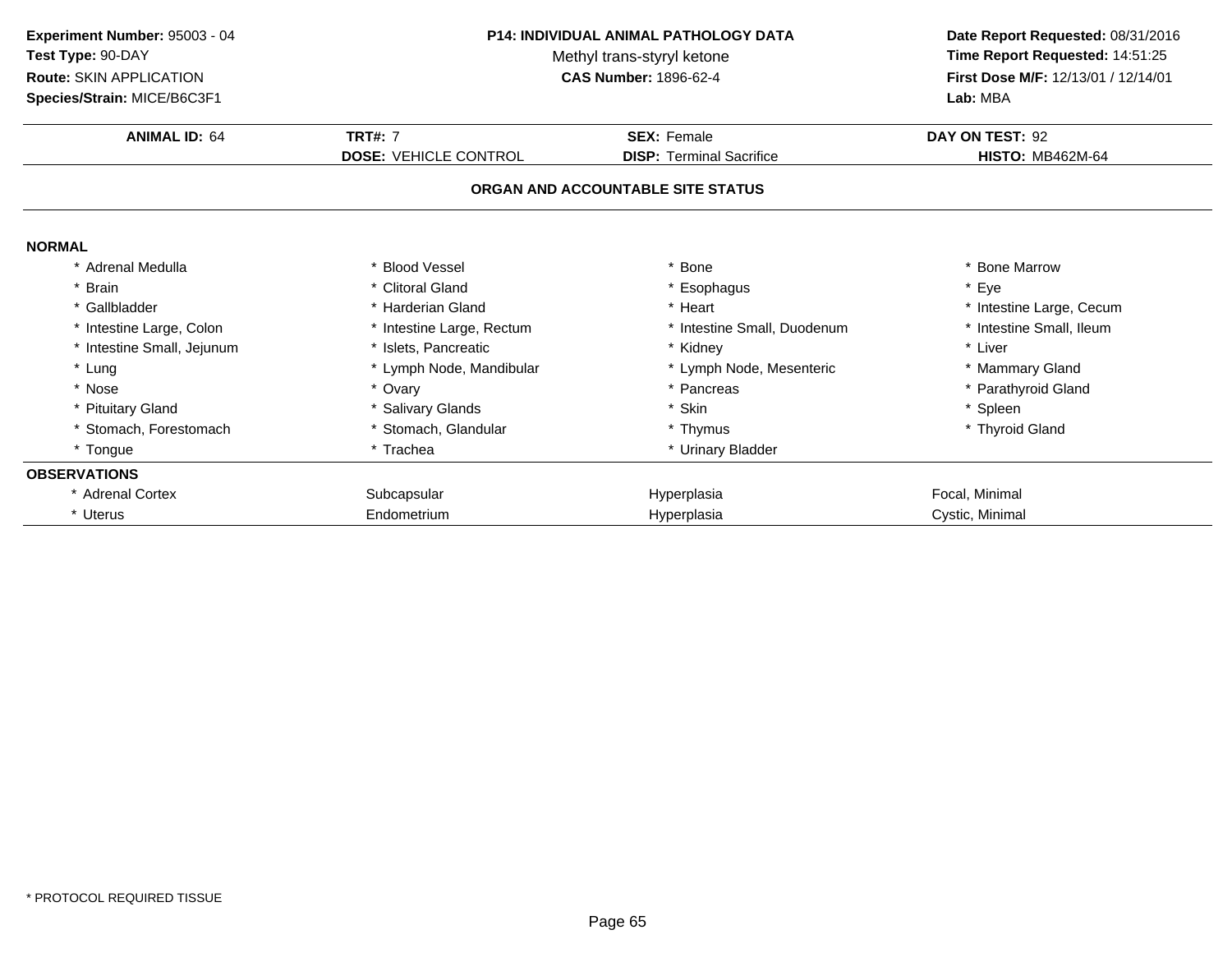**Experiment Number:** 95003 - 04
**Test Type:** 90-DAY
**Route:** SKIN APPLICATION
**Species/Strain:** MICE/B6C3F1

**P14: INDIVIDUAL ANIMAL PATHOLOGY DATA**
Methyl trans-styryl ketone
**CAS Number:** 1896-62-4

**Date Report Requested:** 08/31/2016
**Time Report Requested:** 14:51:25
**First Dose M/F:** 12/13/01 / 12/14/01
**Lab:** MBA

| **ANIMAL ID:** 64 | **TRT#:** 7 | **SEX:** Female | **DAY ON TEST:** 92 |
|---|---|---|---|
| | **DOSE:** VEHICLE CONTROL | **DISP:** Terminal Sacrifice | **HISTO:** MB462M-64 |

**ORGAN AND ACCOUNTABLE SITE STATUS**

**NORMAL**

| | | | |
|---|---|---|---|
| * Adrenal Medulla | * Blood Vessel | * Bone | * Bone Marrow |
| * Brain | * Clitoral Gland | * Esophagus | * Eye |
| * Gallbladder | * Harderian Gland | * Heart | * Intestine Large, Cecum |
| * Intestine Large, Colon | * Intestine Large, Rectum | * Intestine Small, Duodenum | * Intestine Small, Ileum |
| * Intestine Small, Jejunum | * Islets, Pancreatic | * Kidney | * Liver |
| * Lung | * Lymph Node, Mandibular | * Lymph Node, Mesenteric | * Mammary Gland |
| * Nose | * Ovary | * Pancreas | * Parathyroid Gland |
| * Pituitary Gland | * Salivary Glands | * Skin | * Spleen |
| * Stomach, Forestomach | * Stomach, Glandular | * Thymus | * Thyroid Gland |
| * Tongue | * Trachea | * Urinary Bladder | |

**OBSERVATIONS**

| | | | |
|---|---|---|---|
| * Adrenal Cortex | Subcapsular | Hyperplasia | Focal, Minimal |
| * Uterus | Endometrium | Hyperplasia | Cystic, Minimal |

* PROTOCOL REQUIRED TISSUE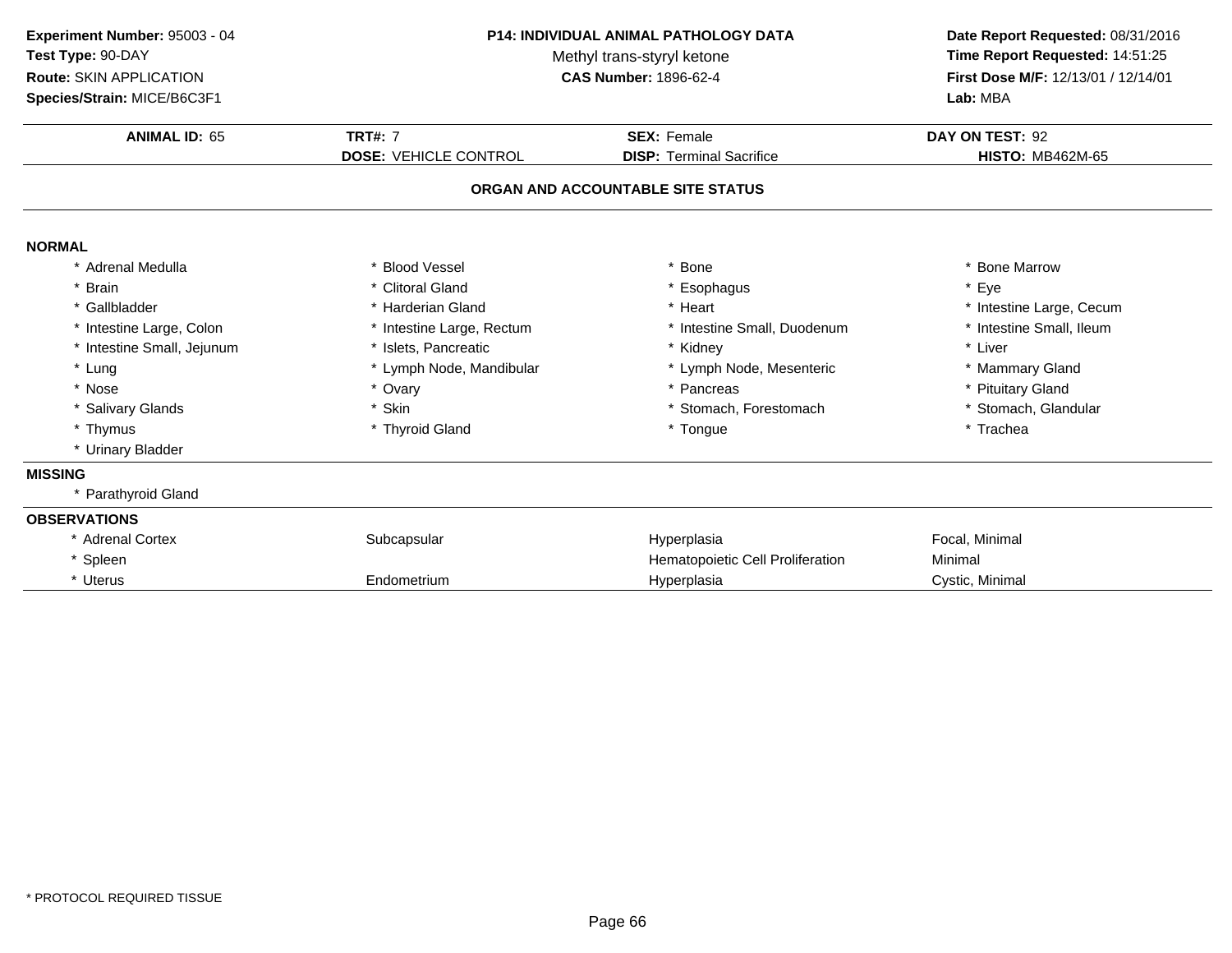**Experiment Number:** 95003 - 04
**Test Type:** 90-DAY
**Route:** SKIN APPLICATION
**Species/Strain:** MICE/B6C3F1

**P14: INDIVIDUAL ANIMAL PATHOLOGY DATA**
Methyl trans-styryl ketone
**CAS Number:** 1896-62-4

**Date Report Requested:** 08/31/2016
**Time Report Requested:** 14:51:25
**First Dose M/F:** 12/13/01 / 12/14/01
**Lab:** MBA

| **ANIMAL ID:** 65 | **TRT#:** 7 | **SEX:** Female | **DAY ON TEST:** 92 |
|---|---|---|---|
| | **DOSE:** VEHICLE CONTROL | **DISP:** Terminal Sacrifice | **HISTO:** MB462M-65 |

## ORGAN AND ACCOUNTABLE SITE STATUS

**NORMAL**

| | | | |
|---|---|---|---|
| * Adrenal Medulla | * Blood Vessel | * Bone | * Bone Marrow |
| * Brain | * Clitoral Gland | * Esophagus | * Eye |
| * Gallbladder | * Harderian Gland | * Heart | * Intestine Large, Cecum |
| * Intestine Large, Colon | * Intestine Large, Rectum | * Intestine Small, Duodenum | * Intestine Small, Ileum |
| * Intestine Small, Jejunum | * Islets, Pancreatic | * Kidney | * Liver |
| * Lung | * Lymph Node, Mandibular | * Lymph Node, Mesenteric | * Mammary Gland |
| * Nose | * Ovary | * Pancreas | * Pituitary Gland |
| * Salivary Glands | * Skin | * Stomach, Forestomach | * Stomach, Glandular |
| * Thymus | * Thyroid Gland | * Tongue | * Trachea |
| * Urinary Bladder | | | |

**MISSING**

* Parathyroid Gland

**OBSERVATIONS**

| | | | |
|---|---|---|---|
| * Adrenal Cortex | Subcapsular | Hyperplasia | Focal, Minimal |
| * Spleen | | Hematopoietic Cell Proliferation | Minimal |
| * Uterus | Endometrium | Hyperplasia | Cystic, Minimal |

* PROTOCOL REQUIRED TISSUE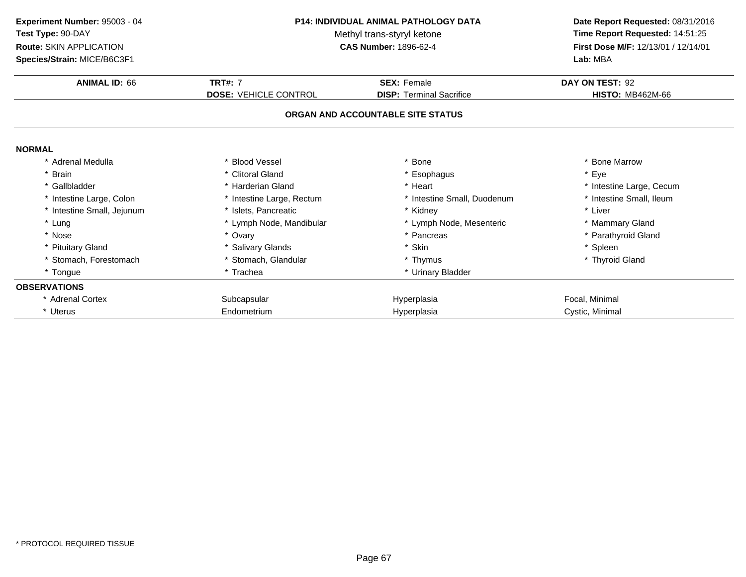**Experiment Number:** 95003 - 04
**Test Type:** 90-DAY
**Route:** SKIN APPLICATION
**Species/Strain:** MICE/B6C3F1

**P14: INDIVIDUAL ANIMAL PATHOLOGY DATA**
Methyl trans-styryl ketone
**CAS Number:** 1896-62-4

**Date Report Requested:** 08/31/2016
**Time Report Requested:** 14:51:25
**First Dose M/F:** 12/13/01 / 12/14/01
**Lab:** MBA

| **ANIMAL ID:** 66 | **TRT#:** 7 | **SEX:** Female | **DAY ON TEST:** 92 |
|---|---|---|---|
| | **DOSE:** VEHICLE CONTROL | **DISP:** Terminal Sacrifice | **HISTO:** MB462M-66 |

**ORGAN AND ACCOUNTABLE SITE STATUS**

**NORMAL**

| | | | |
|---|---|---|---|
| * Adrenal Medulla | * Blood Vessel | * Bone | * Bone Marrow |
| * Brain | * Clitoral Gland | * Esophagus | * Eye |
| * Gallbladder | * Harderian Gland | * Heart | * Intestine Large, Cecum |
| * Intestine Large, Colon | * Intestine Large, Rectum | * Intestine Small, Duodenum | * Intestine Small, Ileum |
| * Intestine Small, Jejunum | * Islets, Pancreatic | * Kidney | * Liver |
| * Lung | * Lymph Node, Mandibular | * Lymph Node, Mesenteric | * Mammary Gland |
| * Nose | * Ovary | * Pancreas | * Parathyroid Gland |
| * Pituitary Gland | * Salivary Glands | * Skin | * Spleen |
| * Stomach, Forestomach | * Stomach, Glandular | * Thymus | * Thyroid Gland |
| * Tongue | * Trachea | * Urinary Bladder | |

**OBSERVATIONS**

| | | | |
|---|---|---|---|
| * Adrenal Cortex | Subcapsular | Hyperplasia | Focal, Minimal |
| * Uterus | Endometrium | Hyperplasia | Cystic, Minimal |

* PROTOCOL REQUIRED TISSUE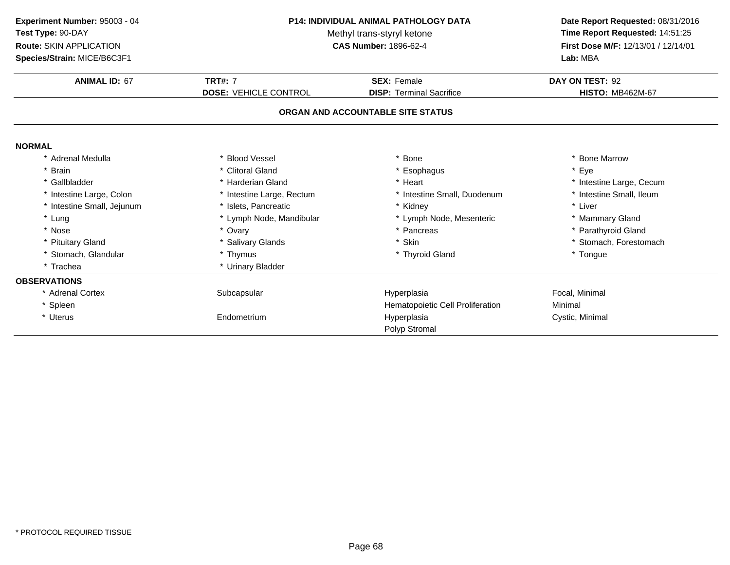**Experiment Number:** 95003 - 04
**Test Type:** 90-DAY
**Route:** SKIN APPLICATION
**Species/Strain:** MICE/B6C3F1

**P14: INDIVIDUAL ANIMAL PATHOLOGY DATA**
Methyl trans-styryl ketone
**CAS Number:** 1896-62-4

**Date Report Requested:** 08/31/2016
**Time Report Requested:** 14:51:25
**First Dose M/F:** 12/13/01 / 12/14/01
**Lab:** MBA

| **ANIMAL ID:** 67 | **TRT#:** 7 | **SEX:** Female | **DAY ON TEST:** 92 |
|---|---|---|---|
| | **DOSE:** VEHICLE CONTROL | **DISP:** Terminal Sacrifice | **HISTO:** MB462M-67 |

**ORGAN AND ACCOUNTABLE SITE STATUS**

**NORMAL**

| | | | |
|---|---|---|---|
| * Adrenal Medulla | * Blood Vessel | * Bone | * Bone Marrow |
| * Brain | * Clitoral Gland | * Esophagus | * Eye |
| * Gallbladder | * Harderian Gland | * Heart | * Intestine Large, Cecum |
| * Intestine Large, Colon | * Intestine Large, Rectum | * Intestine Small, Duodenum | * Intestine Small, Ileum |
| * Intestine Small, Jejunum | * Islets, Pancreatic | * Kidney | * Liver |
| * Lung | * Lymph Node, Mandibular | * Lymph Node, Mesenteric | * Mammary Gland |
| * Nose | * Ovary | * Pancreas | * Parathyroid Gland |
| * Pituitary Gland | * Salivary Glands | * Skin | * Stomach, Forestomach |
| * Stomach, Glandular | * Thymus | * Thyroid Gland | * Tongue |
| * Trachea | * Urinary Bladder | | |

**OBSERVATIONS**

| | | | |
|---|---|---|---|
| * Adrenal Cortex | Subcapsular | Hyperplasia | Focal, Minimal |
| * Spleen | | Hematopoietic Cell Proliferation | Minimal |
| * Uterus | Endometrium | Hyperplasia | Cystic, Minimal |
| | | Polyp Stromal | |

* PROTOCOL REQUIRED TISSUE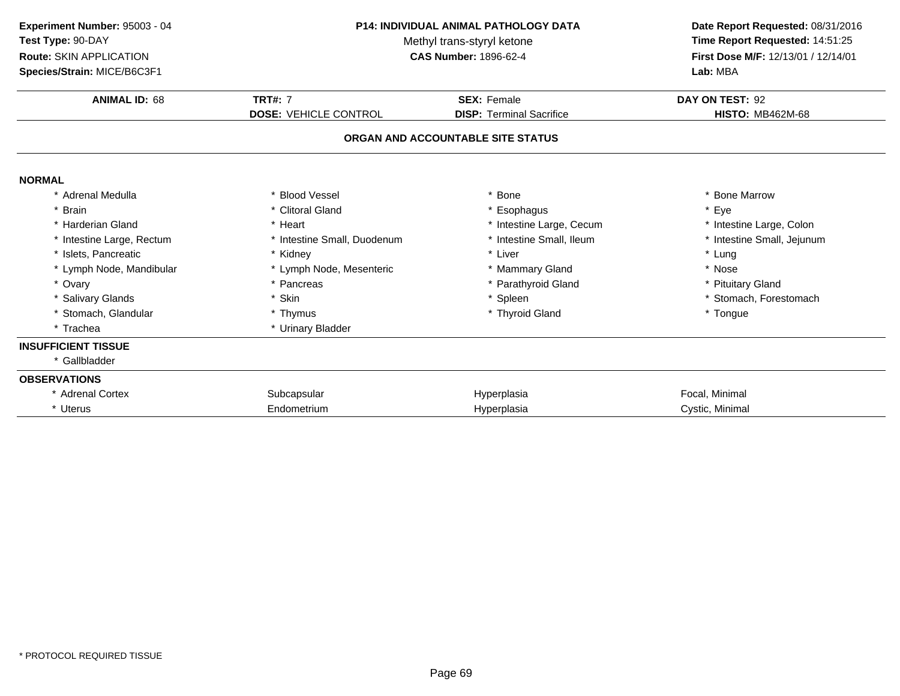**Experiment Number:** 95003 - 04
**Test Type:** 90-DAY
**Route:** SKIN APPLICATION
**Species/Strain:** MICE/B6C3F1

**P14: INDIVIDUAL ANIMAL PATHOLOGY DATA**
Methyl trans-styryl ketone
**CAS Number:** 1896-62-4

**Date Report Requested:** 08/31/2016
**Time Report Requested:** 14:51:25
**First Dose M/F:** 12/13/01 / 12/14/01
**Lab:** MBA

| **ANIMAL ID:** 68 | **TRT#:** 7 | **SEX:** Female | **DAY ON TEST:** 92 |
|---|---|---|---|
| | **DOSE:** VEHICLE CONTROL | **DISP:** Terminal Sacrifice | **HISTO:** MB462M-68 |

## ORGAN AND ACCOUNTABLE SITE STATUS

**NORMAL**

| | | | |
|---|---|---|---|
| * Adrenal Medulla | * Blood Vessel | * Bone | * Bone Marrow |
| * Brain | * Clitoral Gland | * Esophagus | * Eye |
| * Harderian Gland | * Heart | * Intestine Large, Cecum | * Intestine Large, Colon |
| * Intestine Large, Rectum | * Intestine Small, Duodenum | * Intestine Small, Ileum | * Intestine Small, Jejunum |
| * Islets, Pancreatic | * Kidney | * Liver | * Lung |
| * Lymph Node, Mandibular | * Lymph Node, Mesenteric | * Mammary Gland | * Nose |
| * Ovary | * Pancreas | * Parathyroid Gland | * Pituitary Gland |
| * Salivary Glands | * Skin | * Spleen | * Stomach, Forestomach |
| * Stomach, Glandular | * Thymus | * Thyroid Gland | * Tongue |
| * Trachea | * Urinary Bladder | | |

**INSUFFICIENT TISSUE**

* Gallbladder

**OBSERVATIONS**

| | | | |
|---|---|---|---|
| * Adrenal Cortex | Subcapsular | Hyperplasia | Focal, Minimal |
| * Uterus | Endometrium | Hyperplasia | Cystic, Minimal |

* PROTOCOL REQUIRED TISSUE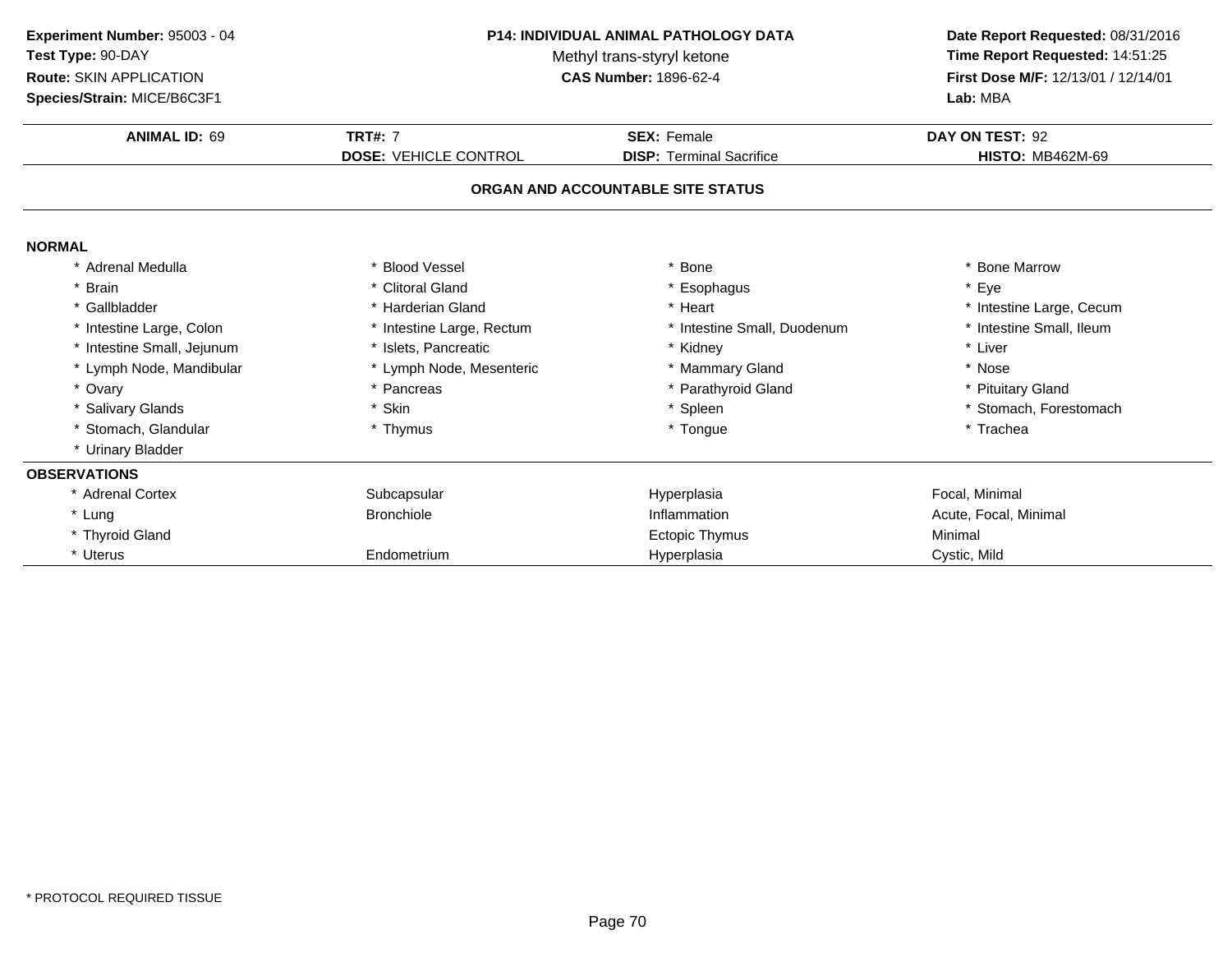**Experiment Number:** 95003 - 04
**Test Type:** 90-DAY
**Route:** SKIN APPLICATION
**Species/Strain:** MICE/B6C3F1

**P14: INDIVIDUAL ANIMAL PATHOLOGY DATA**
Methyl trans-styryl ketone
**CAS Number:** 1896-62-4

**Date Report Requested:** 08/31/2016
**Time Report Requested:** 14:51:25
**First Dose M/F:** 12/13/01 / 12/14/01
**Lab:** MBA

| **ANIMAL ID:** 69 | **TRT#:** 7 | **SEX:** Female | **DAY ON TEST:** 92 |
|---|---|---|---|
| | **DOSE:** VEHICLE CONTROL | **DISP:** Terminal Sacrifice | **HISTO:** MB462M-69 |

## ORGAN AND ACCOUNTABLE SITE STATUS

**NORMAL**

| | | | |
|---|---|---|---|
| * Adrenal Medulla | * Blood Vessel | * Bone | * Bone Marrow |
| * Brain | * Clitoral Gland | * Esophagus | * Eye |
| * Gallbladder | * Harderian Gland | * Heart | * Intestine Large, Cecum |
| * Intestine Large, Colon | * Intestine Large, Rectum | * Intestine Small, Duodenum | * Intestine Small, Ileum |
| * Intestine Small, Jejunum | * Islets, Pancreatic | * Kidney | * Liver |
| * Lymph Node, Mandibular | * Lymph Node, Mesenteric | * Mammary Gland | * Nose |
| * Ovary | * Pancreas | * Parathyroid Gland | * Pituitary Gland |
| * Salivary Glands | * Skin | * Spleen | * Stomach, Forestomach |
| * Stomach, Glandular | * Thymus | * Tongue | * Trachea |
| * Urinary Bladder | | | |

**OBSERVATIONS**

| | | | |
|---|---|---|---|
| * Adrenal Cortex | Subcapsular | Hyperplasia | Focal, Minimal |
| * Lung | Bronchiole | Inflammation | Acute, Focal, Minimal |
| * Thyroid Gland | | Ectopic Thymus | Minimal |
| * Uterus | Endometrium | Hyperplasia | Cystic, Mild |

* PROTOCOL REQUIRED TISSUE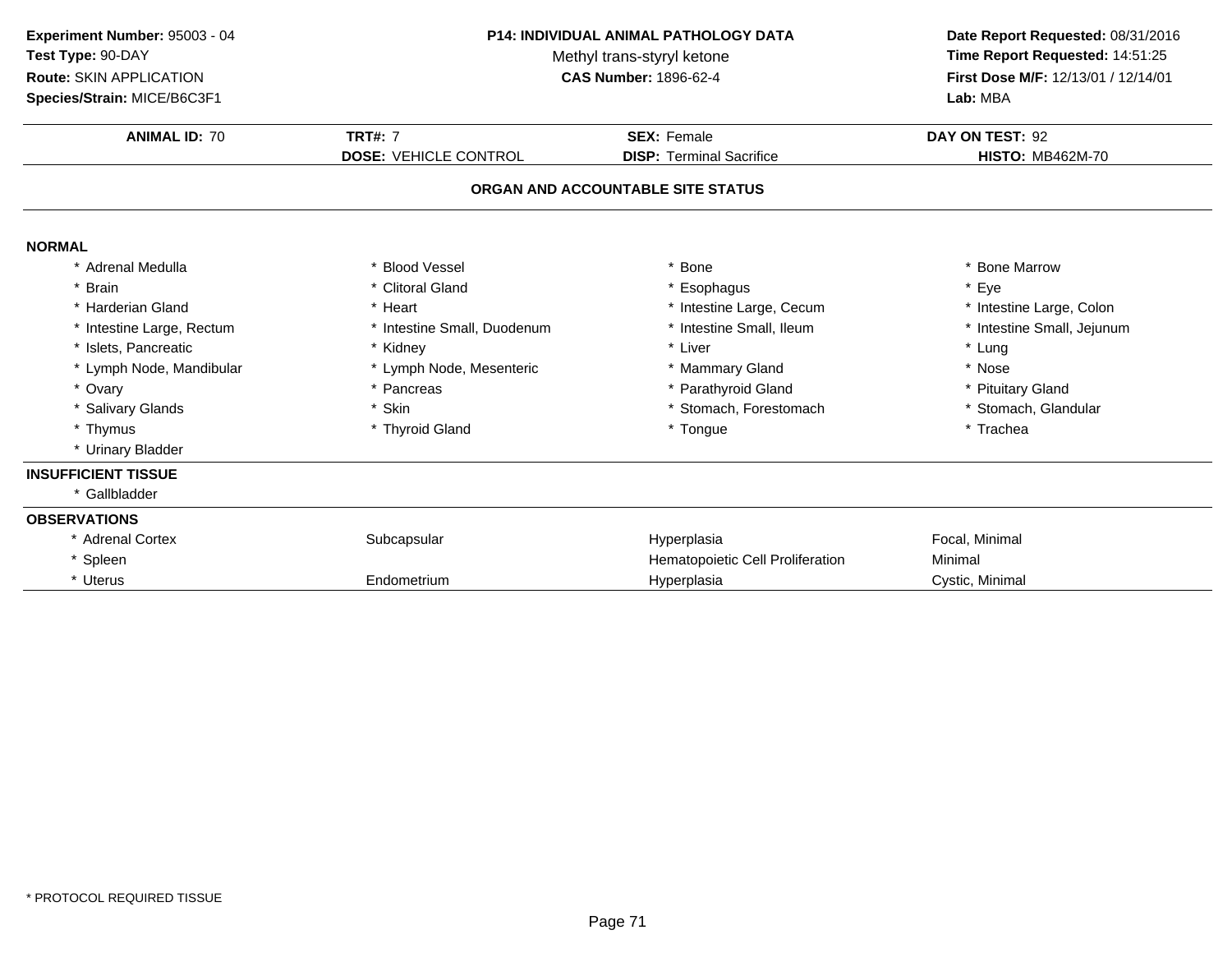**Experiment Number:** 95003 - 04
**Test Type:** 90-DAY
**Route:** SKIN APPLICATION
**Species/Strain:** MICE/B6C3F1

**P14: INDIVIDUAL ANIMAL PATHOLOGY DATA**
Methyl trans-styryl ketone
**CAS Number:** 1896-62-4

**Date Report Requested:** 08/31/2016
**Time Report Requested:** 14:51:25
**First Dose M/F:** 12/13/01 / 12/14/01
**Lab:** MBA

| **ANIMAL ID:** 70 | **TRT#:** 7 | **SEX:** Female | **DAY ON TEST:** 92 |
|---|---|---|---|
| | **DOSE:** VEHICLE CONTROL | **DISP:** Terminal Sacrifice | **HISTO:** MB462M-70 |

## ORGAN AND ACCOUNTABLE SITE STATUS

**NORMAL**

| | | | |
|---|---|---|---|
| * Adrenal Medulla | * Blood Vessel | * Bone | * Bone Marrow |
| * Brain | * Clitoral Gland | * Esophagus | * Eye |
| * Harderian Gland | * Heart | * Intestine Large, Cecum | * Intestine Large, Colon |
| * Intestine Large, Rectum | * Intestine Small, Duodenum | * Intestine Small, Ileum | * Intestine Small, Jejunum |
| * Islets, Pancreatic | * Kidney | * Liver | * Lung |
| * Lymph Node, Mandibular | * Lymph Node, Mesenteric | * Mammary Gland | * Nose |
| * Ovary | * Pancreas | * Parathyroid Gland | * Pituitary Gland |
| * Salivary Glands | * Skin | * Stomach, Forestomach | * Stomach, Glandular |
| * Thymus | * Thyroid Gland | * Tongue | * Trachea |
| * Urinary Bladder | | | |

**INSUFFICIENT TISSUE**

* Gallbladder

**OBSERVATIONS**

| | | | |
|---|---|---|---|
| * Adrenal Cortex | Subcapsular | Hyperplasia | Focal, Minimal |
| * Spleen | | Hematopoietic Cell Proliferation | Minimal |
| * Uterus | Endometrium | Hyperplasia | Cystic, Minimal |

* PROTOCOL REQUIRED TISSUE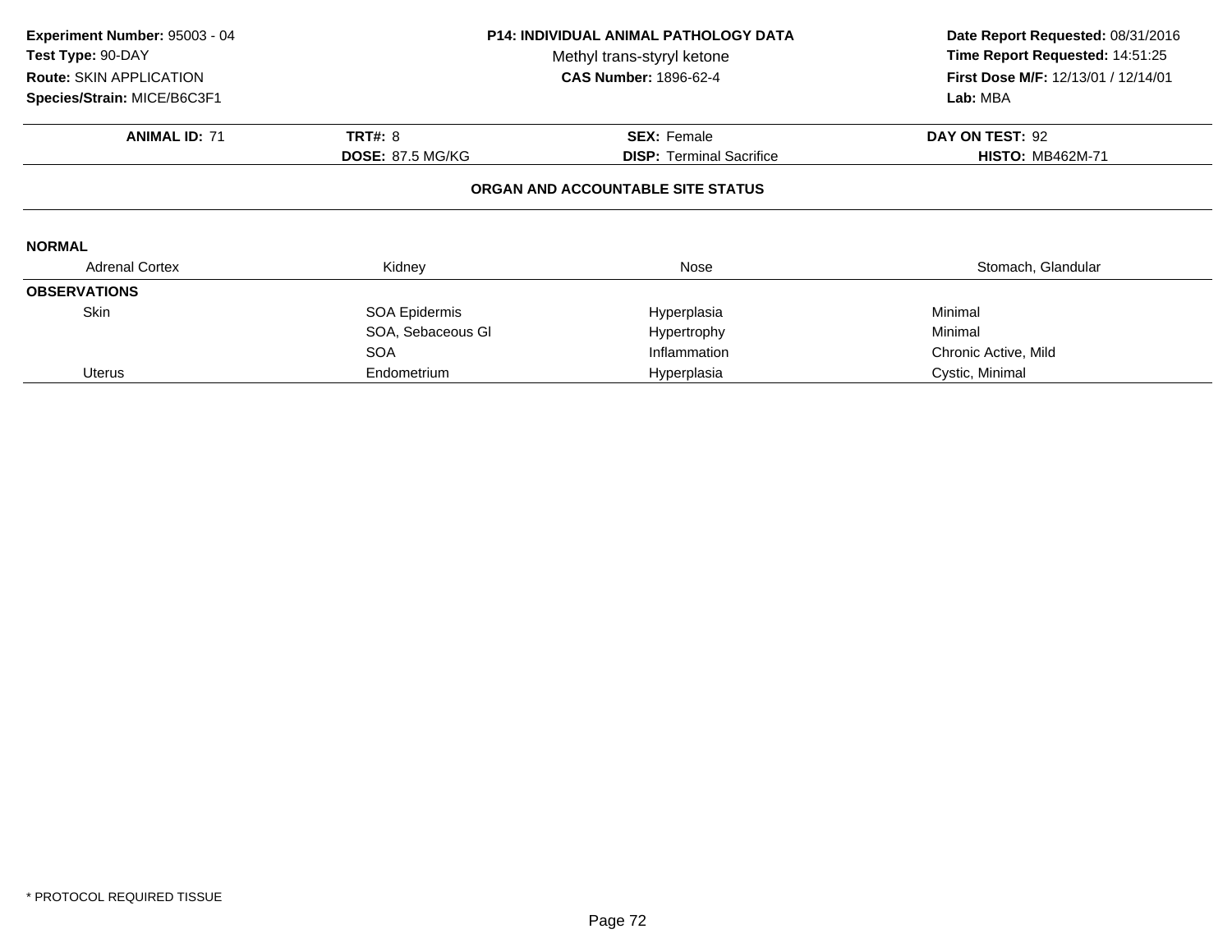**Experiment Number:** 95003 - 04
**Test Type:** 90-DAY
**Route:** SKIN APPLICATION
**Species/Strain:** MICE/B6C3F1

**P14: INDIVIDUAL ANIMAL PATHOLOGY DATA**
Methyl trans-styryl ketone
**CAS Number:** 1896-62-4

**Date Report Requested:** 08/31/2016
**Time Report Requested:** 14:51:25
**First Dose M/F:** 12/13/01 / 12/14/01
**Lab:** MBA

| **ANIMAL ID:** 71 | **TRT#:** 8 | **SEX:** Female | **DAY ON TEST:** 92 |
|---|---|---|---|
| | **DOSE:** 87.5 MG/KG | **DISP:** Terminal Sacrifice | **HISTO:** MB462M-71 |

**ORGAN AND ACCOUNTABLE SITE STATUS**

**NORMAL**

| Adrenal Cortex | Kidney | Nose | Stomach, Glandular |
|---|---|---|---|

**OBSERVATIONS**

| | | | |
|---|---|---|---|
| Skin | SOA Epidermis | Hyperplasia | Minimal |
| | SOA, Sebaceous Gl | Hypertrophy | Minimal |
| | SOA | Inflammation | Chronic Active, Mild |
| Uterus | Endometrium | Hyperplasia | Cystic, Minimal |

* PROTOCOL REQUIRED TISSUE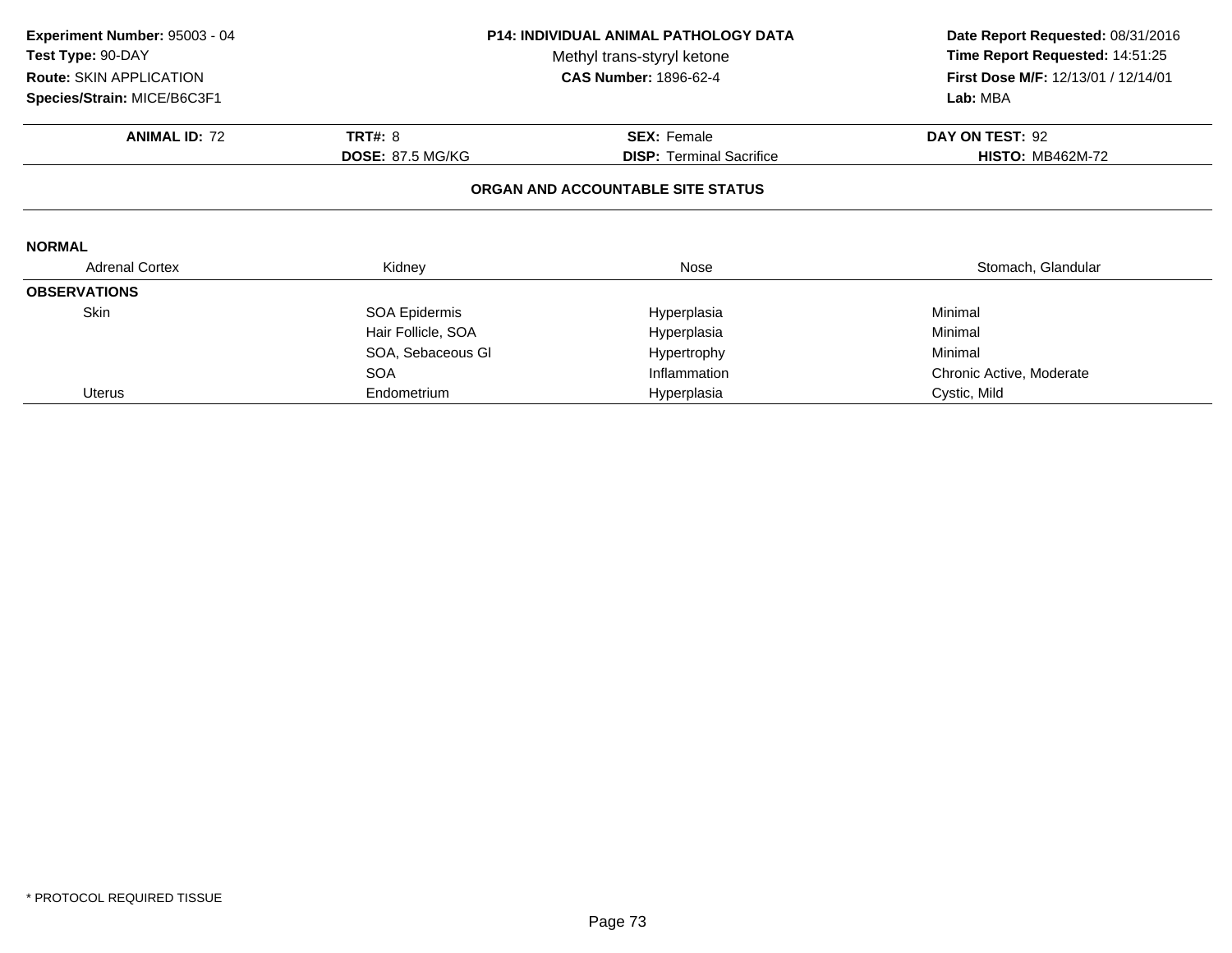**Experiment Number:** 95003 - 04
**Test Type:** 90-DAY
**Route:** SKIN APPLICATION
**Species/Strain:** MICE/B6C3F1

**P14: INDIVIDUAL ANIMAL PATHOLOGY DATA**
Methyl trans-styryl ketone
**CAS Number:** 1896-62-4

**Date Report Requested:** 08/31/2016
**Time Report Requested:** 14:51:25
**First Dose M/F:** 12/13/01 / 12/14/01
**Lab:** MBA

| **ANIMAL ID:** 72 | **TRT#:** 8 | **SEX:** Female | **DAY ON TEST:** 92 |
|---|---|---|---|
| | **DOSE:** 87.5 MG/KG | **DISP:** Terminal Sacrifice | **HISTO:** MB462M-72 |

## ORGAN AND ACCOUNTABLE SITE STATUS

**NORMAL**

| Adrenal Cortex | Kidney | Nose | Stomach, Glandular |
|---|---|---|---|

**OBSERVATIONS**

| | | | |
|---|---|---|---|
| Skin | SOA Epidermis | Hyperplasia | Minimal |
| | Hair Follicle, SOA | Hyperplasia | Minimal |
| | SOA, Sebaceous Gl | Hypertrophy | Minimal |
| | SOA | Inflammation | Chronic Active, Moderate |
| Uterus | Endometrium | Hyperplasia | Cystic, Mild |

* PROTOCOL REQUIRED TISSUE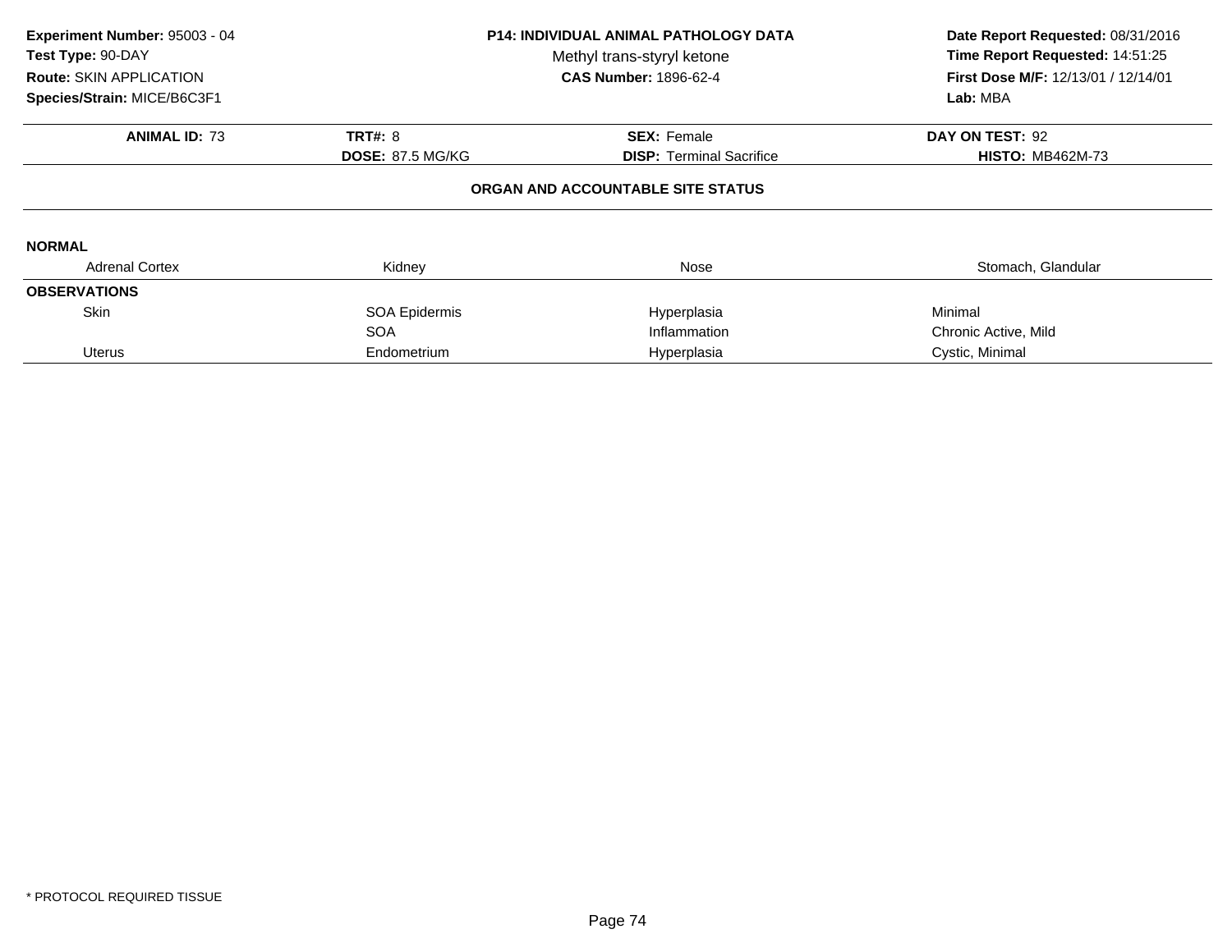**Experiment Number:** 95003 - 04
**Test Type:** 90-DAY
**Route:** SKIN APPLICATION
**Species/Strain:** MICE/B6C3F1

**P14: INDIVIDUAL ANIMAL PATHOLOGY DATA**
Methyl trans-styryl ketone
**CAS Number:** 1896-62-4

**Date Report Requested:** 08/31/2016
**Time Report Requested:** 14:51:25
**First Dose M/F:** 12/13/01 / 12/14/01
**Lab:** MBA

| **ANIMAL ID:** 73 | **TRT#:** 8 | **SEX:** Female | **DAY ON TEST:** 92 |
|---|---|---|---|
| | **DOSE:** 87.5 MG/KG | **DISP:** Terminal Sacrifice | **HISTO:** MB462M-73 |

**ORGAN AND ACCOUNTABLE SITE STATUS**

**NORMAL**

| Adrenal Cortex | Kidney | Nose | Stomach, Glandular |
|---|---|---|---|

**OBSERVATIONS**

| | | | |
|---|---|---|---|
| Skin | SOA Epidermis | Hyperplasia | Minimal |
| | SOA | Inflammation | Chronic Active, Mild |
| Uterus | Endometrium | Hyperplasia | Cystic, Minimal |

\* PROTOCOL REQUIRED TISSUE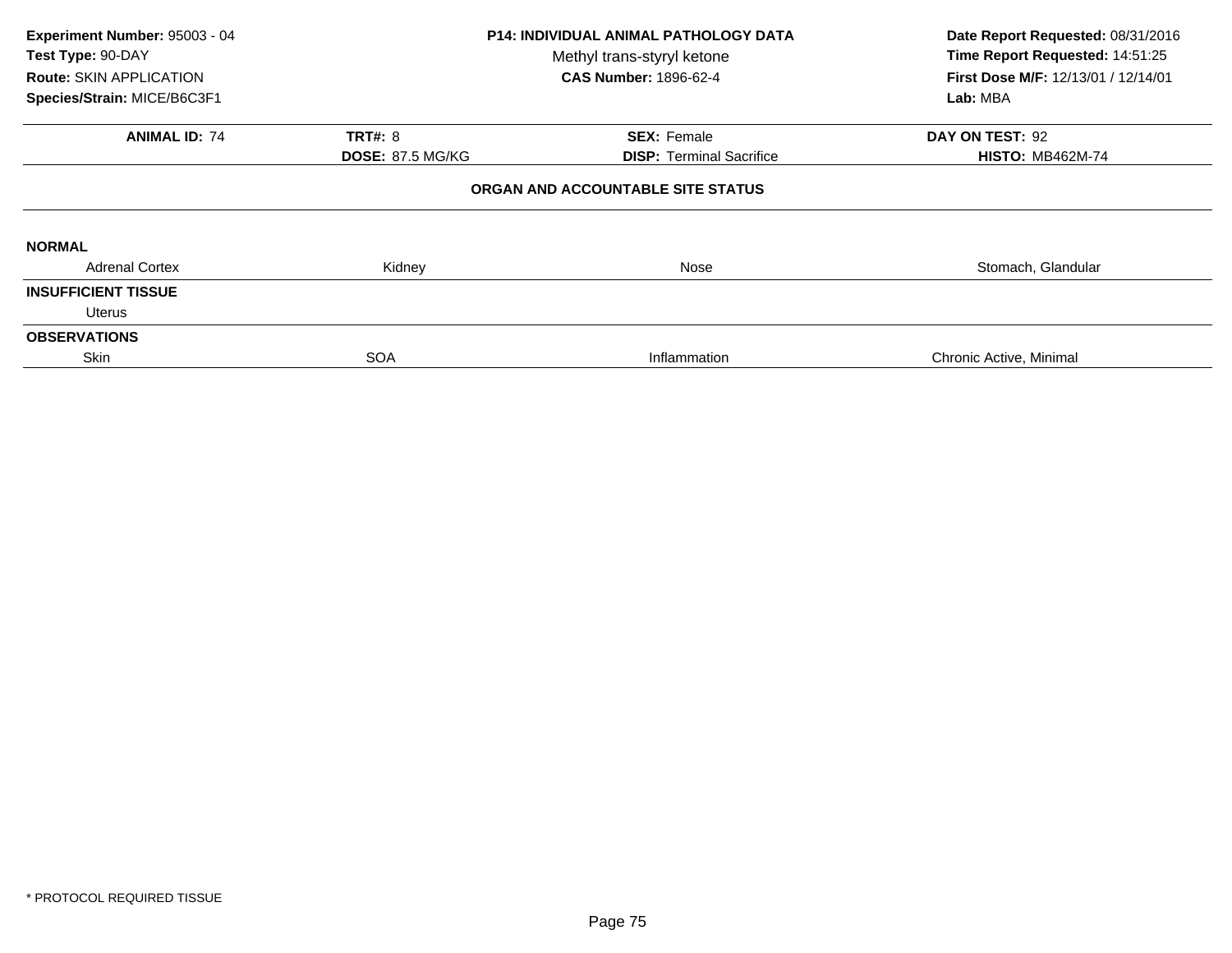**Experiment Number:** 95003 - 04
**Test Type:** 90-DAY
**Route:** SKIN APPLICATION
**Species/Strain:** MICE/B6C3F1

**P14: INDIVIDUAL ANIMAL PATHOLOGY DATA**
Methyl trans-styryl ketone
**CAS Number:** 1896-62-4

**Date Report Requested:** 08/31/2016
**Time Report Requested:** 14:51:25
**First Dose M/F:** 12/13/01 / 12/14/01
**Lab:** MBA

| **ANIMAL ID:** 74 | **TRT#:** 8 | **SEX:** Female | **DAY ON TEST:** 92 |
|---|---|---|---|
| | **DOSE:** 87.5 MG/KG | **DISP:** Terminal Sacrifice | **HISTO:** MB462M-74 |

**ORGAN AND ACCOUNTABLE SITE STATUS**

| | | | |
|---|---|---|---|
| **NORMAL** | | | |
| Adrenal Cortex | Kidney | Nose | Stomach, Glandular |
| **INSUFFICIENT TISSUE** | | | |
| Uterus | | | |
| **OBSERVATIONS** | | | |
| Skin | SOA | Inflammation | Chronic Active, Minimal |

* PROTOCOL REQUIRED TISSUE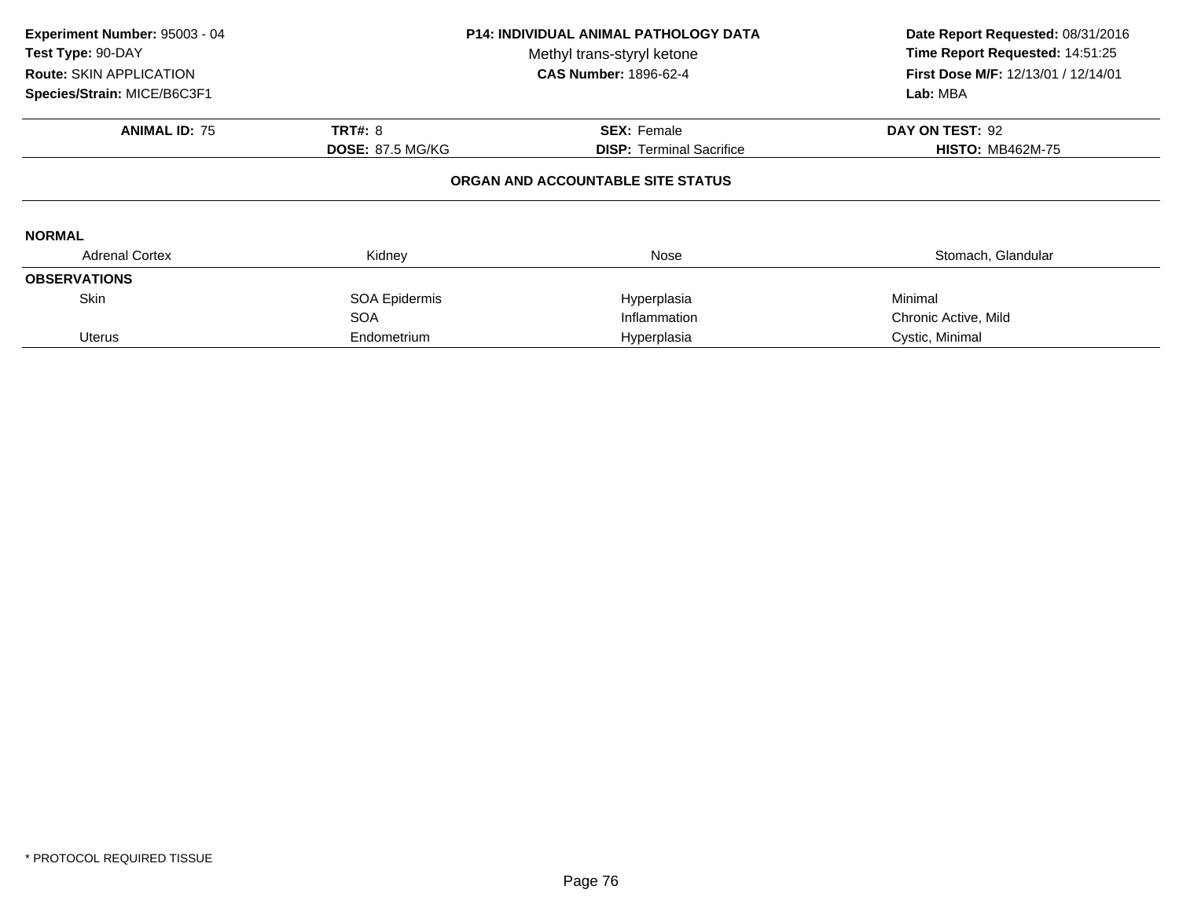**Experiment Number:** 95003 - 04
**Test Type:** 90-DAY
**Route:** SKIN APPLICATION
**Species/Strain:** MICE/B6C3F1

**P14: INDIVIDUAL ANIMAL PATHOLOGY DATA**
Methyl trans-styryl ketone
**CAS Number:** 1896-62-4

**Date Report Requested:** 08/31/2016
**Time Report Requested:** 14:51:25
**First Dose M/F:** 12/13/01 / 12/14/01
**Lab:** MBA

| **ANIMAL ID:** 75 | **TRT#:** 8 | **SEX:** Female | **DAY ON TEST:** 92 |
|---|---|---|---|
| | **DOSE:** 87.5 MG/KG | **DISP:** Terminal Sacrifice | **HISTO:** MB462M-75 |

**ORGAN AND ACCOUNTABLE SITE STATUS**

**NORMAL**

| Adrenal Cortex | Kidney | Nose | Stomach, Glandular |
|---|---|---|---|

**OBSERVATIONS**

| | | | |
|---|---|---|---|
| Skin | SOA Epidermis | Hyperplasia | Minimal |
| | SOA | Inflammation | Chronic Active, Mild |
| Uterus | Endometrium | Hyperplasia | Cystic, Minimal |

* PROTOCOL REQUIRED TISSUE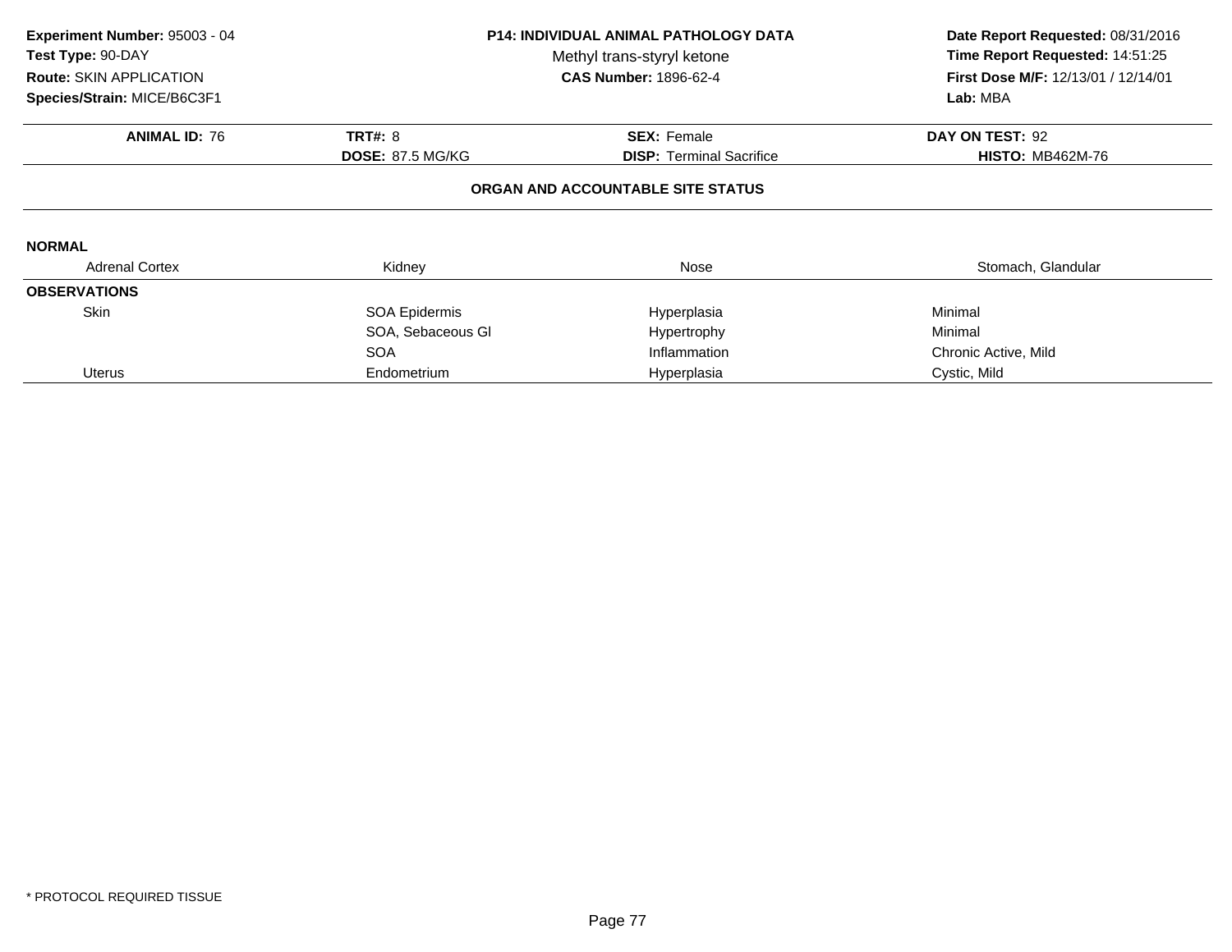**Experiment Number:** 95003 - 04
**Test Type:** 90-DAY
**Route:** SKIN APPLICATION
**Species/Strain:** MICE/B6C3F1

**P14: INDIVIDUAL ANIMAL PATHOLOGY DATA**
Methyl trans-styryl ketone
**CAS Number:** 1896-62-4

**Date Report Requested:** 08/31/2016
**Time Report Requested:** 14:51:25
**First Dose M/F:** 12/13/01 / 12/14/01
**Lab:** MBA

| **ANIMAL ID:** 76 | **TRT#:** 8 | **SEX:** Female | **DAY ON TEST:** 92 |
|---|---|---|---|
| | **DOSE:** 87.5 MG/KG | **DISP:** Terminal Sacrifice | **HISTO:** MB462M-76 |

**ORGAN AND ACCOUNTABLE SITE STATUS**

**NORMAL**

| Adrenal Cortex | Kidney | Nose | Stomach, Glandular |
|---|---|---|---|

**OBSERVATIONS**

| | | | |
|---|---|---|---|
| Skin | SOA Epidermis | Hyperplasia | Minimal |
| | SOA, Sebaceous Gl | Hypertrophy | Minimal |
| | SOA | Inflammation | Chronic Active, Mild |
| Uterus | Endometrium | Hyperplasia | Cystic, Mild |

* PROTOCOL REQUIRED TISSUE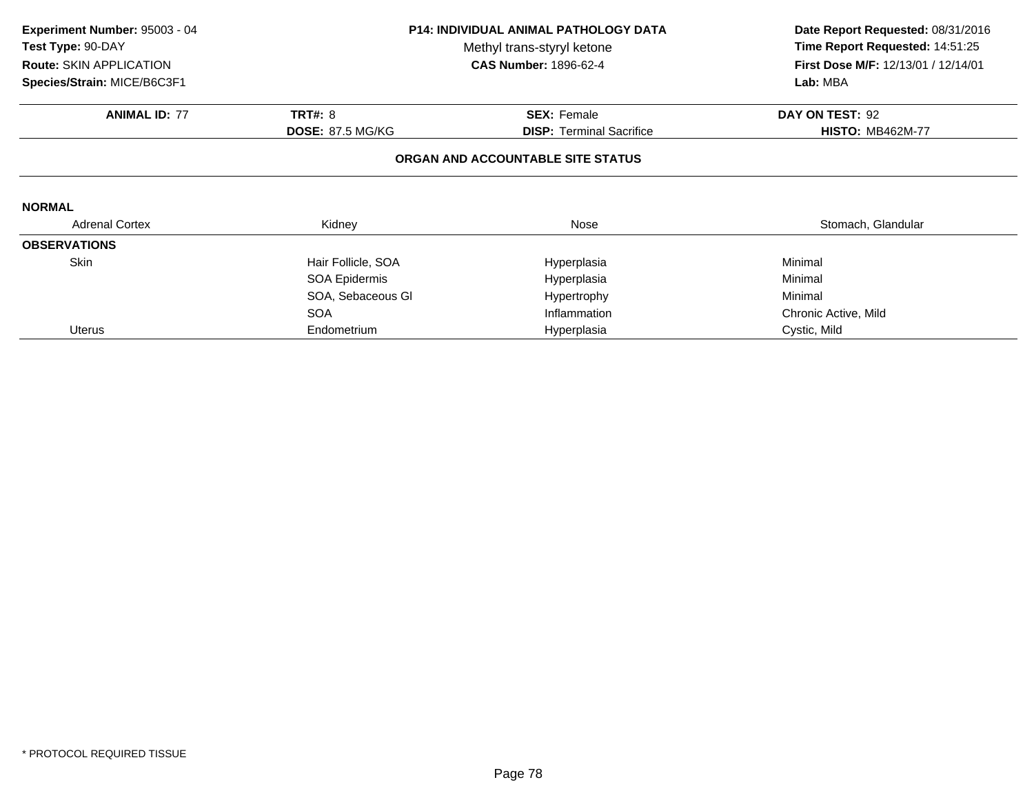**Experiment Number:** 95003 - 04
**Test Type:** 90-DAY
**Route:** SKIN APPLICATION
**Species/Strain:** MICE/B6C3F1

**P14: INDIVIDUAL ANIMAL PATHOLOGY DATA**
Methyl trans-styryl ketone
**CAS Number:** 1896-62-4

**Date Report Requested:** 08/31/2016
**Time Report Requested:** 14:51:25
**First Dose M/F:** 12/13/01 / 12/14/01
**Lab:** MBA

| **ANIMAL ID:** 77 | **TRT#:** 8 | **SEX:** Female | **DAY ON TEST:** 92 |
|---|---|---|---|
| | **DOSE:** 87.5 MG/KG | **DISP:** Terminal Sacrifice | **HISTO:** MB462M-77 |

**ORGAN AND ACCOUNTABLE SITE STATUS**

**NORMAL**

| Adrenal Cortex | Kidney | Nose | Stomach, Glandular |
|---|---|---|---|

**OBSERVATIONS**

| | | | |
|---|---|---|---|
| Skin | Hair Follicle, SOA | Hyperplasia | Minimal |
| | SOA Epidermis | Hyperplasia | Minimal |
| | SOA, Sebaceous Gl | Hypertrophy | Minimal |
| | SOA | Inflammation | Chronic Active, Mild |
| Uterus | Endometrium | Hyperplasia | Cystic, Mild |

\* PROTOCOL REQUIRED TISSUE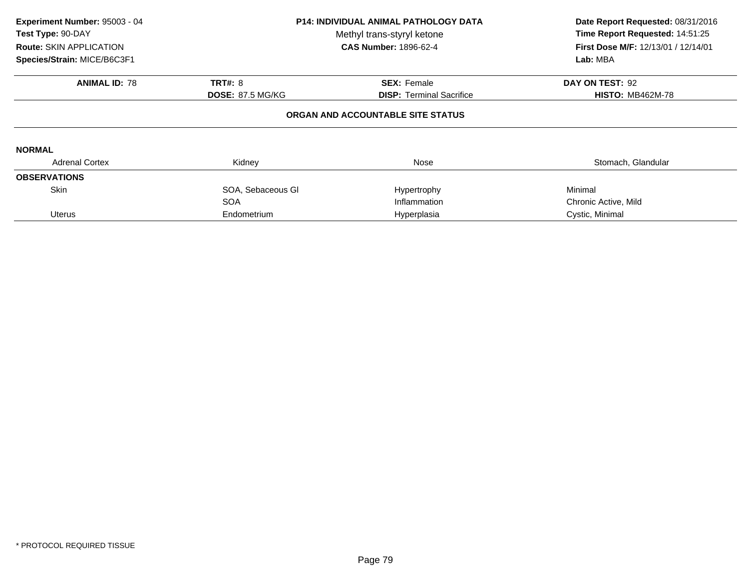**Experiment Number:** 95003 - 04
**Test Type:** 90-DAY
**Route:** SKIN APPLICATION
**Species/Strain:** MICE/B6C3F1

**P14: INDIVIDUAL ANIMAL PATHOLOGY DATA**
Methyl trans-styryl ketone
**CAS Number:** 1896-62-4

**Date Report Requested:** 08/31/2016
**Time Report Requested:** 14:51:25
**First Dose M/F:** 12/13/01 / 12/14/01
**Lab:** MBA

| **ANIMAL ID:** 78 | **TRT#:** 8 | **SEX:** Female | **DAY ON TEST:** 92 |
|---|---|---|---|
| | **DOSE:** 87.5 MG/KG | **DISP:** Terminal Sacrifice | **HISTO:** MB462M-78 |

## ORGAN AND ACCOUNTABLE SITE STATUS

**NORMAL**

| Adrenal Cortex | Kidney | Nose | Stomach, Glandular |
|---|---|---|---|

**OBSERVATIONS**

| | | | |
|---|---|---|---|
| Skin | SOA, Sebaceous Gl | Hypertrophy | Minimal |
| | SOA | Inflammation | Chronic Active, Mild |
| Uterus | Endometrium | Hyperplasia | Cystic, Minimal |

\* PROTOCOL REQUIRED TISSUE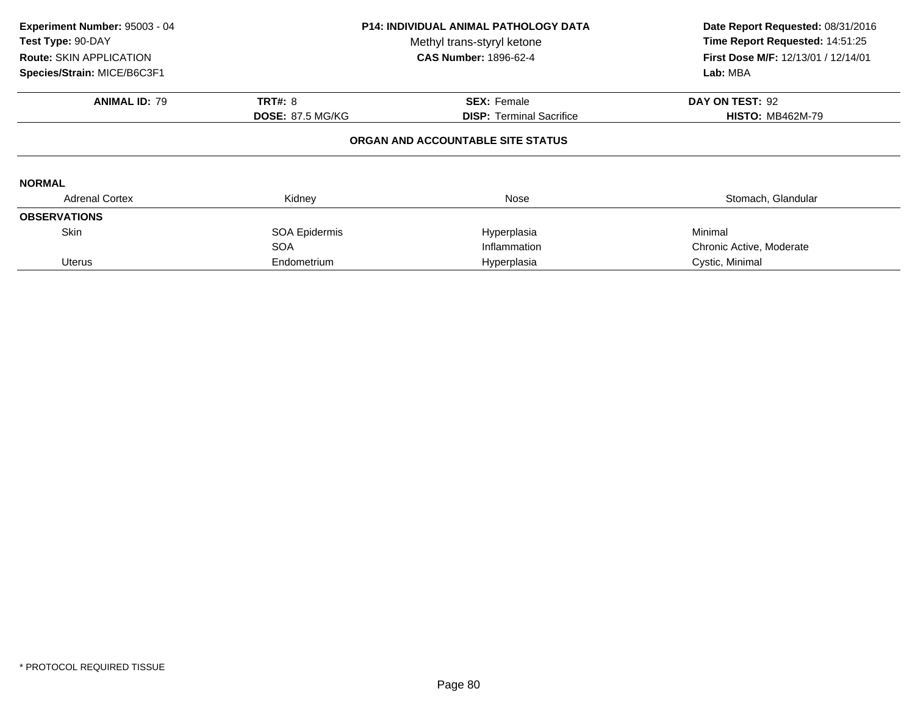**Experiment Number:** 95003 - 04
**Test Type:** 90-DAY
**Route:** SKIN APPLICATION
**Species/Strain:** MICE/B6C3F1

**P14: INDIVIDUAL ANIMAL PATHOLOGY DATA**
Methyl trans-styryl ketone
**CAS Number:** 1896-62-4

**Date Report Requested:** 08/31/2016
**Time Report Requested:** 14:51:25
**First Dose M/F:** 12/13/01 / 12/14/01
**Lab:** MBA

| **ANIMAL ID:** 79 | **TRT#:** 8 | **SEX:** Female | **DAY ON TEST:** 92 |
|---|---|---|---|
| | **DOSE:** 87.5 MG/KG | **DISP:** Terminal Sacrifice | **HISTO:** MB462M-79 |

## ORGAN AND ACCOUNTABLE SITE STATUS

**NORMAL**

| Adrenal Cortex | Kidney | Nose | Stomach, Glandular |
|---|---|---|---|

**OBSERVATIONS**

| | | | |
|---|---|---|---|
| Skin | SOA Epidermis | Hyperplasia | Minimal |
| | SOA | Inflammation | Chronic Active, Moderate |
| Uterus | Endometrium | Hyperplasia | Cystic, Minimal |

* PROTOCOL REQUIRED TISSUE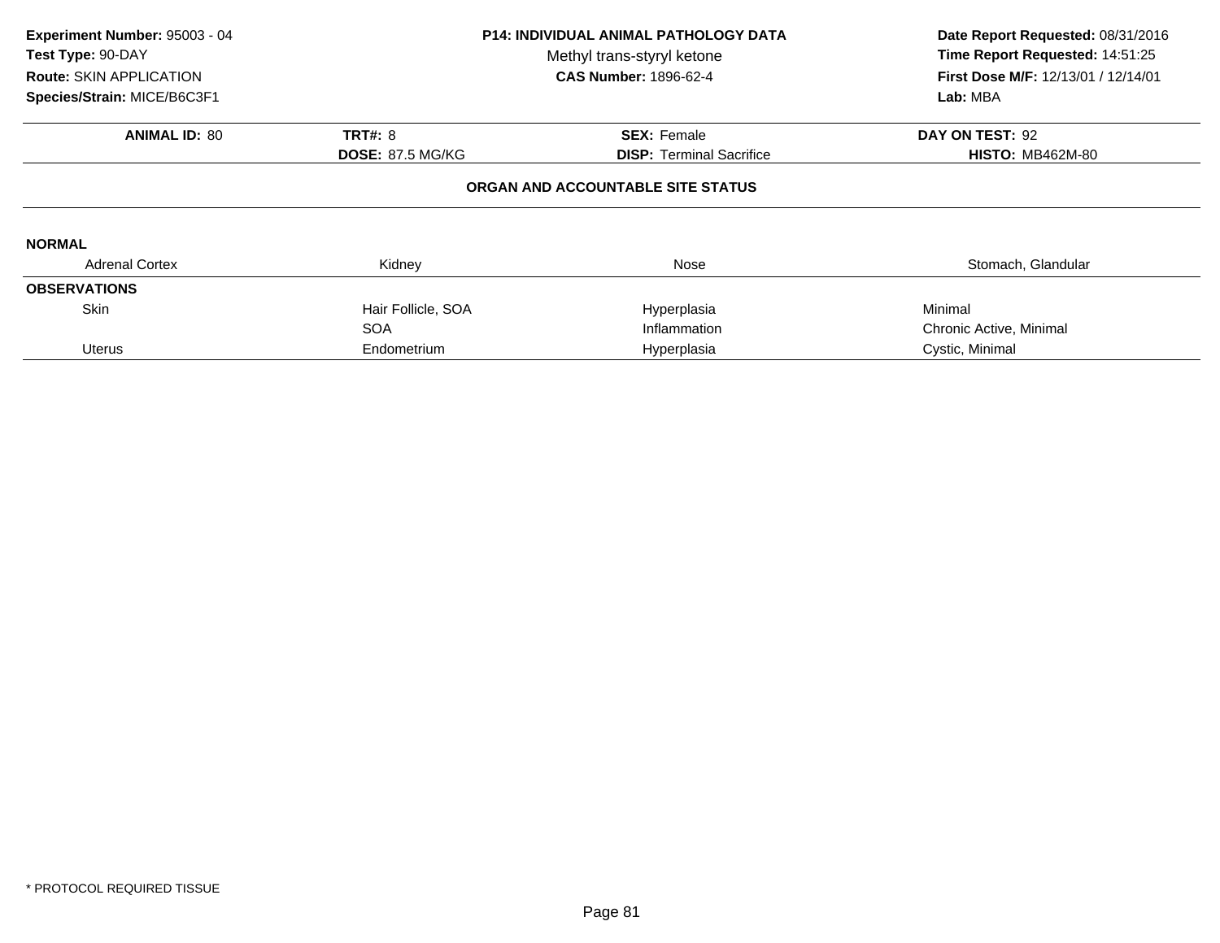**Experiment Number:** 95003 - 04
**Test Type:** 90-DAY
**Route:** SKIN APPLICATION
**Species/Strain:** MICE/B6C3F1

**P14: INDIVIDUAL ANIMAL PATHOLOGY DATA**
Methyl trans-styryl ketone
**CAS Number:** 1896-62-4

**Date Report Requested:** 08/31/2016
**Time Report Requested:** 14:51:25
**First Dose M/F:** 12/13/01 / 12/14/01
**Lab:** MBA

| **ANIMAL ID:** 80 | **TRT#:** 8 | **SEX:** Female | **DAY ON TEST:** 92 |
|---|---|---|---|
| | **DOSE:** 87.5 MG/KG | **DISP:** Terminal Sacrifice | **HISTO:** MB462M-80 |

**ORGAN AND ACCOUNTABLE SITE STATUS**

**NORMAL**

| Adrenal Cortex | Kidney | Nose | Stomach, Glandular |
|---|---|---|---|

**OBSERVATIONS**

| | | | |
|---|---|---|---|
| Skin | Hair Follicle, SOA | Hyperplasia | Minimal |
| | SOA | Inflammation | Chronic Active, Minimal |
| Uterus | Endometrium | Hyperplasia | Cystic, Minimal |

* PROTOCOL REQUIRED TISSUE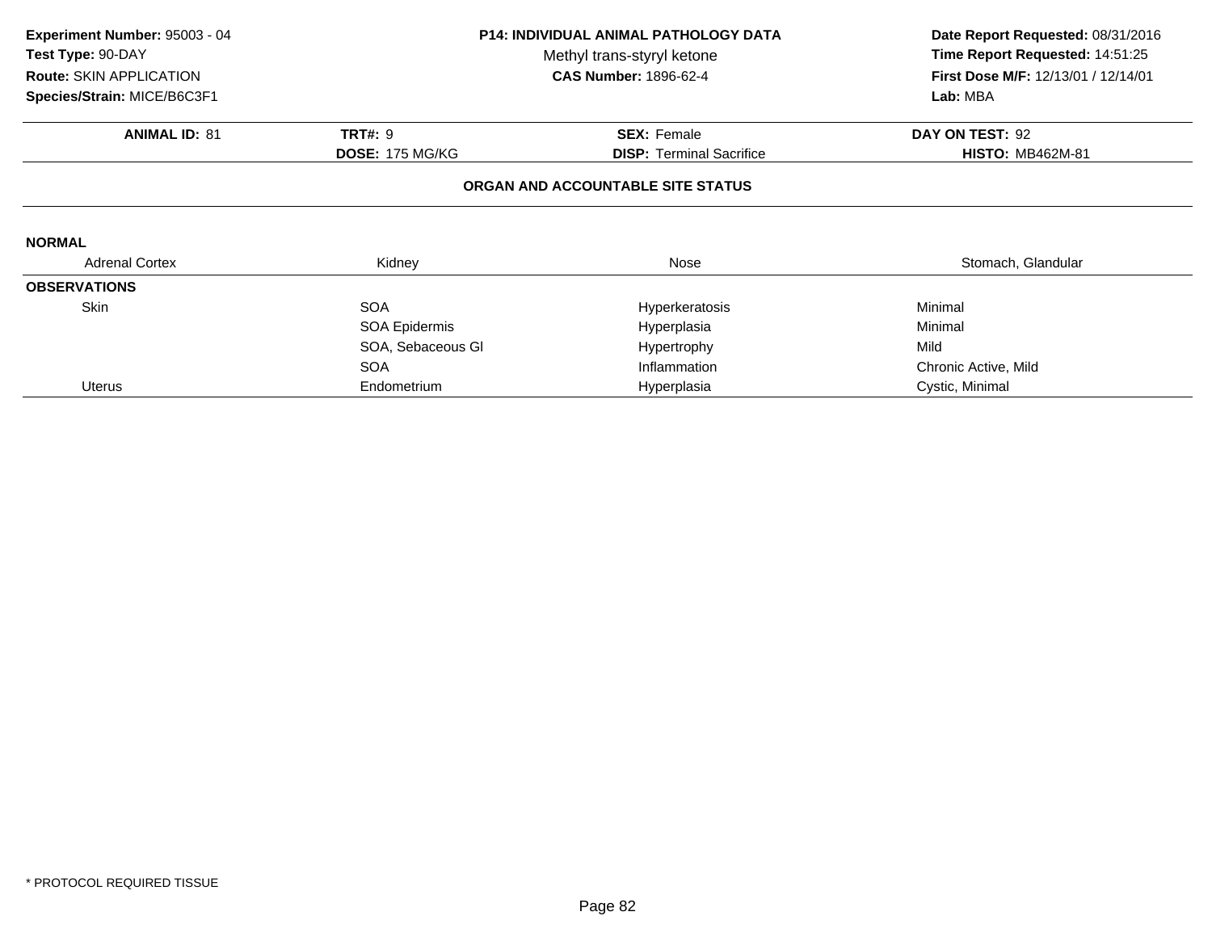**Experiment Number:** 95003 - 04
**Test Type:** 90-DAY
**Route:** SKIN APPLICATION
**Species/Strain:** MICE/B6C3F1

**P14: INDIVIDUAL ANIMAL PATHOLOGY DATA**
Methyl trans-styryl ketone
**CAS Number:** 1896-62-4

**Date Report Requested:** 08/31/2016
**Time Report Requested:** 14:51:25
**First Dose M/F:** 12/13/01 / 12/14/01
**Lab:** MBA

| **ANIMAL ID:** 81 | **TRT#:** 9 | **SEX:** Female | **DAY ON TEST:** 92 |
|---|---|---|---|
| | **DOSE:** 175 MG/KG | **DISP:** Terminal Sacrifice | **HISTO:** MB462M-81 |

## ORGAN AND ACCOUNTABLE SITE STATUS

**NORMAL**

| Adrenal Cortex | Kidney | Nose | Stomach, Glandular |
|---|---|---|---|

**OBSERVATIONS**

| | | | |
|---|---|---|---|
| Skin | SOA | Hyperkeratosis | Minimal |
| | SOA Epidermis | Hyperplasia | Minimal |
| | SOA, Sebaceous Gl | Hypertrophy | Mild |
| | SOA | Inflammation | Chronic Active, Mild |
| Uterus | Endometrium | Hyperplasia | Cystic, Minimal |

* PROTOCOL REQUIRED TISSUE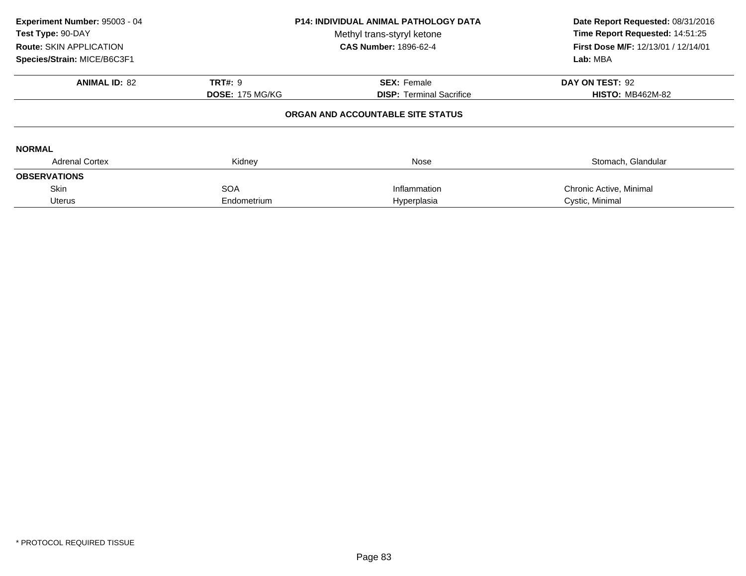**Experiment Number:** 95003 - 04
**Test Type:** 90-DAY
**Route:** SKIN APPLICATION
**Species/Strain:** MICE/B6C3F1

**P14: INDIVIDUAL ANIMAL PATHOLOGY DATA**
Methyl trans-styryl ketone
**CAS Number:** 1896-62-4

**Date Report Requested:** 08/31/2016
**Time Report Requested:** 14:51:25
**First Dose M/F:** 12/13/01 / 12/14/01
**Lab:** MBA

| **ANIMAL ID:** 82 | **TRT#:** 9 | **SEX:** Female | **DAY ON TEST:** 92 |
|---|---|---|---|
| | **DOSE:** 175 MG/KG | **DISP:** Terminal Sacrifice | **HISTO:** MB462M-82 |

**ORGAN AND ACCOUNTABLE SITE STATUS**

**NORMAL**

| Adrenal Cortex | Kidney | Nose | Stomach, Glandular |
|---|---|---|---|

**OBSERVATIONS**

| | | | |
|---|---|---|---|
| Skin | SOA | Inflammation | Chronic Active, Minimal |
| Uterus | Endometrium | Hyperplasia | Cystic, Minimal |

* PROTOCOL REQUIRED TISSUE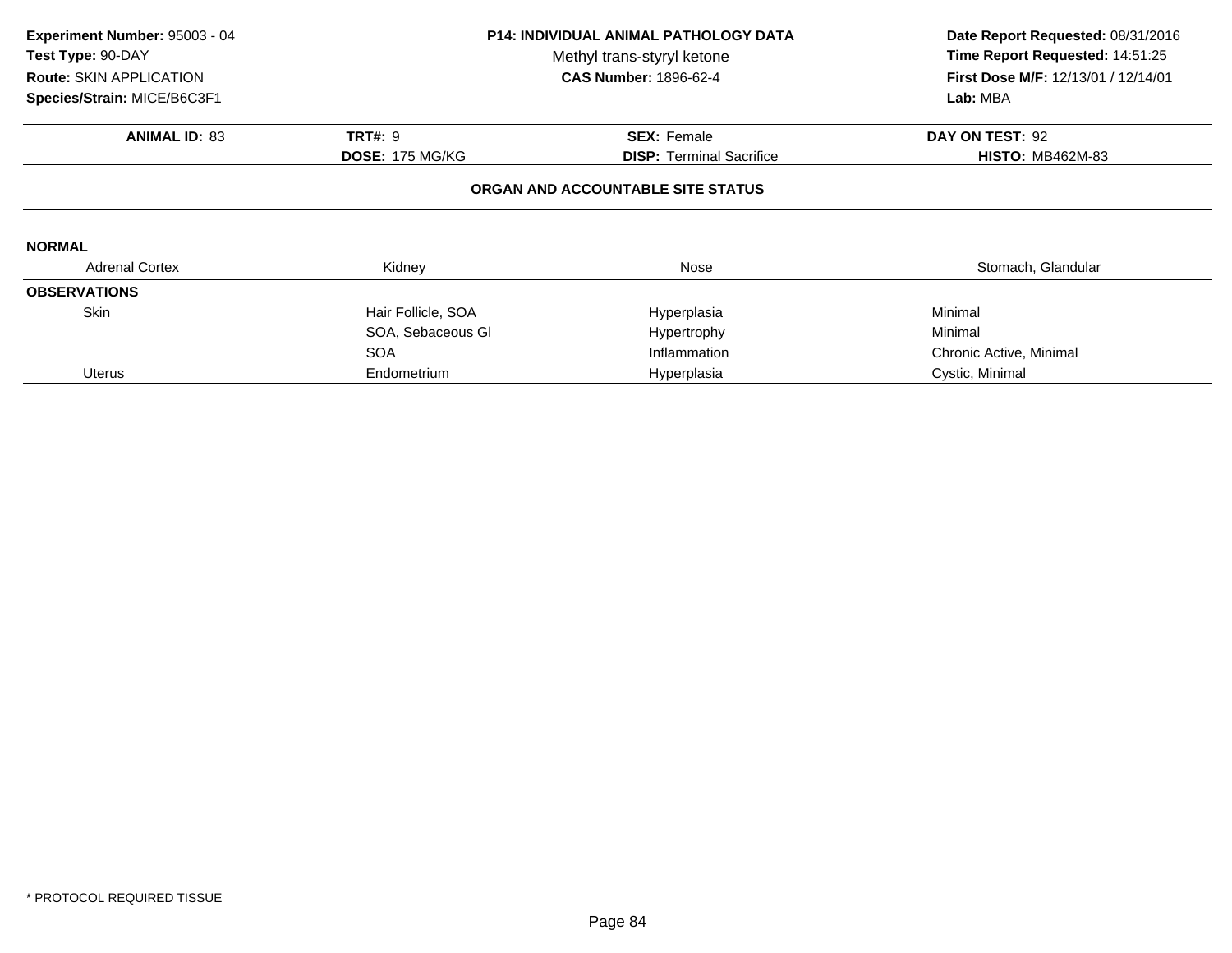**Experiment Number:** 95003 - 04
**Test Type:** 90-DAY
**Route:** SKIN APPLICATION
**Species/Strain:** MICE/B6C3F1

**P14: INDIVIDUAL ANIMAL PATHOLOGY DATA**
Methyl trans-styryl ketone
**CAS Number:** 1896-62-4

**Date Report Requested:** 08/31/2016
**Time Report Requested:** 14:51:25
**First Dose M/F:** 12/13/01 / 12/14/01
**Lab:** MBA

| **ANIMAL ID:** 83 | **TRT#:** 9 | **SEX:** Female | **DAY ON TEST:** 92 |
|---|---|---|---|
| | **DOSE:** 175 MG/KG | **DISP:** Terminal Sacrifice | **HISTO:** MB462M-83 |

**ORGAN AND ACCOUNTABLE SITE STATUS**

**NORMAL**

| Adrenal Cortex | Kidney | Nose | Stomach, Glandular |
|---|---|---|---|

**OBSERVATIONS**

| | | | |
|---|---|---|---|
| Skin | Hair Follicle, SOA | Hyperplasia | Minimal |
| | SOA, Sebaceous Gl | Hypertrophy | Minimal |
| | SOA | Inflammation | Chronic Active, Minimal |
| Uterus | Endometrium | Hyperplasia | Cystic, Minimal |

* PROTOCOL REQUIRED TISSUE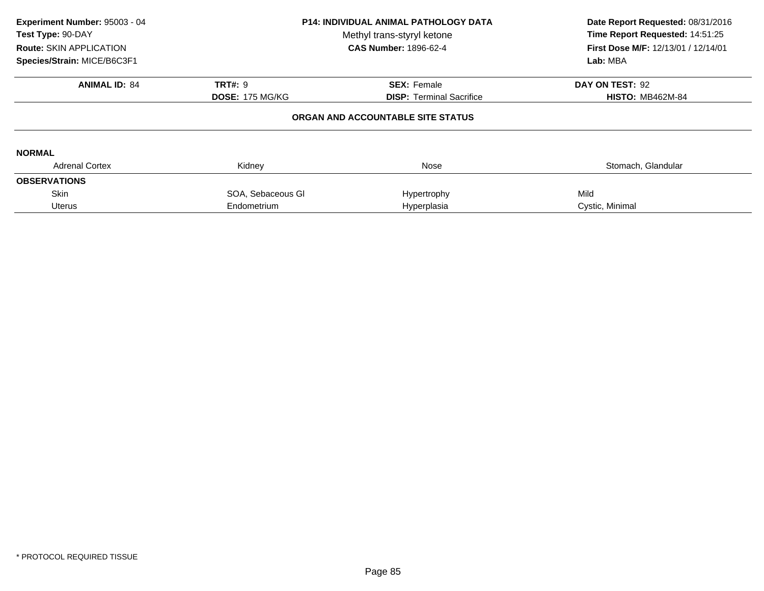**Experiment Number:** 95003 - 04
**Test Type:** 90-DAY
**Route:** SKIN APPLICATION
**Species/Strain:** MICE/B6C3F1

**P14: INDIVIDUAL ANIMAL PATHOLOGY DATA**
Methyl trans-styryl ketone
**CAS Number:** 1896-62-4

**Date Report Requested:** 08/31/2016
**Time Report Requested:** 14:51:25
**First Dose M/F:** 12/13/01 / 12/14/01
**Lab:** MBA

| **ANIMAL ID:** 84 | **TRT#:** 9 | **SEX:** Female | **DAY ON TEST:** 92 |
|---|---|---|---|
| | **DOSE:** 175 MG/KG | **DISP:** Terminal Sacrifice | **HISTO:** MB462M-84 |

**ORGAN AND ACCOUNTABLE SITE STATUS**

**NORMAL**

| Adrenal Cortex | Kidney | Nose | Stomach, Glandular |
|---|---|---|---|

**OBSERVATIONS**

| | | | |
|---|---|---|---|
| Skin | SOA, Sebaceous Gl | Hypertrophy | Mild |
| Uterus | Endometrium | Hyperplasia | Cystic, Minimal |

* PROTOCOL REQUIRED TISSUE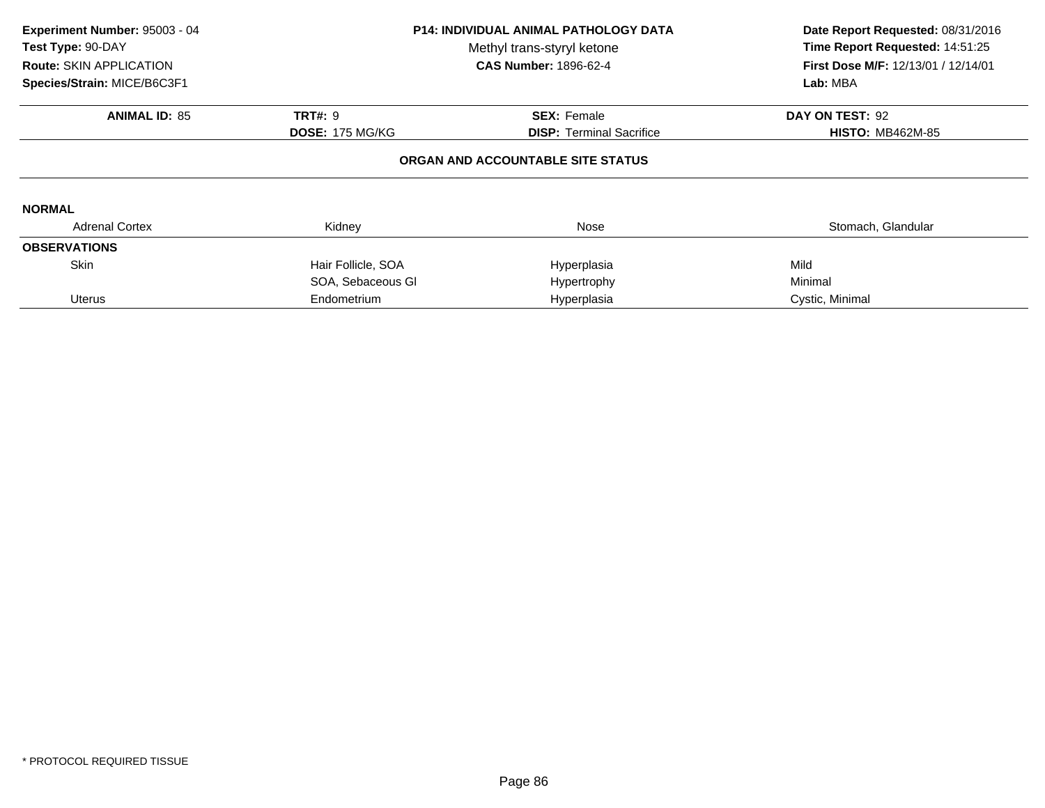**Experiment Number:** 95003 - 04
**Test Type:** 90-DAY
**Route:** SKIN APPLICATION
**Species/Strain:** MICE/B6C3F1

**P14: INDIVIDUAL ANIMAL PATHOLOGY DATA**
Methyl trans-styryl ketone
**CAS Number:** 1896-62-4

**Date Report Requested:** 08/31/2016
**Time Report Requested:** 14:51:25
**First Dose M/F:** 12/13/01 / 12/14/01
**Lab:** MBA

| **ANIMAL ID:** 85 | **TRT#:** 9 | **SEX:** Female | **DAY ON TEST:** 92 |
|---|---|---|---|
| | **DOSE:** 175 MG/KG | **DISP:** Terminal Sacrifice | **HISTO:** MB462M-85 |

**ORGAN AND ACCOUNTABLE SITE STATUS**

**NORMAL**

| Adrenal Cortex | Kidney | Nose | Stomach, Glandular |
|---|---|---|---|

**OBSERVATIONS**

| | | | |
|---|---|---|---|
| Skin | Hair Follicle, SOA | Hyperplasia | Mild |
| | SOA, Sebaceous Gl | Hypertrophy | Minimal |
| Uterus | Endometrium | Hyperplasia | Cystic, Minimal |

* PROTOCOL REQUIRED TISSUE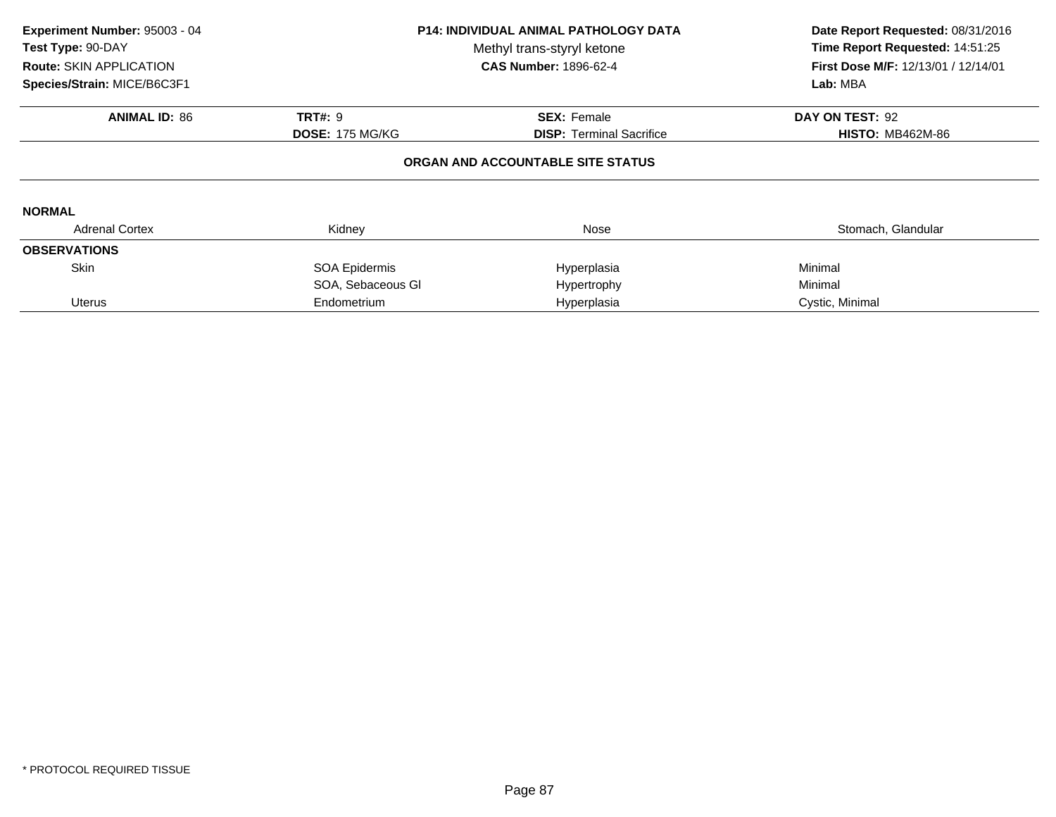**Experiment Number:** 95003 - 04
**Test Type:** 90-DAY
**Route:** SKIN APPLICATION
**Species/Strain:** MICE/B6C3F1

**P14: INDIVIDUAL ANIMAL PATHOLOGY DATA**
Methyl trans-styryl ketone
**CAS Number:** 1896-62-4

**Date Report Requested:** 08/31/2016
**Time Report Requested:** 14:51:25
**First Dose M/F:** 12/13/01 / 12/14/01
**Lab:** MBA

| **ANIMAL ID:** 86 | **TRT#:** 9 | **SEX:** Female | **DAY ON TEST:** 92 |
|---|---|---|---|
| | **DOSE:** 175 MG/KG | **DISP:** Terminal Sacrifice | **HISTO:** MB462M-86 |

## ORGAN AND ACCOUNTABLE SITE STATUS

**NORMAL**

| Adrenal Cortex | Kidney | Nose | Stomach, Glandular |
|---|---|---|---|

**OBSERVATIONS**

| Organ | Site | Finding | Severity |
|---|---|---|---|
| Skin | SOA Epidermis | Hyperplasia | Minimal |
| | SOA, Sebaceous Gl | Hypertrophy | Minimal |
| Uterus | Endometrium | Hyperplasia | Cystic, Minimal |

* PROTOCOL REQUIRED TISSUE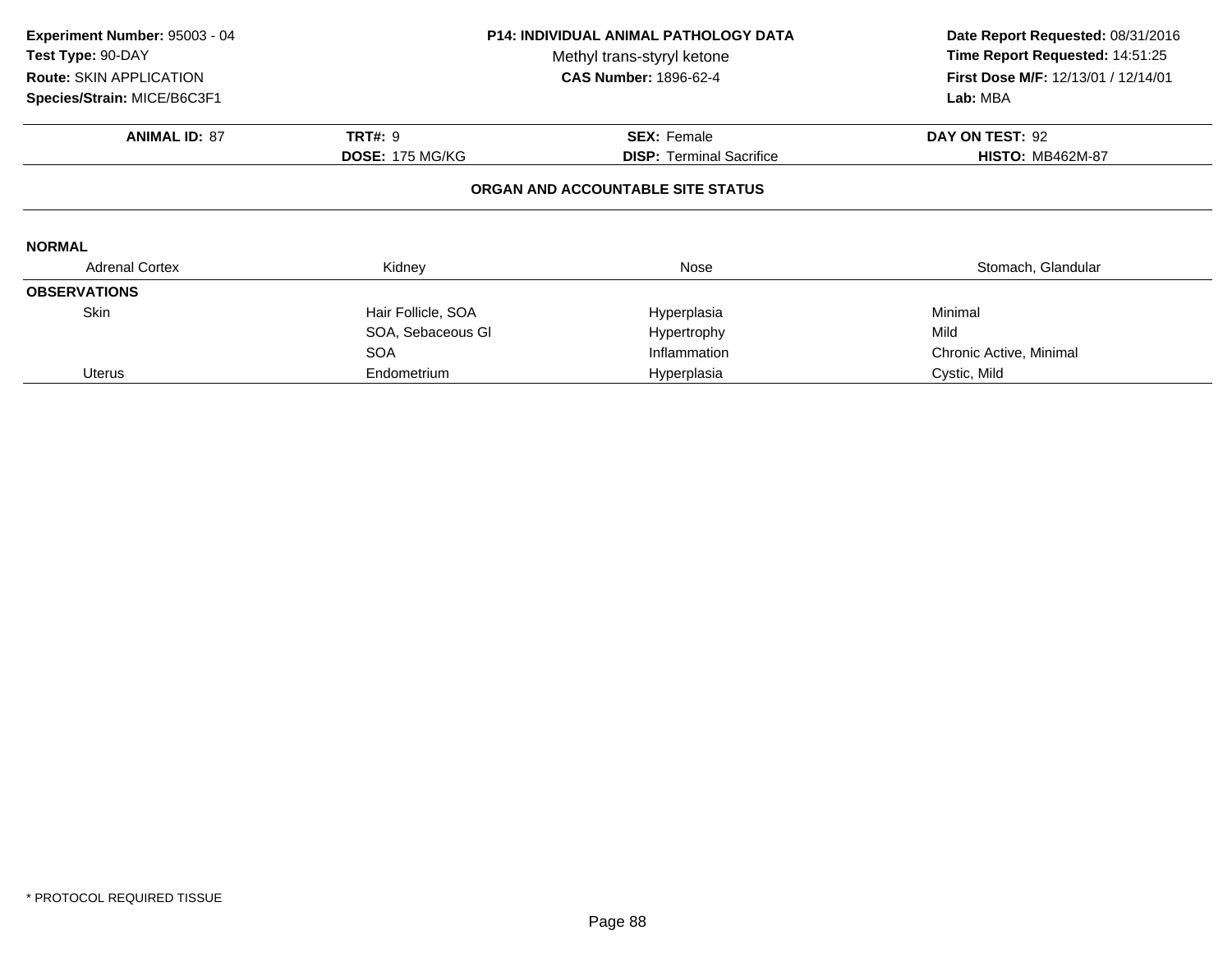**Experiment Number:** 95003 - 04
**Test Type:** 90-DAY
**Route:** SKIN APPLICATION
**Species/Strain:** MICE/B6C3F1

**P14: INDIVIDUAL ANIMAL PATHOLOGY DATA**
Methyl trans-styryl ketone
**CAS Number:** 1896-62-4

**Date Report Requested:** 08/31/2016
**Time Report Requested:** 14:51:25
**First Dose M/F:** 12/13/01 / 12/14/01
**Lab:** MBA

| **ANIMAL ID:** 87 | **TRT#:** 9 | **SEX:** Female | **DAY ON TEST:** 92 |
|---|---|---|---|
| | **DOSE:** 175 MG/KG | **DISP:** Terminal Sacrifice | **HISTO:** MB462M-87 |

## ORGAN AND ACCOUNTABLE SITE STATUS

**NORMAL**

| Adrenal Cortex | Kidney | Nose | Stomach, Glandular |
|---|---|---|---|

**OBSERVATIONS**

| Organ | Site | Finding | Severity |
|---|---|---|---|
| Skin | Hair Follicle, SOA | Hyperplasia | Minimal |
| | SOA, Sebaceous Gl | Hypertrophy | Mild |
| | SOA | Inflammation | Chronic Active, Minimal |
| Uterus | Endometrium | Hyperplasia | Cystic, Mild |

* PROTOCOL REQUIRED TISSUE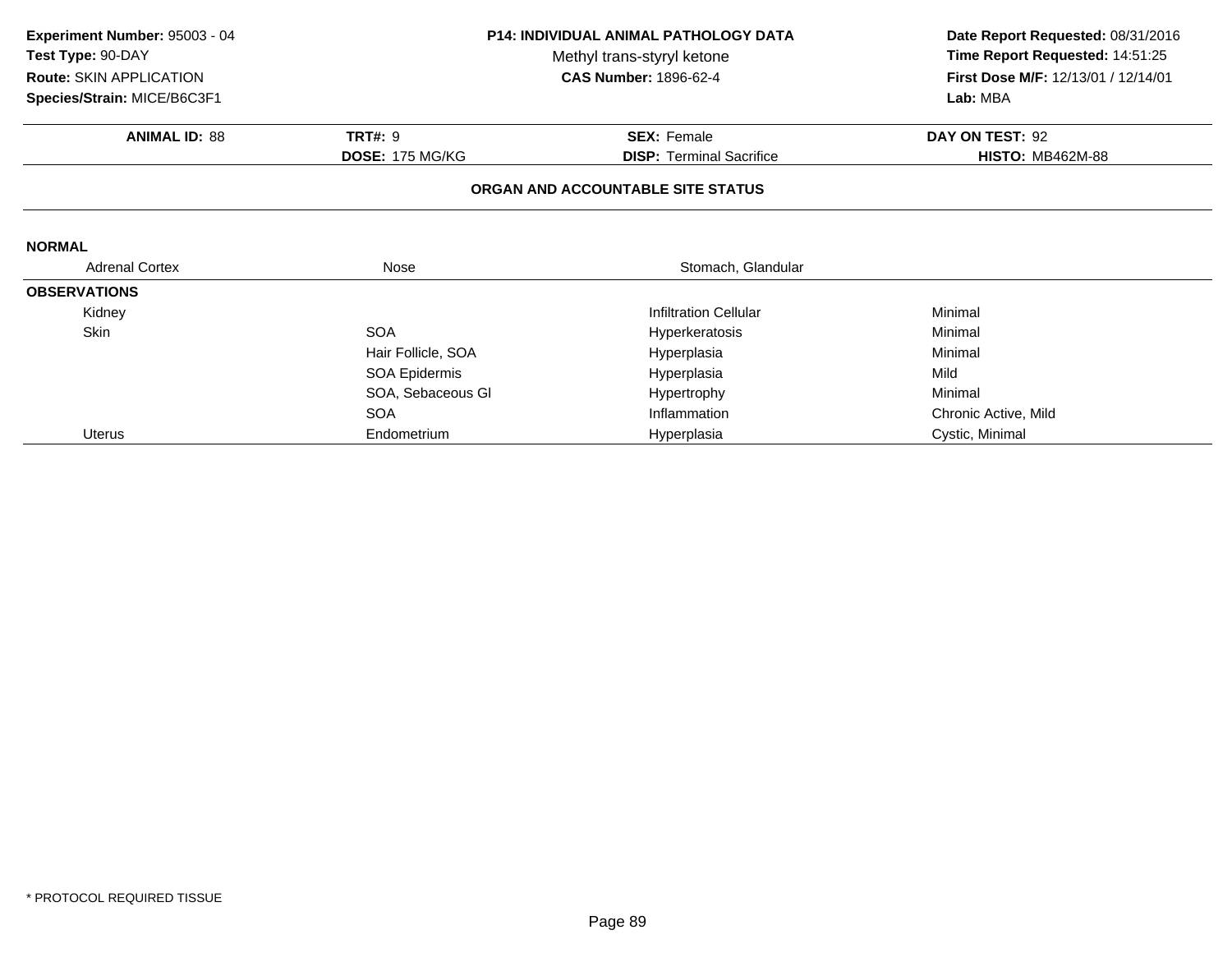**Experiment Number:** 95003 - 04
**Test Type:** 90-DAY
**Route:** SKIN APPLICATION
**Species/Strain:** MICE/B6C3F1

**P14: INDIVIDUAL ANIMAL PATHOLOGY DATA**
Methyl trans-styryl ketone
**CAS Number:** 1896-62-4

**Date Report Requested:** 08/31/2016
**Time Report Requested:** 14:51:25
**First Dose M/F:** 12/13/01 / 12/14/01
**Lab:** MBA

| **ANIMAL ID:** 88 | **TRT#:** 9 | **SEX:** Female | **DAY ON TEST:** 92 |
|---|---|---|---|
| | **DOSE:** 175 MG/KG | **DISP:** Terminal Sacrifice | **HISTO:** MB462M-88 |

## ORGAN AND ACCOUNTABLE SITE STATUS

**NORMAL**

| Adrenal Cortex | Nose | Stomach, Glandular |
|---|---|---|

**OBSERVATIONS**

| Organ | Site | Observation | Severity |
|---|---|---|---|
| Kidney | | Infiltration Cellular | Minimal |
| Skin | SOA | Hyperkeratosis | Minimal |
| | Hair Follicle, SOA | Hyperplasia | Minimal |
| | SOA Epidermis | Hyperplasia | Mild |
| | SOA, Sebaceous Gl | Hypertrophy | Minimal |
| | SOA | Inflammation | Chronic Active, Mild |
| Uterus | Endometrium | Hyperplasia | Cystic, Minimal |

* PROTOCOL REQUIRED TISSUE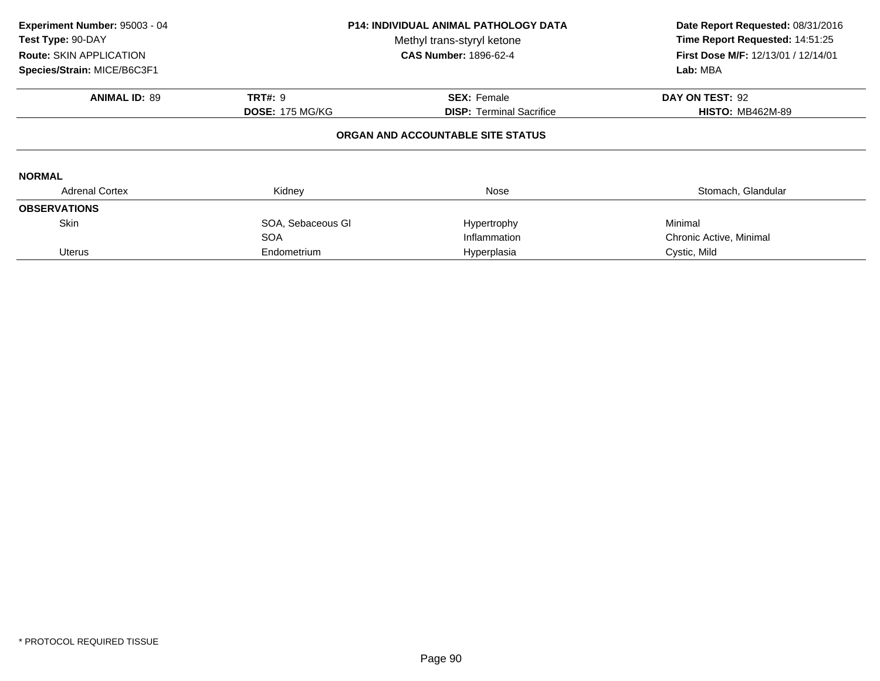**Experiment Number:** 95003 - 04
**Test Type:** 90-DAY
**Route:** SKIN APPLICATION
**Species/Strain:** MICE/B6C3F1

**P14: INDIVIDUAL ANIMAL PATHOLOGY DATA**
Methyl trans-styryl ketone
**CAS Number:** 1896-62-4

**Date Report Requested:** 08/31/2016
**Time Report Requested:** 14:51:25
**First Dose M/F:** 12/13/01 / 12/14/01
**Lab:** MBA

| **ANIMAL ID:** 89 | **TRT#:** 9 | **SEX:** Female | **DAY ON TEST:** 92 |
|---|---|---|---|
| | **DOSE:** 175 MG/KG | **DISP:** Terminal Sacrifice | **HISTO:** MB462M-89 |

**ORGAN AND ACCOUNTABLE SITE STATUS**

**NORMAL**

| Adrenal Cortex | Kidney | Nose | Stomach, Glandular |
|---|---|---|---|

**OBSERVATIONS**

| Organ | Site | Finding | Severity |
|---|---|---|---|
| Skin | SOA, Sebaceous Gl | Hypertrophy | Minimal |
| | SOA | Inflammation | Chronic Active, Minimal |
| Uterus | Endometrium | Hyperplasia | Cystic, Mild |

* PROTOCOL REQUIRED TISSUE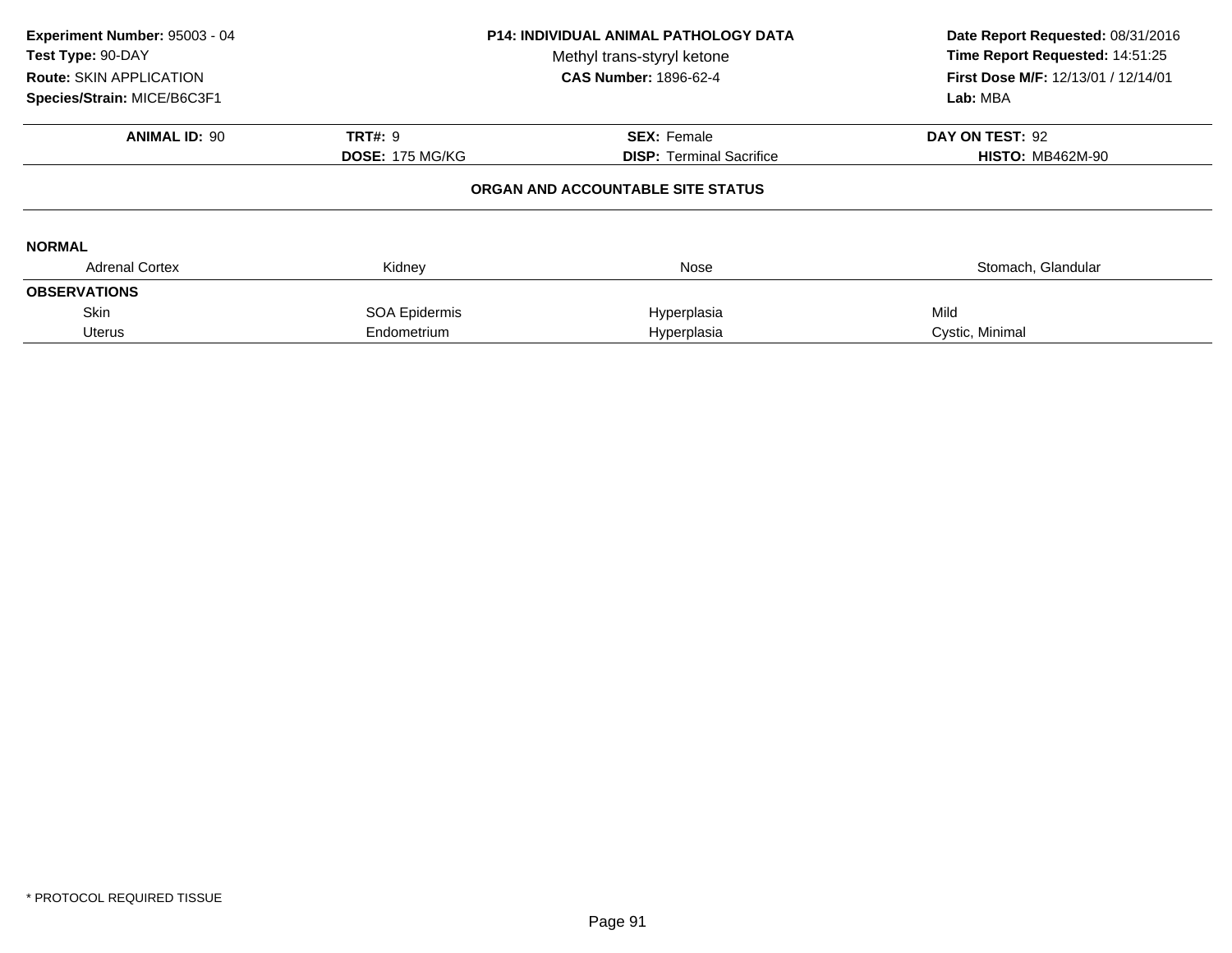**Experiment Number:** 95003 - 04
**Test Type:** 90-DAY
**Route:** SKIN APPLICATION
**Species/Strain:** MICE/B6C3F1

**P14: INDIVIDUAL ANIMAL PATHOLOGY DATA**
Methyl trans-styryl ketone
**CAS Number:** 1896-62-4

**Date Report Requested:** 08/31/2016
**Time Report Requested:** 14:51:25
**First Dose M/F:** 12/13/01 / 12/14/01
**Lab:** MBA

| **ANIMAL ID:** 90 | **TRT#:** 9 | **SEX:** Female | **DAY ON TEST:** 92 |
|---|---|---|---|
| | **DOSE:** 175 MG/KG | **DISP:** Terminal Sacrifice | **HISTO:** MB462M-90 |

## ORGAN AND ACCOUNTABLE SITE STATUS

**NORMAL**

| Adrenal Cortex | Kidney | Nose | Stomach, Glandular |
|---|---|---|---|

**OBSERVATIONS**

| | | | |
|---|---|---|---|
| Skin | SOA Epidermis | Hyperplasia | Mild |
| Uterus | Endometrium | Hyperplasia | Cystic, Minimal |

* PROTOCOL REQUIRED TISSUE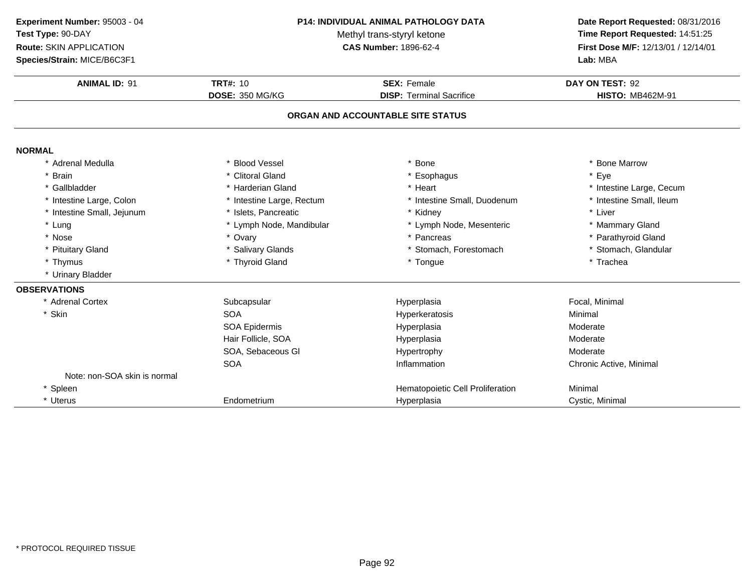**Experiment Number:** 95003 - 04
**Test Type:** 90-DAY
**Route:** SKIN APPLICATION
**Species/Strain:** MICE/B6C3F1

**P14: INDIVIDUAL ANIMAL PATHOLOGY DATA**
Methyl trans-styryl ketone
**CAS Number:** 1896-62-4

**Date Report Requested:** 08/31/2016
**Time Report Requested:** 14:51:25
**First Dose M/F:** 12/13/01 / 12/14/01
**Lab:** MBA

| **ANIMAL ID:** 91 | **TRT#:** 10 | **SEX:** Female | **DAY ON TEST:** 92 |
|---|---|---|---|
| | **DOSE:** 350 MG/KG | **DISP:** Terminal Sacrifice | **HISTO:** MB462M-91 |

## ORGAN AND ACCOUNTABLE SITE STATUS

**NORMAL**

| | | | |
|---|---|---|---|
| * Adrenal Medulla | * Blood Vessel | * Bone | * Bone Marrow |
| * Brain | * Clitoral Gland | * Esophagus | * Eye |
| * Gallbladder | * Harderian Gland | * Heart | * Intestine Large, Cecum |
| * Intestine Large, Colon | * Intestine Large, Rectum | * Intestine Small, Duodenum | * Intestine Small, Ileum |
| * Intestine Small, Jejunum | * Islets, Pancreatic | * Kidney | * Liver |
| * Lung | * Lymph Node, Mandibular | * Lymph Node, Mesenteric | * Mammary Gland |
| * Nose | * Ovary | * Pancreas | * Parathyroid Gland |
| * Pituitary Gland | * Salivary Glands | * Stomach, Forestomach | * Stomach, Glandular |
| * Thymus | * Thyroid Gland | * Tongue | * Trachea |
| * Urinary Bladder | | | |

**OBSERVATIONS**

| | | | |
|---|---|---|---|
| * Adrenal Cortex | Subcapsular | Hyperplasia | Focal, Minimal |
| * Skin | SOA | Hyperkeratosis | Minimal |
| | SOA Epidermis | Hyperplasia | Moderate |
| | Hair Follicle, SOA | Hyperplasia | Moderate |
| | SOA, Sebaceous Gl | Hypertrophy | Moderate |
| | SOA | Inflammation | Chronic Active, Minimal |
| Note: non-SOA skin is normal | | | |
| * Spleen | | Hematopoietic Cell Proliferation | Minimal |
| * Uterus | Endometrium | Hyperplasia | Cystic, Minimal |

* PROTOCOL REQUIRED TISSUE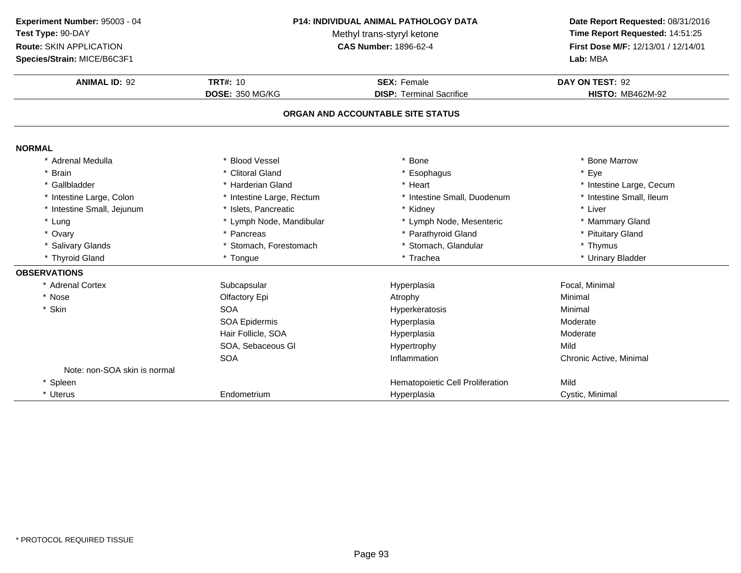**Experiment Number:** 95003 - 04
**Test Type:** 90-DAY
**Route:** SKIN APPLICATION
**Species/Strain:** MICE/B6C3F1

**P14: INDIVIDUAL ANIMAL PATHOLOGY DATA**
Methyl trans-styryl ketone
**CAS Number:** 1896-62-4

**Date Report Requested:** 08/31/2016
**Time Report Requested:** 14:51:25
**First Dose M/F:** 12/13/01 / 12/14/01
**Lab:** MBA

| **ANIMAL ID:** 92 | **TRT#:** 10 | **SEX:** Female | **DAY ON TEST:** 92 |
|---|---|---|---|
| | **DOSE:** 350 MG/KG | **DISP:** Terminal Sacrifice | **HISTO:** MB462M-92 |

## ORGAN AND ACCOUNTABLE SITE STATUS

**NORMAL**

| | | | |
|---|---|---|---|
| * Adrenal Medulla | * Blood Vessel | * Bone | * Bone Marrow |
| * Brain | * Clitoral Gland | * Esophagus | * Eye |
| * Gallbladder | * Harderian Gland | * Heart | * Intestine Large, Cecum |
| * Intestine Large, Colon | * Intestine Large, Rectum | * Intestine Small, Duodenum | * Intestine Small, Ileum |
| * Intestine Small, Jejunum | * Islets, Pancreatic | * Kidney | * Liver |
| * Lung | * Lymph Node, Mandibular | * Lymph Node, Mesenteric | * Mammary Gland |
| * Ovary | * Pancreas | * Parathyroid Gland | * Pituitary Gland |
| * Salivary Glands | * Stomach, Forestomach | * Stomach, Glandular | * Thymus |
| * Thyroid Gland | * Tongue | * Trachea | * Urinary Bladder |

**OBSERVATIONS**

| | | | |
|---|---|---|---|
| * Adrenal Cortex | Subcapsular | Hyperplasia | Focal, Minimal |
| * Nose | Olfactory Epi | Atrophy | Minimal |
| * Skin | SOA | Hyperkeratosis | Minimal |
| | SOA Epidermis | Hyperplasia | Moderate |
| | Hair Follicle, SOA | Hyperplasia | Moderate |
| | SOA, Sebaceous Gl | Hypertrophy | Mild |
| | SOA | Inflammation | Chronic Active, Minimal |
| Note: non-SOA skin is normal | | | |
| * Spleen | | Hematopoietic Cell Proliferation | Mild |
| * Uterus | Endometrium | Hyperplasia | Cystic, Minimal |

* PROTOCOL REQUIRED TISSUE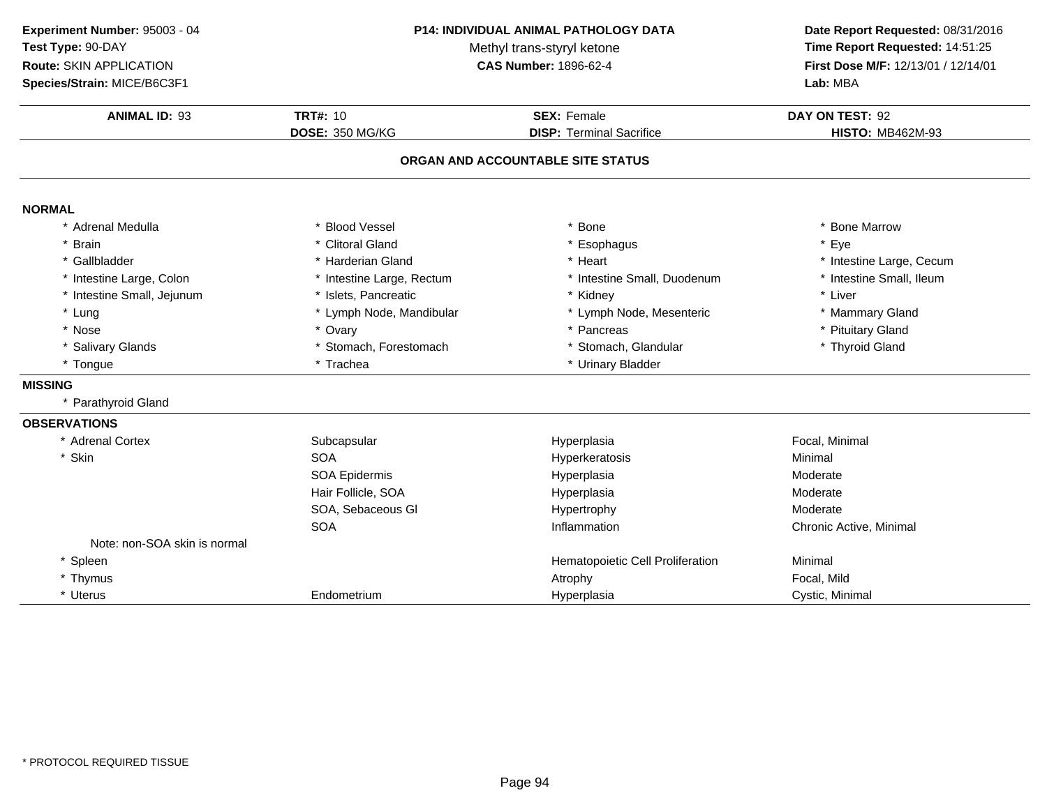**Experiment Number:** 95003 - 04
**Test Type:** 90-DAY
**Route:** SKIN APPLICATION
**Species/Strain:** MICE/B6C3F1

**P14: INDIVIDUAL ANIMAL PATHOLOGY DATA**
Methyl trans-styryl ketone
**CAS Number:** 1896-62-4

**Date Report Requested:** 08/31/2016
**Time Report Requested:** 14:51:25
**First Dose M/F:** 12/13/01 / 12/14/01
**Lab:** MBA

| **ANIMAL ID:** 93 | **TRT#:** 10 | **SEX:** Female | **DAY ON TEST:** 92 |
|---|---|---|---|
| | **DOSE:** 350 MG/KG | **DISP:** Terminal Sacrifice | **HISTO:** MB462M-93 |

## ORGAN AND ACCOUNTABLE SITE STATUS

**NORMAL**

| | | | |
|---|---|---|---|
| * Adrenal Medulla | * Blood Vessel | * Bone | * Bone Marrow |
| * Brain | * Clitoral Gland | * Esophagus | * Eye |
| * Gallbladder | * Harderian Gland | * Heart | * Intestine Large, Cecum |
| * Intestine Large, Colon | * Intestine Large, Rectum | * Intestine Small, Duodenum | * Intestine Small, Ileum |
| * Intestine Small, Jejunum | * Islets, Pancreatic | * Kidney | * Liver |
| * Lung | * Lymph Node, Mandibular | * Lymph Node, Mesenteric | * Mammary Gland |
| * Nose | * Ovary | * Pancreas | * Pituitary Gland |
| * Salivary Glands | * Stomach, Forestomach | * Stomach, Glandular | * Thyroid Gland |
| * Tongue | * Trachea | * Urinary Bladder | |

**MISSING**

* Parathyroid Gland

**OBSERVATIONS**

| | | | |
|---|---|---|---|
| * Adrenal Cortex | Subcapsular | Hyperplasia | Focal, Minimal |
| * Skin | SOA | Hyperkeratosis | Minimal |
| | SOA Epidermis | Hyperplasia | Moderate |
| | Hair Follicle, SOA | Hyperplasia | Moderate |
| | SOA, Sebaceous Gl | Hypertrophy | Moderate |
| | SOA | Inflammation | Chronic Active, Minimal |
| Note: non-SOA skin is normal | | | |
| * Spleen | | Hematopoietic Cell Proliferation | Minimal |
| * Thymus | | Atrophy | Focal, Mild |
| * Uterus | Endometrium | Hyperplasia | Cystic, Minimal |

* PROTOCOL REQUIRED TISSUE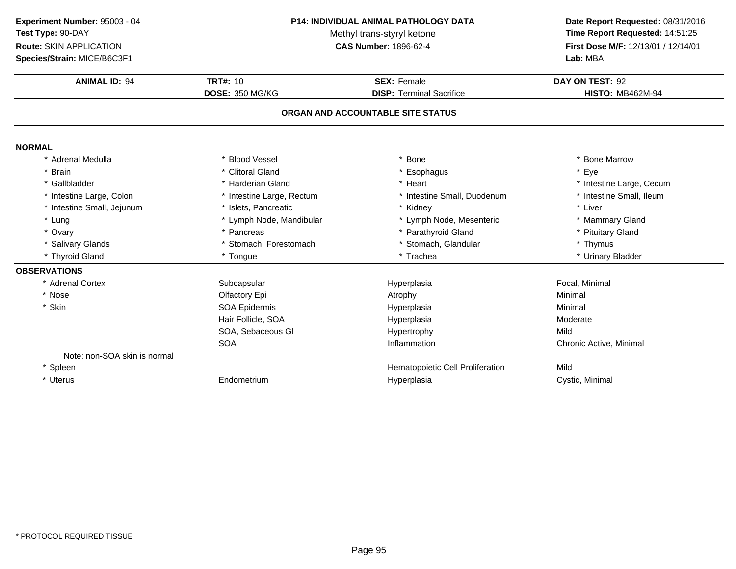**Experiment Number:** 95003 - 04
**Test Type:** 90-DAY
**Route:** SKIN APPLICATION
**Species/Strain:** MICE/B6C3F1

**P14: INDIVIDUAL ANIMAL PATHOLOGY DATA**
Methyl trans-styryl ketone
**CAS Number:** 1896-62-4

**Date Report Requested:** 08/31/2016
**Time Report Requested:** 14:51:25
**First Dose M/F:** 12/13/01 / 12/14/01
**Lab:** MBA

| **ANIMAL ID:** 94 | **TRT#:** 10 | **SEX:** Female | **DAY ON TEST:** 92 |
|---|---|---|---|
| | **DOSE:** 350 MG/KG | **DISP:** Terminal Sacrifice | **HISTO:** MB462M-94 |

## ORGAN AND ACCOUNTABLE SITE STATUS

**NORMAL**

| | | | |
|---|---|---|---|
| * Adrenal Medulla | * Blood Vessel | * Bone | * Bone Marrow |
| * Brain | * Clitoral Gland | * Esophagus | * Eye |
| * Gallbladder | * Harderian Gland | * Heart | * Intestine Large, Cecum |
| * Intestine Large, Colon | * Intestine Large, Rectum | * Intestine Small, Duodenum | * Intestine Small, Ileum |
| * Intestine Small, Jejunum | * Islets, Pancreatic | * Kidney | * Liver |
| * Lung | * Lymph Node, Mandibular | * Lymph Node, Mesenteric | * Mammary Gland |
| * Ovary | * Pancreas | * Parathyroid Gland | * Pituitary Gland |
| * Salivary Glands | * Stomach, Forestomach | * Stomach, Glandular | * Thymus |
| * Thyroid Gland | * Tongue | * Trachea | * Urinary Bladder |

**OBSERVATIONS**

| | | | |
|---|---|---|---|
| * Adrenal Cortex | Subcapsular | Hyperplasia | Focal, Minimal |
| * Nose | Olfactory Epi | Atrophy | Minimal |
| * Skin | SOA Epidermis | Hyperplasia | Minimal |
| | Hair Follicle, SOA | Hyperplasia | Moderate |
| | SOA, Sebaceous Gl | Hypertrophy | Mild |
| | SOA | Inflammation | Chronic Active, Minimal |
| Note: non-SOA skin is normal | | | |
| * Spleen | | Hematopoietic Cell Proliferation | Mild |
| * Uterus | Endometrium | Hyperplasia | Cystic, Minimal |

* PROTOCOL REQUIRED TISSUE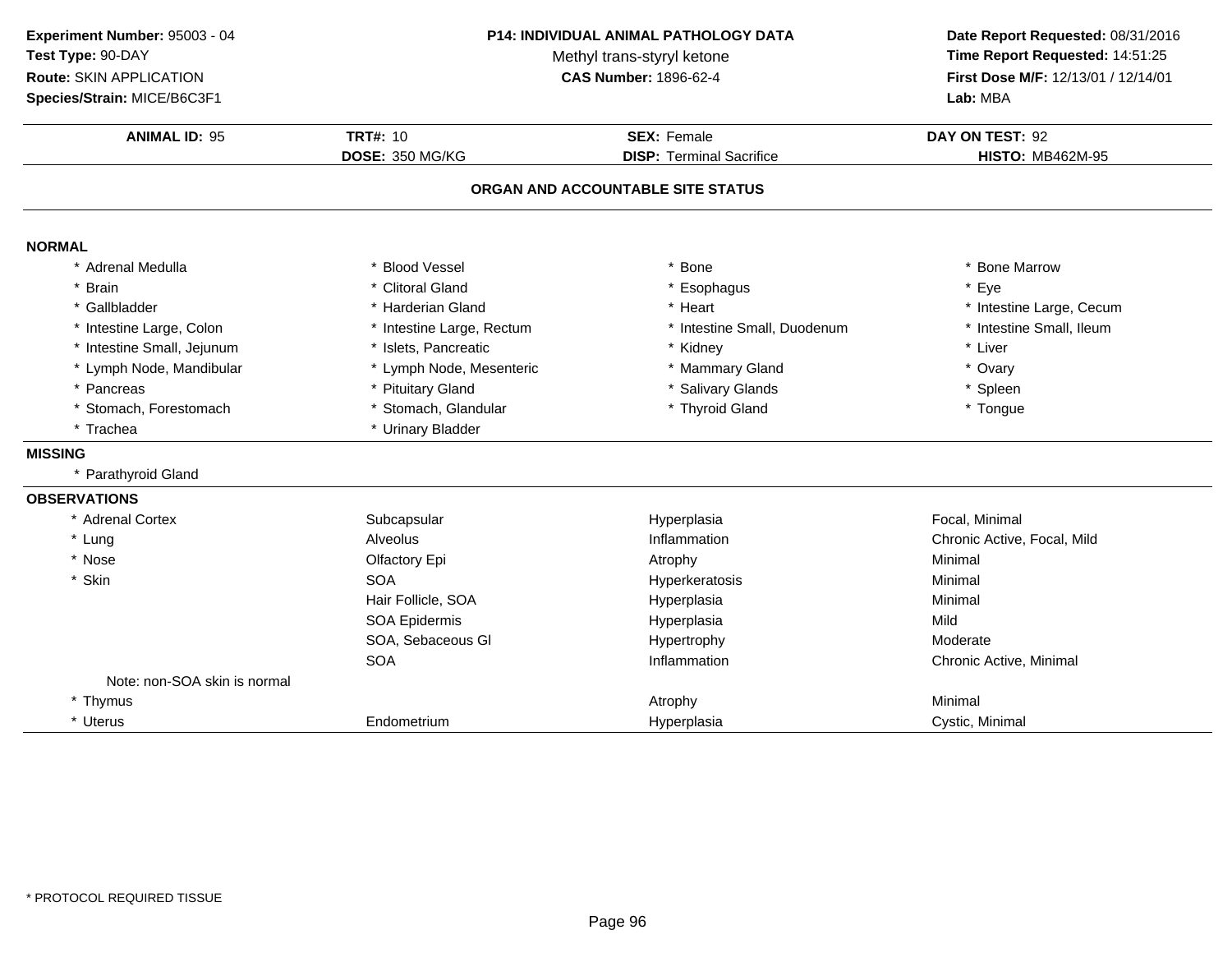**Experiment Number:** 95003 - 04
**Test Type:** 90-DAY
**Route:** SKIN APPLICATION
**Species/Strain:** MICE/B6C3F1

**P14: INDIVIDUAL ANIMAL PATHOLOGY DATA**
Methyl trans-styryl ketone
**CAS Number:** 1896-62-4

**Date Report Requested:** 08/31/2016
**Time Report Requested:** 14:51:25
**First Dose M/F:** 12/13/01 / 12/14/01
**Lab:** MBA

| **ANIMAL ID:** 95 | **TRT#:** 10 | **SEX:** Female | **DAY ON TEST:** 92 |
|---|---|---|---|
| | **DOSE:** 350 MG/KG | **DISP:** Terminal Sacrifice | **HISTO:** MB462M-95 |

## ORGAN AND ACCOUNTABLE SITE STATUS

**NORMAL**

| | | | |
|---|---|---|---|
| * Adrenal Medulla | * Blood Vessel | * Bone | * Bone Marrow |
| * Brain | * Clitoral Gland | * Esophagus | * Eye |
| * Gallbladder | * Harderian Gland | * Heart | * Intestine Large, Cecum |
| * Intestine Large, Colon | * Intestine Large, Rectum | * Intestine Small, Duodenum | * Intestine Small, Ileum |
| * Intestine Small, Jejunum | * Islets, Pancreatic | * Kidney | * Liver |
| * Lymph Node, Mandibular | * Lymph Node, Mesenteric | * Mammary Gland | * Ovary |
| * Pancreas | * Pituitary Gland | * Salivary Glands | * Spleen |
| * Stomach, Forestomach | * Stomach, Glandular | * Thyroid Gland | * Tongue |
| * Trachea | * Urinary Bladder | | |

**MISSING**

* Parathyroid Gland

**OBSERVATIONS**

| | | | |
|---|---|---|---|
| * Adrenal Cortex | Subcapsular | Hyperplasia | Focal, Minimal |
| * Lung | Alveolus | Inflammation | Chronic Active, Focal, Mild |
| * Nose | Olfactory Epi | Atrophy | Minimal |
| * Skin | SOA | Hyperkeratosis | Minimal |
| | Hair Follicle, SOA | Hyperplasia | Minimal |
| | SOA Epidermis | Hyperplasia | Mild |
| | SOA, Sebaceous Gl | Hypertrophy | Moderate |
| | SOA | Inflammation | Chronic Active, Minimal |
| Note: non-SOA skin is normal | | | |
| * Thymus | | Atrophy | Minimal |
| * Uterus | Endometrium | Hyperplasia | Cystic, Minimal |

* PROTOCOL REQUIRED TISSUE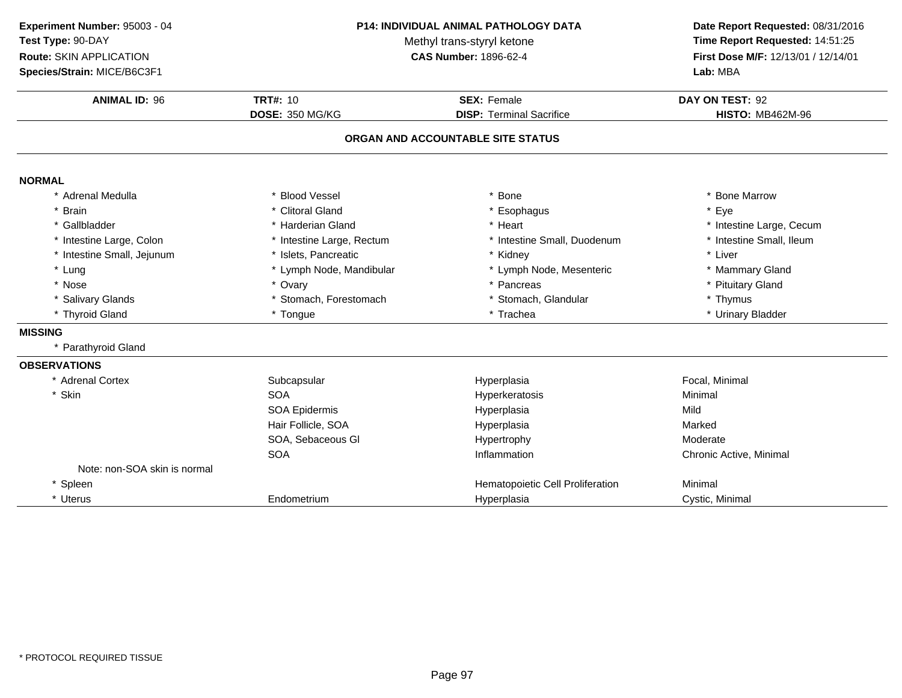**Experiment Number:** 95003 - 04
**Test Type:** 90-DAY
**Route:** SKIN APPLICATION
**Species/Strain:** MICE/B6C3F1

**P14: INDIVIDUAL ANIMAL PATHOLOGY DATA**
Methyl trans-styryl ketone
**CAS Number:** 1896-62-4

**Date Report Requested:** 08/31/2016
**Time Report Requested:** 14:51:25
**First Dose M/F:** 12/13/01 / 12/14/01
**Lab:** MBA

| **ANIMAL ID:** 96 | **TRT#:** 10 | **SEX:** Female | **DAY ON TEST:** 92 |
|---|---|---|---|
| | **DOSE:** 350 MG/KG | **DISP:** Terminal Sacrifice | **HISTO:** MB462M-96 |

## ORGAN AND ACCOUNTABLE SITE STATUS

**NORMAL**

| | | | |
|---|---|---|---|
| * Adrenal Medulla | * Blood Vessel | * Bone | * Bone Marrow |
| * Brain | * Clitoral Gland | * Esophagus | * Eye |
| * Gallbladder | * Harderian Gland | * Heart | * Intestine Large, Cecum |
| * Intestine Large, Colon | * Intestine Large, Rectum | * Intestine Small, Duodenum | * Intestine Small, Ileum |
| * Intestine Small, Jejunum | * Islets, Pancreatic | * Kidney | * Liver |
| * Lung | * Lymph Node, Mandibular | * Lymph Node, Mesenteric | * Mammary Gland |
| * Nose | * Ovary | * Pancreas | * Pituitary Gland |
| * Salivary Glands | * Stomach, Forestomach | * Stomach, Glandular | * Thymus |
| * Thyroid Gland | * Tongue | * Trachea | * Urinary Bladder |

**MISSING**

* Parathyroid Gland

**OBSERVATIONS**

| | | | |
|---|---|---|---|
| * Adrenal Cortex | Subcapsular | Hyperplasia | Focal, Minimal |
| * Skin | SOA | Hyperkeratosis | Minimal |
| | SOA Epidermis | Hyperplasia | Mild |
| | Hair Follicle, SOA | Hyperplasia | Marked |
| | SOA, Sebaceous Gl | Hypertrophy | Moderate |
| | SOA | Inflammation | Chronic Active, Minimal |
| Note: non-SOA skin is normal | | | |
| * Spleen | | Hematopoietic Cell Proliferation | Minimal |
| * Uterus | Endometrium | Hyperplasia | Cystic, Minimal |

* PROTOCOL REQUIRED TISSUE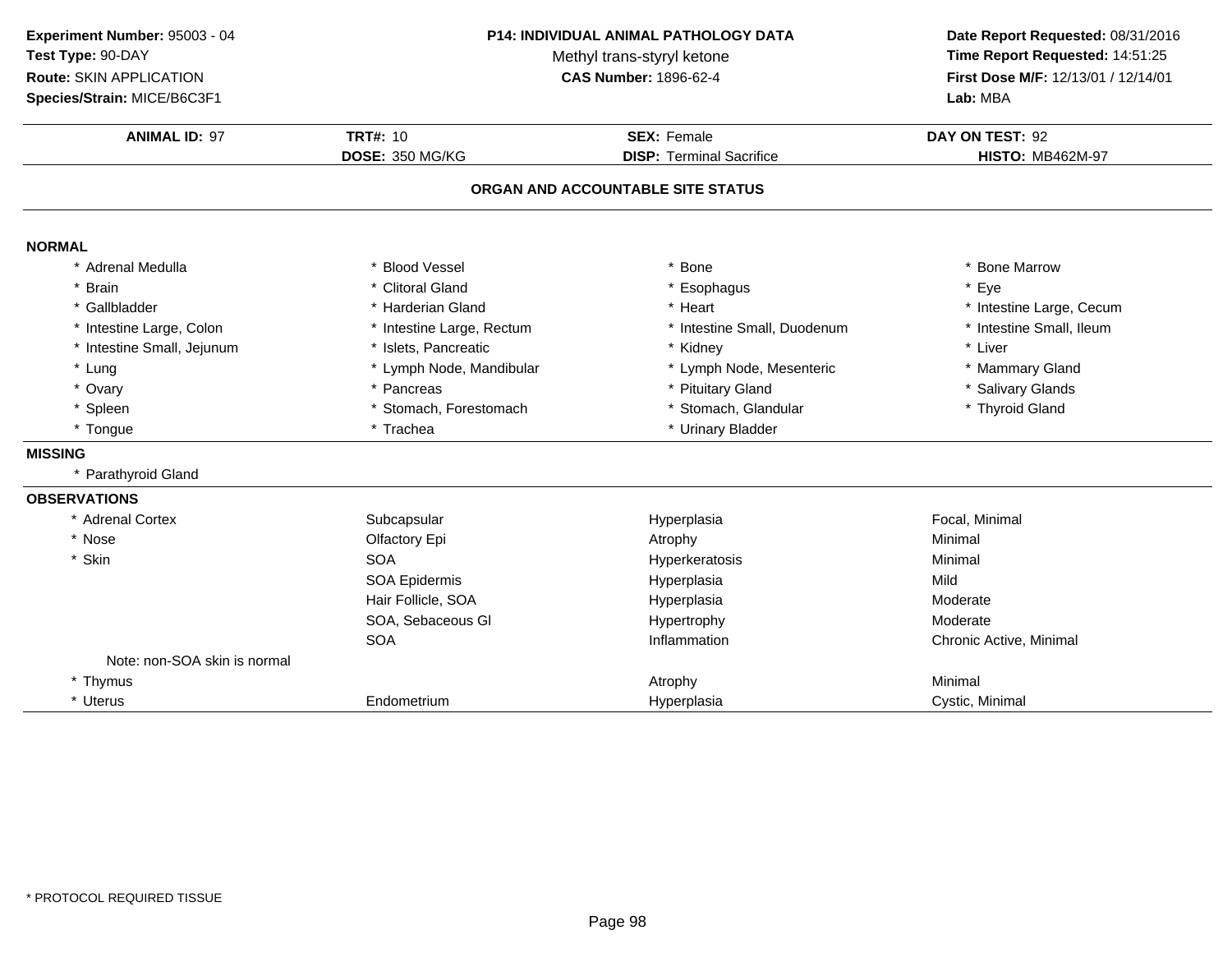**Experiment Number:** 95003 - 04
**Test Type:** 90-DAY
**Route:** SKIN APPLICATION
**Species/Strain:** MICE/B6C3F1

**P14: INDIVIDUAL ANIMAL PATHOLOGY DATA**
Methyl trans-styryl ketone
**CAS Number:** 1896-62-4

**Date Report Requested:** 08/31/2016
**Time Report Requested:** 14:51:25
**First Dose M/F:** 12/13/01 / 12/14/01
**Lab:** MBA

| **ANIMAL ID:** 97 | **TRT#:** 10 | **SEX:** Female | **DAY ON TEST:** 92 |
|---|---|---|---|
| | **DOSE:** 350 MG/KG | **DISP:** Terminal Sacrifice | **HISTO:** MB462M-97 |

## ORGAN AND ACCOUNTABLE SITE STATUS

**NORMAL**

| | | | |
|---|---|---|---|
| * Adrenal Medulla | * Blood Vessel | * Bone | * Bone Marrow |
| * Brain | * Clitoral Gland | * Esophagus | * Eye |
| * Gallbladder | * Harderian Gland | * Heart | * Intestine Large, Cecum |
| * Intestine Large, Colon | * Intestine Large, Rectum | * Intestine Small, Duodenum | * Intestine Small, Ileum |
| * Intestine Small, Jejunum | * Islets, Pancreatic | * Kidney | * Liver |
| * Lung | * Lymph Node, Mandibular | * Lymph Node, Mesenteric | * Mammary Gland |
| * Ovary | * Pancreas | * Pituitary Gland | * Salivary Glands |
| * Spleen | * Stomach, Forestomach | * Stomach, Glandular | * Thyroid Gland |
| * Tongue | * Trachea | * Urinary Bladder | |

**MISSING**

* Parathyroid Gland

**OBSERVATIONS**

| | | | |
|---|---|---|---|
| * Adrenal Cortex | Subcapsular | Hyperplasia | Focal, Minimal |
| * Nose | Olfactory Epi | Atrophy | Minimal |
| * Skin | SOA | Hyperkeratosis | Minimal |
| | SOA Epidermis | Hyperplasia | Mild |
| | Hair Follicle, SOA | Hyperplasia | Moderate |
| | SOA, Sebaceous Gl | Hypertrophy | Moderate |
| | SOA | Inflammation | Chronic Active, Minimal |
| Note: non-SOA skin is normal | | | |
| * Thymus | | Atrophy | Minimal |
| * Uterus | Endometrium | Hyperplasia | Cystic, Minimal |

* PROTOCOL REQUIRED TISSUE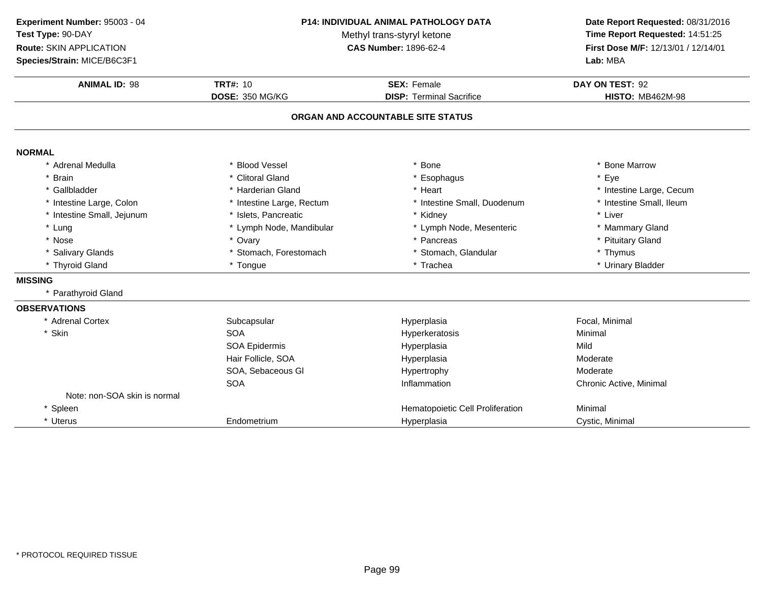**Experiment Number:** 95003 - 04
**Test Type:** 90-DAY
**Route:** SKIN APPLICATION
**Species/Strain:** MICE/B6C3F1

## P14: INDIVIDUAL ANIMAL PATHOLOGY DATA

Methyl trans-styryl ketone
**CAS Number:** 1896-62-4

**Date Report Requested:** 08/31/2016
**Time Report Requested:** 14:51:25
**First Dose M/F:** 12/13/01 / 12/14/01
**Lab:** MBA

| **ANIMAL ID:** 98 | **TRT#:** 10 | **SEX:** Female | **DAY ON TEST:** 92 |
|---|---|---|---|
| | **DOSE:** 350 MG/KG | **DISP:** Terminal Sacrifice | **HISTO:** MB462M-98 |

### ORGAN AND ACCOUNTABLE SITE STATUS

**NORMAL**

| | | | |
|---|---|---|---|
| * Adrenal Medulla | * Blood Vessel | * Bone | * Bone Marrow |
| * Brain | * Clitoral Gland | * Esophagus | * Eye |
| * Gallbladder | * Harderian Gland | * Heart | * Intestine Large, Cecum |
| * Intestine Large, Colon | * Intestine Large, Rectum | * Intestine Small, Duodenum | * Intestine Small, Ileum |
| * Intestine Small, Jejunum | * Islets, Pancreatic | * Kidney | * Liver |
| * Lung | * Lymph Node, Mandibular | * Lymph Node, Mesenteric | * Mammary Gland |
| * Nose | * Ovary | * Pancreas | * Pituitary Gland |
| * Salivary Glands | * Stomach, Forestomach | * Stomach, Glandular | * Thymus |
| * Thyroid Gland | * Tongue | * Trachea | * Urinary Bladder |

**MISSING**

* Parathyroid Gland

**OBSERVATIONS**

| | | | |
|---|---|---|---|
| * Adrenal Cortex | Subcapsular | Hyperplasia | Focal, Minimal |
| * Skin | SOA | Hyperkeratosis | Minimal |
| | SOA Epidermis | Hyperplasia | Mild |
| | Hair Follicle, SOA | Hyperplasia | Moderate |
| | SOA, Sebaceous Gl | Hypertrophy | Moderate |
| | SOA | Inflammation | Chronic Active, Minimal |
| Note: non-SOA skin is normal | | | |
| * Spleen | | Hematopoietic Cell Proliferation | Minimal |
| * Uterus | Endometrium | Hyperplasia | Cystic, Minimal |

* PROTOCOL REQUIRED TISSUE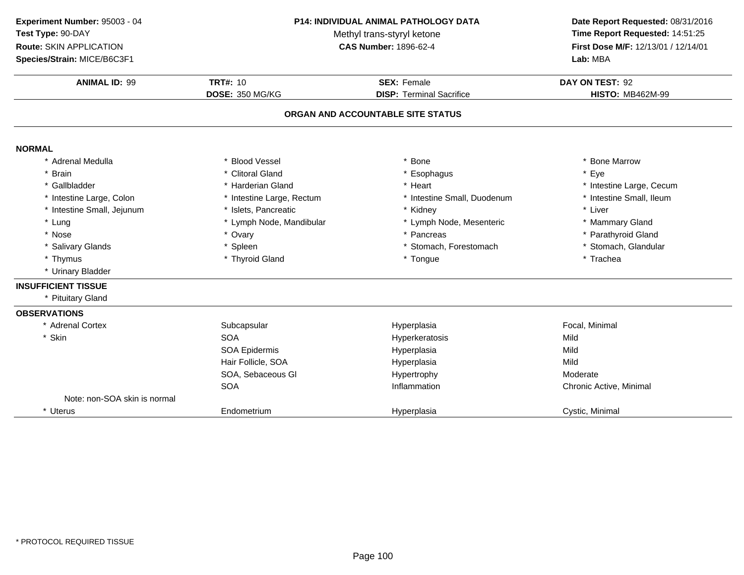**Experiment Number:** 95003 - 04
**Test Type:** 90-DAY
**Route:** SKIN APPLICATION
**Species/Strain:** MICE/B6C3F1

**P14: INDIVIDUAL ANIMAL PATHOLOGY DATA**
Methyl trans-styryl ketone
**CAS Number:** 1896-62-4

**Date Report Requested:** 08/31/2016
**Time Report Requested:** 14:51:25
**First Dose M/F:** 12/13/01 / 12/14/01
**Lab:** MBA

| **ANIMAL ID:** 99 | **TRT#:** 10 | **SEX:** Female | **DAY ON TEST:** 92 |
|---|---|---|---|
| | **DOSE:** 350 MG/KG | **DISP:** Terminal Sacrifice | **HISTO:** MB462M-99 |

## ORGAN AND ACCOUNTABLE SITE STATUS

**NORMAL**

| | | | |
|---|---|---|---|
| * Adrenal Medulla | * Blood Vessel | * Bone | * Bone Marrow |
| * Brain | * Clitoral Gland | * Esophagus | * Eye |
| * Gallbladder | * Harderian Gland | * Heart | * Intestine Large, Cecum |
| * Intestine Large, Colon | * Intestine Large, Rectum | * Intestine Small, Duodenum | * Intestine Small, Ileum |
| * Intestine Small, Jejunum | * Islets, Pancreatic | * Kidney | * Liver |
| * Lung | * Lymph Node, Mandibular | * Lymph Node, Mesenteric | * Mammary Gland |
| * Nose | * Ovary | * Pancreas | * Parathyroid Gland |
| * Salivary Glands | * Spleen | * Stomach, Forestomach | * Stomach, Glandular |
| * Thymus | * Thyroid Gland | * Tongue | * Trachea |
| * Urinary Bladder | | | |

**INSUFFICIENT TISSUE**

* Pituitary Gland

**OBSERVATIONS**

| | | | |
|---|---|---|---|
| * Adrenal Cortex | Subcapsular | Hyperplasia | Focal, Minimal |
| * Skin | SOA | Hyperkeratosis | Mild |
| | SOA Epidermis | Hyperplasia | Mild |
| | Hair Follicle, SOA | Hyperplasia | Mild |
| | SOA, Sebaceous Gl | Hypertrophy | Moderate |
| | SOA | Inflammation | Chronic Active, Minimal |
| Note: non-SOA skin is normal | | | |
| * Uterus | Endometrium | Hyperplasia | Cystic, Minimal |

* PROTOCOL REQUIRED TISSUE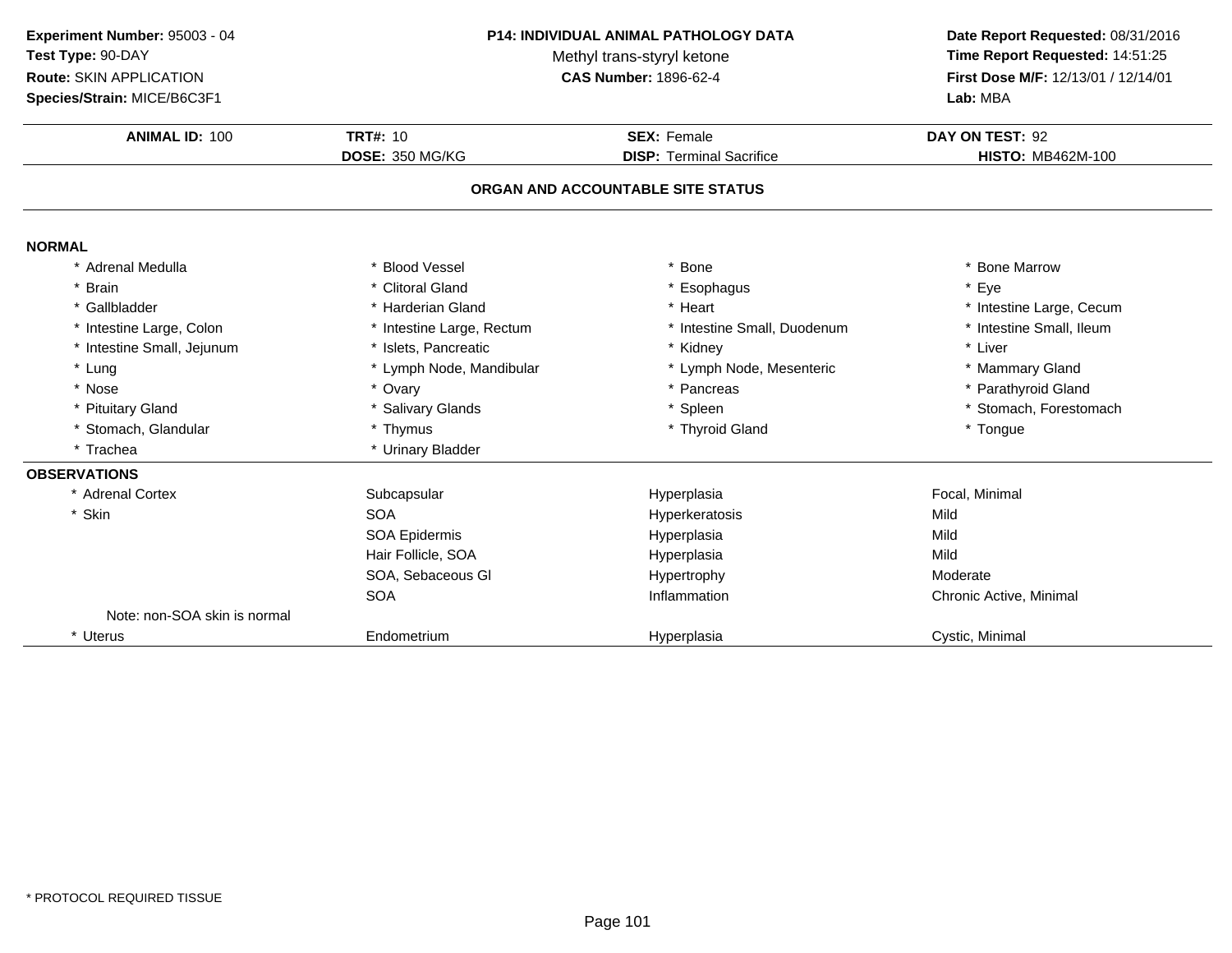**Experiment Number:** 95003 - 04
**Test Type:** 90-DAY
**Route:** SKIN APPLICATION
**Species/Strain:** MICE/B6C3F1

**P14: INDIVIDUAL ANIMAL PATHOLOGY DATA**
Methyl trans-styryl ketone
**CAS Number:** 1896-62-4

**Date Report Requested:** 08/31/2016
**Time Report Requested:** 14:51:25
**First Dose M/F:** 12/13/01 / 12/14/01
**Lab:** MBA

| **ANIMAL ID:** 100 | **TRT#:** 10 | **SEX:** Female | **DAY ON TEST:** 92 |
|---|---|---|---|
| | **DOSE:** 350 MG/KG | **DISP:** Terminal Sacrifice | **HISTO:** MB462M-100 |

## ORGAN AND ACCOUNTABLE SITE STATUS

**NORMAL**

| | | | |
|---|---|---|---|
| * Adrenal Medulla | * Blood Vessel | * Bone | * Bone Marrow |
| * Brain | * Clitoral Gland | * Esophagus | * Eye |
| * Gallbladder | * Harderian Gland | * Heart | * Intestine Large, Cecum |
| * Intestine Large, Colon | * Intestine Large, Rectum | * Intestine Small, Duodenum | * Intestine Small, Ileum |
| * Intestine Small, Jejunum | * Islets, Pancreatic | * Kidney | * Liver |
| * Lung | * Lymph Node, Mandibular | * Lymph Node, Mesenteric | * Mammary Gland |
| * Nose | * Ovary | * Pancreas | * Parathyroid Gland |
| * Pituitary Gland | * Salivary Glands | * Spleen | * Stomach, Forestomach |
| * Stomach, Glandular | * Thymus | * Thyroid Gland | * Tongue |
| * Trachea | * Urinary Bladder | | |

**OBSERVATIONS**

| | | | |
|---|---|---|---|
| * Adrenal Cortex | Subcapsular | Hyperplasia | Focal, Minimal |
| * Skin | SOA | Hyperkeratosis | Mild |
| | SOA Epidermis | Hyperplasia | Mild |
| | Hair Follicle, SOA | Hyperplasia | Mild |
| | SOA, Sebaceous Gl | Hypertrophy | Moderate |
| | SOA | Inflammation | Chronic Active, Minimal |
| Note: non-SOA skin is normal | | | |
| * Uterus | Endometrium | Hyperplasia | Cystic, Minimal |

\* PROTOCOL REQUIRED TISSUE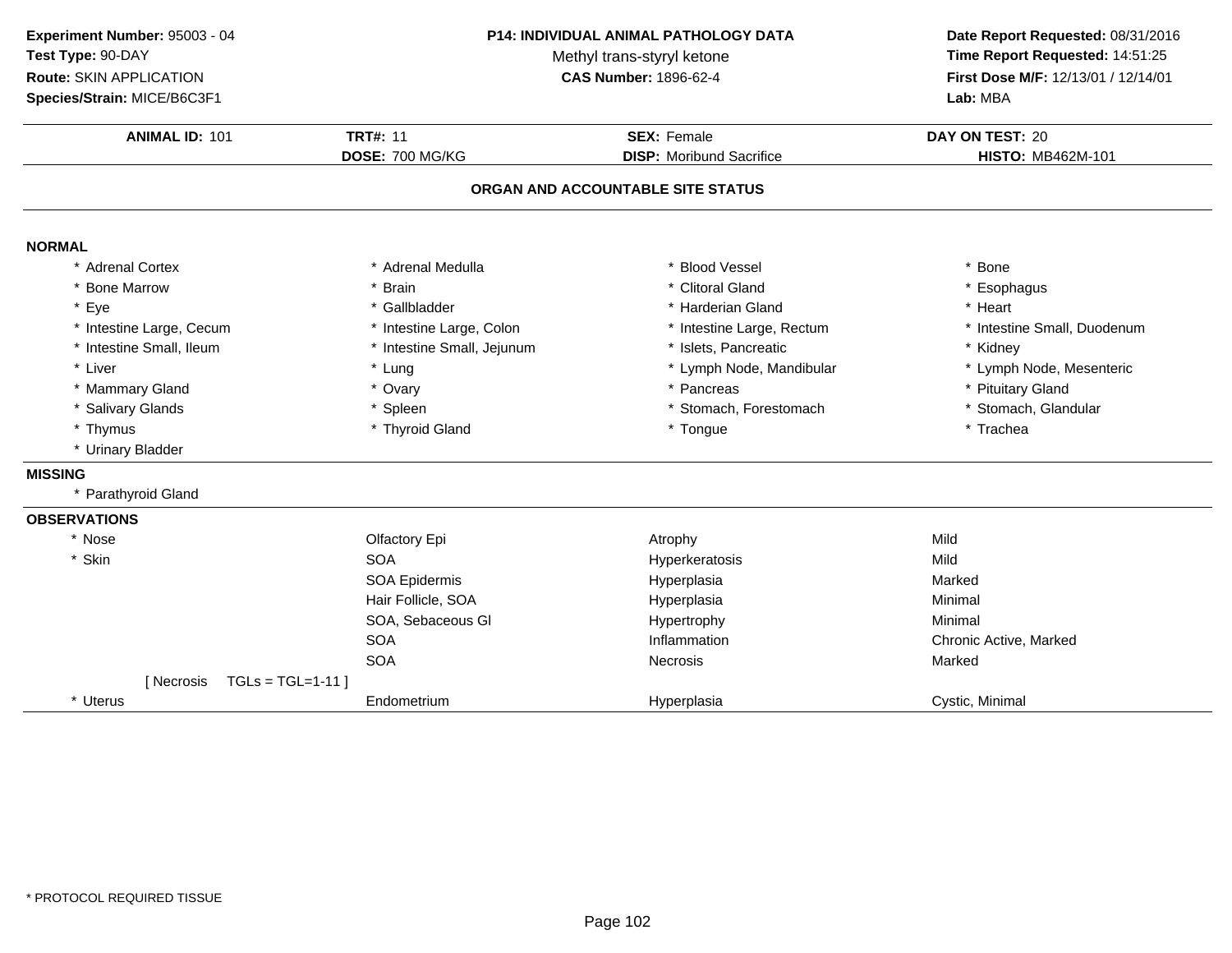**Experiment Number:** 95003 - 04
**Test Type:** 90-DAY
**Route:** SKIN APPLICATION
**Species/Strain:** MICE/B6C3F1

**P14: INDIVIDUAL ANIMAL PATHOLOGY DATA**
Methyl trans-styryl ketone
**CAS Number:** 1896-62-4

**Date Report Requested:** 08/31/2016
**Time Report Requested:** 14:51:25
**First Dose M/F:** 12/13/01 / 12/14/01
**Lab:** MBA

| **ANIMAL ID:** 101 | **TRT#:** 11 | **SEX:** Female | **DAY ON TEST:** 20 |
|---|---|---|---|
| | **DOSE:** 700 MG/KG | **DISP:** Moribund Sacrifice | **HISTO:** MB462M-101 |

## ORGAN AND ACCOUNTABLE SITE STATUS

**NORMAL**

| | | | |
|---|---|---|---|
| * Adrenal Cortex | * Adrenal Medulla | * Blood Vessel | * Bone |
| * Bone Marrow | * Brain | * Clitoral Gland | * Esophagus |
| * Eye | * Gallbladder | * Harderian Gland | * Heart |
| * Intestine Large, Cecum | * Intestine Large, Colon | * Intestine Large, Rectum | * Intestine Small, Duodenum |
| * Intestine Small, Ileum | * Intestine Small, Jejunum | * Islets, Pancreatic | * Kidney |
| * Liver | * Lung | * Lymph Node, Mandibular | * Lymph Node, Mesenteric |
| * Mammary Gland | * Ovary | * Pancreas | * Pituitary Gland |
| * Salivary Glands | * Spleen | * Stomach, Forestomach | * Stomach, Glandular |
| * Thymus | * Thyroid Gland | * Tongue | * Trachea |
| * Urinary Bladder | | | |

**MISSING**

* Parathyroid Gland

**OBSERVATIONS**

| | | | |
|---|---|---|---|
| * Nose | Olfactory Epi | Atrophy | Mild |
| * Skin | SOA | Hyperkeratosis | Mild |
| | SOA Epidermis | Hyperplasia | Marked |
| | Hair Follicle, SOA | Hyperplasia | Minimal |
| | SOA, Sebaceous Gl | Hypertrophy | Minimal |
| | SOA | Inflammation | Chronic Active, Marked |
| | SOA | Necrosis | Marked |
| [ Necrosis TGLs = TGL=1-11 ] | | | |
| * Uterus | Endometrium | Hyperplasia | Cystic, Minimal |

* PROTOCOL REQUIRED TISSUE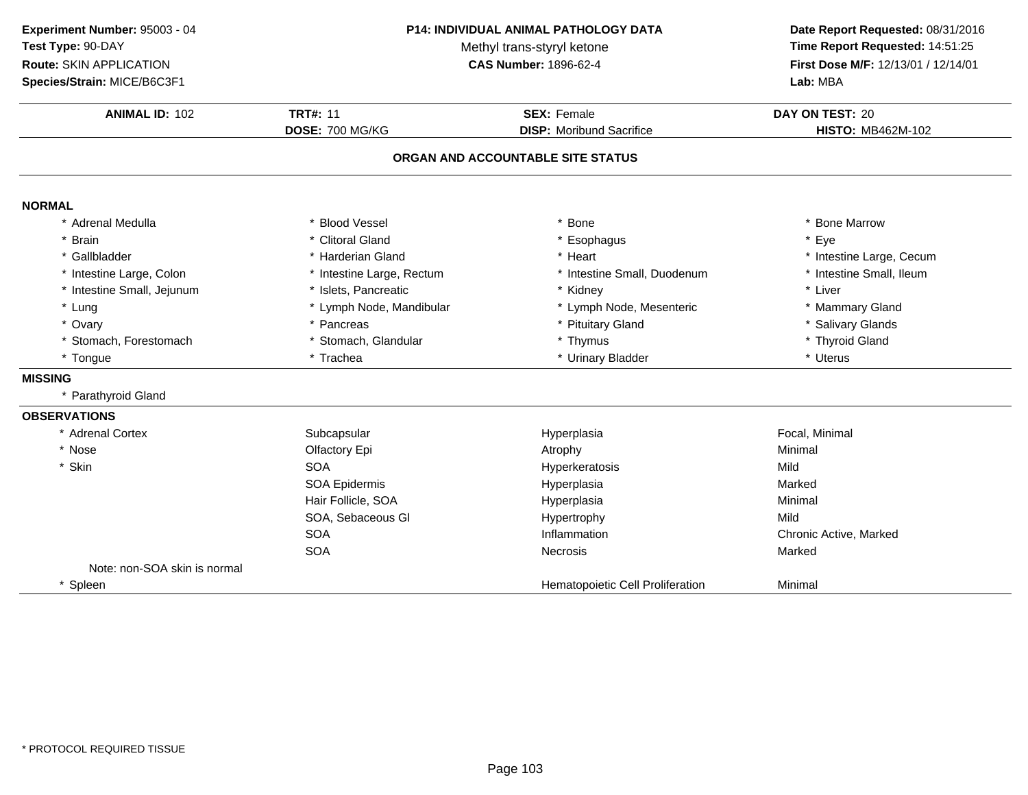**Experiment Number:** 95003 - 04
**Test Type:** 90-DAY
**Route:** SKIN APPLICATION
**Species/Strain:** MICE/B6C3F1

**P14: INDIVIDUAL ANIMAL PATHOLOGY DATA**
Methyl trans-styryl ketone
**CAS Number:** 1896-62-4

**Date Report Requested:** 08/31/2016
**Time Report Requested:** 14:51:25
**First Dose M/F:** 12/13/01 / 12/14/01
**Lab:** MBA

| **ANIMAL ID:** 102 | **TRT#:** 11 | **SEX:** Female | **DAY ON TEST:** 20 |
|---|---|---|---|
| | **DOSE:** 700 MG/KG | **DISP:** Moribund Sacrifice | **HISTO:** MB462M-102 |

## ORGAN AND ACCOUNTABLE SITE STATUS

**NORMAL**

| | | | |
|---|---|---|---|
| * Adrenal Medulla | * Blood Vessel | * Bone | * Bone Marrow |
| * Brain | * Clitoral Gland | * Esophagus | * Eye |
| * Gallbladder | * Harderian Gland | * Heart | * Intestine Large, Cecum |
| * Intestine Large, Colon | * Intestine Large, Rectum | * Intestine Small, Duodenum | * Intestine Small, Ileum |
| * Intestine Small, Jejunum | * Islets, Pancreatic | * Kidney | * Liver |
| * Lung | * Lymph Node, Mandibular | * Lymph Node, Mesenteric | * Mammary Gland |
| * Ovary | * Pancreas | * Pituitary Gland | * Salivary Glands |
| * Stomach, Forestomach | * Stomach, Glandular | * Thymus | * Thyroid Gland |
| * Tongue | * Trachea | * Urinary Bladder | * Uterus |

**MISSING**

* Parathyroid Gland

**OBSERVATIONS**

| | | | |
|---|---|---|---|
| * Adrenal Cortex | Subcapsular | Hyperplasia | Focal, Minimal |
| * Nose | Olfactory Epi | Atrophy | Minimal |
| * Skin | SOA | Hyperkeratosis | Mild |
| | SOA Epidermis | Hyperplasia | Marked |
| | Hair Follicle, SOA | Hyperplasia | Minimal |
| | SOA, Sebaceous Gl | Hypertrophy | Mild |
| | SOA | Inflammation | Chronic Active, Marked |
| | SOA | Necrosis | Marked |
| Note: non-SOA skin is normal | | | |
| * Spleen | | Hematopoietic Cell Proliferation | Minimal |

* PROTOCOL REQUIRED TISSUE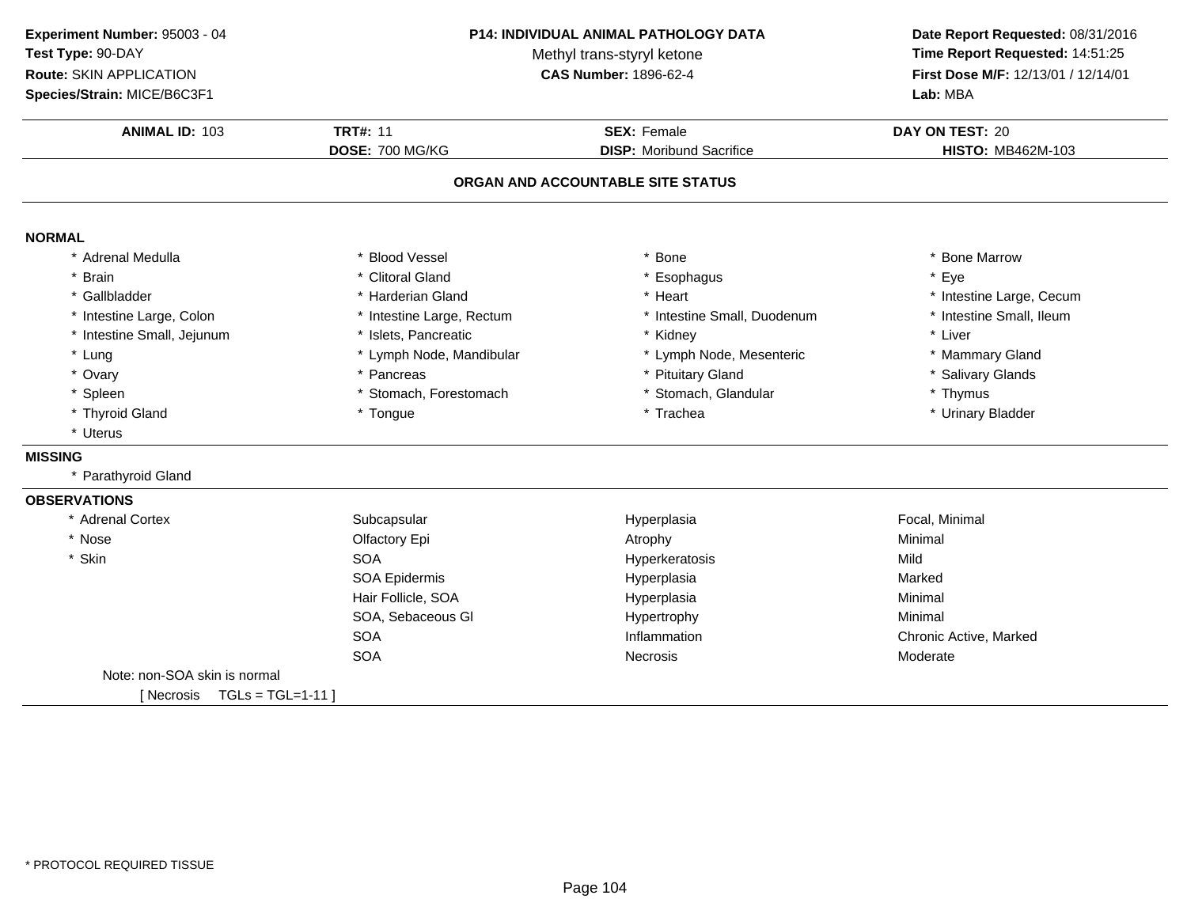**Experiment Number:** 95003 - 04
**Test Type:** 90-DAY
**Route:** SKIN APPLICATION
**Species/Strain:** MICE/B6C3F1

**P14: INDIVIDUAL ANIMAL PATHOLOGY DATA**
Methyl trans-styryl ketone
**CAS Number:** 1896-62-4

**Date Report Requested:** 08/31/2016
**Time Report Requested:** 14:51:25
**First Dose M/F:** 12/13/01 / 12/14/01
**Lab:** MBA

| **ANIMAL ID:** 103 | **TRT#:** 11 | **SEX:** Female | **DAY ON TEST:** 20 |
|---|---|---|---|
| | **DOSE:** 700 MG/KG | **DISP:** Moribund Sacrifice | **HISTO:** MB462M-103 |

## ORGAN AND ACCOUNTABLE SITE STATUS

**NORMAL**

| | | | |
|---|---|---|---|
| * Adrenal Medulla | * Blood Vessel | * Bone | * Bone Marrow |
| * Brain | * Clitoral Gland | * Esophagus | * Eye |
| * Gallbladder | * Harderian Gland | * Heart | * Intestine Large, Cecum |
| * Intestine Large, Colon | * Intestine Large, Rectum | * Intestine Small, Duodenum | * Intestine Small, Ileum |
| * Intestine Small, Jejunum | * Islets, Pancreatic | * Kidney | * Liver |
| * Lung | * Lymph Node, Mandibular | * Lymph Node, Mesenteric | * Mammary Gland |
| * Ovary | * Pancreas | * Pituitary Gland | * Salivary Glands |
| * Spleen | * Stomach, Forestomach | * Stomach, Glandular | * Thymus |
| * Thyroid Gland | * Tongue | * Trachea | * Urinary Bladder |
| * Uterus | | | |

**MISSING**

* Parathyroid Gland

**OBSERVATIONS**

| | | | |
|---|---|---|---|
| * Adrenal Cortex | Subcapsular | Hyperplasia | Focal, Minimal |
| * Nose | Olfactory Epi | Atrophy | Minimal |
| * Skin | SOA | Hyperkeratosis | Mild |
| | SOA Epidermis | Hyperplasia | Marked |
| | Hair Follicle, SOA | Hyperplasia | Minimal |
| | SOA, Sebaceous Gl | Hypertrophy | Minimal |
| | SOA | Inflammation | Chronic Active, Marked |
| | SOA | Necrosis | Moderate |

Note: non-SOA skin is normal
[ Necrosis TGLs = TGL=1-11 ]

* PROTOCOL REQUIRED TISSUE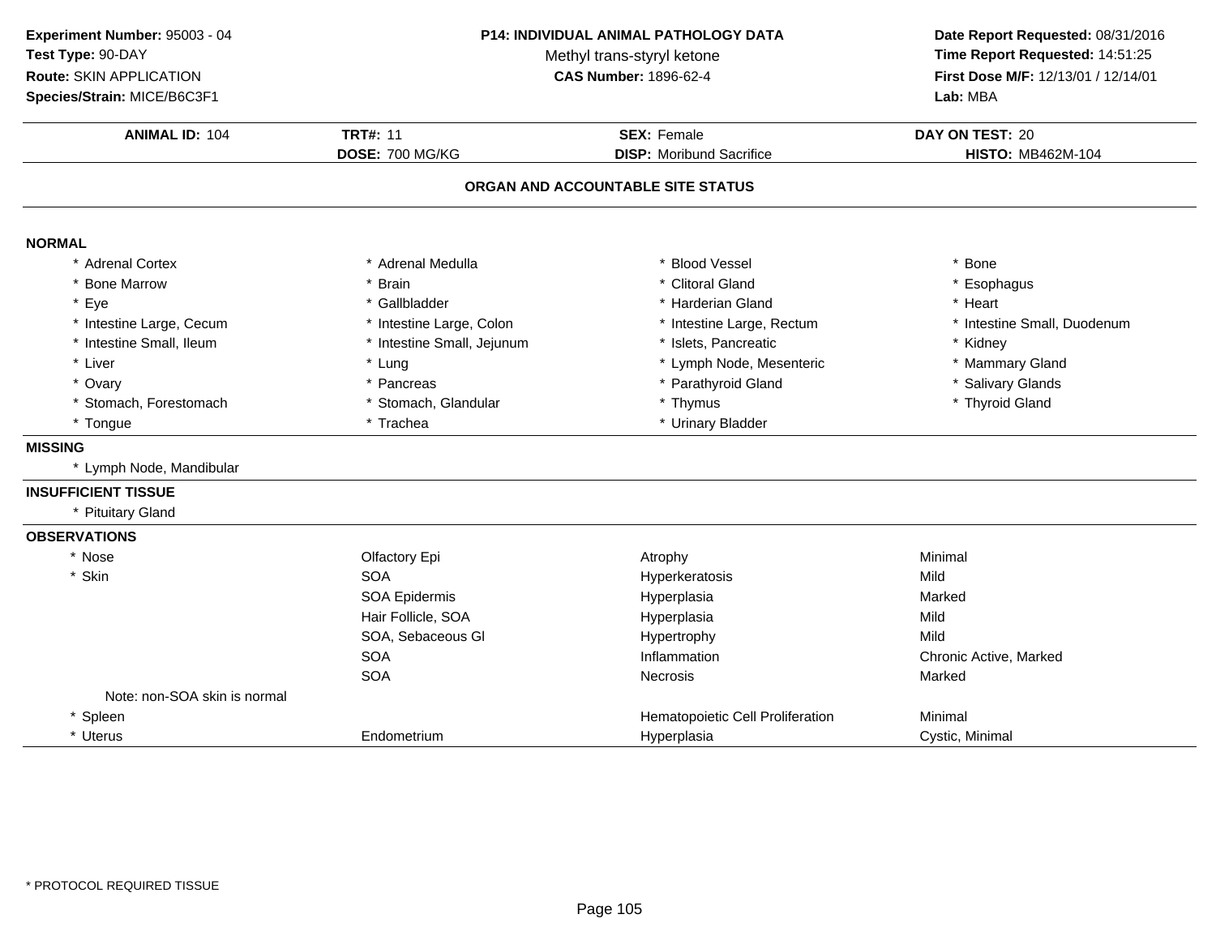**Experiment Number:** 95003 - 04
**Test Type:** 90-DAY
**Route:** SKIN APPLICATION
**Species/Strain:** MICE/B6C3F1

**P14: INDIVIDUAL ANIMAL PATHOLOGY DATA**
Methyl trans-styryl ketone
**CAS Number:** 1896-62-4

**Date Report Requested:** 08/31/2016
**Time Report Requested:** 14:51:25
**First Dose M/F:** 12/13/01 / 12/14/01
**Lab:** MBA

| **ANIMAL ID:** 104 | **TRT#:** 11 | **SEX:** Female | **DAY ON TEST:** 20 |
|---|---|---|---|
| | **DOSE:** 700 MG/KG | **DISP:** Moribund Sacrifice | **HISTO:** MB462M-104 |

## ORGAN AND ACCOUNTABLE SITE STATUS

### NORMAL

| | | | |
|---|---|---|---|
| * Adrenal Cortex | * Adrenal Medulla | * Blood Vessel | * Bone |
| * Bone Marrow | * Brain | * Clitoral Gland | * Esophagus |
| * Eye | * Gallbladder | * Harderian Gland | * Heart |
| * Intestine Large, Cecum | * Intestine Large, Colon | * Intestine Large, Rectum | * Intestine Small, Duodenum |
| * Intestine Small, Ileum | * Intestine Small, Jejunum | * Islets, Pancreatic | * Kidney |
| * Liver | * Lung | * Lymph Node, Mesenteric | * Mammary Gland |
| * Ovary | * Pancreas | * Parathyroid Gland | * Salivary Glands |
| * Stomach, Forestomach | * Stomach, Glandular | * Thymus | * Thyroid Gland |
| * Tongue | * Trachea | * Urinary Bladder | |

### MISSING

* Lymph Node, Mandibular

### INSUFFICIENT TISSUE

* Pituitary Gland

### OBSERVATIONS

| | | | |
|---|---|---|---|
| * Nose | Olfactory Epi | Atrophy | Minimal |
| * Skin | SOA | Hyperkeratosis | Mild |
| | SOA Epidermis | Hyperplasia | Marked |
| | Hair Follicle, SOA | Hyperplasia | Mild |
| | SOA, Sebaceous Gl | Hypertrophy | Mild |
| | SOA | Inflammation | Chronic Active, Marked |
| | SOA | Necrosis | Marked |
| Note: non-SOA skin is normal | | | |
| * Spleen | | Hematopoietic Cell Proliferation | Minimal |
| * Uterus | Endometrium | Hyperplasia | Cystic, Minimal |

* PROTOCOL REQUIRED TISSUE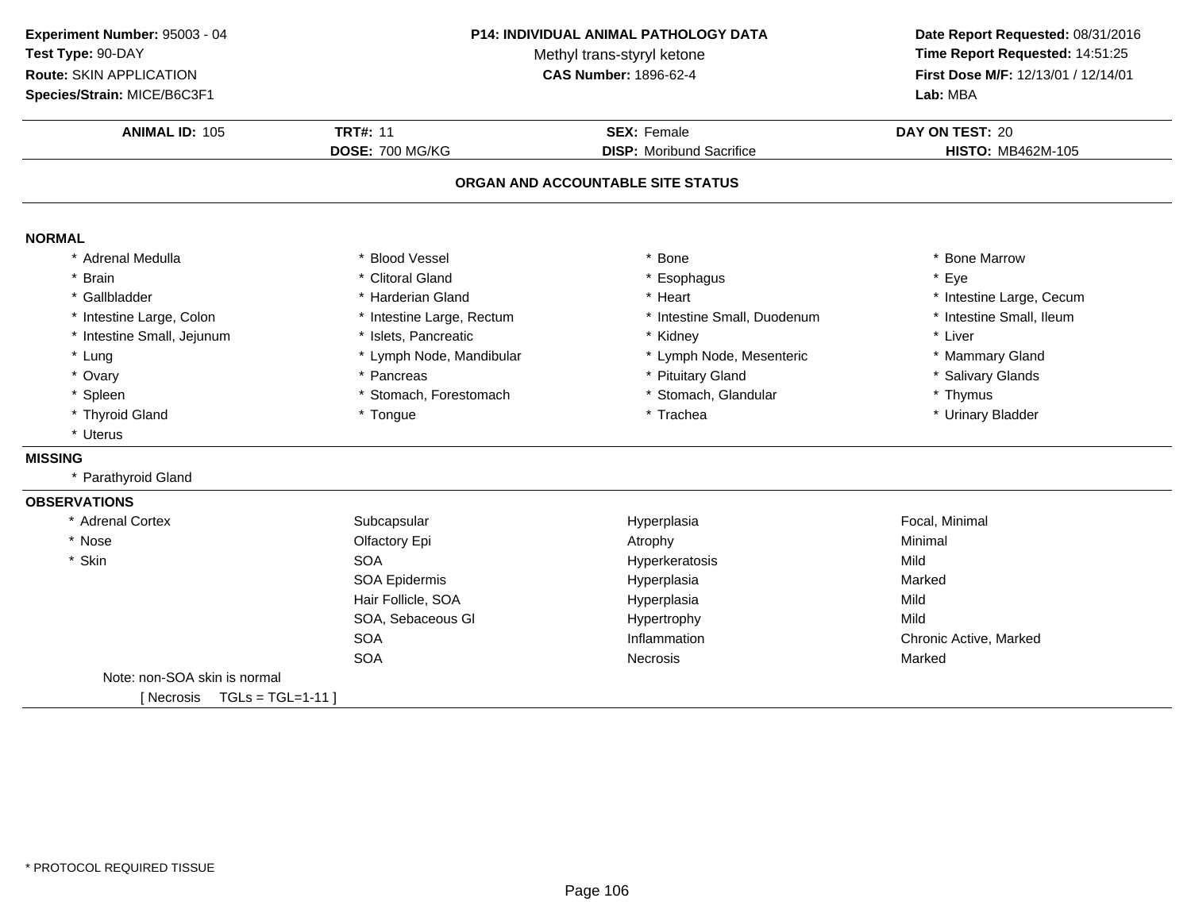**Experiment Number:** 95003 - 04
**Test Type:** 90-DAY
**Route:** SKIN APPLICATION
**Species/Strain:** MICE/B6C3F1

**P14: INDIVIDUAL ANIMAL PATHOLOGY DATA**
Methyl trans-styryl ketone
**CAS Number:** 1896-62-4

**Date Report Requested:** 08/31/2016
**Time Report Requested:** 14:51:25
**First Dose M/F:** 12/13/01 / 12/14/01
**Lab:** MBA

| **ANIMAL ID:** 105 | **TRT#:** 11 | **SEX:** Female | **DAY ON TEST:** 20 |
|---|---|---|---|
| | **DOSE:** 700 MG/KG | **DISP:** Moribund Sacrifice | **HISTO:** MB462M-105 |

## ORGAN AND ACCOUNTABLE SITE STATUS

### NORMAL

| | | | |
|---|---|---|---|
| * Adrenal Medulla | * Blood Vessel | * Bone | * Bone Marrow |
| * Brain | * Clitoral Gland | * Esophagus | * Eye |
| * Gallbladder | * Harderian Gland | * Heart | * Intestine Large, Cecum |
| * Intestine Large, Colon | * Intestine Large, Rectum | * Intestine Small, Duodenum | * Intestine Small, Ileum |
| * Intestine Small, Jejunum | * Islets, Pancreatic | * Kidney | * Liver |
| * Lung | * Lymph Node, Mandibular | * Lymph Node, Mesenteric | * Mammary Gland |
| * Ovary | * Pancreas | * Pituitary Gland | * Salivary Glands |
| * Spleen | * Stomach, Forestomach | * Stomach, Glandular | * Thymus |
| * Thyroid Gland | * Tongue | * Trachea | * Urinary Bladder |
| * Uterus | | | |

### MISSING

* Parathyroid Gland

### OBSERVATIONS

| | | | |
|---|---|---|---|
| * Adrenal Cortex | Subcapsular | Hyperplasia | Focal, Minimal |
| * Nose | Olfactory Epi | Atrophy | Minimal |
| * Skin | SOA | Hyperkeratosis | Mild |
| | SOA Epidermis | Hyperplasia | Marked |
| | Hair Follicle, SOA | Hyperplasia | Mild |
| | SOA, Sebaceous Gl | Hypertrophy | Mild |
| | SOA | Inflammation | Chronic Active, Marked |
| | SOA | Necrosis | Marked |

Note: non-SOA skin is normal

[ Necrosis TGLs = TGL=1-11 ]

* PROTOCOL REQUIRED TISSUE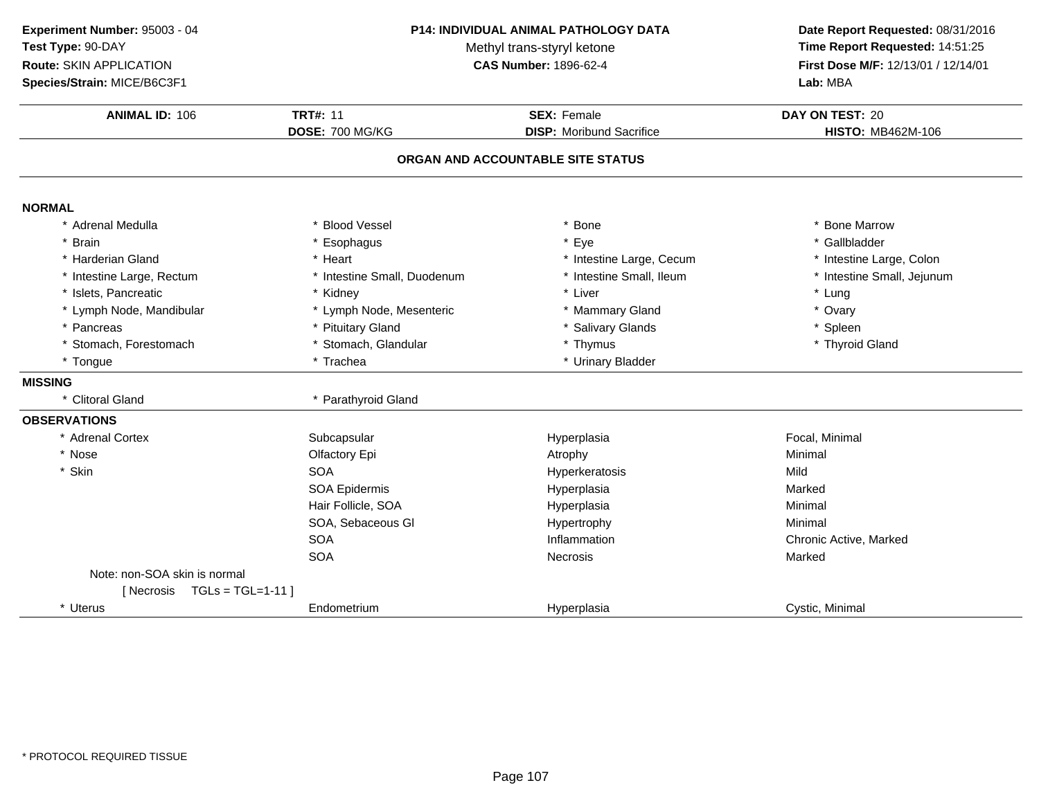**Experiment Number:** 95003 - 04
**Test Type:** 90-DAY
**Route:** SKIN APPLICATION
**Species/Strain:** MICE/B6C3F1

**P14: INDIVIDUAL ANIMAL PATHOLOGY DATA**
Methyl trans-styryl ketone
**CAS Number:** 1896-62-4

**Date Report Requested:** 08/31/2016
**Time Report Requested:** 14:51:25
**First Dose M/F:** 12/13/01 / 12/14/01
**Lab:** MBA

| **ANIMAL ID:** 106 | **TRT#:** 11 | **SEX:** Female | **DAY ON TEST:** 20 |
|---|---|---|---|
| | **DOSE:** 700 MG/KG | **DISP:** Moribund Sacrifice | **HISTO:** MB462M-106 |

## ORGAN AND ACCOUNTABLE SITE STATUS

### NORMAL

| | | | |
|---|---|---|---|
| * Adrenal Medulla | * Blood Vessel | * Bone | * Bone Marrow |
| * Brain | * Esophagus | * Eye | * Gallbladder |
| * Harderian Gland | * Heart | * Intestine Large, Cecum | * Intestine Large, Colon |
| * Intestine Large, Rectum | * Intestine Small, Duodenum | * Intestine Small, Ileum | * Intestine Small, Jejunum |
| * Islets, Pancreatic | * Kidney | * Liver | * Lung |
| * Lymph Node, Mandibular | * Lymph Node, Mesenteric | * Mammary Gland | * Ovary |
| * Pancreas | * Pituitary Gland | * Salivary Glands | * Spleen |
| * Stomach, Forestomach | * Stomach, Glandular | * Thymus | * Thyroid Gland |
| * Tongue | * Trachea | * Urinary Bladder | |

### MISSING

| | |
|---|---|
| * Clitoral Gland | * Parathyroid Gland |

### OBSERVATIONS

| | | | |
|---|---|---|---|
| * Adrenal Cortex | Subcapsular | Hyperplasia | Focal, Minimal |
| * Nose | Olfactory Epi | Atrophy | Minimal |
| * Skin | SOA | Hyperkeratosis | Mild |
| | SOA Epidermis | Hyperplasia | Marked |
| | Hair Follicle, SOA | Hyperplasia | Minimal |
| | SOA, Sebaceous Gl | Hypertrophy | Minimal |
| | SOA | Inflammation | Chronic Active, Marked |
| | SOA | Necrosis | Marked |
| Note: non-SOA skin is normal | | | |
| [ Necrosis TGLs = TGL=1-11 ] | | | |
| * Uterus | Endometrium | Hyperplasia | Cystic, Minimal |

* PROTOCOL REQUIRED TISSUE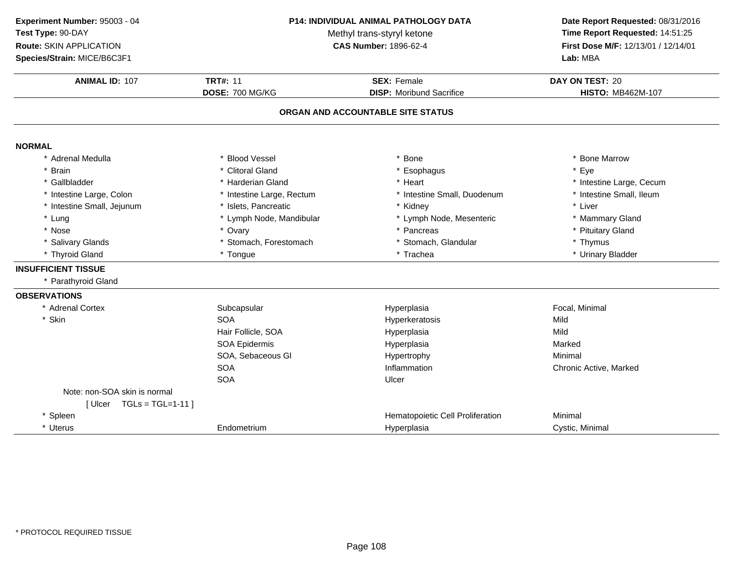**Experiment Number:** 95003 - 04
**Test Type:** 90-DAY
**Route:** SKIN APPLICATION
**Species/Strain:** MICE/B6C3F1

**P14: INDIVIDUAL ANIMAL PATHOLOGY DATA**
Methyl trans-styryl ketone
**CAS Number:** 1896-62-4

**Date Report Requested:** 08/31/2016
**Time Report Requested:** 14:51:25
**First Dose M/F:** 12/13/01 / 12/14/01
**Lab:** MBA

| **ANIMAL ID:** 107 | **TRT#:** 11 | **SEX:** Female | **DAY ON TEST:** 20 |
|---|---|---|---|
| | **DOSE:** 700 MG/KG | **DISP:** Moribund Sacrifice | **HISTO:** MB462M-107 |

## ORGAN AND ACCOUNTABLE SITE STATUS

**NORMAL**

| | | | |
|---|---|---|---|
| * Adrenal Medulla | * Blood Vessel | * Bone | * Bone Marrow |
| * Brain | * Clitoral Gland | * Esophagus | * Eye |
| * Gallbladder | * Harderian Gland | * Heart | * Intestine Large, Cecum |
| * Intestine Large, Colon | * Intestine Large, Rectum | * Intestine Small, Duodenum | * Intestine Small, Ileum |
| * Intestine Small, Jejunum | * Islets, Pancreatic | * Kidney | * Liver |
| * Lung | * Lymph Node, Mandibular | * Lymph Node, Mesenteric | * Mammary Gland |
| * Nose | * Ovary | * Pancreas | * Pituitary Gland |
| * Salivary Glands | * Stomach, Forestomach | * Stomach, Glandular | * Thymus |
| * Thyroid Gland | * Tongue | * Trachea | * Urinary Bladder |

**INSUFFICIENT TISSUE**

* Parathyroid Gland

**OBSERVATIONS**

| | | | |
|---|---|---|---|
| * Adrenal Cortex | Subcapsular | Hyperplasia | Focal, Minimal |
| * Skin | SOA | Hyperkeratosis | Mild |
| | Hair Follicle, SOA | Hyperplasia | Mild |
| | SOA Epidermis | Hyperplasia | Marked |
| | SOA, Sebaceous Gl | Hypertrophy | Minimal |
| | SOA | Inflammation | Chronic Active, Marked |
| | SOA | Ulcer | |
| Note: non-SOA skin is normal | | | |
| [ Ulcer TGLs = TGL=1-11 ] | | | |
| * Spleen | | Hematopoietic Cell Proliferation | Minimal |
| * Uterus | Endometrium | Hyperplasia | Cystic, Minimal |

* PROTOCOL REQUIRED TISSUE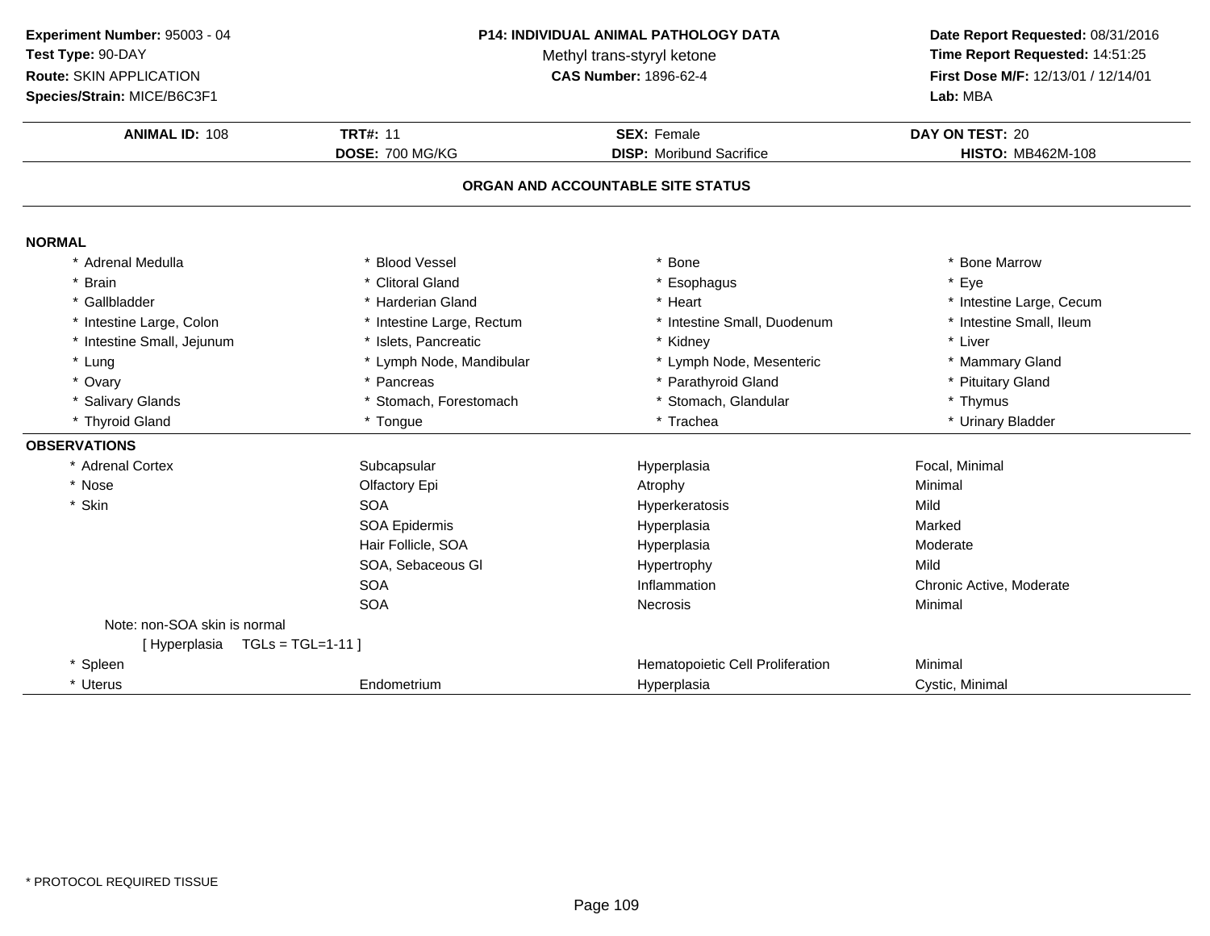**Experiment Number:** 95003 - 04
**Test Type:** 90-DAY
**Route:** SKIN APPLICATION
**Species/Strain:** MICE/B6C3F1

**P14: INDIVIDUAL ANIMAL PATHOLOGY DATA**
Methyl trans-styryl ketone
**CAS Number:** 1896-62-4

**Date Report Requested:** 08/31/2016
**Time Report Requested:** 14:51:25
**First Dose M/F:** 12/13/01 / 12/14/01
**Lab:** MBA

| **ANIMAL ID:** 108 | **TRT#:** 11 | **SEX:** Female | **DAY ON TEST:** 20 |
|---|---|---|---|
| | **DOSE:** 700 MG/KG | **DISP:** Moribund Sacrifice | **HISTO:** MB462M-108 |

### ORGAN AND ACCOUNTABLE SITE STATUS

**NORMAL**

| | | | |
|---|---|---|---|
| * Adrenal Medulla | * Blood Vessel | * Bone | * Bone Marrow |
| * Brain | * Clitoral Gland | * Esophagus | * Eye |
| * Gallbladder | * Harderian Gland | * Heart | * Intestine Large, Cecum |
| * Intestine Large, Colon | * Intestine Large, Rectum | * Intestine Small, Duodenum | * Intestine Small, Ileum |
| * Intestine Small, Jejunum | * Islets, Pancreatic | * Kidney | * Liver |
| * Lung | * Lymph Node, Mandibular | * Lymph Node, Mesenteric | * Mammary Gland |
| * Ovary | * Pancreas | * Parathyroid Gland | * Pituitary Gland |
| * Salivary Glands | * Stomach, Forestomach | * Stomach, Glandular | * Thymus |
| * Thyroid Gland | * Tongue | * Trachea | * Urinary Bladder |

**OBSERVATIONS**

| | | | |
|---|---|---|---|
| * Adrenal Cortex | Subcapsular | Hyperplasia | Focal, Minimal |
| * Nose | Olfactory Epi | Atrophy | Minimal |
| * Skin | SOA | Hyperkeratosis | Mild |
| | SOA Epidermis | Hyperplasia | Marked |
| | Hair Follicle, SOA | Hyperplasia | Moderate |
| | SOA, Sebaceous Gl | Hypertrophy | Mild |
| | SOA | Inflammation | Chronic Active, Moderate |
| | SOA | Necrosis | Minimal |
| Note: non-SOA skin is normal | | | |
| [ Hyperplasia TGLs = TGL=1-11 ] | | | |
| * Spleen | | Hematopoietic Cell Proliferation | Minimal |
| * Uterus | Endometrium | Hyperplasia | Cystic, Minimal |

* PROTOCOL REQUIRED TISSUE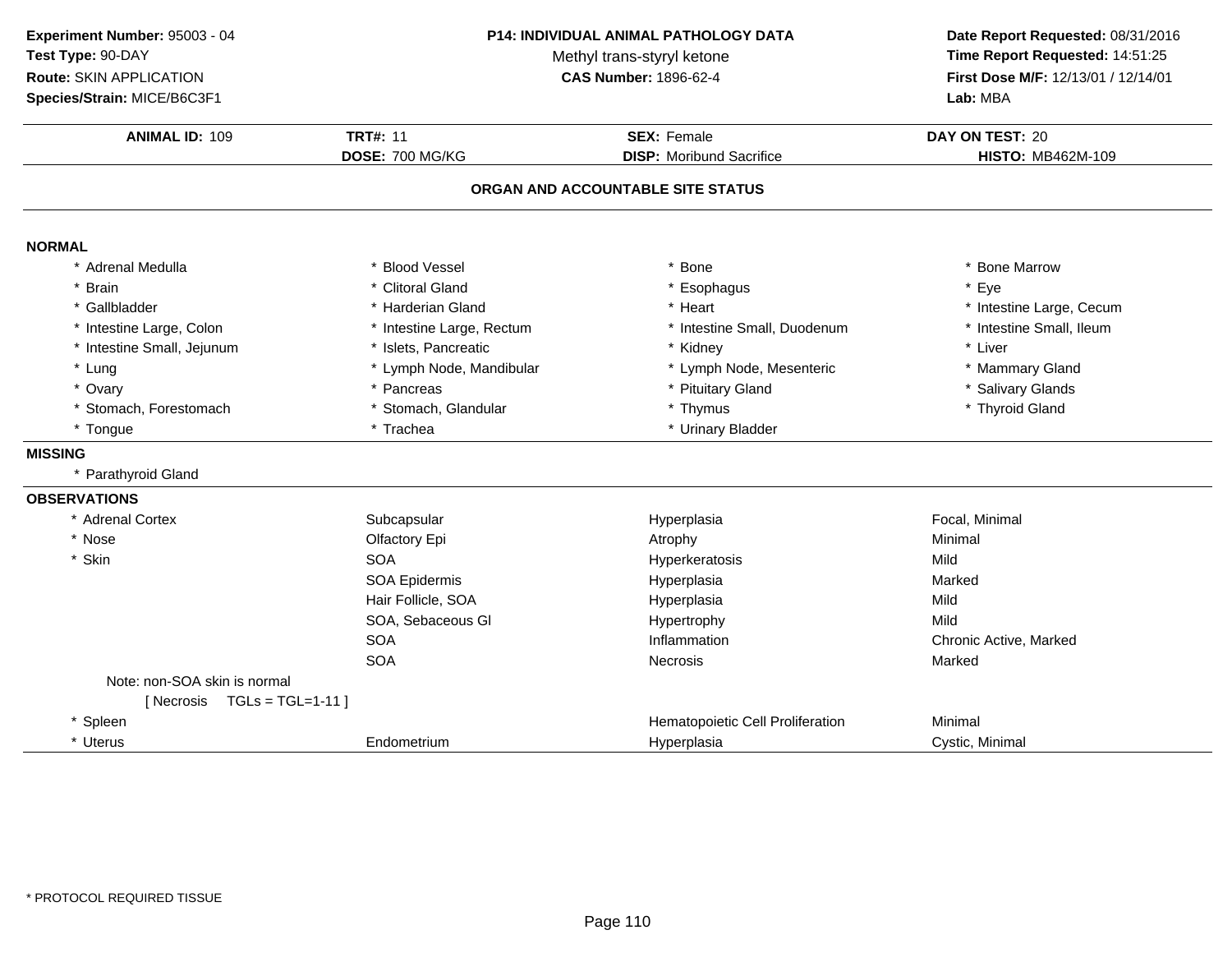**Experiment Number:** 95003 - 04
**Test Type:** 90-DAY
**Route:** SKIN APPLICATION
**Species/Strain:** MICE/B6C3F1

**P14: INDIVIDUAL ANIMAL PATHOLOGY DATA**
Methyl trans-styryl ketone
**CAS Number:** 1896-62-4

**Date Report Requested:** 08/31/2016
**Time Report Requested:** 14:51:25
**First Dose M/F:** 12/13/01 / 12/14/01
**Lab:** MBA

| **ANIMAL ID:** 109 | **TRT#:** 11 | **SEX:** Female | **DAY ON TEST:** 20 |
|---|---|---|---|
| | **DOSE:** 700 MG/KG | **DISP:** Moribund Sacrifice | **HISTO:** MB462M-109 |

## ORGAN AND ACCOUNTABLE SITE STATUS

**NORMAL**

| | | | |
|---|---|---|---|
| * Adrenal Medulla | * Blood Vessel | * Bone | * Bone Marrow |
| * Brain | * Clitoral Gland | * Esophagus | * Eye |
| * Gallbladder | * Harderian Gland | * Heart | * Intestine Large, Cecum |
| * Intestine Large, Colon | * Intestine Large, Rectum | * Intestine Small, Duodenum | * Intestine Small, Ileum |
| * Intestine Small, Jejunum | * Islets, Pancreatic | * Kidney | * Liver |
| * Lung | * Lymph Node, Mandibular | * Lymph Node, Mesenteric | * Mammary Gland |
| * Ovary | * Pancreas | * Pituitary Gland | * Salivary Glands |
| * Stomach, Forestomach | * Stomach, Glandular | * Thymus | * Thyroid Gland |
| * Tongue | * Trachea | * Urinary Bladder | |

**MISSING**

* Parathyroid Gland

**OBSERVATIONS**

| | | | |
|---|---|---|---|
| * Adrenal Cortex | Subcapsular | Hyperplasia | Focal, Minimal |
| * Nose | Olfactory Epi | Atrophy | Minimal |
| * Skin | SOA | Hyperkeratosis | Mild |
| | SOA Epidermis | Hyperplasia | Marked |
| | Hair Follicle, SOA | Hyperplasia | Mild |
| | SOA, Sebaceous Gl | Hypertrophy | Mild |
| | SOA | Inflammation | Chronic Active, Marked |
| | SOA | Necrosis | Marked |
| Note: non-SOA skin is normal | | | |
| [ Necrosis TGLs = TGL=1-11 ] | | | |
| * Spleen | | Hematopoietic Cell Proliferation | Minimal |
| * Uterus | Endometrium | Hyperplasia | Cystic, Minimal |

* PROTOCOL REQUIRED TISSUE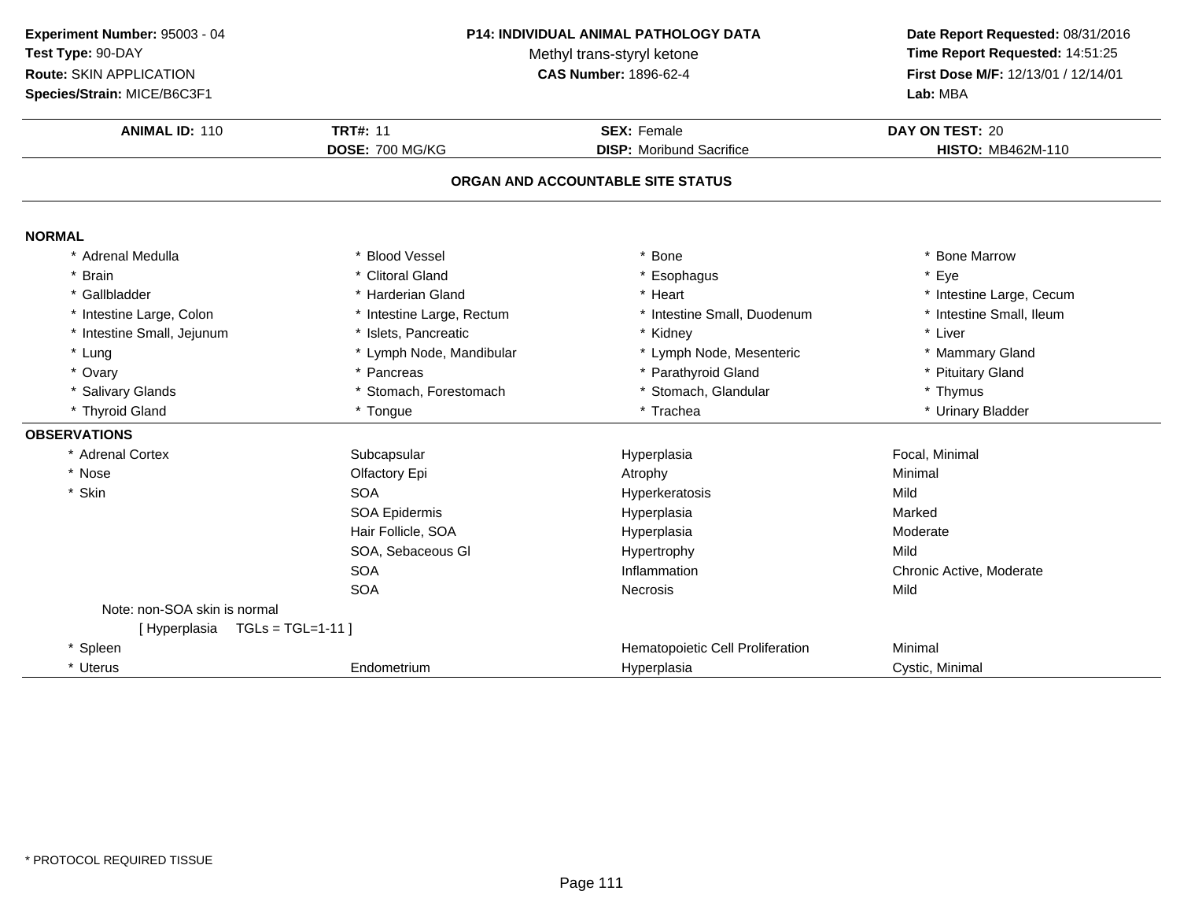**Experiment Number:** 95003 - 04
**Test Type:** 90-DAY
**Route:** SKIN APPLICATION
**Species/Strain:** MICE/B6C3F1

**P14: INDIVIDUAL ANIMAL PATHOLOGY DATA**
Methyl trans-styryl ketone
**CAS Number:** 1896-62-4

**Date Report Requested:** 08/31/2016
**Time Report Requested:** 14:51:25
**First Dose M/F:** 12/13/01 / 12/14/01
**Lab:** MBA

| **ANIMAL ID:** 110 | **TRT#:** 11 | **SEX:** Female | **DAY ON TEST:** 20 |
|---|---|---|---|
| | **DOSE:** 700 MG/KG | **DISP:** Moribund Sacrifice | **HISTO:** MB462M-110 |

## ORGAN AND ACCOUNTABLE SITE STATUS

**NORMAL**

| | | | |
|---|---|---|---|
| * Adrenal Medulla | * Blood Vessel | * Bone | * Bone Marrow |
| * Brain | * Clitoral Gland | * Esophagus | * Eye |
| * Gallbladder | * Harderian Gland | * Heart | * Intestine Large, Cecum |
| * Intestine Large, Colon | * Intestine Large, Rectum | * Intestine Small, Duodenum | * Intestine Small, Ileum |
| * Intestine Small, Jejunum | * Islets, Pancreatic | * Kidney | * Liver |
| * Lung | * Lymph Node, Mandibular | * Lymph Node, Mesenteric | * Mammary Gland |
| * Ovary | * Pancreas | * Parathyroid Gland | * Pituitary Gland |
| * Salivary Glands | * Stomach, Forestomach | * Stomach, Glandular | * Thymus |
| * Thyroid Gland | * Tongue | * Trachea | * Urinary Bladder |

**OBSERVATIONS**

| | | | |
|---|---|---|---|
| * Adrenal Cortex | Subcapsular | Hyperplasia | Focal, Minimal |
| * Nose | Olfactory Epi | Atrophy | Minimal |
| * Skin | SOA | Hyperkeratosis | Mild |
| | SOA Epidermis | Hyperplasia | Marked |
| | Hair Follicle, SOA | Hyperplasia | Moderate |
| | SOA, Sebaceous Gl | Hypertrophy | Mild |
| | SOA | Inflammation | Chronic Active, Moderate |
| | SOA | Necrosis | Mild |
| Note: non-SOA skin is normal | | | |
| [ Hyperplasia TGLs = TGL=1-11 ] | | | |
| * Spleen | | Hematopoietic Cell Proliferation | Minimal |
| * Uterus | Endometrium | Hyperplasia | Cystic, Minimal |

* PROTOCOL REQUIRED TISSUE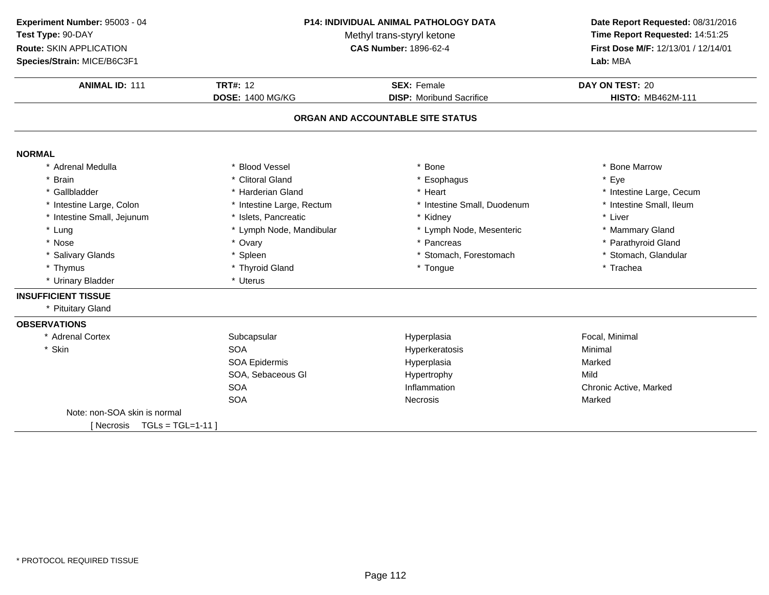**Experiment Number:** 95003 - 04
**Test Type:** 90-DAY
**Route:** SKIN APPLICATION
**Species/Strain:** MICE/B6C3F1

**P14: INDIVIDUAL ANIMAL PATHOLOGY DATA**
Methyl trans-styryl ketone
**CAS Number:** 1896-62-4

**Date Report Requested:** 08/31/2016
**Time Report Requested:** 14:51:25
**First Dose M/F:** 12/13/01 / 12/14/01
**Lab:** MBA

| **ANIMAL ID:** 111 | **TRT#:** 12 | **SEX:** Female | **DAY ON TEST:** 20 |
|---|---|---|---|
| | **DOSE:** 1400 MG/KG | **DISP:** Moribund Sacrifice | **HISTO:** MB462M-111 |

## ORGAN AND ACCOUNTABLE SITE STATUS

**NORMAL**

| | | | |
|---|---|---|---|
| * Adrenal Medulla | * Blood Vessel | * Bone | * Bone Marrow |
| * Brain | * Clitoral Gland | * Esophagus | * Eye |
| * Gallbladder | * Harderian Gland | * Heart | * Intestine Large, Cecum |
| * Intestine Large, Colon | * Intestine Large, Rectum | * Intestine Small, Duodenum | * Intestine Small, Ileum |
| * Intestine Small, Jejunum | * Islets, Pancreatic | * Kidney | * Liver |
| * Lung | * Lymph Node, Mandibular | * Lymph Node, Mesenteric | * Mammary Gland |
| * Nose | * Ovary | * Pancreas | * Parathyroid Gland |
| * Salivary Glands | * Spleen | * Stomach, Forestomach | * Stomach, Glandular |
| * Thymus | * Thyroid Gland | * Tongue | * Trachea |
| * Urinary Bladder | * Uterus | | |

**INSUFFICIENT TISSUE**

* Pituitary Gland

**OBSERVATIONS**

| | | | |
|---|---|---|---|
| * Adrenal Cortex | Subcapsular | Hyperplasia | Focal, Minimal |
| * Skin | SOA | Hyperkeratosis | Minimal |
| | SOA Epidermis | Hyperplasia | Marked |
| | SOA, Sebaceous Gl | Hypertrophy | Mild |
| | SOA | Inflammation | Chronic Active, Marked |
| | SOA | Necrosis | Marked |

Note: non-SOA skin is normal
[ Necrosis TGLs = TGL=1-11 ]

* PROTOCOL REQUIRED TISSUE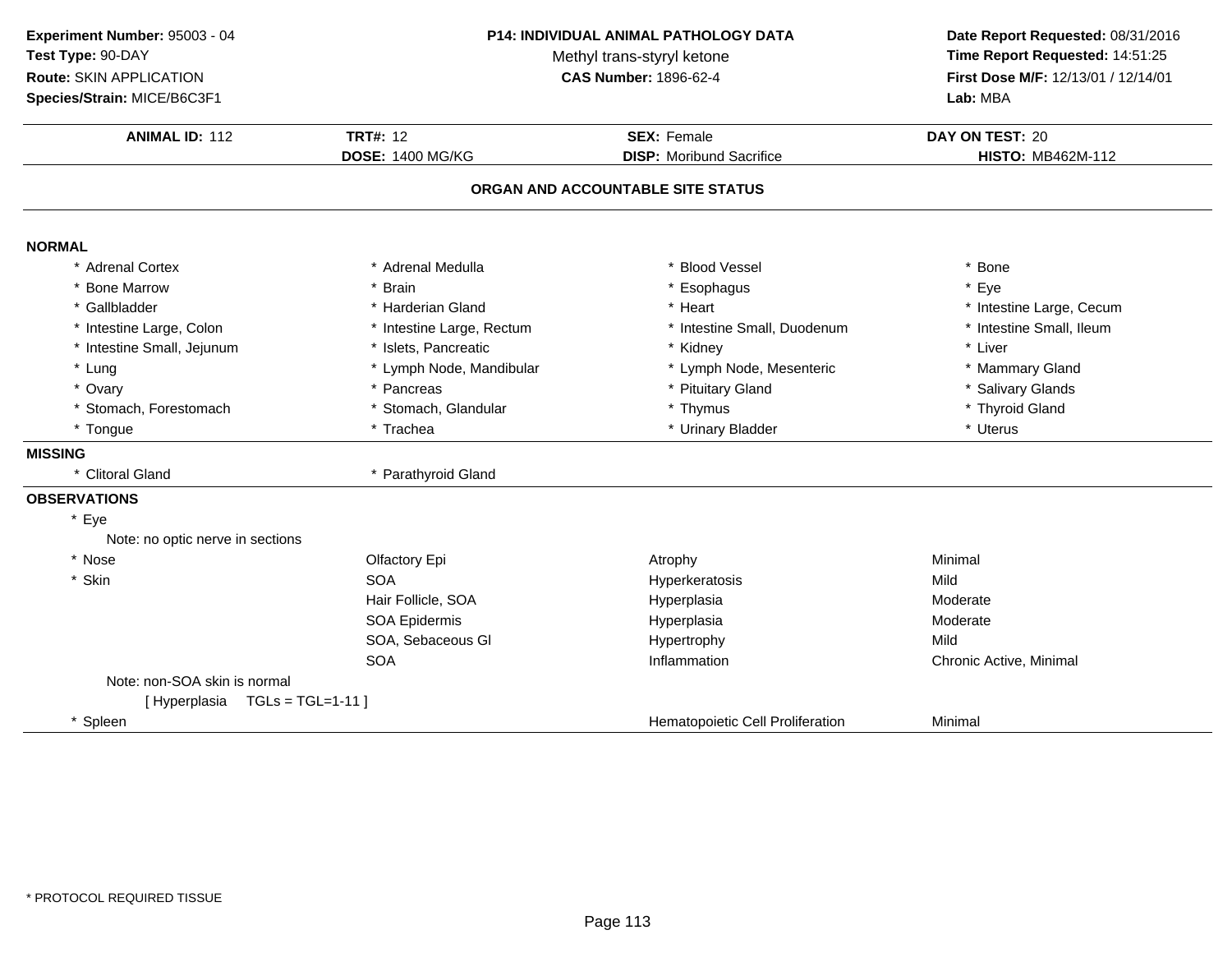**Experiment Number:** 95003 - 04
**Test Type:** 90-DAY
**Route:** SKIN APPLICATION
**Species/Strain:** MICE/B6C3F1

**P14: INDIVIDUAL ANIMAL PATHOLOGY DATA**
Methyl trans-styryl ketone
**CAS Number:** 1896-62-4

**Date Report Requested:** 08/31/2016
**Time Report Requested:** 14:51:25
**First Dose M/F:** 12/13/01 / 12/14/01
**Lab:** MBA

| **ANIMAL ID:** 112 | **TRT#:** 12 | **SEX:** Female | **DAY ON TEST:** 20 |
|---|---|---|---|
| | **DOSE:** 1400 MG/KG | **DISP:** Moribund Sacrifice | **HISTO:** MB462M-112 |

## ORGAN AND ACCOUNTABLE SITE STATUS

### NORMAL

| | | | |
|---|---|---|---|
| * Adrenal Cortex | * Adrenal Medulla | * Blood Vessel | * Bone |
| * Bone Marrow | * Brain | * Esophagus | * Eye |
| * Gallbladder | * Harderian Gland | * Heart | * Intestine Large, Cecum |
| * Intestine Large, Colon | * Intestine Large, Rectum | * Intestine Small, Duodenum | * Intestine Small, Ileum |
| * Intestine Small, Jejunum | * Islets, Pancreatic | * Kidney | * Liver |
| * Lung | * Lymph Node, Mandibular | * Lymph Node, Mesenteric | * Mammary Gland |
| * Ovary | * Pancreas | * Pituitary Gland | * Salivary Glands |
| * Stomach, Forestomach | * Stomach, Glandular | * Thymus | * Thyroid Gland |
| * Tongue | * Trachea | * Urinary Bladder | * Uterus |

### MISSING

| | |
|---|---|
| * Clitoral Gland | * Parathyroid Gland |

### OBSERVATIONS

| | | | |
|---|---|---|---|
| * Eye | | | |
| Note: no optic nerve in sections | | | |
| * Nose | Olfactory Epi | Atrophy | Minimal |
| * Skin | SOA | Hyperkeratosis | Mild |
| | Hair Follicle, SOA | Hyperplasia | Moderate |
| | SOA Epidermis | Hyperplasia | Moderate |
| | SOA, Sebaceous Gl | Hypertrophy | Mild |
| | SOA | Inflammation | Chronic Active, Minimal |
| Note: non-SOA skin is normal | | | |
| [ Hyperplasia TGLs = TGL=1-11 ] | | | |
| * Spleen | | Hematopoietic Cell Proliferation | Minimal |

* PROTOCOL REQUIRED TISSUE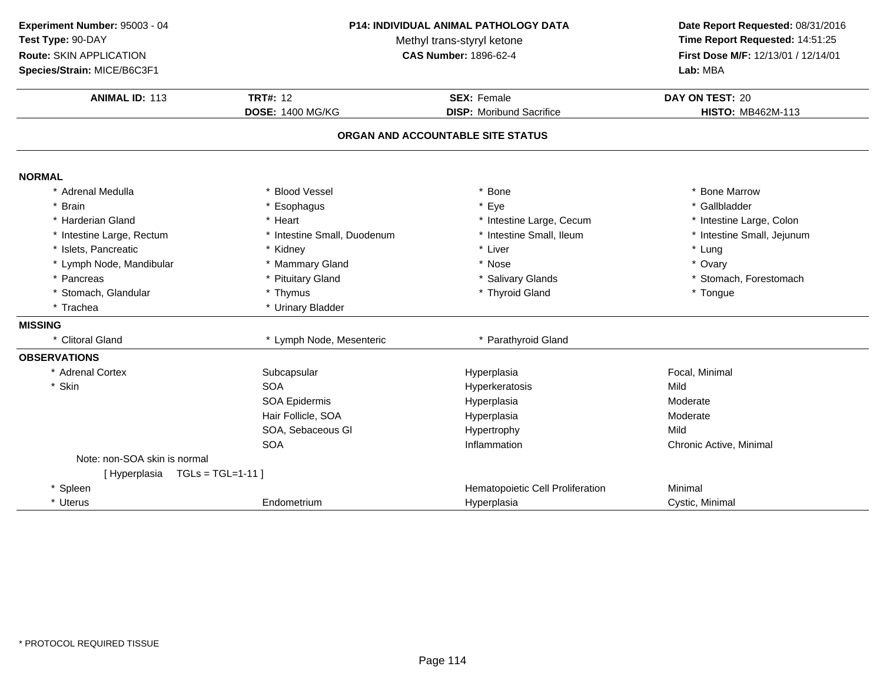**Experiment Number:** 95003 - 04
**Test Type:** 90-DAY
**Route:** SKIN APPLICATION
**Species/Strain:** MICE/B6C3F1

**P14: INDIVIDUAL ANIMAL PATHOLOGY DATA**
Methyl trans-styryl ketone
**CAS Number:** 1896-62-4

**Date Report Requested:** 08/31/2016
**Time Report Requested:** 14:51:25
**First Dose M/F:** 12/13/01 / 12/14/01
**Lab:** MBA

| **ANIMAL ID:** 113 | **TRT#:** 12 | **SEX:** Female | **DAY ON TEST:** 20 |
|---|---|---|---|
| | **DOSE:** 1400 MG/KG | **DISP:** Moribund Sacrifice | **HISTO:** MB462M-113 |

## ORGAN AND ACCOUNTABLE SITE STATUS

**NORMAL**

| | | | |
|---|---|---|---|
| * Adrenal Medulla | * Blood Vessel | * Bone | * Bone Marrow |
| * Brain | * Esophagus | * Eye | * Gallbladder |
| * Harderian Gland | * Heart | * Intestine Large, Cecum | * Intestine Large, Colon |
| * Intestine Large, Rectum | * Intestine Small, Duodenum | * Intestine Small, Ileum | * Intestine Small, Jejunum |
| * Islets, Pancreatic | * Kidney | * Liver | * Lung |
| * Lymph Node, Mandibular | * Mammary Gland | * Nose | * Ovary |
| * Pancreas | * Pituitary Gland | * Salivary Glands | * Stomach, Forestomach |
| * Stomach, Glandular | * Thymus | * Thyroid Gland | * Tongue |
| * Trachea | * Urinary Bladder | | |

**MISSING**

| | | |
|---|---|---|
| * Clitoral Gland | * Lymph Node, Mesenteric | * Parathyroid Gland |

**OBSERVATIONS**

| | | | |
|---|---|---|---|
| * Adrenal Cortex | Subcapsular | Hyperplasia | Focal, Minimal |
| * Skin | SOA | Hyperkeratosis | Mild |
| | SOA Epidermis | Hyperplasia | Moderate |
| | Hair Follicle, SOA | Hyperplasia | Moderate |
| | SOA, Sebaceous Gl | Hypertrophy | Mild |
| | SOA | Inflammation | Chronic Active, Minimal |
| Note: non-SOA skin is normal | | | |
| [ Hyperplasia TGLs = TGL=1-11 ] | | | |
| * Spleen | | Hematopoietic Cell Proliferation | Minimal |
| * Uterus | Endometrium | Hyperplasia | Cystic, Minimal |

* PROTOCOL REQUIRED TISSUE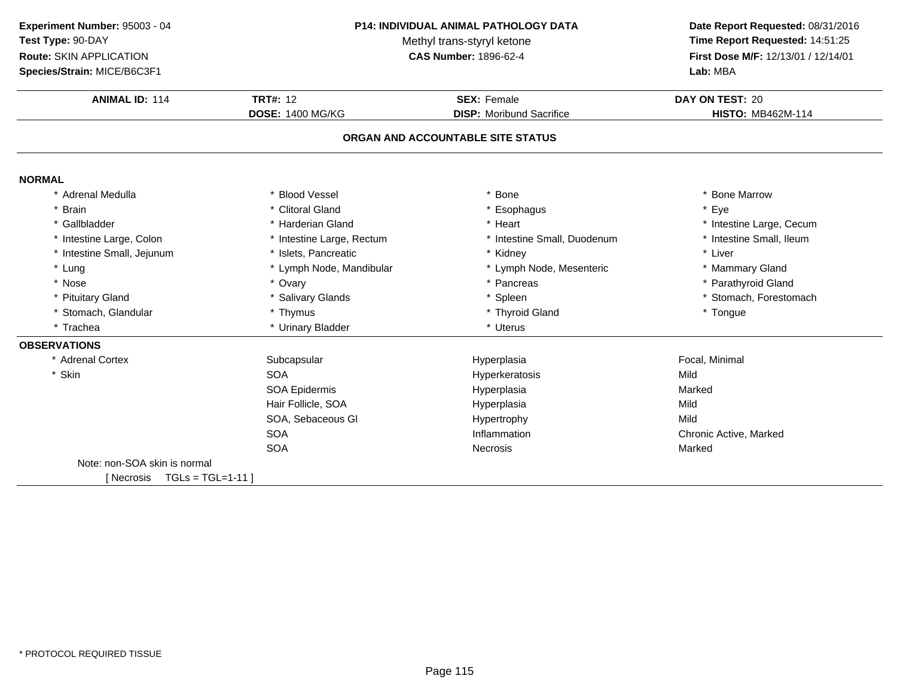**Experiment Number:** 95003 - 04
**Test Type:** 90-DAY
**Route:** SKIN APPLICATION
**Species/Strain:** MICE/B6C3F1

**P14: INDIVIDUAL ANIMAL PATHOLOGY DATA**
Methyl trans-styryl ketone
**CAS Number:** 1896-62-4

**Date Report Requested:** 08/31/2016
**Time Report Requested:** 14:51:25
**First Dose M/F:** 12/13/01 / 12/14/01
**Lab:** MBA

| **ANIMAL ID:** 114 | **TRT#:** 12 | **SEX:** Female | **DAY ON TEST:** 20 |
|---|---|---|---|
| | **DOSE:** 1400 MG/KG | **DISP:** Moribund Sacrifice | **HISTO:** MB462M-114 |

## ORGAN AND ACCOUNTABLE SITE STATUS

### NORMAL

| | | | |
|---|---|---|---|
| * Adrenal Medulla | * Blood Vessel | * Bone | * Bone Marrow |
| * Brain | * Clitoral Gland | * Esophagus | * Eye |
| * Gallbladder | * Harderian Gland | * Heart | * Intestine Large, Cecum |
| * Intestine Large, Colon | * Intestine Large, Rectum | * Intestine Small, Duodenum | * Intestine Small, Ileum |
| * Intestine Small, Jejunum | * Islets, Pancreatic | * Kidney | * Liver |
| * Lung | * Lymph Node, Mandibular | * Lymph Node, Mesenteric | * Mammary Gland |
| * Nose | * Ovary | * Pancreas | * Parathyroid Gland |
| * Pituitary Gland | * Salivary Glands | * Spleen | * Stomach, Forestomach |
| * Stomach, Glandular | * Thymus | * Thyroid Gland | * Tongue |
| * Trachea | * Urinary Bladder | * Uterus | |

### OBSERVATIONS

| | | | |
|---|---|---|---|
| * Adrenal Cortex | Subcapsular | Hyperplasia | Focal, Minimal |
| * Skin | SOA | Hyperkeratosis | Mild |
| | SOA Epidermis | Hyperplasia | Marked |
| | Hair Follicle, SOA | Hyperplasia | Mild |
| | SOA, Sebaceous Gl | Hypertrophy | Mild |
| | SOA | Inflammation | Chronic Active, Marked |
| | SOA | Necrosis | Marked |

Note: non-SOA skin is normal
[ Necrosis TGLs = TGL=1-11 ]

* PROTOCOL REQUIRED TISSUE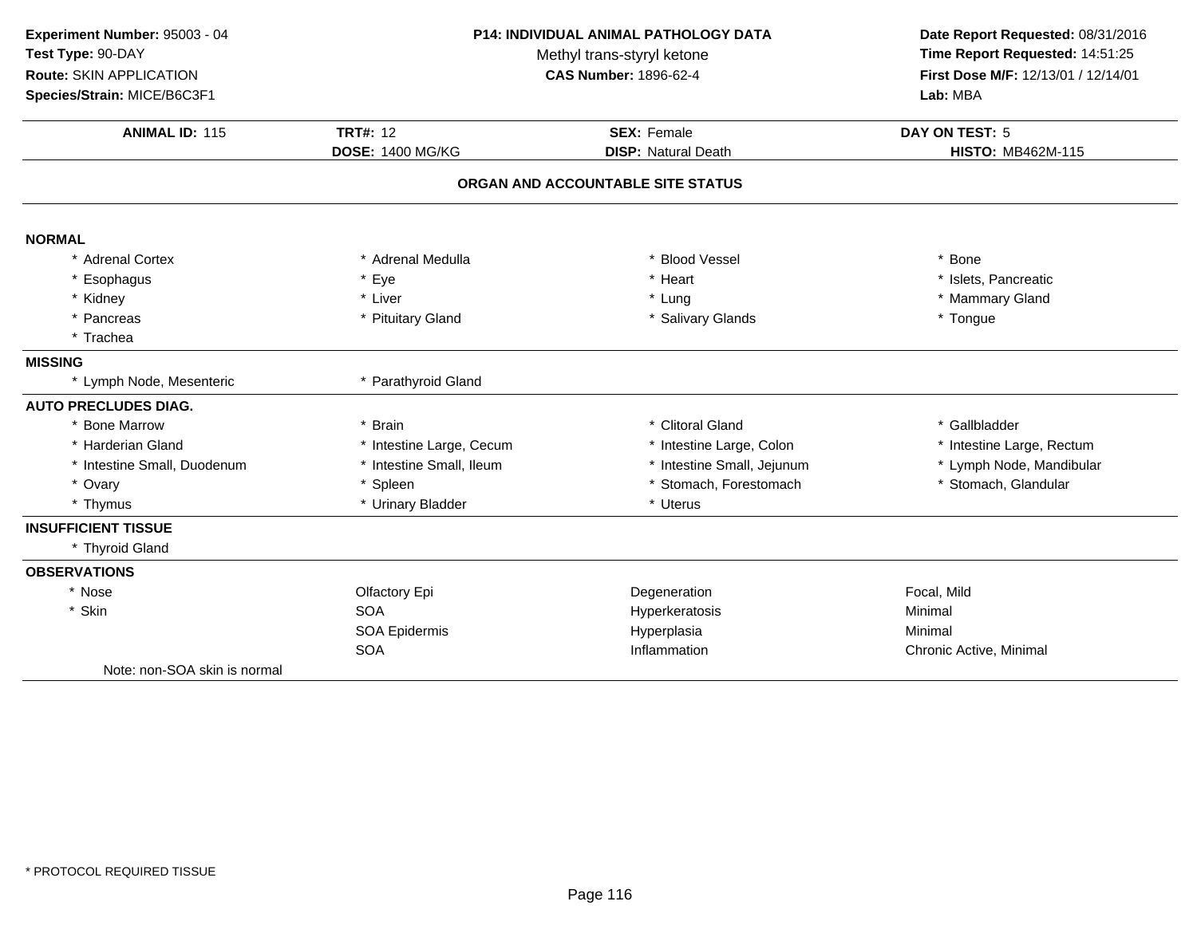**Experiment Number:** 95003 - 04
**Test Type:** 90-DAY
**Route:** SKIN APPLICATION
**Species/Strain:** MICE/B6C3F1

**P14: INDIVIDUAL ANIMAL PATHOLOGY DATA**
Methyl trans-styryl ketone
**CAS Number:** 1896-62-4

**Date Report Requested:** 08/31/2016
**Time Report Requested:** 14:51:25
**First Dose M/F:** 12/13/01 / 12/14/01
**Lab:** MBA

| **ANIMAL ID:** 115 | **TRT#:** 12 | **SEX:** Female | **DAY ON TEST:** 5 |
|---|---|---|---|
| | **DOSE:** 1400 MG/KG | **DISP:** Natural Death | **HISTO:** MB462M-115 |

## ORGAN AND ACCOUNTABLE SITE STATUS

**NORMAL**

| | | | |
|---|---|---|---|
| * Adrenal Cortex | * Adrenal Medulla | * Blood Vessel | * Bone |
| * Esophagus | * Eye | * Heart | * Islets, Pancreatic |
| * Kidney | * Liver | * Lung | * Mammary Gland |
| * Pancreas | * Pituitary Gland | * Salivary Glands | * Tongue |
| * Trachea | | | |

**MISSING**

| | |
|---|---|
| * Lymph Node, Mesenteric | * Parathyroid Gland |

**AUTO PRECLUDES DIAG.**

| | | | |
|---|---|---|---|
| * Bone Marrow | * Brain | * Clitoral Gland | * Gallbladder |
| * Harderian Gland | * Intestine Large, Cecum | * Intestine Large, Colon | * Intestine Large, Rectum |
| * Intestine Small, Duodenum | * Intestine Small, Ileum | * Intestine Small, Jejunum | * Lymph Node, Mandibular |
| * Ovary | * Spleen | * Stomach, Forestomach | * Stomach, Glandular |
| * Thymus | * Urinary Bladder | * Uterus | |

**INSUFFICIENT TISSUE**

* Thyroid Gland

**OBSERVATIONS**

| | | | |
|---|---|---|---|
| * Nose | Olfactory Epi | Degeneration | Focal, Mild |
| * Skin | SOA | Hyperkeratosis | Minimal |
| | SOA Epidermis | Hyperplasia | Minimal |
| | SOA | Inflammation | Chronic Active, Minimal |

Note: non-SOA skin is normal

* PROTOCOL REQUIRED TISSUE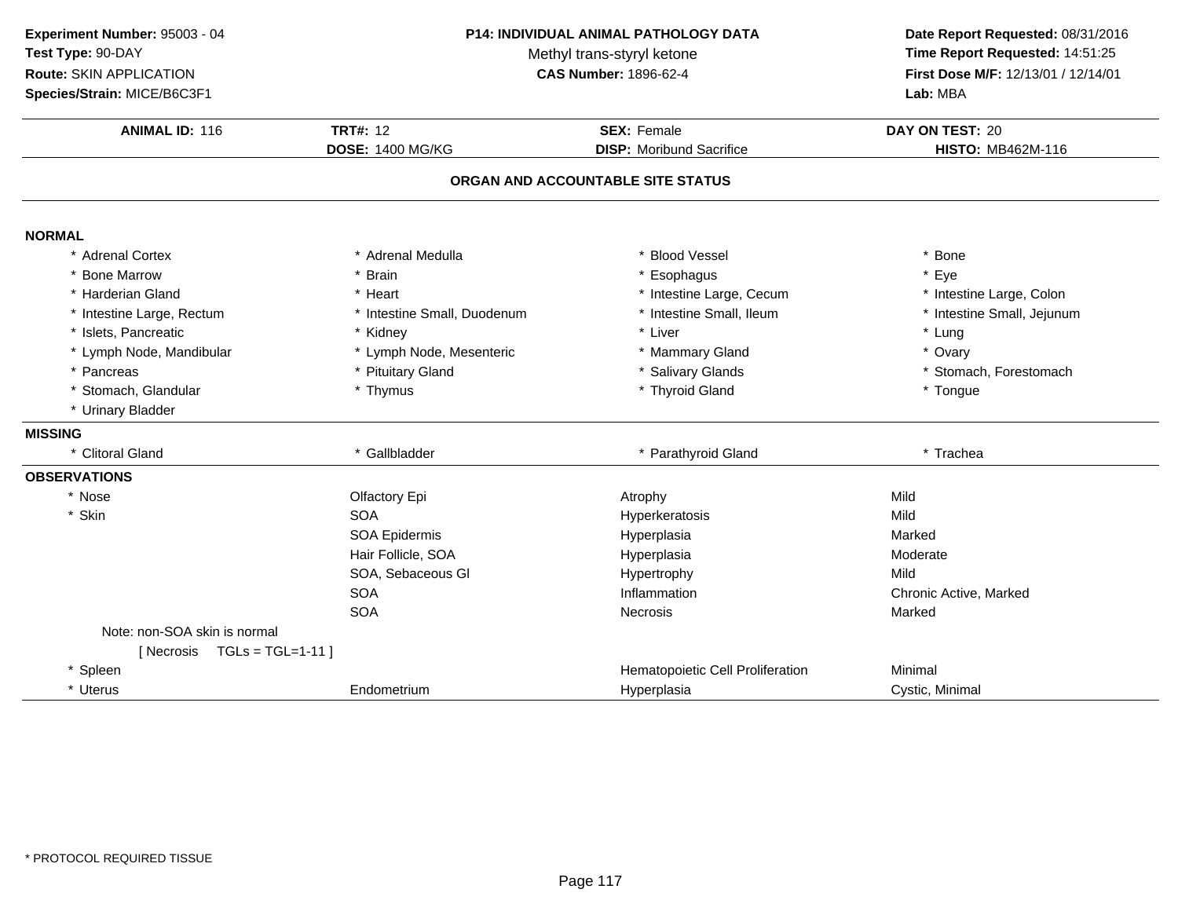**Experiment Number:** 95003 - 04
**Test Type:** 90-DAY
**Route:** SKIN APPLICATION
**Species/Strain:** MICE/B6C3F1

**P14: INDIVIDUAL ANIMAL PATHOLOGY DATA**
Methyl trans-styryl ketone
**CAS Number:** 1896-62-4

**Date Report Requested:** 08/31/2016
**Time Report Requested:** 14:51:25
**First Dose M/F:** 12/13/01 / 12/14/01
**Lab:** MBA

| **ANIMAL ID:** 116 | **TRT#:** 12 | **SEX:** Female | **DAY ON TEST:** 20 |
|---|---|---|---|
| | **DOSE:** 1400 MG/KG | **DISP:** Moribund Sacrifice | **HISTO:** MB462M-116 |

## ORGAN AND ACCOUNTABLE SITE STATUS

**NORMAL**

| | | | |
|---|---|---|---|
| * Adrenal Cortex | * Adrenal Medulla | * Blood Vessel | * Bone |
| * Bone Marrow | * Brain | * Esophagus | * Eye |
| * Harderian Gland | * Heart | * Intestine Large, Cecum | * Intestine Large, Colon |
| * Intestine Large, Rectum | * Intestine Small, Duodenum | * Intestine Small, Ileum | * Intestine Small, Jejunum |
| * Islets, Pancreatic | * Kidney | * Liver | * Lung |
| * Lymph Node, Mandibular | * Lymph Node, Mesenteric | * Mammary Gland | * Ovary |
| * Pancreas | * Pituitary Gland | * Salivary Glands | * Stomach, Forestomach |
| * Stomach, Glandular | * Thymus | * Thyroid Gland | * Tongue |
| * Urinary Bladder | | | |

**MISSING**

| | | | |
|---|---|---|---|
| * Clitoral Gland | * Gallbladder | * Parathyroid Gland | * Trachea |

**OBSERVATIONS**

| | | | |
|---|---|---|---|
| * Nose | Olfactory Epi | Atrophy | Mild |
| * Skin | SOA | Hyperkeratosis | Mild |
| | SOA Epidermis | Hyperplasia | Marked |
| | Hair Follicle, SOA | Hyperplasia | Moderate |
| | SOA, Sebaceous Gl | Hypertrophy | Mild |
| | SOA | Inflammation | Chronic Active, Marked |
| | SOA | Necrosis | Marked |
| Note: non-SOA skin is normal | | | |
| [ Necrosis TGLs = TGL=1-11 ] | | | |
| * Spleen | | Hematopoietic Cell Proliferation | Minimal |
| * Uterus | Endometrium | Hyperplasia | Cystic, Minimal |

* PROTOCOL REQUIRED TISSUE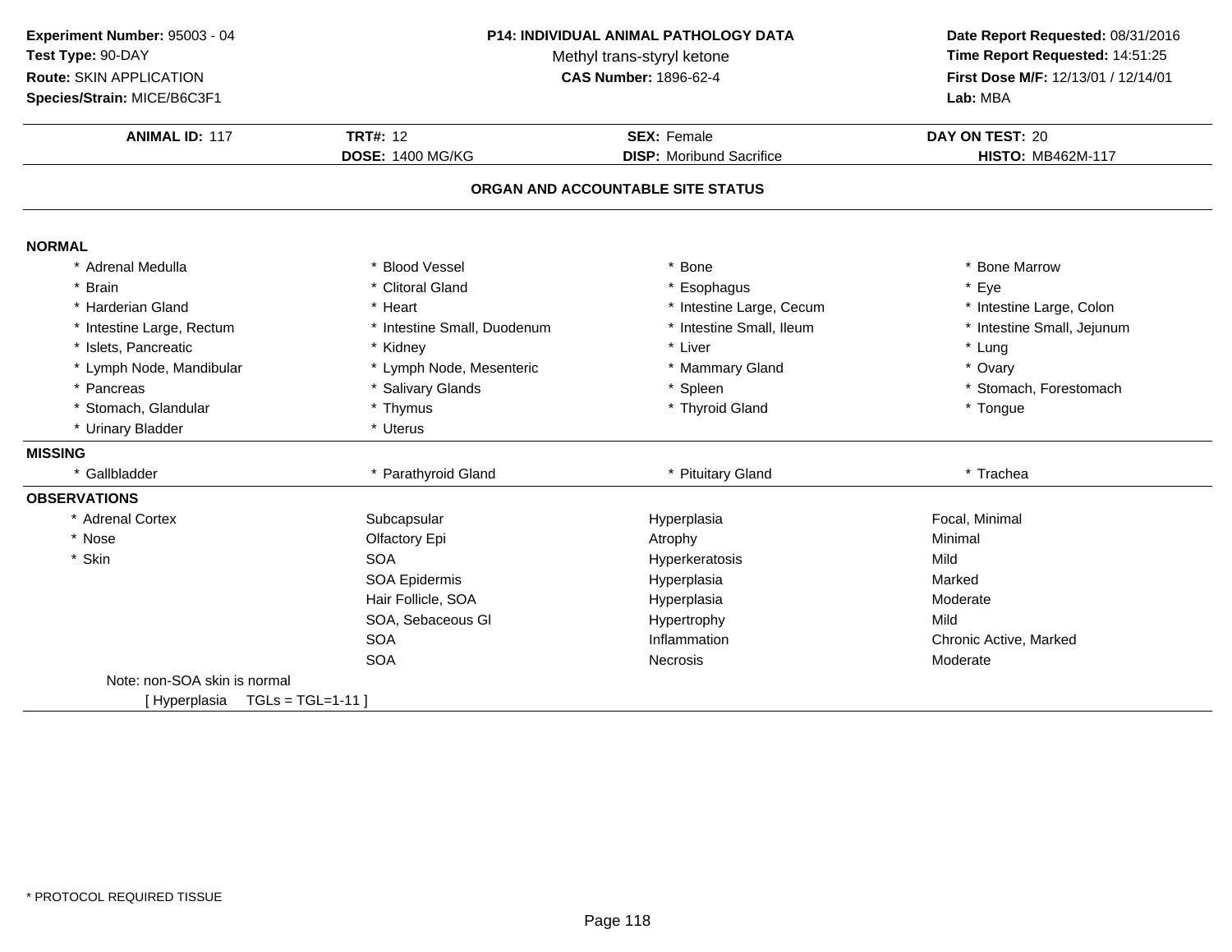**Experiment Number:** 95003 - 04
**Test Type:** 90-DAY
**Route:** SKIN APPLICATION
**Species/Strain:** MICE/B6C3F1

**P14: INDIVIDUAL ANIMAL PATHOLOGY DATA**
Methyl trans-styryl ketone
**CAS Number:** 1896-62-4

**Date Report Requested:** 08/31/2016
**Time Report Requested:** 14:51:25
**First Dose M/F:** 12/13/01 / 12/14/01
**Lab:** MBA

| **ANIMAL ID:** 117 | **TRT#:** 12 | **SEX:** Female | **DAY ON TEST:** 20 |
|---|---|---|---|
| | **DOSE:** 1400 MG/KG | **DISP:** Moribund Sacrifice | **HISTO:** MB462M-117 |

## ORGAN AND ACCOUNTABLE SITE STATUS

**NORMAL**

| | | | |
|---|---|---|---|
| * Adrenal Medulla | * Blood Vessel | * Bone | * Bone Marrow |
| * Brain | * Clitoral Gland | * Esophagus | * Eye |
| * Harderian Gland | * Heart | * Intestine Large, Cecum | * Intestine Large, Colon |
| * Intestine Large, Rectum | * Intestine Small, Duodenum | * Intestine Small, Ileum | * Intestine Small, Jejunum |
| * Islets, Pancreatic | * Kidney | * Liver | * Lung |
| * Lymph Node, Mandibular | * Lymph Node, Mesenteric | * Mammary Gland | * Ovary |
| * Pancreas | * Salivary Glands | * Spleen | * Stomach, Forestomach |
| * Stomach, Glandular | * Thymus | * Thyroid Gland | * Tongue |
| * Urinary Bladder | * Uterus | | |

**MISSING**

| | | | |
|---|---|---|---|
| * Gallbladder | * Parathyroid Gland | * Pituitary Gland | * Trachea |

**OBSERVATIONS**

| | | | |
|---|---|---|---|
| * Adrenal Cortex | Subcapsular | Hyperplasia | Focal, Minimal |
| * Nose | Olfactory Epi | Atrophy | Minimal |
| * Skin | SOA | Hyperkeratosis | Mild |
| | SOA Epidermis | Hyperplasia | Marked |
| | Hair Follicle, SOA | Hyperplasia | Moderate |
| | SOA, Sebaceous Gl | Hypertrophy | Mild |
| | SOA | Inflammation | Chronic Active, Marked |
| | SOA | Necrosis | Moderate |

Note: non-SOA skin is normal
[ Hyperplasia TGLs = TGL=1-11 ]

* PROTOCOL REQUIRED TISSUE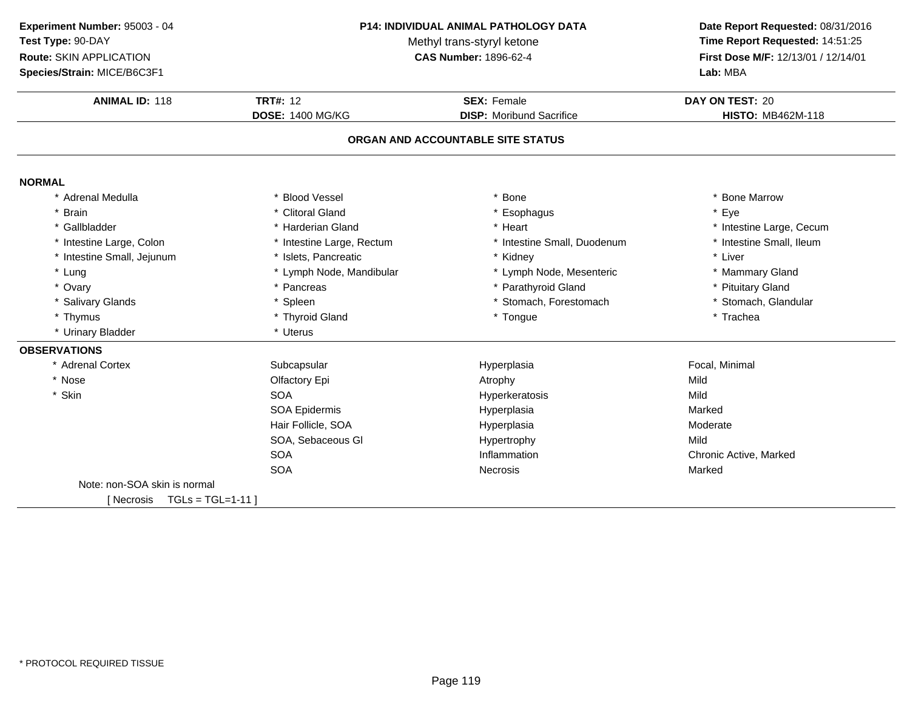**Experiment Number:** 95003 - 04
**Test Type:** 90-DAY
**Route:** SKIN APPLICATION
**Species/Strain:** MICE/B6C3F1

**P14: INDIVIDUAL ANIMAL PATHOLOGY DATA**
Methyl trans-styryl ketone
**CAS Number:** 1896-62-4

**Date Report Requested:** 08/31/2016
**Time Report Requested:** 14:51:25
**First Dose M/F:** 12/13/01 / 12/14/01
**Lab:** MBA

| **ANIMAL ID:** 118 | **TRT#:** 12 | **SEX:** Female | **DAY ON TEST:** 20 |
|---|---|---|---|
| | **DOSE:** 1400 MG/KG | **DISP:** Moribund Sacrifice | **HISTO:** MB462M-118 |

## ORGAN AND ACCOUNTABLE SITE STATUS

**NORMAL**

| | | | |
|---|---|---|---|
| * Adrenal Medulla | * Blood Vessel | * Bone | * Bone Marrow |
| * Brain | * Clitoral Gland | * Esophagus | * Eye |
| * Gallbladder | * Harderian Gland | * Heart | * Intestine Large, Cecum |
| * Intestine Large, Colon | * Intestine Large, Rectum | * Intestine Small, Duodenum | * Intestine Small, Ileum |
| * Intestine Small, Jejunum | * Islets, Pancreatic | * Kidney | * Liver |
| * Lung | * Lymph Node, Mandibular | * Lymph Node, Mesenteric | * Mammary Gland |
| * Ovary | * Pancreas | * Parathyroid Gland | * Pituitary Gland |
| * Salivary Glands | * Spleen | * Stomach, Forestomach | * Stomach, Glandular |
| * Thymus | * Thyroid Gland | * Tongue | * Trachea |
| * Urinary Bladder | * Uterus | | |

**OBSERVATIONS**

| | | | |
|---|---|---|---|
| * Adrenal Cortex | Subcapsular | Hyperplasia | Focal, Minimal |
| * Nose | Olfactory Epi | Atrophy | Mild |
| * Skin | SOA | Hyperkeratosis | Mild |
| | SOA Epidermis | Hyperplasia | Marked |
| | Hair Follicle, SOA | Hyperplasia | Moderate |
| | SOA, Sebaceous Gl | Hypertrophy | Mild |
| | SOA | Inflammation | Chronic Active, Marked |
| | SOA | Necrosis | Marked |

Note: non-SOA skin is normal

[ Necrosis TGLs = TGL=1-11 ]

* PROTOCOL REQUIRED TISSUE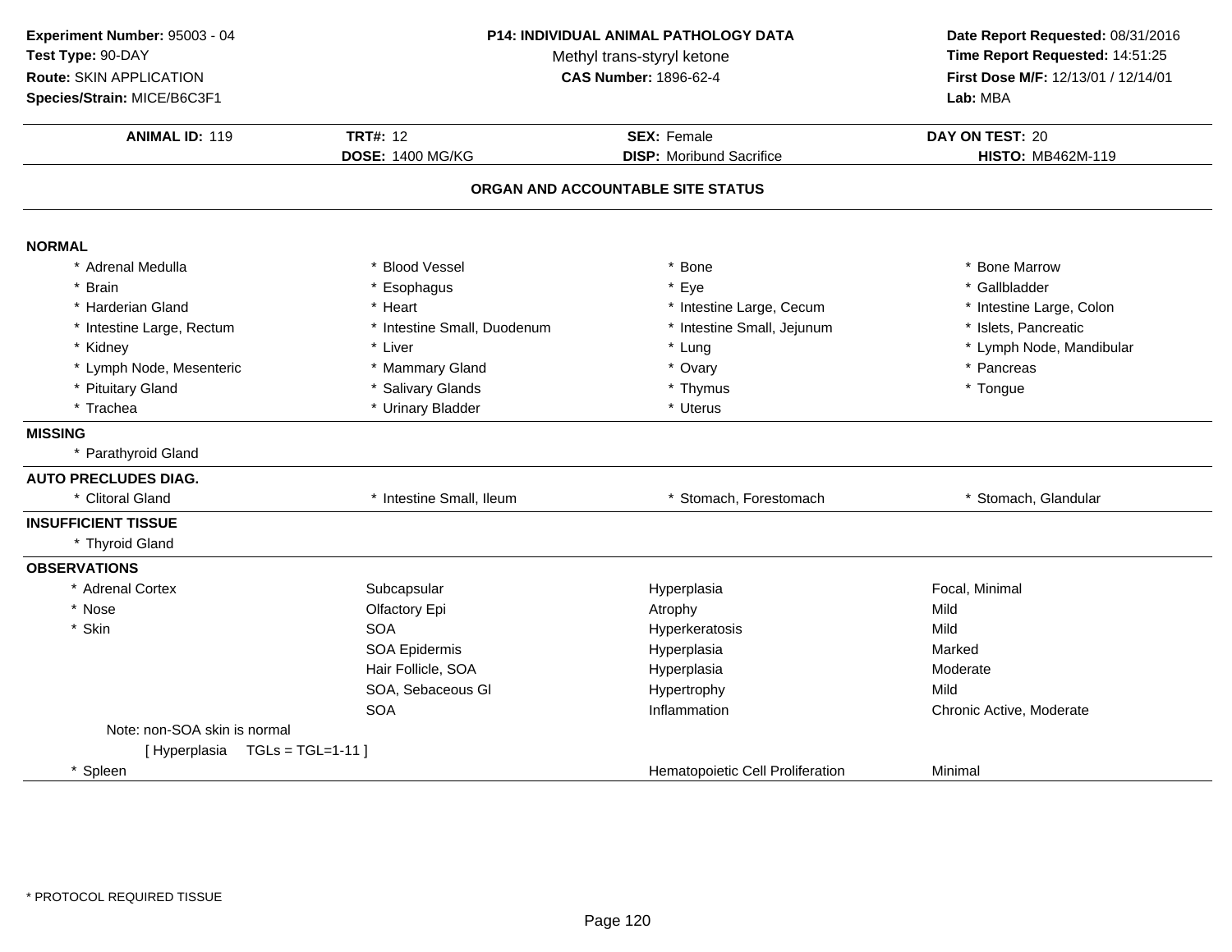**Experiment Number:** 95003 - 04
**Test Type:** 90-DAY
**Route:** SKIN APPLICATION
**Species/Strain:** MICE/B6C3F1

**P14: INDIVIDUAL ANIMAL PATHOLOGY DATA**
Methyl trans-styryl ketone
**CAS Number:** 1896-62-4

**Date Report Requested:** 08/31/2016
**Time Report Requested:** 14:51:25
**First Dose M/F:** 12/13/01 / 12/14/01
**Lab:** MBA

| **ANIMAL ID:** 119 | **TRT#:** 12 | **SEX:** Female | **DAY ON TEST:** 20 |
|---|---|---|---|
| | **DOSE:** 1400 MG/KG | **DISP:** Moribund Sacrifice | **HISTO:** MB462M-119 |

## ORGAN AND ACCOUNTABLE SITE STATUS

**NORMAL**

| | | | |
|---|---|---|---|
| * Adrenal Medulla | * Blood Vessel | * Bone | * Bone Marrow |
| * Brain | * Esophagus | * Eye | * Gallbladder |
| * Harderian Gland | * Heart | * Intestine Large, Cecum | * Intestine Large, Colon |
| * Intestine Large, Rectum | * Intestine Small, Duodenum | * Intestine Small, Jejunum | * Islets, Pancreatic |
| * Kidney | * Liver | * Lung | * Lymph Node, Mandibular |
| * Lymph Node, Mesenteric | * Mammary Gland | * Ovary | * Pancreas |
| * Pituitary Gland | * Salivary Glands | * Thymus | * Tongue |
| * Trachea | * Urinary Bladder | * Uterus | |

**MISSING**

* Parathyroid Gland

**AUTO PRECLUDES DIAG.**

| | | | |
|---|---|---|---|
| * Clitoral Gland | * Intestine Small, Ileum | * Stomach, Forestomach | * Stomach, Glandular |

**INSUFFICIENT TISSUE**

* Thyroid Gland

**OBSERVATIONS**

| | | | |
|---|---|---|---|
| * Adrenal Cortex | Subcapsular | Hyperplasia | Focal, Minimal |
| * Nose | Olfactory Epi | Atrophy | Mild |
| * Skin | SOA | Hyperkeratosis | Mild |
| | SOA Epidermis | Hyperplasia | Marked |
| | Hair Follicle, SOA | Hyperplasia | Moderate |
| | SOA, Sebaceous Gl | Hypertrophy | Mild |
| | SOA | Inflammation | Chronic Active, Moderate |
| Note: non-SOA skin is normal | | | |
| [ Hyperplasia TGLs = TGL=1-11 ] | | | |
| * Spleen | | Hematopoietic Cell Proliferation | Minimal |

* PROTOCOL REQUIRED TISSUE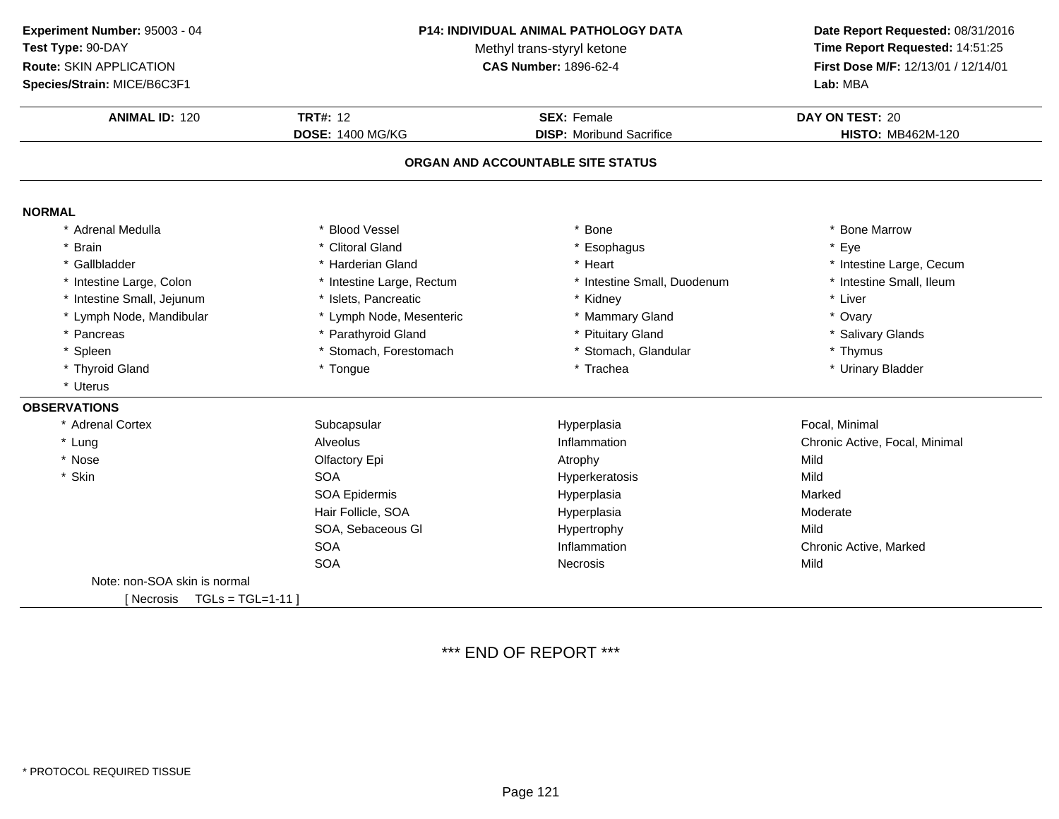**Experiment Number:** 95003 - 04
**Test Type:** 90-DAY
**Route:** SKIN APPLICATION
**Species/Strain:** MICE/B6C3F1

**P14: INDIVIDUAL ANIMAL PATHOLOGY DATA**
Methyl trans-styryl ketone
**CAS Number:** 1896-62-4

**Date Report Requested:** 08/31/2016
**Time Report Requested:** 14:51:25
**First Dose M/F:** 12/13/01 / 12/14/01
**Lab:** MBA

| **ANIMAL ID:** 120 | **TRT#:** 12 | **SEX:** Female | **DAY ON TEST:** 20 |
|---|---|---|---|
| | **DOSE:** 1400 MG/KG | **DISP:** Moribund Sacrifice | **HISTO:** MB462M-120 |

## ORGAN AND ACCOUNTABLE SITE STATUS

**NORMAL**

| | | | |
|---|---|---|---|
| * Adrenal Medulla | * Blood Vessel | * Bone | * Bone Marrow |
| * Brain | * Clitoral Gland | * Esophagus | * Eye |
| * Gallbladder | * Harderian Gland | * Heart | * Intestine Large, Cecum |
| * Intestine Large, Colon | * Intestine Large, Rectum | * Intestine Small, Duodenum | * Intestine Small, Ileum |
| * Intestine Small, Jejunum | * Islets, Pancreatic | * Kidney | * Liver |
| * Lymph Node, Mandibular | * Lymph Node, Mesenteric | * Mammary Gland | * Ovary |
| * Pancreas | * Parathyroid Gland | * Pituitary Gland | * Salivary Glands |
| * Spleen | * Stomach, Forestomach | * Stomach, Glandular | * Thymus |
| * Thyroid Gland | * Tongue | * Trachea | * Urinary Bladder |
| * Uterus | | | |

**OBSERVATIONS**

| | | | |
|---|---|---|---|
| * Adrenal Cortex | Subcapsular | Hyperplasia | Focal, Minimal |
| * Lung | Alveolus | Inflammation | Chronic Active, Focal, Minimal |
| * Nose | Olfactory Epi | Atrophy | Mild |
| * Skin | SOA | Hyperkeratosis | Mild |
| | SOA Epidermis | Hyperplasia | Marked |
| | Hair Follicle, SOA | Hyperplasia | Moderate |
| | SOA, Sebaceous Gl | Hypertrophy | Mild |
| | SOA | Inflammation | Chronic Active, Marked |
| | SOA | Necrosis | Mild |

Note: non-SOA skin is normal
[ Necrosis TGLs = TGL=1-11 ]

*** END OF REPORT ***

* PROTOCOL REQUIRED TISSUE